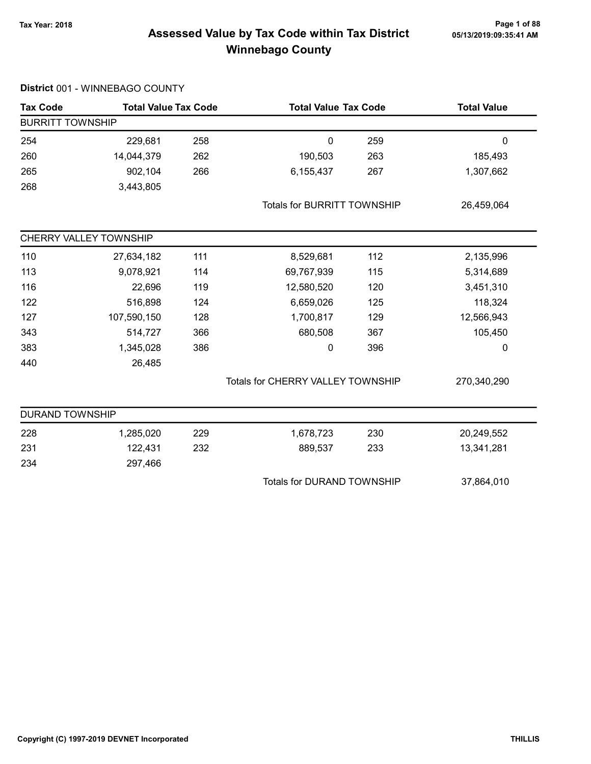# Assessed Value by Tax Code within Tax District
## Winnebago County

Tax Year: 2018

05/13/2019:09:35:41 AM

**District** 001 - WINNEBAGO COUNTY

| Tax Code | Total Value | Tax Code | Total Value | Tax Code | Total Value |
|---|---|---|---|---|---|
| **BURRITT TOWNSHIP** | | | | | |
| 254 | 229,681 | 258 | 0 | 259 | 0 |
| 260 | 14,044,379 | 262 | 190,503 | 263 | 185,493 |
| 265 | 902,104 | 266 | 6,155,437 | 267 | 1,307,662 |
| 268 | 3,443,805 | | | | |
| | | | Totals for BURRITT TOWNSHIP | | 26,459,064 |
| **CHERRY VALLEY TOWNSHIP** | | | | | |
| 110 | 27,634,182 | 111 | 8,529,681 | 112 | 2,135,996 |
| 113 | 9,078,921 | 114 | 69,767,939 | 115 | 5,314,689 |
| 116 | 22,696 | 119 | 12,580,520 | 120 | 3,451,310 |
| 122 | 516,898 | 124 | 6,659,026 | 125 | 118,324 |
| 127 | 107,590,150 | 128 | 1,700,817 | 129 | 12,566,943 |
| 343 | 514,727 | 366 | 680,508 | 367 | 105,450 |
| 383 | 1,345,028 | 386 | 0 | 396 | 0 |
| 440 | 26,485 | | | | |
| | | | Totals for CHERRY VALLEY TOWNSHIP | | 270,340,290 |
| **DURAND TOWNSHIP** | | | | | |
| 228 | 1,285,020 | 229 | 1,678,723 | 230 | 20,249,552 |
| 231 | 122,431 | 232 | 889,537 | 233 | 13,341,281 |
| 234 | 297,466 | | | | |
| | | | Totals for DURAND TOWNSHIP | | 37,864,010 |

Copyright (C) 1997-2019 DEVNET Incorporated

THILLIS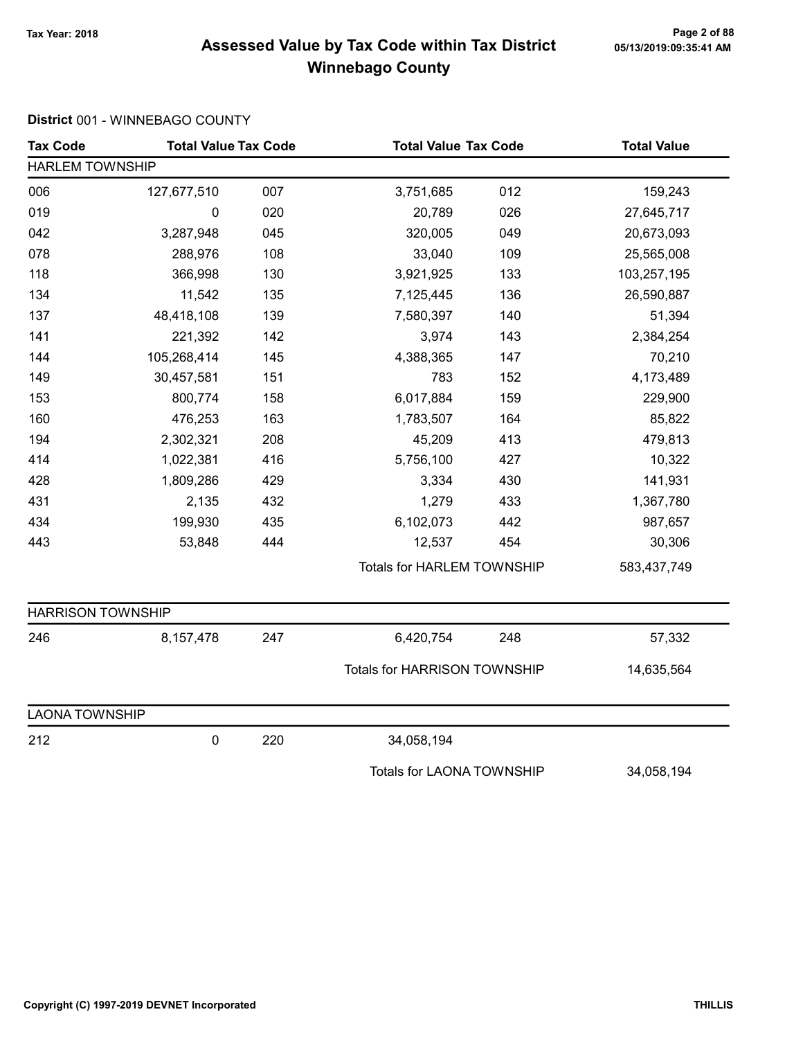# Assessed Value by Tax Code within Tax District
## Winnebago County

Tax Year: 2018

**District** 001 - WINNEBAGO COUNTY

| Tax Code | Total Value | Tax Code | Total Value | Tax Code | Total Value |
|---|---|---|---|---|---|
| HARLEM TOWNSHIP | | | | | |
| 006 | 127,677,510 | 007 | 3,751,685 | 012 | 159,243 |
| 019 | 0 | 020 | 20,789 | 026 | 27,645,717 |
| 042 | 3,287,948 | 045 | 320,005 | 049 | 20,673,093 |
| 078 | 288,976 | 108 | 33,040 | 109 | 25,565,008 |
| 118 | 366,998 | 130 | 3,921,925 | 133 | 103,257,195 |
| 134 | 11,542 | 135 | 7,125,445 | 136 | 26,590,887 |
| 137 | 48,418,108 | 139 | 7,580,397 | 140 | 51,394 |
| 141 | 221,392 | 142 | 3,974 | 143 | 2,384,254 |
| 144 | 105,268,414 | 145 | 4,388,365 | 147 | 70,210 |
| 149 | 30,457,581 | 151 | 783 | 152 | 4,173,489 |
| 153 | 800,774 | 158 | 6,017,884 | 159 | 229,900 |
| 160 | 476,253 | 163 | 1,783,507 | 164 | 85,822 |
| 194 | 2,302,321 | 208 | 45,209 | 413 | 479,813 |
| 414 | 1,022,381 | 416 | 5,756,100 | 427 | 10,322 |
| 428 | 1,809,286 | 429 | 3,334 | 430 | 141,931 |
| 431 | 2,135 | 432 | 1,279 | 433 | 1,367,780 |
| 434 | 199,930 | 435 | 6,102,073 | 442 | 987,657 |
| 443 | 53,848 | 444 | 12,537 | 454 | 30,306 |
| | | | Totals for HARLEM TOWNSHIP | | 583,437,749 |
| HARRISON TOWNSHIP | | | | | |
| 246 | 8,157,478 | 247 | 6,420,754 | 248 | 57,332 |
| | | | Totals for HARRISON TOWNSHIP | | 14,635,564 |
| LAONA TOWNSHIP | | | | | |
| 212 | 0 | 220 | 34,058,194 | | |
| | | | Totals for LAONA TOWNSHIP | | 34,058,194 |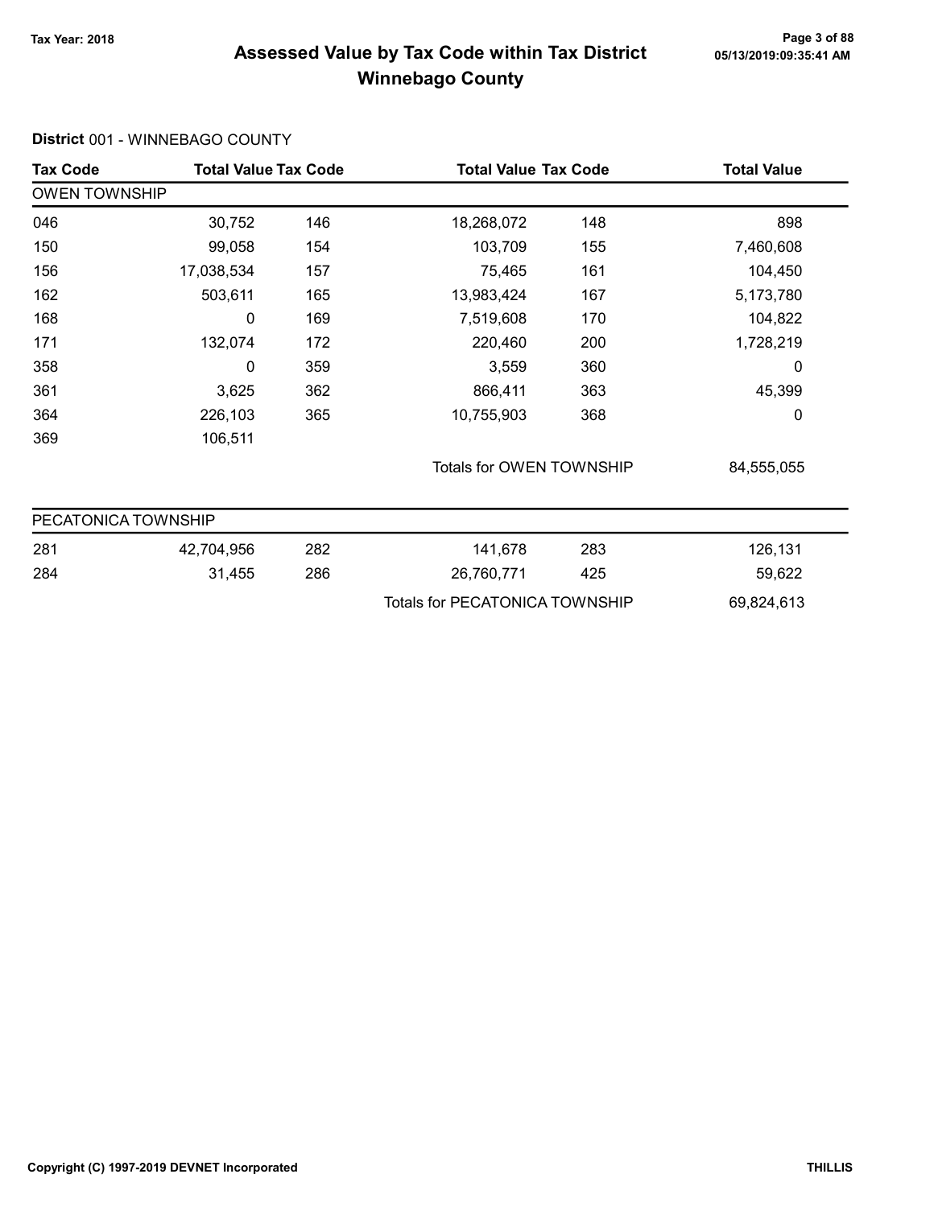# Assessed Value by Tax Code within Tax District Winnebago County

Tax Year: 2018

**District** 001 - WINNEBAGO COUNTY

| Tax Code | Total Value | Tax Code | Total Value | Tax Code | Total Value |
|---|---|---|---|---|---|
| **OWEN TOWNSHIP** | | | | | |
| 046 | 30,752 | 146 | 18,268,072 | 148 | 898 |
| 150 | 99,058 | 154 | 103,709 | 155 | 7,460,608 |
| 156 | 17,038,534 | 157 | 75,465 | 161 | 104,450 |
| 162 | 503,611 | 165 | 13,983,424 | 167 | 5,173,780 |
| 168 | 0 | 169 | 7,519,608 | 170 | 104,822 |
| 171 | 132,074 | 172 | 220,460 | 200 | 1,728,219 |
| 358 | 0 | 359 | 3,559 | 360 | 0 |
| 361 | 3,625 | 362 | 866,411 | 363 | 45,399 |
| 364 | 226,103 | 365 | 10,755,903 | 368 | 0 |
| 369 | 106,511 | | | | |
| | | | Totals for OWEN TOWNSHIP | | 84,555,055 |
| **PECATONICA TOWNSHIP** | | | | | |
| 281 | 42,704,956 | 282 | 141,678 | 283 | 126,131 |
| 284 | 31,455 | 286 | 26,760,771 | 425 | 59,622 |
| | | | Totals for PECATONICA TOWNSHIP | | 69,824,613 |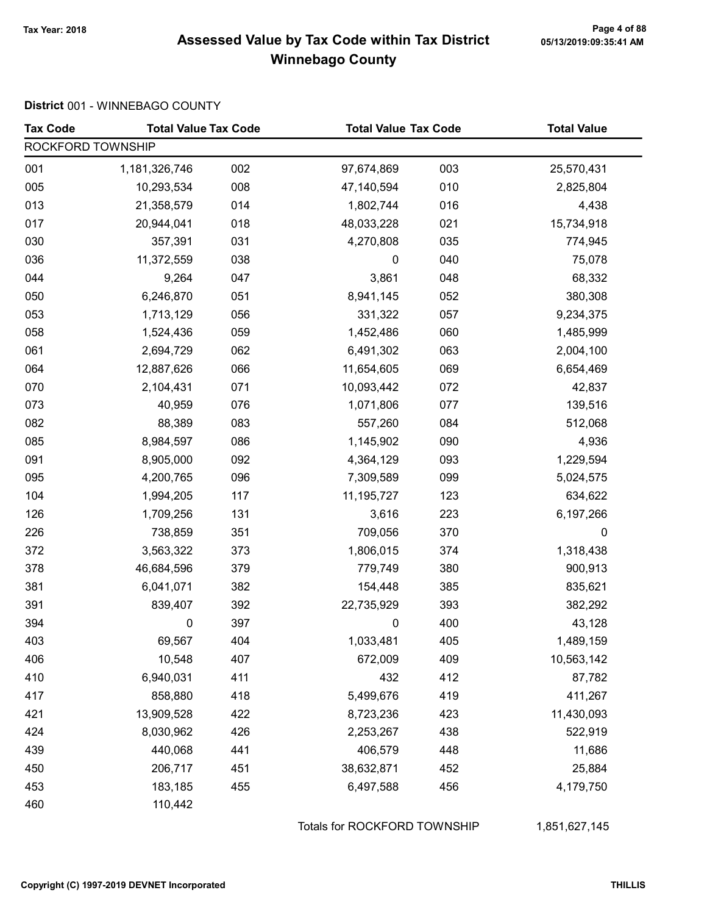# Assessed Value by Tax Code within Tax District
## Winnebago County

Tax Year: 2018

**District** 001 - WINNEBAGO COUNTY

| Tax Code | Total Value | Tax Code | Total Value | Tax Code | Total Value |
|---|---|---|---|---|---|
| ROCKFORD TOWNSHIP | | | | | |
| 001 | 1,181,326,746 | 002 | 97,674,869 | 003 | 25,570,431 |
| 005 | 10,293,534 | 008 | 47,140,594 | 010 | 2,825,804 |
| 013 | 21,358,579 | 014 | 1,802,744 | 016 | 4,438 |
| 017 | 20,944,041 | 018 | 48,033,228 | 021 | 15,734,918 |
| 030 | 357,391 | 031 | 4,270,808 | 035 | 774,945 |
| 036 | 11,372,559 | 038 | 0 | 040 | 75,078 |
| 044 | 9,264 | 047 | 3,861 | 048 | 68,332 |
| 050 | 6,246,870 | 051 | 8,941,145 | 052 | 380,308 |
| 053 | 1,713,129 | 056 | 331,322 | 057 | 9,234,375 |
| 058 | 1,524,436 | 059 | 1,452,486 | 060 | 1,485,999 |
| 061 | 2,694,729 | 062 | 6,491,302 | 063 | 2,004,100 |
| 064 | 12,887,626 | 066 | 11,654,605 | 069 | 6,654,469 |
| 070 | 2,104,431 | 071 | 10,093,442 | 072 | 42,837 |
| 073 | 40,959 | 076 | 1,071,806 | 077 | 139,516 |
| 082 | 88,389 | 083 | 557,260 | 084 | 512,068 |
| 085 | 8,984,597 | 086 | 1,145,902 | 090 | 4,936 |
| 091 | 8,905,000 | 092 | 4,364,129 | 093 | 1,229,594 |
| 095 | 4,200,765 | 096 | 7,309,589 | 099 | 5,024,575 |
| 104 | 1,994,205 | 117 | 11,195,727 | 123 | 634,622 |
| 126 | 1,709,256 | 131 | 3,616 | 223 | 6,197,266 |
| 226 | 738,859 | 351 | 709,056 | 370 | 0 |
| 372 | 3,563,322 | 373 | 1,806,015 | 374 | 1,318,438 |
| 378 | 46,684,596 | 379 | 779,749 | 380 | 900,913 |
| 381 | 6,041,071 | 382 | 154,448 | 385 | 835,621 |
| 391 | 839,407 | 392 | 22,735,929 | 393 | 382,292 |
| 394 | 0 | 397 | 0 | 400 | 43,128 |
| 403 | 69,567 | 404 | 1,033,481 | 405 | 1,489,159 |
| 406 | 10,548 | 407 | 672,009 | 409 | 10,563,142 |
| 410 | 6,940,031 | 411 | 432 | 412 | 87,782 |
| 417 | 858,880 | 418 | 5,499,676 | 419 | 411,267 |
| 421 | 13,909,528 | 422 | 8,723,236 | 423 | 11,430,093 |
| 424 | 8,030,962 | 426 | 2,253,267 | 438 | 522,919 |
| 439 | 440,068 | 441 | 406,579 | 448 | 11,686 |
| 450 | 206,717 | 451 | 38,632,871 | 452 | 25,884 |
| 453 | 183,185 | 455 | 6,497,588 | 456 | 4,179,750 |
| 460 | 110,442 | | | | |
| | | | Totals for ROCKFORD TOWNSHIP | | 1,851,627,145 |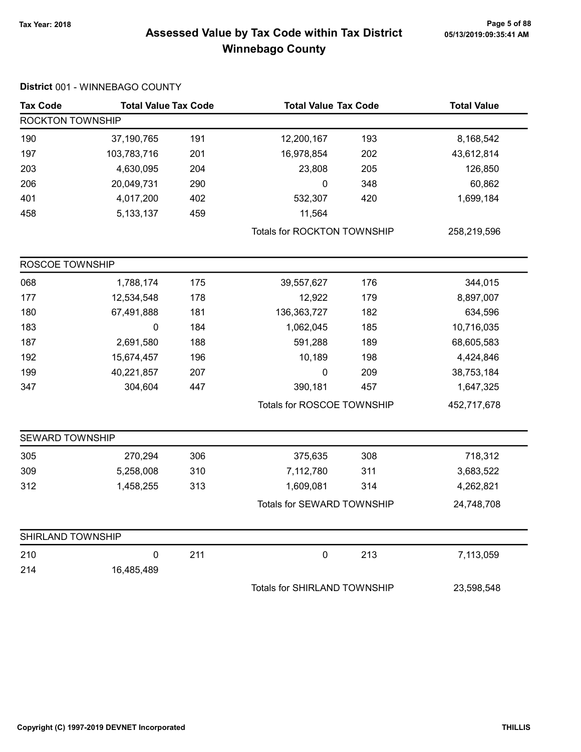# Assessed Value by Tax Code within Tax District
# Winnebago County

Tax Year: 2018

**District** 001 - WINNEBAGO COUNTY

| Tax Code | Total Value | Tax Code | Total Value | Tax Code | Total Value |
|---|---|---|---|---|---|
| **ROCKTON TOWNSHIP** | | | | | |
| 190 | 37,190,765 | 191 | 12,200,167 | 193 | 8,168,542 |
| 197 | 103,783,716 | 201 | 16,978,854 | 202 | 43,612,814 |
| 203 | 4,630,095 | 204 | 23,808 | 205 | 126,850 |
| 206 | 20,049,731 | 290 | 0 | 348 | 60,862 |
| 401 | 4,017,200 | 402 | 532,307 | 420 | 1,699,184 |
| 458 | 5,133,137 | 459 | 11,564 | | |
| | | | Totals for ROCKTON TOWNSHIP | | 258,219,596 |
| **ROSCOE TOWNSHIP** | | | | | |
| 068 | 1,788,174 | 175 | 39,557,627 | 176 | 344,015 |
| 177 | 12,534,548 | 178 | 12,922 | 179 | 8,897,007 |
| 180 | 67,491,888 | 181 | 136,363,727 | 182 | 634,596 |
| 183 | 0 | 184 | 1,062,045 | 185 | 10,716,035 |
| 187 | 2,691,580 | 188 | 591,288 | 189 | 68,605,583 |
| 192 | 15,674,457 | 196 | 10,189 | 198 | 4,424,846 |
| 199 | 40,221,857 | 207 | 0 | 209 | 38,753,184 |
| 347 | 304,604 | 447 | 390,181 | 457 | 1,647,325 |
| | | | Totals for ROSCOE TOWNSHIP | | 452,717,678 |
| **SEWARD TOWNSHIP** | | | | | |
| 305 | 270,294 | 306 | 375,635 | 308 | 718,312 |
| 309 | 5,258,008 | 310 | 7,112,780 | 311 | 3,683,522 |
| 312 | 1,458,255 | 313 | 1,609,081 | 314 | 4,262,821 |
| | | | Totals for SEWARD TOWNSHIP | | 24,748,708 |
| **SHIRLAND TOWNSHIP** | | | | | |
| 210 | 0 | 211 | 0 | 213 | 7,113,059 |
| 214 | 16,485,489 | | | | |
| | | | Totals for SHIRLAND TOWNSHIP | | 23,598,548 |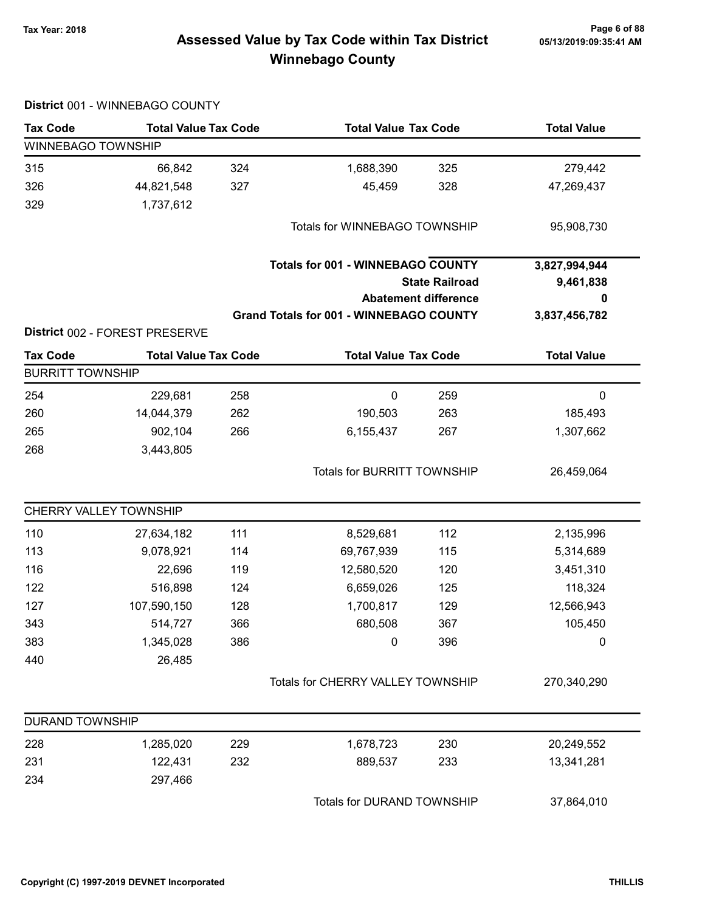# Assessed Value by Tax Code within Tax District
## Winnebago County

Tax Year: 2018

### District 001 - WINNEBAGO COUNTY

| Tax Code | Total Value | Tax Code | Total Value | Tax Code | Total Value |
|---|---|---|---|---|---|
| **WINNEBAGO TOWNSHIP** | | | | | |
| 315 | 66,842 | 324 | 1,688,390 | 325 | 279,442 |
| 326 | 44,821,548 | 327 | 45,459 | 328 | 47,269,437 |
| 329 | 1,737,612 | | | | |
| | | | Totals for WINNEBAGO TOWNSHIP | | 95,908,730 |

| | |
|---|---|
| **Totals for 001 - WINNEBAGO COUNTY** | **3,827,994,944** |
| **State Railroad** | **9,461,838** |
| **Abatement difference** | **0** |
| **Grand Totals for 001 - WINNEBAGO COUNTY** | **3,837,456,782** |

### District 002 - FOREST PRESERVE

| Tax Code | Total Value | Tax Code | Total Value | Tax Code | Total Value |
|---|---|---|---|---|---|
| **BURRITT TOWNSHIP** | | | | | |
| 254 | 229,681 | 258 | 0 | 259 | 0 |
| 260 | 14,044,379 | 262 | 190,503 | 263 | 185,493 |
| 265 | 902,104 | 266 | 6,155,437 | 267 | 1,307,662 |
| 268 | 3,443,805 | | | | |
| | | | Totals for BURRITT TOWNSHIP | | 26,459,064 |
| **CHERRY VALLEY TOWNSHIP** | | | | | |
| 110 | 27,634,182 | 111 | 8,529,681 | 112 | 2,135,996 |
| 113 | 9,078,921 | 114 | 69,767,939 | 115 | 5,314,689 |
| 116 | 22,696 | 119 | 12,580,520 | 120 | 3,451,310 |
| 122 | 516,898 | 124 | 6,659,026 | 125 | 118,324 |
| 127 | 107,590,150 | 128 | 1,700,817 | 129 | 12,566,943 |
| 343 | 514,727 | 366 | 680,508 | 367 | 105,450 |
| 383 | 1,345,028 | 386 | 0 | 396 | 0 |
| 440 | 26,485 | | | | |
| | | | Totals for CHERRY VALLEY TOWNSHIP | | 270,340,290 |
| **DURAND TOWNSHIP** | | | | | |
| 228 | 1,285,020 | 229 | 1,678,723 | 230 | 20,249,552 |
| 231 | 122,431 | 232 | 889,537 | 233 | 13,341,281 |
| 234 | 297,466 | | | | |
| | | | Totals for DURAND TOWNSHIP | | 37,864,010 |

Copyright (C) 1997-2019 DEVNET Incorporated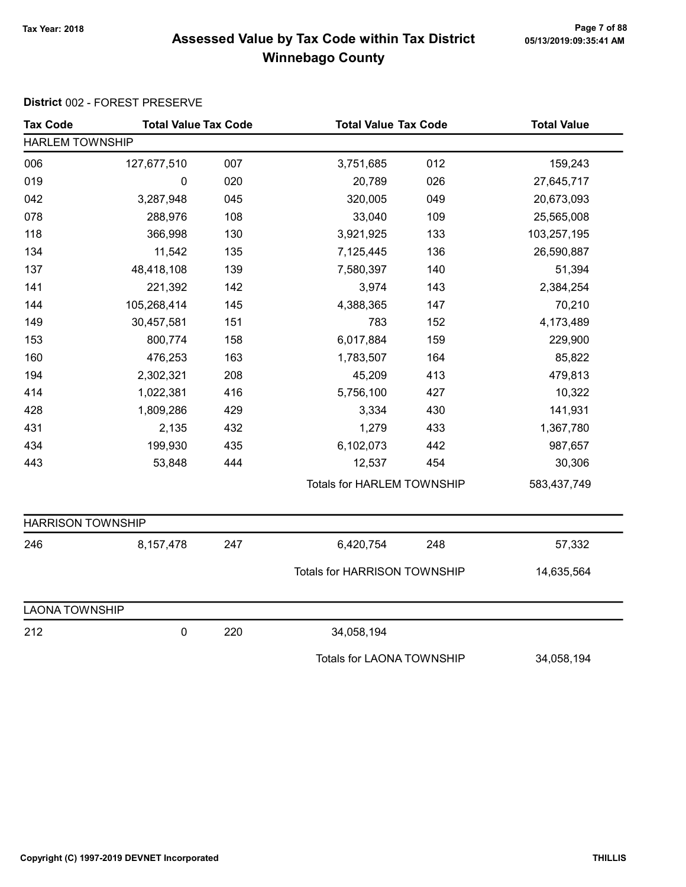# Assessed Value by Tax Code within Tax District
# Winnebago County

Tax Year: 2018

**District** 002 - FOREST PRESERVE

| Tax Code | Total Value | Tax Code | Total Value | Tax Code | Total Value |
|---|---|---|---|---|---|
| **HARLEM TOWNSHIP** | | | | | |
| 006 | 127,677,510 | 007 | 3,751,685 | 012 | 159,243 |
| 019 | 0 | 020 | 20,789 | 026 | 27,645,717 |
| 042 | 3,287,948 | 045 | 320,005 | 049 | 20,673,093 |
| 078 | 288,976 | 108 | 33,040 | 109 | 25,565,008 |
| 118 | 366,998 | 130 | 3,921,925 | 133 | 103,257,195 |
| 134 | 11,542 | 135 | 7,125,445 | 136 | 26,590,887 |
| 137 | 48,418,108 | 139 | 7,580,397 | 140 | 51,394 |
| 141 | 221,392 | 142 | 3,974 | 143 | 2,384,254 |
| 144 | 105,268,414 | 145 | 4,388,365 | 147 | 70,210 |
| 149 | 30,457,581 | 151 | 783 | 152 | 4,173,489 |
| 153 | 800,774 | 158 | 6,017,884 | 159 | 229,900 |
| 160 | 476,253 | 163 | 1,783,507 | 164 | 85,822 |
| 194 | 2,302,321 | 208 | 45,209 | 413 | 479,813 |
| 414 | 1,022,381 | 416 | 5,756,100 | 427 | 10,322 |
| 428 | 1,809,286 | 429 | 3,334 | 430 | 141,931 |
| 431 | 2,135 | 432 | 1,279 | 433 | 1,367,780 |
| 434 | 199,930 | 435 | 6,102,073 | 442 | 987,657 |
| 443 | 53,848 | 444 | 12,537 | 454 | 30,306 |
| | | | Totals for HARLEM TOWNSHIP | | 583,437,749 |
| **HARRISON TOWNSHIP** | | | | | |
| 246 | 8,157,478 | 247 | 6,420,754 | 248 | 57,332 |
| | | | Totals for HARRISON TOWNSHIP | | 14,635,564 |
| **LAONA TOWNSHIP** | | | | | |
| 212 | 0 | 220 | 34,058,194 | | |
| | | | Totals for LAONA TOWNSHIP | | 34,058,194 |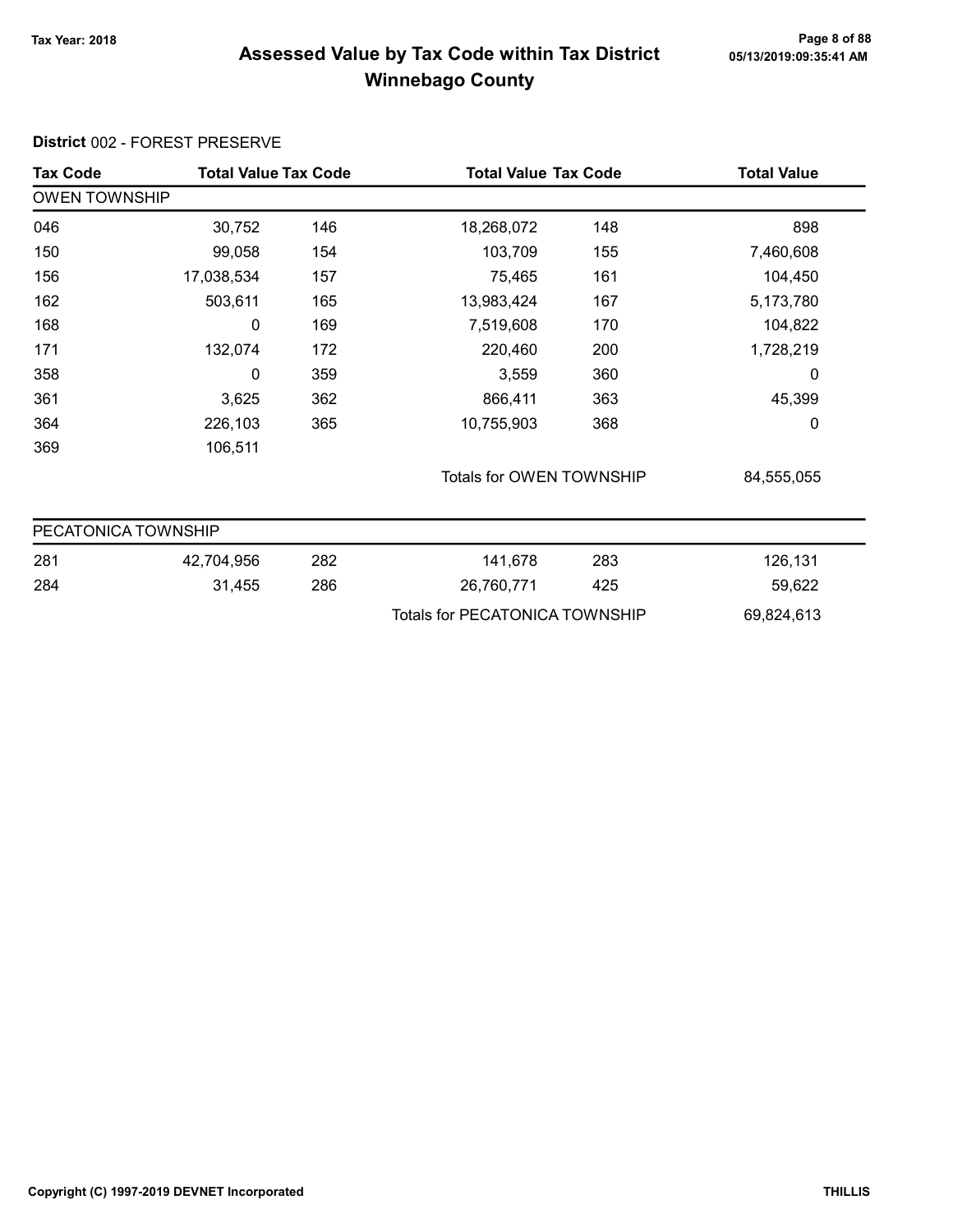# Assessed Value by Tax Code within Tax District

## Winnebago County

Tax Year: 2018

05/13/2019:09:35:41 AM

**District** 002 - FOREST PRESERVE

| Tax Code | Total Value | Tax Code | Total Value | Tax Code | Total Value |
|---|---|---|---|---|---|
| **OWEN TOWNSHIP** | | | | | |
| 046 | 30,752 | 146 | 18,268,072 | 148 | 898 |
| 150 | 99,058 | 154 | 103,709 | 155 | 7,460,608 |
| 156 | 17,038,534 | 157 | 75,465 | 161 | 104,450 |
| 162 | 503,611 | 165 | 13,983,424 | 167 | 5,173,780 |
| 168 | 0 | 169 | 7,519,608 | 170 | 104,822 |
| 171 | 132,074 | 172 | 220,460 | 200 | 1,728,219 |
| 358 | 0 | 359 | 3,559 | 360 | 0 |
| 361 | 3,625 | 362 | 866,411 | 363 | 45,399 |
| 364 | 226,103 | 365 | 10,755,903 | 368 | 0 |
| 369 | 106,511 | | | | |
| | | | Totals for OWEN TOWNSHIP | | 84,555,055 |
| **PECATONICA TOWNSHIP** | | | | | |
| 281 | 42,704,956 | 282 | 141,678 | 283 | 126,131 |
| 284 | 31,455 | 286 | 26,760,771 | 425 | 59,622 |
| | | | Totals for PECATONICA TOWNSHIP | | 69,824,613 |

Copyright (C) 1997-2019 DEVNET Incorporated

THILLIS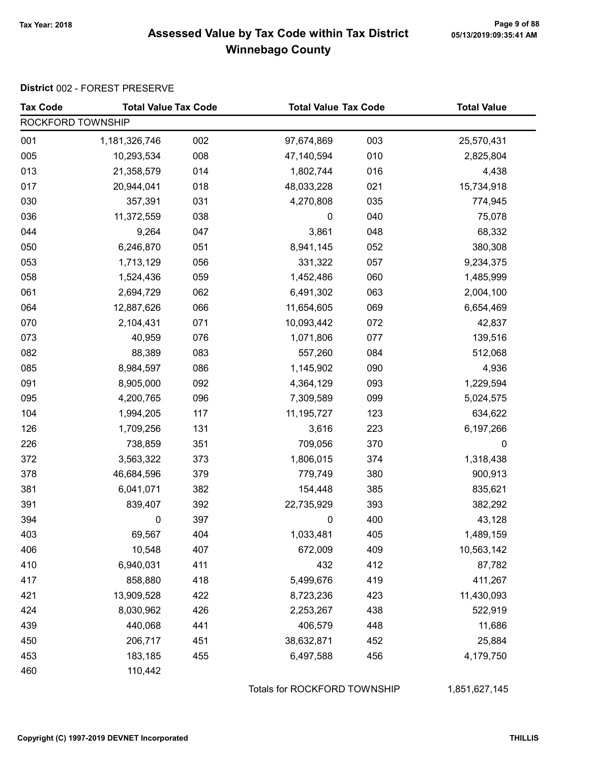# Assessed Value by Tax Code within Tax District
# Winnebago County

Tax Year: 2018

**District** 002 - FOREST PRESERVE

| Tax Code | Total Value | Tax Code | Total Value | Tax Code | Total Value |
|---|---|---|---|---|---|
| ROCKFORD TOWNSHIP | | | | | |
| 001 | 1,181,326,746 | 002 | 97,674,869 | 003 | 25,570,431 |
| 005 | 10,293,534 | 008 | 47,140,594 | 010 | 2,825,804 |
| 013 | 21,358,579 | 014 | 1,802,744 | 016 | 4,438 |
| 017 | 20,944,041 | 018 | 48,033,228 | 021 | 15,734,918 |
| 030 | 357,391 | 031 | 4,270,808 | 035 | 774,945 |
| 036 | 11,372,559 | 038 | 0 | 040 | 75,078 |
| 044 | 9,264 | 047 | 3,861 | 048 | 68,332 |
| 050 | 6,246,870 | 051 | 8,941,145 | 052 | 380,308 |
| 053 | 1,713,129 | 056 | 331,322 | 057 | 9,234,375 |
| 058 | 1,524,436 | 059 | 1,452,486 | 060 | 1,485,999 |
| 061 | 2,694,729 | 062 | 6,491,302 | 063 | 2,004,100 |
| 064 | 12,887,626 | 066 | 11,654,605 | 069 | 6,654,469 |
| 070 | 2,104,431 | 071 | 10,093,442 | 072 | 42,837 |
| 073 | 40,959 | 076 | 1,071,806 | 077 | 139,516 |
| 082 | 88,389 | 083 | 557,260 | 084 | 512,068 |
| 085 | 8,984,597 | 086 | 1,145,902 | 090 | 4,936 |
| 091 | 8,905,000 | 092 | 4,364,129 | 093 | 1,229,594 |
| 095 | 4,200,765 | 096 | 7,309,589 | 099 | 5,024,575 |
| 104 | 1,994,205 | 117 | 11,195,727 | 123 | 634,622 |
| 126 | 1,709,256 | 131 | 3,616 | 223 | 6,197,266 |
| 226 | 738,859 | 351 | 709,056 | 370 | 0 |
| 372 | 3,563,322 | 373 | 1,806,015 | 374 | 1,318,438 |
| 378 | 46,684,596 | 379 | 779,749 | 380 | 900,913 |
| 381 | 6,041,071 | 382 | 154,448 | 385 | 835,621 |
| 391 | 839,407 | 392 | 22,735,929 | 393 | 382,292 |
| 394 | 0 | 397 | 0 | 400 | 43,128 |
| 403 | 69,567 | 404 | 1,033,481 | 405 | 1,489,159 |
| 406 | 10,548 | 407 | 672,009 | 409 | 10,563,142 |
| 410 | 6,940,031 | 411 | 432 | 412 | 87,782 |
| 417 | 858,880 | 418 | 5,499,676 | 419 | 411,267 |
| 421 | 13,909,528 | 422 | 8,723,236 | 423 | 11,430,093 |
| 424 | 8,030,962 | 426 | 2,253,267 | 438 | 522,919 |
| 439 | 440,068 | 441 | 406,579 | 448 | 11,686 |
| 450 | 206,717 | 451 | 38,632,871 | 452 | 25,884 |
| 453 | 183,185 | 455 | 6,497,588 | 456 | 4,179,750 |
| 460 | 110,442 | | | | |
| | | | Totals for ROCKFORD TOWNSHIP | | 1,851,627,145 |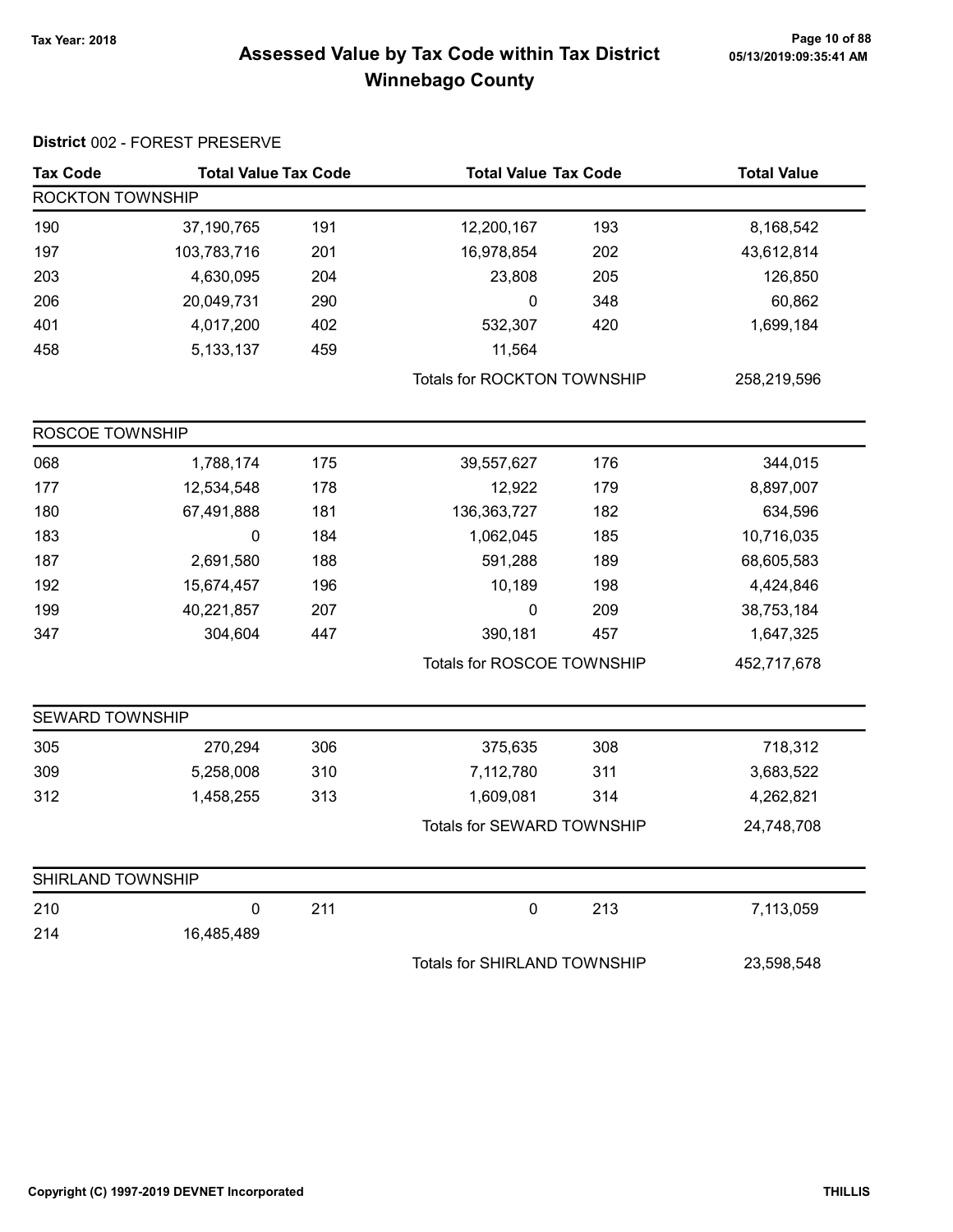# Assessed Value by Tax Code within Tax District
## Winnebago County

Tax Year: 2018

**District** 002 - FOREST PRESERVE

| Tax Code | Total Value | Tax Code | Total Value | Tax Code | Total Value |
|---|---|---|---|---|---|
| **ROCKTON TOWNSHIP** | | | | | |
| 190 | 37,190,765 | 191 | 12,200,167 | 193 | 8,168,542 |
| 197 | 103,783,716 | 201 | 16,978,854 | 202 | 43,612,814 |
| 203 | 4,630,095 | 204 | 23,808 | 205 | 126,850 |
| 206 | 20,049,731 | 290 | 0 | 348 | 60,862 |
| 401 | 4,017,200 | 402 | 532,307 | 420 | 1,699,184 |
| 458 | 5,133,137 | 459 | 11,564 | | |
| | | | Totals for ROCKTON TOWNSHIP | | 258,219,596 |
| **ROSCOE TOWNSHIP** | | | | | |
| 068 | 1,788,174 | 175 | 39,557,627 | 176 | 344,015 |
| 177 | 12,534,548 | 178 | 12,922 | 179 | 8,897,007 |
| 180 | 67,491,888 | 181 | 136,363,727 | 182 | 634,596 |
| 183 | 0 | 184 | 1,062,045 | 185 | 10,716,035 |
| 187 | 2,691,580 | 188 | 591,288 | 189 | 68,605,583 |
| 192 | 15,674,457 | 196 | 10,189 | 198 | 4,424,846 |
| 199 | 40,221,857 | 207 | 0 | 209 | 38,753,184 |
| 347 | 304,604 | 447 | 390,181 | 457 | 1,647,325 |
| | | | Totals for ROSCOE TOWNSHIP | | 452,717,678 |
| **SEWARD TOWNSHIP** | | | | | |
| 305 | 270,294 | 306 | 375,635 | 308 | 718,312 |
| 309 | 5,258,008 | 310 | 7,112,780 | 311 | 3,683,522 |
| 312 | 1,458,255 | 313 | 1,609,081 | 314 | 4,262,821 |
| | | | Totals for SEWARD TOWNSHIP | | 24,748,708 |
| **SHIRLAND TOWNSHIP** | | | | | |
| 210 | 0 | 211 | 0 | 213 | 7,113,059 |
| 214 | 16,485,489 | | | | |
| | | | Totals for SHIRLAND TOWNSHIP | | 23,598,548 |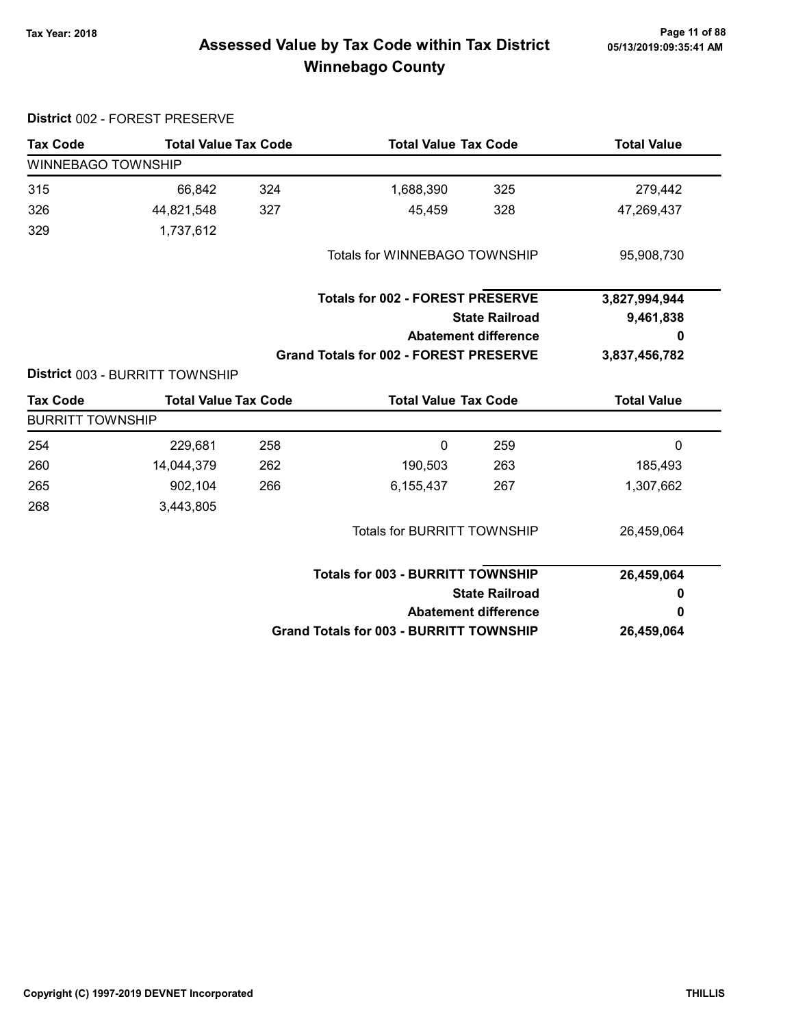# Assessed Value by Tax Code within Tax District
## Winnebago County

Tax Year: 2018

**District** 002 - FOREST PRESERVE

| Tax Code | Total Value | Tax Code | Total Value | Tax Code | Total Value |
|---|---|---|---|---|---|
| **WINNEBAGO TOWNSHIP** | | | | | |
| 315 | 66,842 | 324 | 1,688,390 | 325 | 279,442 |
| 326 | 44,821,548 | 327 | 45,459 | 328 | 47,269,437 |
| 329 | 1,737,612 | | | | |
| | | | Totals for WINNEBAGO TOWNSHIP | | 95,908,730 |

| | |
|---|---|
| **Totals for 002 - FOREST PRESERVE** | **3,827,994,944** |
| **State Railroad** | **9,461,838** |
| **Abatement difference** | **0** |
| **Grand Totals for 002 - FOREST PRESERVE** | **3,837,456,782** |

**District** 003 - BURRITT TOWNSHIP

| Tax Code | Total Value | Tax Code | Total Value | Tax Code | Total Value |
|---|---|---|---|---|---|
| **BURRITT TOWNSHIP** | | | | | |
| 254 | 229,681 | 258 | 0 | 259 | 0 |
| 260 | 14,044,379 | 262 | 190,503 | 263 | 185,493 |
| 265 | 902,104 | 266 | 6,155,437 | 267 | 1,307,662 |
| 268 | 3,443,805 | | | | |
| | | | Totals for BURRITT TOWNSHIP | | 26,459,064 |

| | |
|---|---|
| **Totals for 003 - BURRITT TOWNSHIP** | **26,459,064** |
| **State Railroad** | **0** |
| **Abatement difference** | **0** |
| **Grand Totals for 003 - BURRITT TOWNSHIP** | **26,459,064** |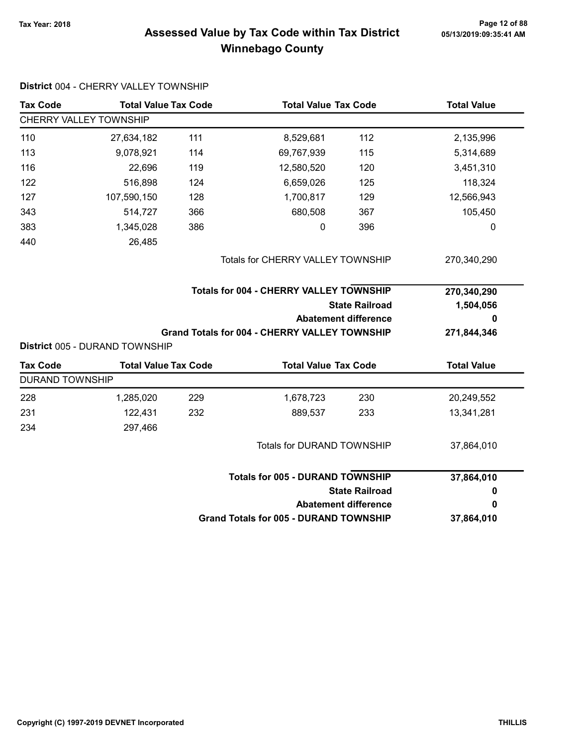# Assessed Value by Tax Code within Tax District
## Winnebago County

Tax Year: 2018

**District** 004 - CHERRY VALLEY TOWNSHIP

| Tax Code | Total Value | Tax Code | Total Value | Tax Code | Total Value |
|---|---|---|---|---|---|
| CHERRY VALLEY TOWNSHIP | | | | | |
| 110 | 27,634,182 | 111 | 8,529,681 | 112 | 2,135,996 |
| 113 | 9,078,921 | 114 | 69,767,939 | 115 | 5,314,689 |
| 116 | 22,696 | 119 | 12,580,520 | 120 | 3,451,310 |
| 122 | 516,898 | 124 | 6,659,026 | 125 | 118,324 |
| 127 | 107,590,150 | 128 | 1,700,817 | 129 | 12,566,943 |
| 343 | 514,727 | 366 | 680,508 | 367 | 105,450 |
| 383 | 1,345,028 | 386 | 0 | 396 | 0 |
| 440 | 26,485 | | | | |
| | | | Totals for CHERRY VALLEY TOWNSHIP | | 270,340,290 |

| | |
|---|---|
| **Totals for 004 - CHERRY VALLEY TOWNSHIP** | **270,340,290** |
| **State Railroad** | **1,504,056** |
| **Abatement difference** | **0** |
| **Grand Totals for 004 - CHERRY VALLEY TOWNSHIP** | **271,844,346** |

**District** 005 - DURAND TOWNSHIP

| Tax Code | Total Value | Tax Code | Total Value | Tax Code | Total Value |
|---|---|---|---|---|---|
| DURAND TOWNSHIP | | | | | |
| 228 | 1,285,020 | 229 | 1,678,723 | 230 | 20,249,552 |
| 231 | 122,431 | 232 | 889,537 | 233 | 13,341,281 |
| 234 | 297,466 | | | | |
| | | | Totals for DURAND TOWNSHIP | | 37,864,010 |

| | |
|---|---|
| **Totals for 005 - DURAND TOWNSHIP** | **37,864,010** |
| **State Railroad** | **0** |
| **Abatement difference** | **0** |
| **Grand Totals for 005 - DURAND TOWNSHIP** | **37,864,010** |

Copyright (C) 1997-2019 DEVNET Incorporated

THILLIS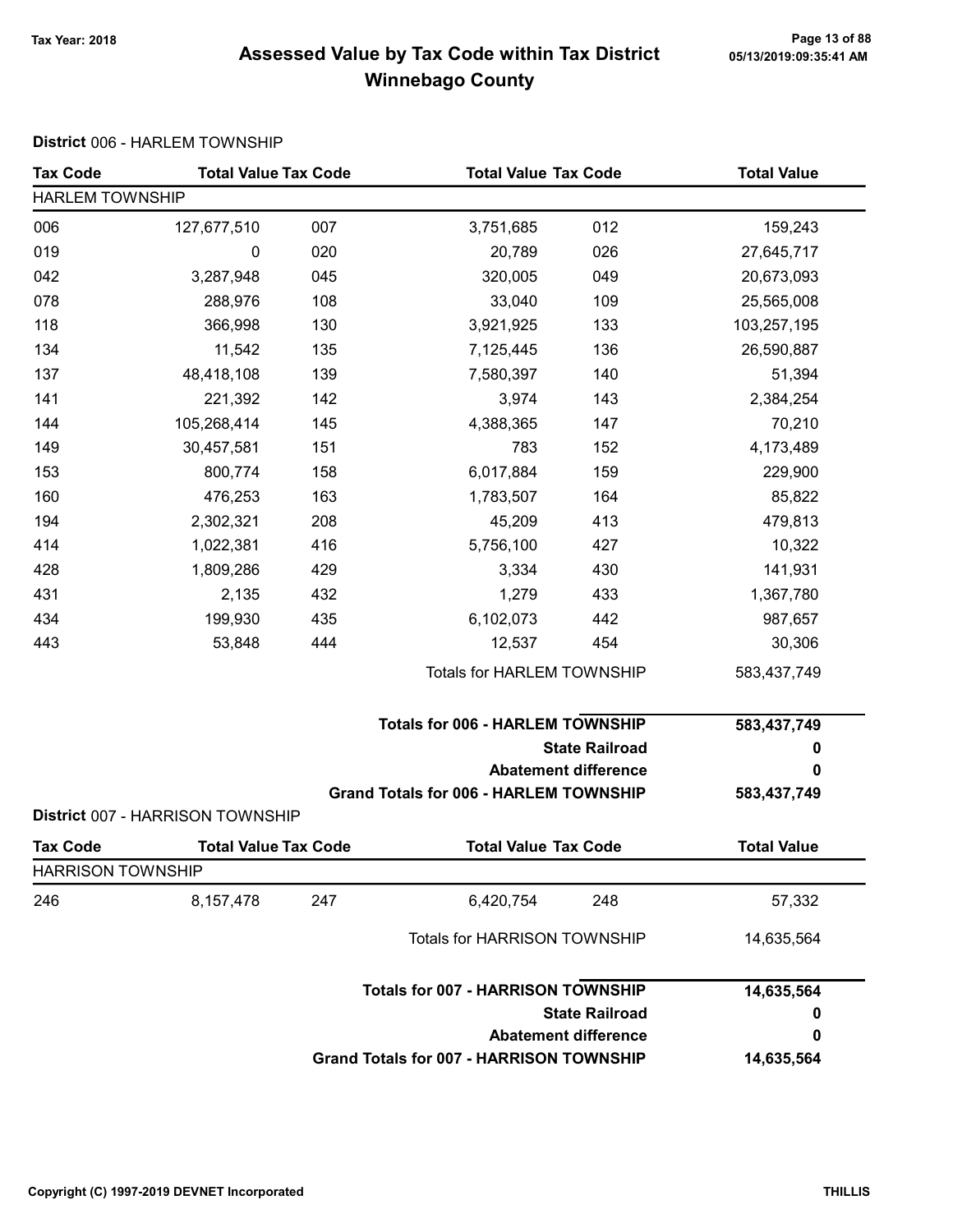# Assessed Value by Tax Code within Tax District
# Winnebago County

Tax Year: 2018

**District** 006 - HARLEM TOWNSHIP

| Tax Code | Total Value | Tax Code | Total Value | Tax Code | Total Value |
|---|---|---|---|---|---|
| HARLEM TOWNSHIP | | | | | |
| 006 | 127,677,510 | 007 | 3,751,685 | 012 | 159,243 |
| 019 | 0 | 020 | 20,789 | 026 | 27,645,717 |
| 042 | 3,287,948 | 045 | 320,005 | 049 | 20,673,093 |
| 078 | 288,976 | 108 | 33,040 | 109 | 25,565,008 |
| 118 | 366,998 | 130 | 3,921,925 | 133 | 103,257,195 |
| 134 | 11,542 | 135 | 7,125,445 | 136 | 26,590,887 |
| 137 | 48,418,108 | 139 | 7,580,397 | 140 | 51,394 |
| 141 | 221,392 | 142 | 3,974 | 143 | 2,384,254 |
| 144 | 105,268,414 | 145 | 4,388,365 | 147 | 70,210 |
| 149 | 30,457,581 | 151 | 783 | 152 | 4,173,489 |
| 153 | 800,774 | 158 | 6,017,884 | 159 | 229,900 |
| 160 | 476,253 | 163 | 1,783,507 | 164 | 85,822 |
| 194 | 2,302,321 | 208 | 45,209 | 413 | 479,813 |
| 414 | 1,022,381 | 416 | 5,756,100 | 427 | 10,322 |
| 428 | 1,809,286 | 429 | 3,334 | 430 | 141,931 |
| 431 | 2,135 | 432 | 1,279 | 433 | 1,367,780 |
| 434 | 199,930 | 435 | 6,102,073 | 442 | 987,657 |
| 443 | 53,848 | 444 | 12,537 | 454 | 30,306 |
| | | | Totals for HARLEM TOWNSHIP | | 583,437,749 |

| | |
|---|---|
| **Totals for 006 - HARLEM TOWNSHIP** | **583,437,749** |
| **State Railroad** | **0** |
| **Abatement difference** | **0** |
| **Grand Totals for 006 - HARLEM TOWNSHIP** | **583,437,749** |

**District** 007 - HARRISON TOWNSHIP

| Tax Code | Total Value | Tax Code | Total Value | Tax Code | Total Value |
|---|---|---|---|---|---|
| HARRISON TOWNSHIP | | | | | |
| 246 | 8,157,478 | 247 | 6,420,754 | 248 | 57,332 |
| | | | Totals for HARRISON TOWNSHIP | | 14,635,564 |

| | |
|---|---|
| **Totals for 007 - HARRISON TOWNSHIP** | **14,635,564** |
| **State Railroad** | **0** |
| **Abatement difference** | **0** |
| **Grand Totals for 007 - HARRISON TOWNSHIP** | **14,635,564** |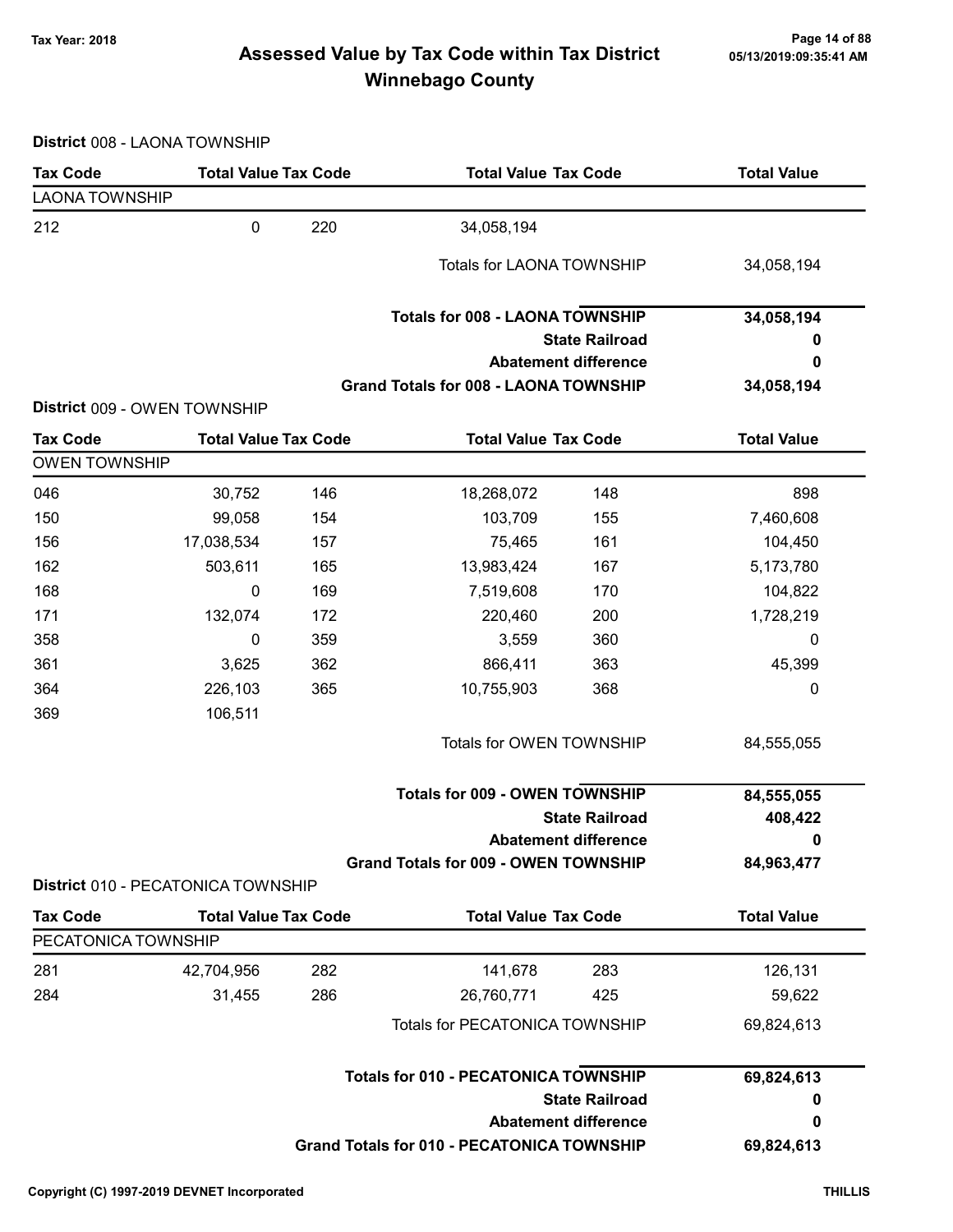# Assessed Value by Tax Code within Tax District
## Winnebago County

Tax Year: 2018

**District** 008 - LAONA TOWNSHIP

| Tax Code | Total Value | Tax Code | Total Value | Tax Code | Total Value |
|---|---|---|---|---|---|
| LAONA TOWNSHIP | | | | | |
| 212 | 0 | 220 | 34,058,194 | | |
| | | | Totals for LAONA TOWNSHIP | | 34,058,194 |
| | | | **Totals for 008 - LAONA TOWNSHIP** | | **34,058,194** |
| | | | **State Railroad** | | **0** |
| | | | **Abatement difference** | | **0** |
| | | | **Grand Totals for 008 - LAONA TOWNSHIP** | | **34,058,194** |

**District** 009 - OWEN TOWNSHIP

| Tax Code | Total Value | Tax Code | Total Value | Tax Code | Total Value |
|---|---|---|---|---|---|
| OWEN TOWNSHIP | | | | | |
| 046 | 30,752 | 146 | 18,268,072 | 148 | 898 |
| 150 | 99,058 | 154 | 103,709 | 155 | 7,460,608 |
| 156 | 17,038,534 | 157 | 75,465 | 161 | 104,450 |
| 162 | 503,611 | 165 | 13,983,424 | 167 | 5,173,780 |
| 168 | 0 | 169 | 7,519,608 | 170 | 104,822 |
| 171 | 132,074 | 172 | 220,460 | 200 | 1,728,219 |
| 358 | 0 | 359 | 3,559 | 360 | 0 |
| 361 | 3,625 | 362 | 866,411 | 363 | 45,399 |
| 364 | 226,103 | 365 | 10,755,903 | 368 | 0 |
| 369 | 106,511 | | | | |
| | | | Totals for OWEN TOWNSHIP | | 84,555,055 |
| | | | **Totals for 009 - OWEN TOWNSHIP** | | **84,555,055** |
| | | | **State Railroad** | | **408,422** |
| | | | **Abatement difference** | | **0** |
| | | | **Grand Totals for 009 - OWEN TOWNSHIP** | | **84,963,477** |

**District** 010 - PECATONICA TOWNSHIP

| Tax Code | Total Value | Tax Code | Total Value | Tax Code | Total Value |
|---|---|---|---|---|---|
| PECATONICA TOWNSHIP | | | | | |
| 281 | 42,704,956 | 282 | 141,678 | 283 | 126,131 |
| 284 | 31,455 | 286 | 26,760,771 | 425 | 59,622 |
| | | | Totals for PECATONICA TOWNSHIP | | 69,824,613 |
| | | | **Totals for 010 - PECATONICA TOWNSHIP** | | **69,824,613** |
| | | | **State Railroad** | | **0** |
| | | | **Abatement difference** | | **0** |
| | | | **Grand Totals for 010 - PECATONICA TOWNSHIP** | | **69,824,613** |

Copyright (C) 1997-2019 DEVNET Incorporated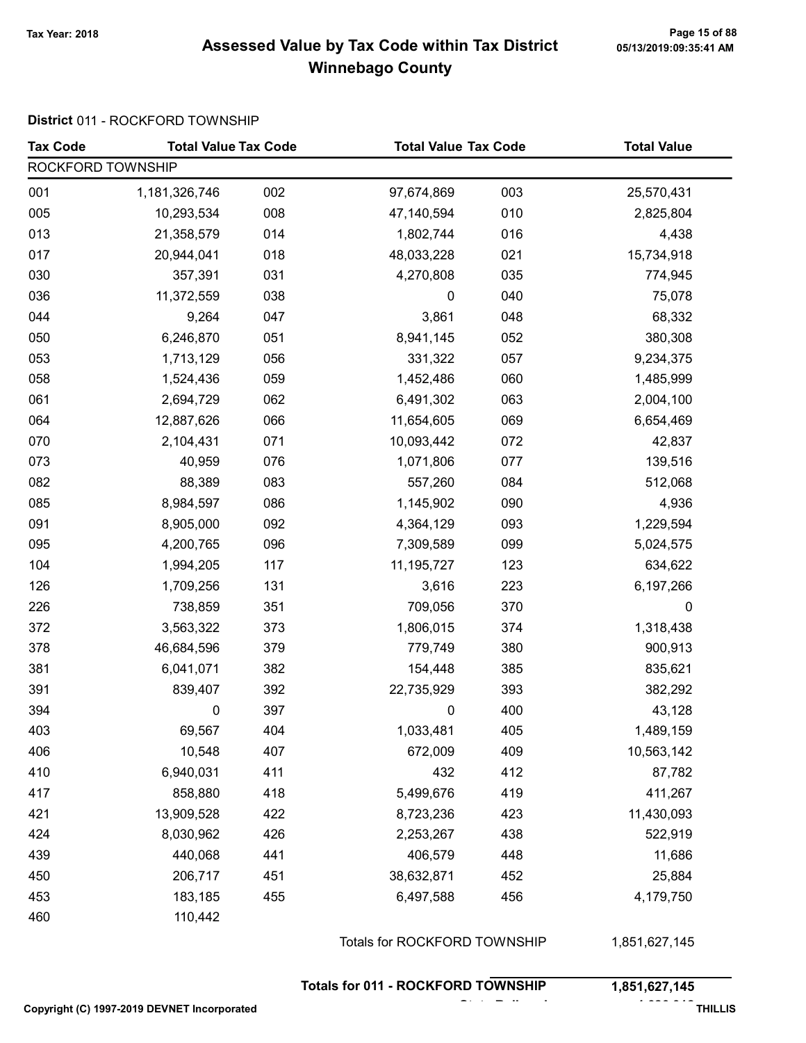# Assessed Value by Tax Code within Tax District
## Winnebago County

Tax Year: 2018

**District** 011 - ROCKFORD TOWNSHIP

| Tax Code | Total Value | Tax Code | Total Value | Tax Code | Total Value |
|---|---|---|---|---|---|
| ROCKFORD TOWNSHIP | | | | | |
| 001 | 1,181,326,746 | 002 | 97,674,869 | 003 | 25,570,431 |
| 005 | 10,293,534 | 008 | 47,140,594 | 010 | 2,825,804 |
| 013 | 21,358,579 | 014 | 1,802,744 | 016 | 4,438 |
| 017 | 20,944,041 | 018 | 48,033,228 | 021 | 15,734,918 |
| 030 | 357,391 | 031 | 4,270,808 | 035 | 774,945 |
| 036 | 11,372,559 | 038 | 0 | 040 | 75,078 |
| 044 | 9,264 | 047 | 3,861 | 048 | 68,332 |
| 050 | 6,246,870 | 051 | 8,941,145 | 052 | 380,308 |
| 053 | 1,713,129 | 056 | 331,322 | 057 | 9,234,375 |
| 058 | 1,524,436 | 059 | 1,452,486 | 060 | 1,485,999 |
| 061 | 2,694,729 | 062 | 6,491,302 | 063 | 2,004,100 |
| 064 | 12,887,626 | 066 | 11,654,605 | 069 | 6,654,469 |
| 070 | 2,104,431 | 071 | 10,093,442 | 072 | 42,837 |
| 073 | 40,959 | 076 | 1,071,806 | 077 | 139,516 |
| 082 | 88,389 | 083 | 557,260 | 084 | 512,068 |
| 085 | 8,984,597 | 086 | 1,145,902 | 090 | 4,936 |
| 091 | 8,905,000 | 092 | 4,364,129 | 093 | 1,229,594 |
| 095 | 4,200,765 | 096 | 7,309,589 | 099 | 5,024,575 |
| 104 | 1,994,205 | 117 | 11,195,727 | 123 | 634,622 |
| 126 | 1,709,256 | 131 | 3,616 | 223 | 6,197,266 |
| 226 | 738,859 | 351 | 709,056 | 370 | 0 |
| 372 | 3,563,322 | 373 | 1,806,015 | 374 | 1,318,438 |
| 378 | 46,684,596 | 379 | 779,749 | 380 | 900,913 |
| 381 | 6,041,071 | 382 | 154,448 | 385 | 835,621 |
| 391 | 839,407 | 392 | 22,735,929 | 393 | 382,292 |
| 394 | 0 | 397 | 0 | 400 | 43,128 |
| 403 | 69,567 | 404 | 1,033,481 | 405 | 1,489,159 |
| 406 | 10,548 | 407 | 672,009 | 409 | 10,563,142 |
| 410 | 6,940,031 | 411 | 432 | 412 | 87,782 |
| 417 | 858,880 | 418 | 5,499,676 | 419 | 411,267 |
| 421 | 13,909,528 | 422 | 8,723,236 | 423 | 11,430,093 |
| 424 | 8,030,962 | 426 | 2,253,267 | 438 | 522,919 |
| 439 | 440,068 | 441 | 406,579 | 448 | 11,686 |
| 450 | 206,717 | 451 | 38,632,871 | 452 | 25,884 |
| 453 | 183,185 | 455 | 6,497,588 | 456 | 4,179,750 |
| 460 | 110,442 | | | | |

Totals for ROCKFORD TOWNSHIP 1,851,627,145

**Totals for 011 - ROCKFORD TOWNSHIP 1,851,627,145**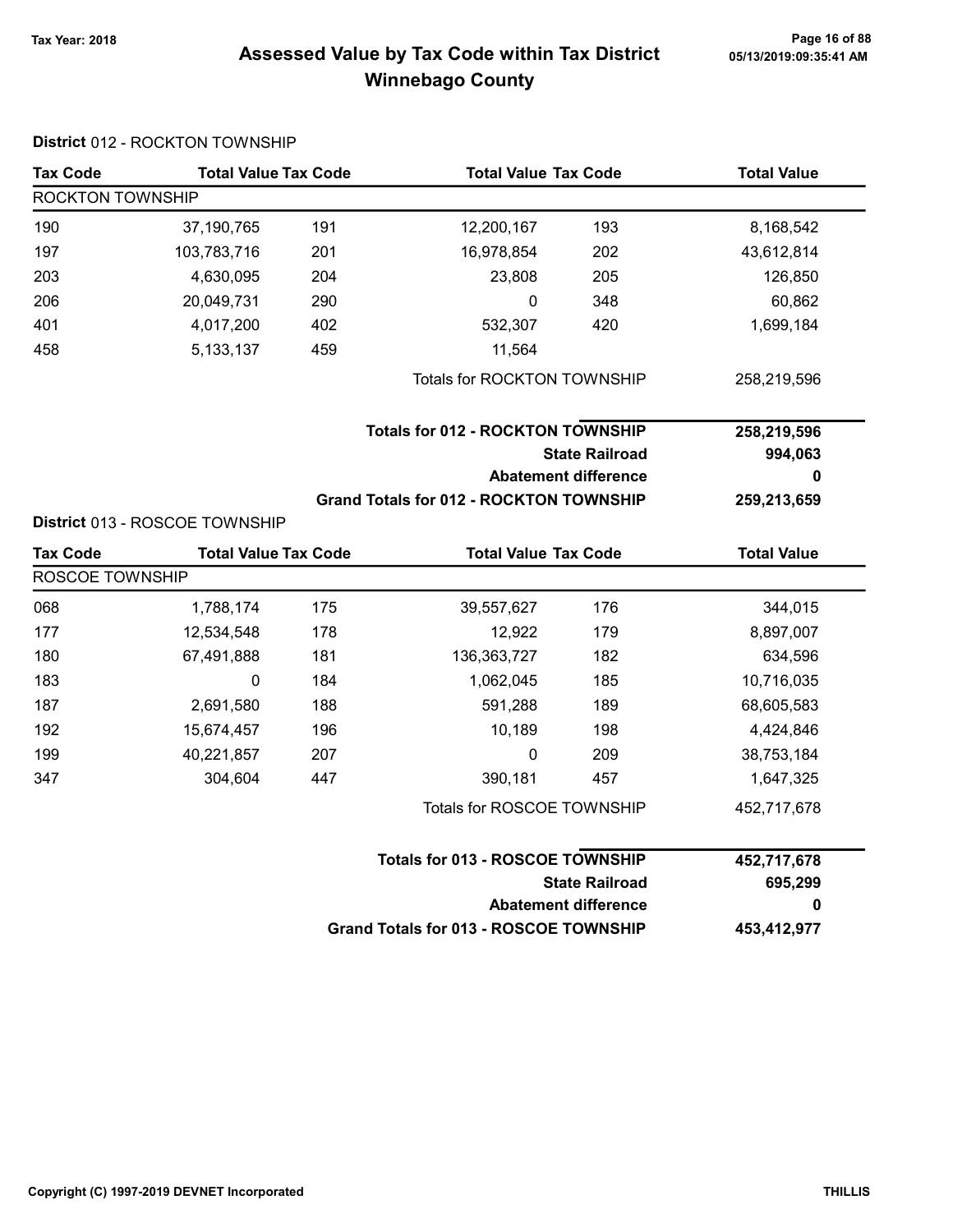# Assessed Value by Tax Code within Tax District
# Winnebago County

Tax Year: 2018

**District** 012 - ROCKTON TOWNSHIP

| Tax Code | Total Value | Tax Code | Total Value | Tax Code | Total Value |
|---|---|---|---|---|---|
| ROCKTON TOWNSHIP | | | | | |
| 190 | 37,190,765 | 191 | 12,200,167 | 193 | 8,168,542 |
| 197 | 103,783,716 | 201 | 16,978,854 | 202 | 43,612,814 |
| 203 | 4,630,095 | 204 | 23,808 | 205 | 126,850 |
| 206 | 20,049,731 | 290 | 0 | 348 | 60,862 |
| 401 | 4,017,200 | 402 | 532,307 | 420 | 1,699,184 |
| 458 | 5,133,137 | 459 | 11,564 | | |
| | | | Totals for ROCKTON TOWNSHIP | | 258,219,596 |

| | |
|---|---|
| **Totals for 012 - ROCKTON TOWNSHIP** | **258,219,596** |
| **State Railroad** | **994,063** |
| **Abatement difference** | **0** |
| **Grand Totals for 012 - ROCKTON TOWNSHIP** | **259,213,659** |

**District** 013 - ROSCOE TOWNSHIP

| Tax Code | Total Value | Tax Code | Total Value | Tax Code | Total Value |
|---|---|---|---|---|---|
| ROSCOE TOWNSHIP | | | | | |
| 068 | 1,788,174 | 175 | 39,557,627 | 176 | 344,015 |
| 177 | 12,534,548 | 178 | 12,922 | 179 | 8,897,007 |
| 180 | 67,491,888 | 181 | 136,363,727 | 182 | 634,596 |
| 183 | 0 | 184 | 1,062,045 | 185 | 10,716,035 |
| 187 | 2,691,580 | 188 | 591,288 | 189 | 68,605,583 |
| 192 | 15,674,457 | 196 | 10,189 | 198 | 4,424,846 |
| 199 | 40,221,857 | 207 | 0 | 209 | 38,753,184 |
| 347 | 304,604 | 447 | 390,181 | 457 | 1,647,325 |
| | | | Totals for ROSCOE TOWNSHIP | | 452,717,678 |

| | |
|---|---|
| **Totals for 013 - ROSCOE TOWNSHIP** | **452,717,678** |
| **State Railroad** | **695,299** |
| **Abatement difference** | **0** |
| **Grand Totals for 013 - ROSCOE TOWNSHIP** | **453,412,977** |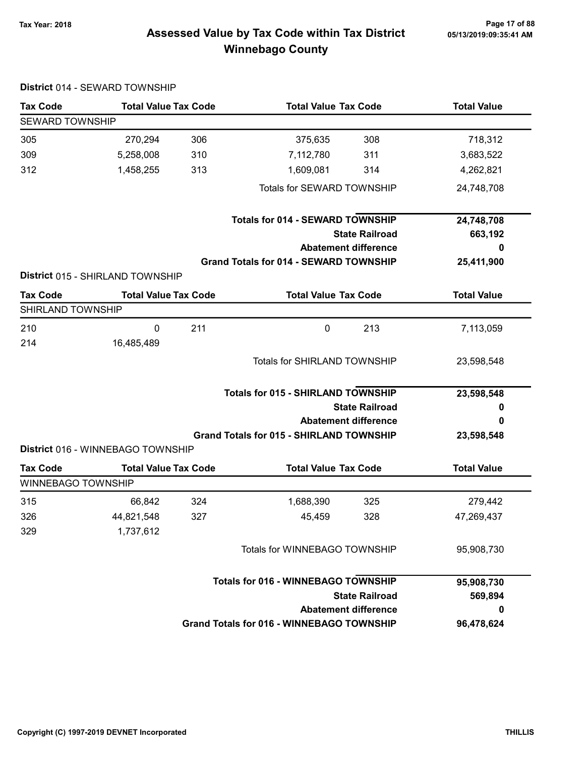# Assessed Value by Tax Code within Tax District Winnebago County

Tax Year: 2018

05/13/2019:09:35:41 AM

**District** 014 - SEWARD TOWNSHIP

| Tax Code | Total Value | Tax Code | Total Value | Tax Code | Total Value |
|---|---|---|---|---|---|
| SEWARD TOWNSHIP | | | | | |
| 305 | 270,294 | 306 | 375,635 | 308 | 718,312 |
| 309 | 5,258,008 | 310 | 7,112,780 | 311 | 3,683,522 |
| 312 | 1,458,255 | 313 | 1,609,081 | 314 | 4,262,821 |
| | | | Totals for SEWARD TOWNSHIP | | 24,748,708 |

| | |
|---|---|
| **Totals for 014 - SEWARD TOWNSHIP** | **24,748,708** |
| **State Railroad** | **663,192** |
| **Abatement difference** | **0** |
| **Grand Totals for 014 - SEWARD TOWNSHIP** | **25,411,900** |

**District** 015 - SHIRLAND TOWNSHIP

| Tax Code | Total Value | Tax Code | Total Value | Tax Code | Total Value |
|---|---|---|---|---|---|
| SHIRLAND TOWNSHIP | | | | | |
| 210 | 0 | 211 | 0 | 213 | 7,113,059 |
| 214 | 16,485,489 | | | | |
| | | | Totals for SHIRLAND TOWNSHIP | | 23,598,548 |

| | |
|---|---|
| **Totals for 015 - SHIRLAND TOWNSHIP** | **23,598,548** |
| **State Railroad** | **0** |
| **Abatement difference** | **0** |
| **Grand Totals for 015 - SHIRLAND TOWNSHIP** | **23,598,548** |

**District** 016 - WINNEBAGO TOWNSHIP

| Tax Code | Total Value | Tax Code | Total Value | Tax Code | Total Value |
|---|---|---|---|---|---|
| WINNEBAGO TOWNSHIP | | | | | |
| 315 | 66,842 | 324 | 1,688,390 | 325 | 279,442 |
| 326 | 44,821,548 | 327 | 45,459 | 328 | 47,269,437 |
| 329 | 1,737,612 | | | | |
| | | | Totals for WINNEBAGO TOWNSHIP | | 95,908,730 |

| | |
|---|---|
| **Totals for 016 - WINNEBAGO TOWNSHIP** | **95,908,730** |
| **State Railroad** | **569,894** |
| **Abatement difference** | **0** |
| **Grand Totals for 016 - WINNEBAGO TOWNSHIP** | **96,478,624** |

Copyright (C) 1997-2019 DEVNET Incorporated — THILLIS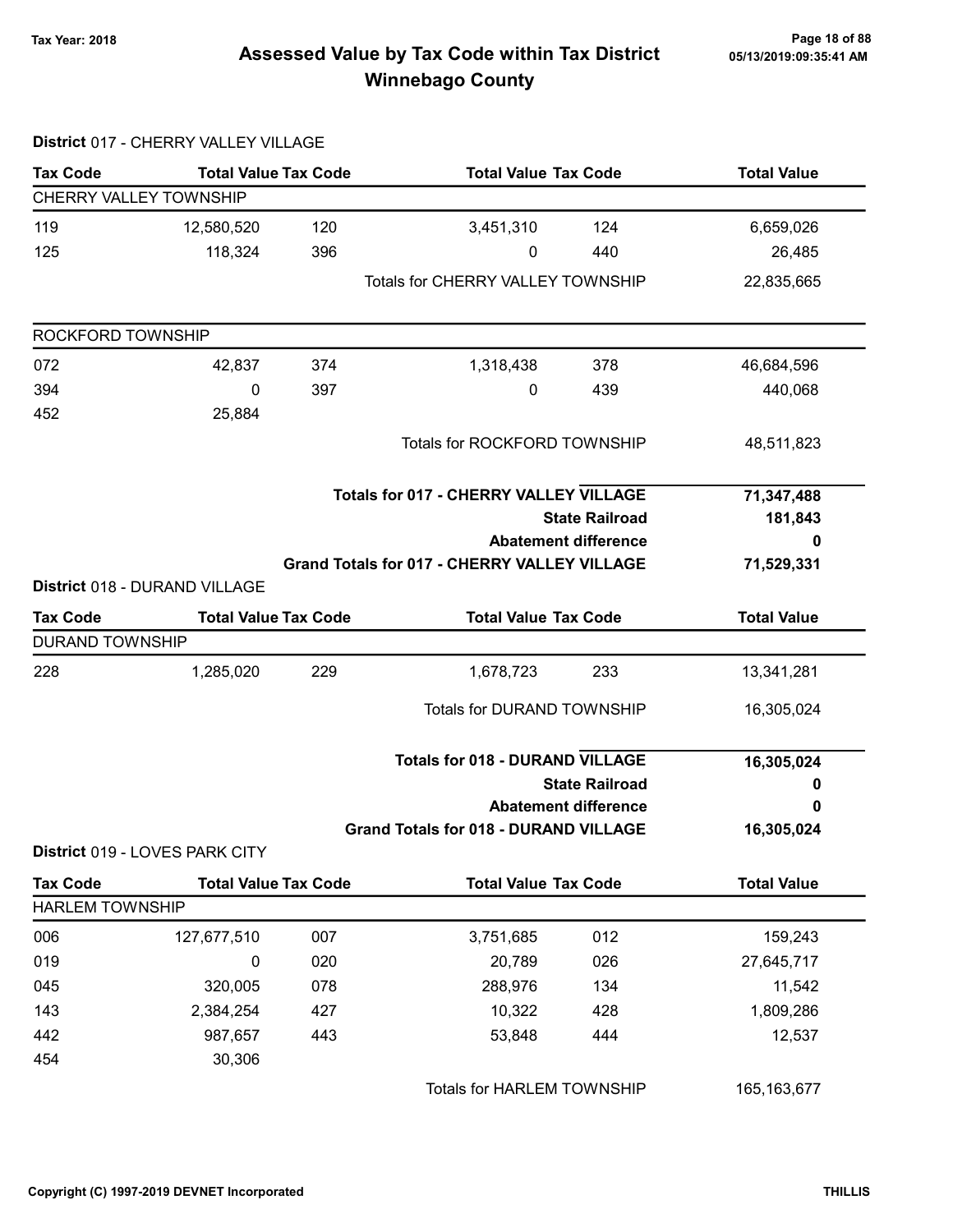# Assessed Value by Tax Code within Tax District
## Winnebago County

Tax Year: 2018

### District 017 - CHERRY VALLEY VILLAGE

| Tax Code | Total Value | Tax Code | Total Value | Tax Code | Total Value |
|---|---|---|---|---|---|
| **CHERRY VALLEY TOWNSHIP** | | | | | |
| 119 | 12,580,520 | 120 | 3,451,310 | 124 | 6,659,026 |
| 125 | 118,324 | 396 | 0 | 440 | 26,485 |
| | | | Totals for CHERRY VALLEY TOWNSHIP | | 22,835,665 |
| **ROCKFORD TOWNSHIP** | | | | | |
| 072 | 42,837 | 374 | 1,318,438 | 378 | 46,684,596 |
| 394 | 0 | 397 | 0 | 439 | 440,068 |
| 452 | 25,884 | | | | |
| | | | Totals for ROCKFORD TOWNSHIP | | 48,511,823 |

| | |
|---|---|
| **Totals for 017 - CHERRY VALLEY VILLAGE** | **71,347,488** |
| **State Railroad** | **181,843** |
| **Abatement difference** | **0** |
| **Grand Totals for 017 - CHERRY VALLEY VILLAGE** | **71,529,331** |

### District 018 - DURAND VILLAGE

| Tax Code | Total Value | Tax Code | Total Value | Tax Code | Total Value |
|---|---|---|---|---|---|
| **DURAND TOWNSHIP** | | | | | |
| 228 | 1,285,020 | 229 | 1,678,723 | 233 | 13,341,281 |
| | | | Totals for DURAND TOWNSHIP | | 16,305,024 |

| | |
|---|---|
| **Totals for 018 - DURAND VILLAGE** | **16,305,024** |
| **State Railroad** | **0** |
| **Abatement difference** | **0** |
| **Grand Totals for 018 - DURAND VILLAGE** | **16,305,024** |

### District 019 - LOVES PARK CITY

| Tax Code | Total Value | Tax Code | Total Value | Tax Code | Total Value |
|---|---|---|---|---|---|
| **HARLEM TOWNSHIP** | | | | | |
| 006 | 127,677,510 | 007 | 3,751,685 | 012 | 159,243 |
| 019 | 0 | 020 | 20,789 | 026 | 27,645,717 |
| 045 | 320,005 | 078 | 288,976 | 134 | 11,542 |
| 143 | 2,384,254 | 427 | 10,322 | 428 | 1,809,286 |
| 442 | 987,657 | 443 | 53,848 | 444 | 12,537 |
| 454 | 30,306 | | | | |
| | | | Totals for HARLEM TOWNSHIP | | 165,163,677 |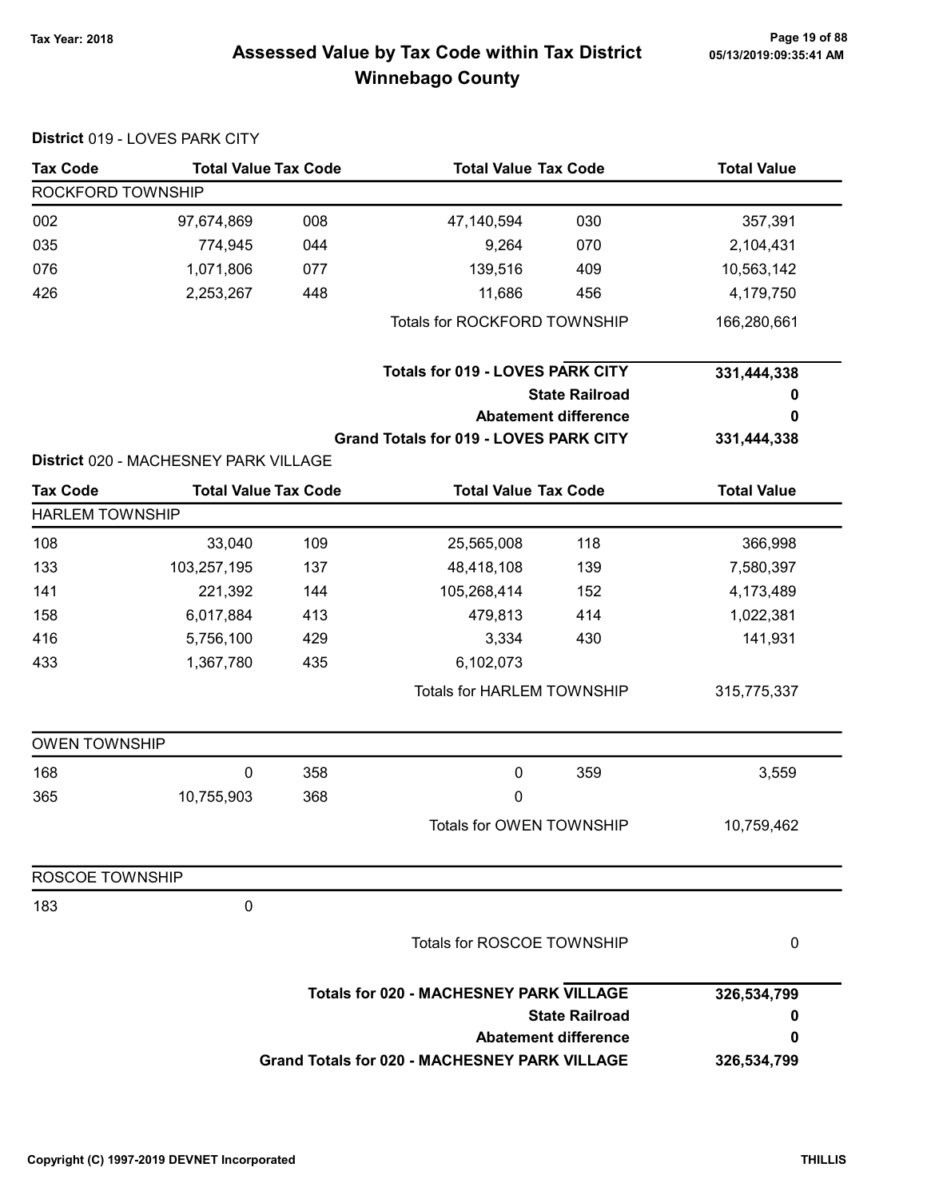# Assessed Value by Tax Code within Tax District
## Winnebago County

Tax Year: 2018

05/13/2019:09:35:41 AM

**District** 019 - LOVES PARK CITY

| Tax Code | Total Value | Tax Code | Total Value | Tax Code | Total Value |
|---|---|---|---|---|---|
| ROCKFORD TOWNSHIP | | | | | |
| 002 | 97,674,869 | 008 | 47,140,594 | 030 | 357,391 |
| 035 | 774,945 | 044 | 9,264 | 070 | 2,104,431 |
| 076 | 1,071,806 | 077 | 139,516 | 409 | 10,563,142 |
| 426 | 2,253,267 | 448 | 11,686 | 456 | 4,179,750 |
| | | | Totals for ROCKFORD TOWNSHIP | | 166,280,661 |

| | |
|---|---|
| **Totals for 019 - LOVES PARK CITY** | **331,444,338** |
| **State Railroad** | **0** |
| **Abatement difference** | **0** |
| **Grand Totals for 019 - LOVES PARK CITY** | **331,444,338** |

**District** 020 - MACHESNEY PARK VILLAGE

| Tax Code | Total Value | Tax Code | Total Value | Tax Code | Total Value |
|---|---|---|---|---|---|
| HARLEM TOWNSHIP | | | | | |
| 108 | 33,040 | 109 | 25,565,008 | 118 | 366,998 |
| 133 | 103,257,195 | 137 | 48,418,108 | 139 | 7,580,397 |
| 141 | 221,392 | 144 | 105,268,414 | 152 | 4,173,489 |
| 158 | 6,017,884 | 413 | 479,813 | 414 | 1,022,381 |
| 416 | 5,756,100 | 429 | 3,334 | 430 | 141,931 |
| 433 | 1,367,780 | 435 | 6,102,073 | | |
| | | | Totals for HARLEM TOWNSHIP | | 315,775,337 |
| OWEN TOWNSHIP | | | | | |
| 168 | 0 | 358 | 0 | 359 | 3,559 |
| 365 | 10,755,903 | 368 | 0 | | |
| | | | Totals for OWEN TOWNSHIP | | 10,759,462 |
| ROSCOE TOWNSHIP | | | | | |
| 183 | 0 | | | | |
| | | | Totals for ROSCOE TOWNSHIP | | 0 |

| | |
|---|---|
| **Totals for 020 - MACHESNEY PARK VILLAGE** | **326,534,799** |
| **State Railroad** | **0** |
| **Abatement difference** | **0** |
| **Grand Totals for 020 - MACHESNEY PARK VILLAGE** | **326,534,799** |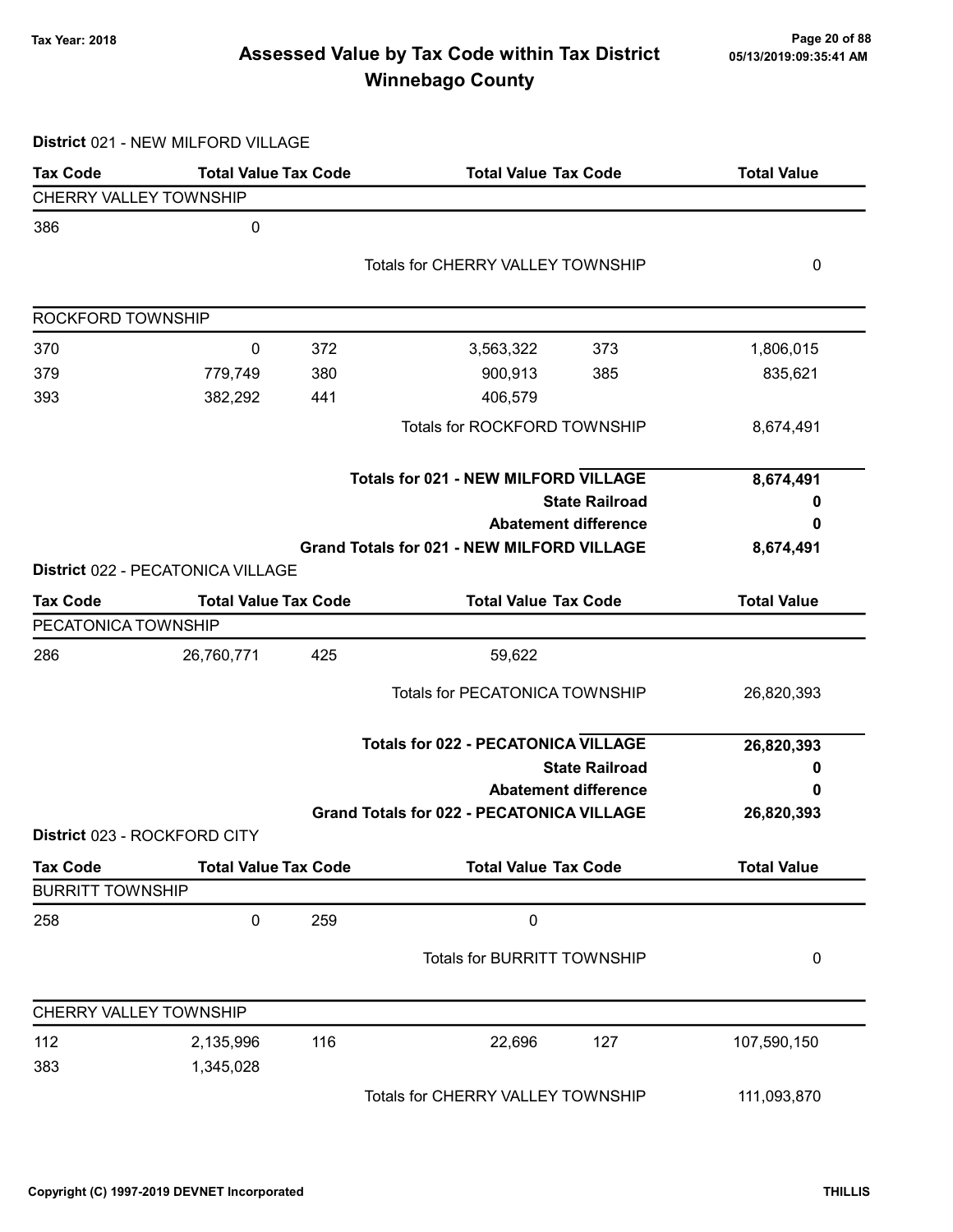# Assessed Value by Tax Code within Tax District
## Winnebago County

Tax Year: 2018

### District 021 - NEW MILFORD VILLAGE

| Tax Code | Total Value | Tax Code | Total Value | Tax Code | Total Value |
|---|---|---|---|---|---|
| **CHERRY VALLEY TOWNSHIP** | | | | | |
| 386 | 0 | | | | |
| | | | Totals for CHERRY VALLEY TOWNSHIP | | 0 |
| **ROCKFORD TOWNSHIP** | | | | | |
| 370 | 0 | 372 | 3,563,322 | 373 | 1,806,015 |
| 379 | 779,749 | 380 | 900,913 | 385 | 835,621 |
| 393 | 382,292 | 441 | 406,579 | | |
| | | | Totals for ROCKFORD TOWNSHIP | | 8,674,491 |

| | |
|---|---|
| **Totals for 021 - NEW MILFORD VILLAGE** | **8,674,491** |
| **State Railroad** | **0** |
| **Abatement difference** | **0** |
| **Grand Totals for 021 - NEW MILFORD VILLAGE** | **8,674,491** |

### District 022 - PECATONICA VILLAGE

| Tax Code | Total Value | Tax Code | Total Value | Tax Code | Total Value |
|---|---|---|---|---|---|
| **PECATONICA TOWNSHIP** | | | | | |
| 286 | 26,760,771 | 425 | 59,622 | | |
| | | | Totals for PECATONICA TOWNSHIP | | 26,820,393 |

| | |
|---|---|
| **Totals for 022 - PECATONICA VILLAGE** | **26,820,393** |
| **State Railroad** | **0** |
| **Abatement difference** | **0** |
| **Grand Totals for 022 - PECATONICA VILLAGE** | **26,820,393** |

### District 023 - ROCKFORD CITY

| Tax Code | Total Value | Tax Code | Total Value | Tax Code | Total Value |
|---|---|---|---|---|---|
| **BURRITT TOWNSHIP** | | | | | |
| 258 | 0 | 259 | 0 | | |
| | | | Totals for BURRITT TOWNSHIP | | 0 |
| **CHERRY VALLEY TOWNSHIP** | | | | | |
| 112 | 2,135,996 | 116 | 22,696 | 127 | 107,590,150 |
| 383 | 1,345,028 | | | | |
| | | | Totals for CHERRY VALLEY TOWNSHIP | | 111,093,870 |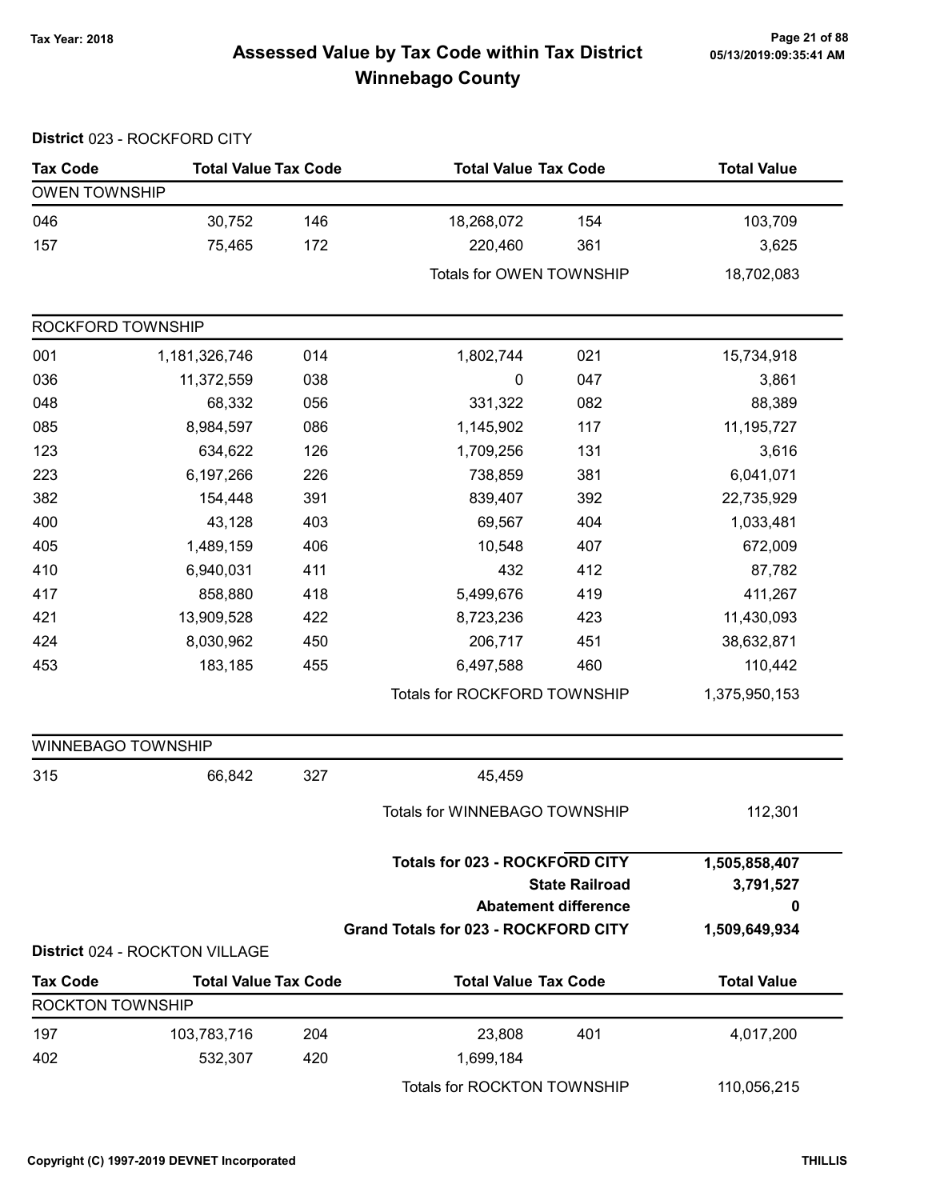# Assessed Value by Tax Code within Tax District

## Winnebago County

Tax Year: 2018

**District** 023 - ROCKFORD CITY

| Tax Code | Total Value | Tax Code | Total Value | Tax Code | Total Value |
|---|---|---|---|---|---|
| **OWEN TOWNSHIP** | | | | | |
| 046 | 30,752 | 146 | 18,268,072 | 154 | 103,709 |
| 157 | 75,465 | 172 | 220,460 | 361 | 3,625 |
| | | | Totals for OWEN TOWNSHIP | | 18,702,083 |
| **ROCKFORD TOWNSHIP** | | | | | |
| 001 | 1,181,326,746 | 014 | 1,802,744 | 021 | 15,734,918 |
| 036 | 11,372,559 | 038 | 0 | 047 | 3,861 |
| 048 | 68,332 | 056 | 331,322 | 082 | 88,389 |
| 085 | 8,984,597 | 086 | 1,145,902 | 117 | 11,195,727 |
| 123 | 634,622 | 126 | 1,709,256 | 131 | 3,616 |
| 223 | 6,197,266 | 226 | 738,859 | 381 | 6,041,071 |
| 382 | 154,448 | 391 | 839,407 | 392 | 22,735,929 |
| 400 | 43,128 | 403 | 69,567 | 404 | 1,033,481 |
| 405 | 1,489,159 | 406 | 10,548 | 407 | 672,009 |
| 410 | 6,940,031 | 411 | 432 | 412 | 87,782 |
| 417 | 858,880 | 418 | 5,499,676 | 419 | 411,267 |
| 421 | 13,909,528 | 422 | 8,723,236 | 423 | 11,430,093 |
| 424 | 8,030,962 | 450 | 206,717 | 451 | 38,632,871 |
| 453 | 183,185 | 455 | 6,497,588 | 460 | 110,442 |
| | | | Totals for ROCKFORD TOWNSHIP | | 1,375,950,153 |
| **WINNEBAGO TOWNSHIP** | | | | | |
| 315 | 66,842 | 327 | 45,459 | | |
| | | | Totals for WINNEBAGO TOWNSHIP | | 112,301 |
| | | | **Totals for 023 - ROCKFORD CITY** | | **1,505,858,407** |
| | | | **State Railroad** | | **3,791,527** |
| | | | **Abatement difference** | | **0** |
| | | | **Grand Totals for 023 - ROCKFORD CITY** | | **1,509,649,934** |

**District** 024 - ROCKTON VILLAGE

| Tax Code | Total Value | Tax Code | Total Value | Tax Code | Total Value |
|---|---|---|---|---|---|
| **ROCKTON TOWNSHIP** | | | | | |
| 197 | 103,783,716 | 204 | 23,808 | 401 | 4,017,200 |
| 402 | 532,307 | 420 | 1,699,184 | | |
| | | | Totals for ROCKTON TOWNSHIP | | 110,056,215 |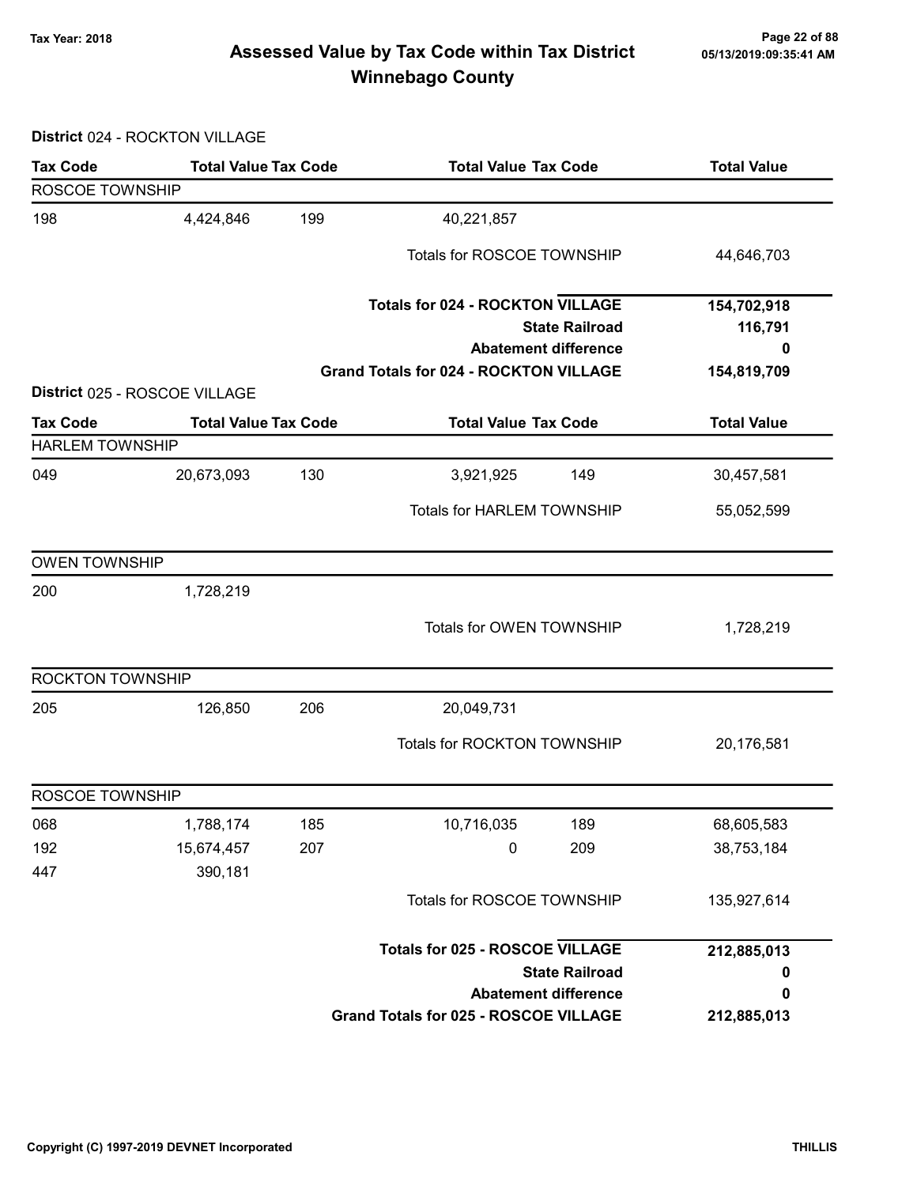# Assessed Value by Tax Code within Tax District
# Winnebago County

Tax Year: 2018

05/13/2019:09:35:41 AM

**District** 024 - ROCKTON VILLAGE

| Tax Code | Total Value | Tax Code | Total Value | Tax Code | Total Value |
|---|---|---|---|---|---|
| ROSCOE TOWNSHIP | | | | | |
| 198 | 4,424,846 | 199 | 40,221,857 | | |
| | | | Totals for ROSCOE TOWNSHIP | | 44,646,703 |
| | | | **Totals for 024 - ROCKTON VILLAGE** | | **154,702,918** |
| | | | **State Railroad** | | **116,791** |
| | | | **Abatement difference** | | **0** |
| | | | **Grand Totals for 024 - ROCKTON VILLAGE** | | **154,819,709** |

**District** 025 - ROSCOE VILLAGE

| Tax Code | Total Value | Tax Code | Total Value | Tax Code | Total Value |
|---|---|---|---|---|---|
| HARLEM TOWNSHIP | | | | | |
| 049 | 20,673,093 | 130 | 3,921,925 | 149 | 30,457,581 |
| | | | Totals for HARLEM TOWNSHIP | | 55,052,599 |
| OWEN TOWNSHIP | | | | | |
| 200 | 1,728,219 | | | | |
| | | | Totals for OWEN TOWNSHIP | | 1,728,219 |
| ROCKTON TOWNSHIP | | | | | |
| 205 | 126,850 | 206 | 20,049,731 | | |
| | | | Totals for ROCKTON TOWNSHIP | | 20,176,581 |
| ROSCOE TOWNSHIP | | | | | |
| 068 | 1,788,174 | 185 | 10,716,035 | 189 | 68,605,583 |
| 192 | 15,674,457 | 207 | 0 | 209 | 38,753,184 |
| 447 | 390,181 | | | | |
| | | | Totals for ROSCOE TOWNSHIP | | 135,927,614 |
| | | | **Totals for 025 - ROSCOE VILLAGE** | | **212,885,013** |
| | | | **State Railroad** | | **0** |
| | | | **Abatement difference** | | **0** |
| | | | **Grand Totals for 025 - ROSCOE VILLAGE** | | **212,885,013** |

Copyright (C) 1997-2019 DEVNET Incorporated THILLIS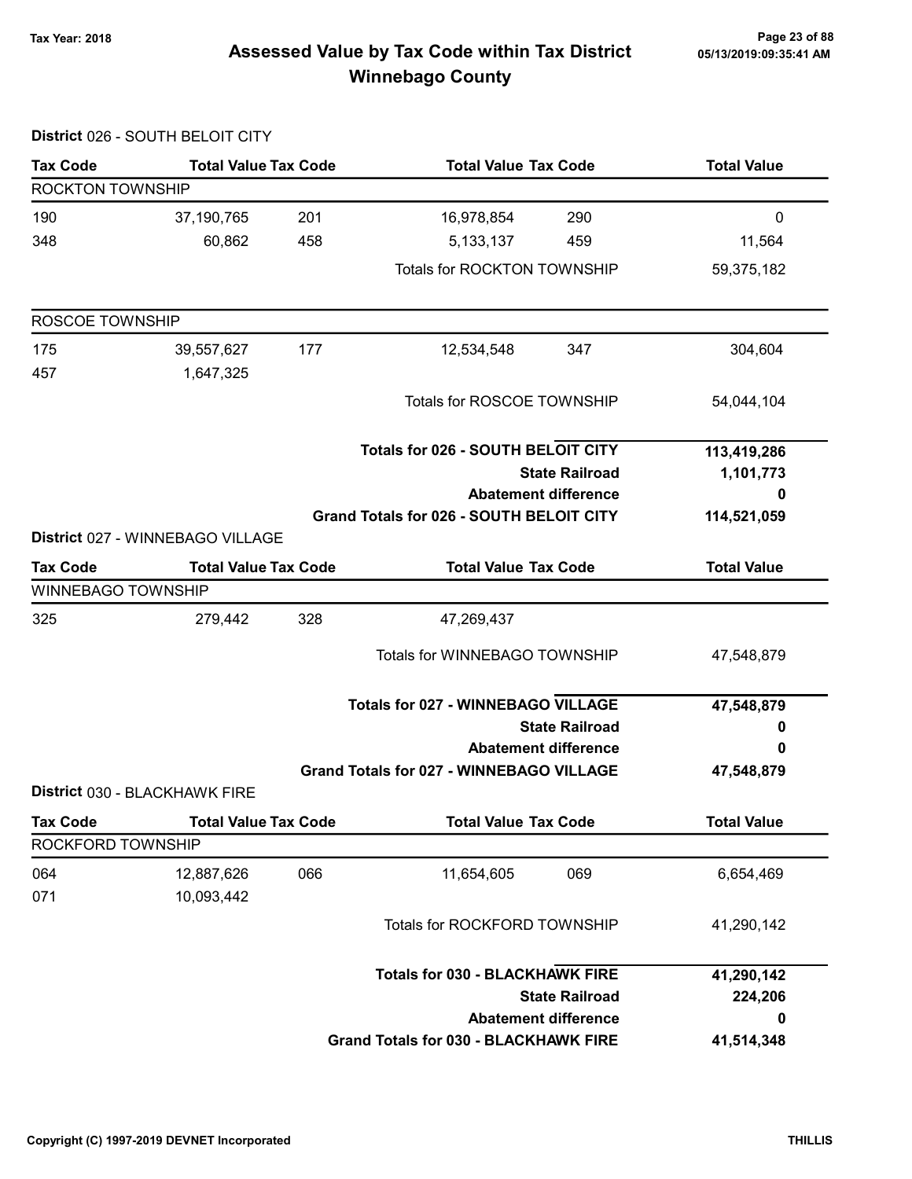# Assessed Value by Tax Code within Tax District
## Winnebago County

Tax Year: 2018

**District** 026 - SOUTH BELOIT CITY

| Tax Code | Total Value | Tax Code | Total Value | Tax Code | Total Value |
|---|---|---|---|---|---|
| **ROCKTON TOWNSHIP** | | | | | |
| 190 | 37,190,765 | 201 | 16,978,854 | 290 | 0 |
| 348 | 60,862 | 458 | 5,133,137 | 459 | 11,564 |
| | | | Totals for ROCKTON TOWNSHIP | | 59,375,182 |
| **ROSCOE TOWNSHIP** | | | | | |
| 175 | 39,557,627 | 177 | 12,534,548 | 347 | 304,604 |
| 457 | 1,647,325 | | | | |
| | | | Totals for ROSCOE TOWNSHIP | | 54,044,104 |

| | |
|---|---|
| **Totals for 026 - SOUTH BELOIT CITY** | **113,419,286** |
| **State Railroad** | **1,101,773** |
| **Abatement difference** | **0** |
| **Grand Totals for 026 - SOUTH BELOIT CITY** | **114,521,059** |

**District** 027 - WINNEBAGO VILLAGE

| Tax Code | Total Value | Tax Code | Total Value | Tax Code | Total Value |
|---|---|---|---|---|---|
| **WINNEBAGO TOWNSHIP** | | | | | |
| 325 | 279,442 | 328 | 47,269,437 | | |
| | | | Totals for WINNEBAGO TOWNSHIP | | 47,548,879 |

| | |
|---|---|
| **Totals for 027 - WINNEBAGO VILLAGE** | **47,548,879** |
| **State Railroad** | **0** |
| **Abatement difference** | **0** |
| **Grand Totals for 027 - WINNEBAGO VILLAGE** | **47,548,879** |

**District** 030 - BLACKHAWK FIRE

| Tax Code | Total Value | Tax Code | Total Value | Tax Code | Total Value |
|---|---|---|---|---|---|
| **ROCKFORD TOWNSHIP** | | | | | |
| 064 | 12,887,626 | 066 | 11,654,605 | 069 | 6,654,469 |
| 071 | 10,093,442 | | | | |
| | | | Totals for ROCKFORD TOWNSHIP | | 41,290,142 |

| | |
|---|---|
| **Totals for 030 - BLACKHAWK FIRE** | **41,290,142** |
| **State Railroad** | **224,206** |
| **Abatement difference** | **0** |
| **Grand Totals for 030 - BLACKHAWK FIRE** | **41,514,348** |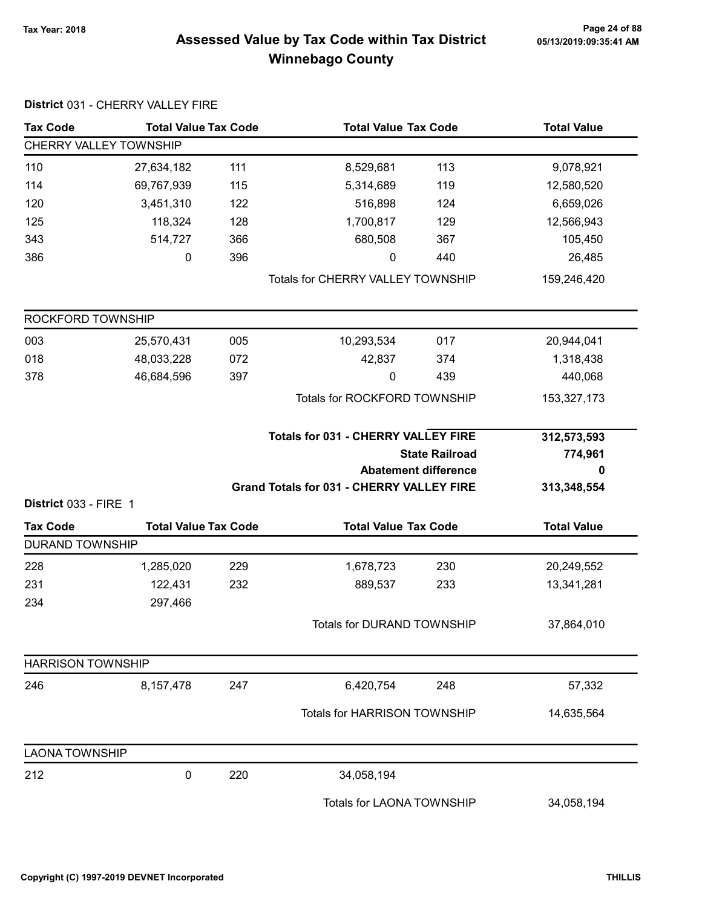# Assessed Value by Tax Code within Tax District
## Winnebago County

Tax Year: 2018

### District 031 - CHERRY VALLEY FIRE

| Tax Code | Total Value | Tax Code | Total Value | Tax Code | Total Value |
|---|---|---|---|---|---|
| **CHERRY VALLEY TOWNSHIP** | | | | | |
| 110 | 27,634,182 | 111 | 8,529,681 | 113 | 9,078,921 |
| 114 | 69,767,939 | 115 | 5,314,689 | 119 | 12,580,520 |
| 120 | 3,451,310 | 122 | 516,898 | 124 | 6,659,026 |
| 125 | 118,324 | 128 | 1,700,817 | 129 | 12,566,943 |
| 343 | 514,727 | 366 | 680,508 | 367 | 105,450 |
| 386 | 0 | 396 | 0 | 440 | 26,485 |
| | | | Totals for CHERRY VALLEY TOWNSHIP | | 159,246,420 |
| **ROCKFORD TOWNSHIP** | | | | | |
| 003 | 25,570,431 | 005 | 10,293,534 | 017 | 20,944,041 |
| 018 | 48,033,228 | 072 | 42,837 | 374 | 1,318,438 |
| 378 | 46,684,596 | 397 | 0 | 439 | 440,068 |
| | | | Totals for ROCKFORD TOWNSHIP | | 153,327,173 |

| | |
|---|---|
| **Totals for 031 - CHERRY VALLEY FIRE** | **312,573,593** |
| **State Railroad** | **774,961** |
| **Abatement difference** | **0** |
| **Grand Totals for 031 - CHERRY VALLEY FIRE** | **313,348,554** |

### District 033 - FIRE 1

| Tax Code | Total Value | Tax Code | Total Value | Tax Code | Total Value |
|---|---|---|---|---|---|
| **DURAND TOWNSHIP** | | | | | |
| 228 | 1,285,020 | 229 | 1,678,723 | 230 | 20,249,552 |
| 231 | 122,431 | 232 | 889,537 | 233 | 13,341,281 |
| 234 | 297,466 | | | | |
| | | | Totals for DURAND TOWNSHIP | | 37,864,010 |
| **HARRISON TOWNSHIP** | | | | | |
| 246 | 8,157,478 | 247 | 6,420,754 | 248 | 57,332 |
| | | | Totals for HARRISON TOWNSHIP | | 14,635,564 |
| **LAONA TOWNSHIP** | | | | | |
| 212 | 0 | 220 | 34,058,194 | | |
| | | | Totals for LAONA TOWNSHIP | | 34,058,194 |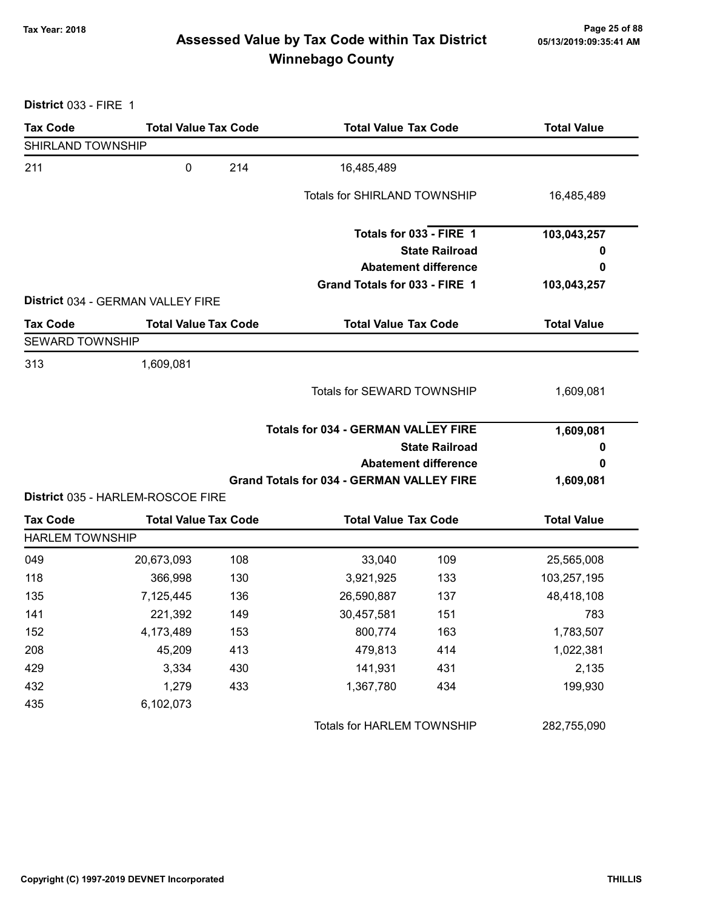# Assessed Value by Tax Code within Tax District
## Winnebago County

Tax Year: 2018

**District** 033 - FIRE 1

| Tax Code | Total Value | Tax Code | Total Value | Tax Code | Total Value |
|---|---|---|---|---|---|
| **SHIRLAND TOWNSHIP** | | | | | |
| 211 | 0 | 214 | 16,485,489 | | |
| | | | Totals for SHIRLAND TOWNSHIP | | 16,485,489 |
| | | | **Totals for 033 - FIRE 1** | | **103,043,257** |
| | | | **State Railroad** | | **0** |
| | | | **Abatement difference** | | **0** |
| | | | **Grand Totals for 033 - FIRE 1** | | **103,043,257** |

**District** 034 - GERMAN VALLEY FIRE

| Tax Code | Total Value | Tax Code | Total Value | Tax Code | Total Value |
|---|---|---|---|---|---|
| **SEWARD TOWNSHIP** | | | | | |
| 313 | 1,609,081 | | | | |
| | | | Totals for SEWARD TOWNSHIP | | 1,609,081 |
| | | | **Totals for 034 - GERMAN VALLEY FIRE** | | **1,609,081** |
| | | | **State Railroad** | | **0** |
| | | | **Abatement difference** | | **0** |
| | | | **Grand Totals for 034 - GERMAN VALLEY FIRE** | | **1,609,081** |

**District** 035 - HARLEM-ROSCOE FIRE

| Tax Code | Total Value | Tax Code | Total Value | Tax Code | Total Value |
|---|---|---|---|---|---|
| **HARLEM TOWNSHIP** | | | | | |
| 049 | 20,673,093 | 108 | 33,040 | 109 | 25,565,008 |
| 118 | 366,998 | 130 | 3,921,925 | 133 | 103,257,195 |
| 135 | 7,125,445 | 136 | 26,590,887 | 137 | 48,418,108 |
| 141 | 221,392 | 149 | 30,457,581 | 151 | 783 |
| 152 | 4,173,489 | 153 | 800,774 | 163 | 1,783,507 |
| 208 | 45,209 | 413 | 479,813 | 414 | 1,022,381 |
| 429 | 3,334 | 430 | 141,931 | 431 | 2,135 |
| 432 | 1,279 | 433 | 1,367,780 | 434 | 199,930 |
| 435 | 6,102,073 | | | | |
| | | | Totals for HARLEM TOWNSHIP | | 282,755,090 |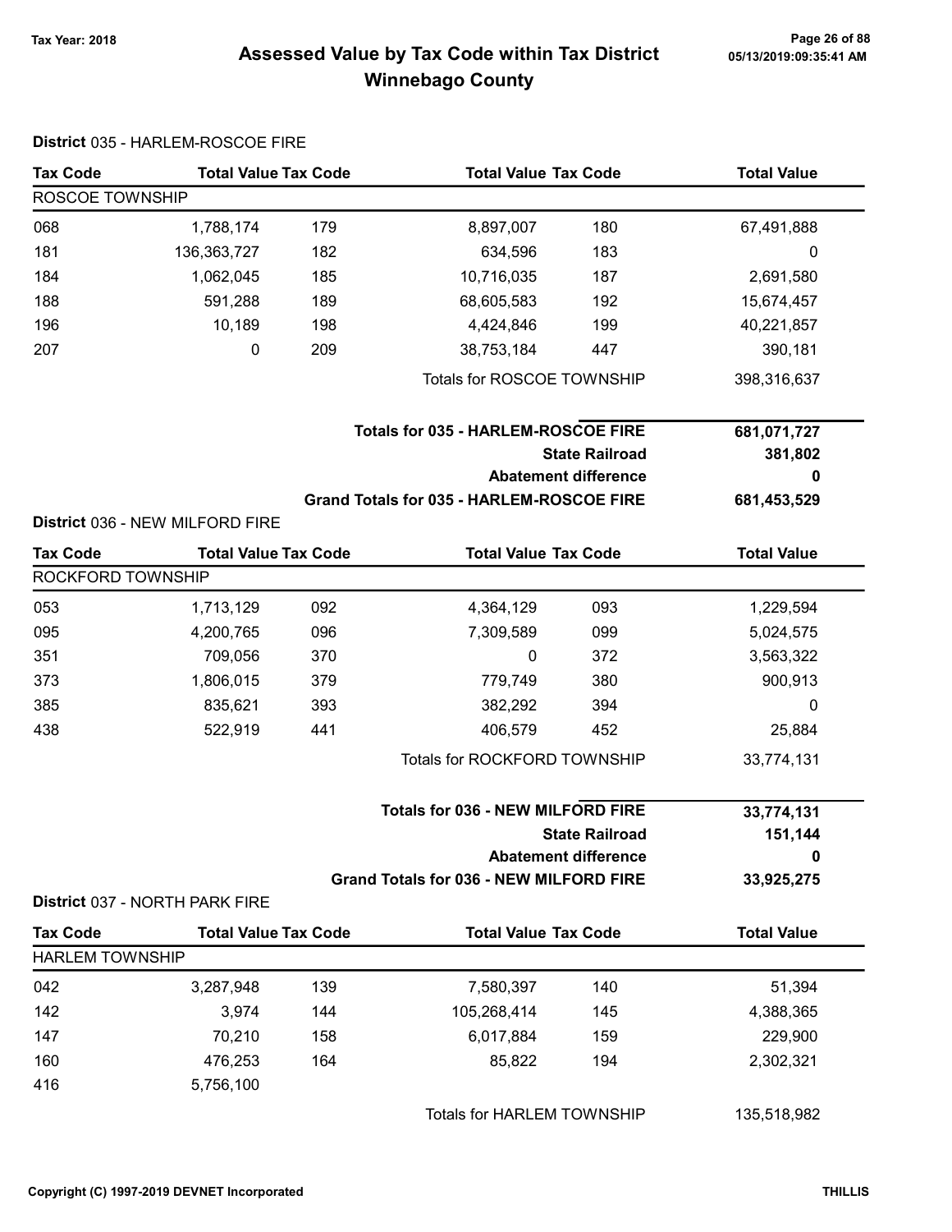# Assessed Value by Tax Code within Tax District
## Winnebago County

Tax Year: 2018

**District** 035 - HARLEM-ROSCOE FIRE

| Tax Code | Total Value | Tax Code | Total Value | Tax Code | Total Value |
|---|---|---|---|---|---|
| ROSCOE TOWNSHIP | | | | | |
| 068 | 1,788,174 | 179 | 8,897,007 | 180 | 67,491,888 |
| 181 | 136,363,727 | 182 | 634,596 | 183 | 0 |
| 184 | 1,062,045 | 185 | 10,716,035 | 187 | 2,691,580 |
| 188 | 591,288 | 189 | 68,605,583 | 192 | 15,674,457 |
| 196 | 10,189 | 198 | 4,424,846 | 199 | 40,221,857 |
| 207 | 0 | 209 | 38,753,184 | 447 | 390,181 |
| | | | Totals for ROSCOE TOWNSHIP | | 398,316,637 |

| | |
|---|---|
| **Totals for 035 - HARLEM-ROSCOE FIRE** | **681,071,727** |
| **State Railroad** | **381,802** |
| **Abatement difference** | **0** |
| **Grand Totals for 035 - HARLEM-ROSCOE FIRE** | **681,453,529** |

**District** 036 - NEW MILFORD FIRE

| Tax Code | Total Value | Tax Code | Total Value | Tax Code | Total Value |
|---|---|---|---|---|---|
| ROCKFORD TOWNSHIP | | | | | |
| 053 | 1,713,129 | 092 | 4,364,129 | 093 | 1,229,594 |
| 095 | 4,200,765 | 096 | 7,309,589 | 099 | 5,024,575 |
| 351 | 709,056 | 370 | 0 | 372 | 3,563,322 |
| 373 | 1,806,015 | 379 | 779,749 | 380 | 900,913 |
| 385 | 835,621 | 393 | 382,292 | 394 | 0 |
| 438 | 522,919 | 441 | 406,579 | 452 | 25,884 |
| | | | Totals for ROCKFORD TOWNSHIP | | 33,774,131 |

| | |
|---|---|
| **Totals for 036 - NEW MILFORD FIRE** | **33,774,131** |
| **State Railroad** | **151,144** |
| **Abatement difference** | **0** |
| **Grand Totals for 036 - NEW MILFORD FIRE** | **33,925,275** |

**District** 037 - NORTH PARK FIRE

| Tax Code | Total Value | Tax Code | Total Value | Tax Code | Total Value |
|---|---|---|---|---|---|
| HARLEM TOWNSHIP | | | | | |
| 042 | 3,287,948 | 139 | 7,580,397 | 140 | 51,394 |
| 142 | 3,974 | 144 | 105,268,414 | 145 | 4,388,365 |
| 147 | 70,210 | 158 | 6,017,884 | 159 | 229,900 |
| 160 | 476,253 | 164 | 85,822 | 194 | 2,302,321 |
| 416 | 5,756,100 | | | | |
| | | | Totals for HARLEM TOWNSHIP | | 135,518,982 |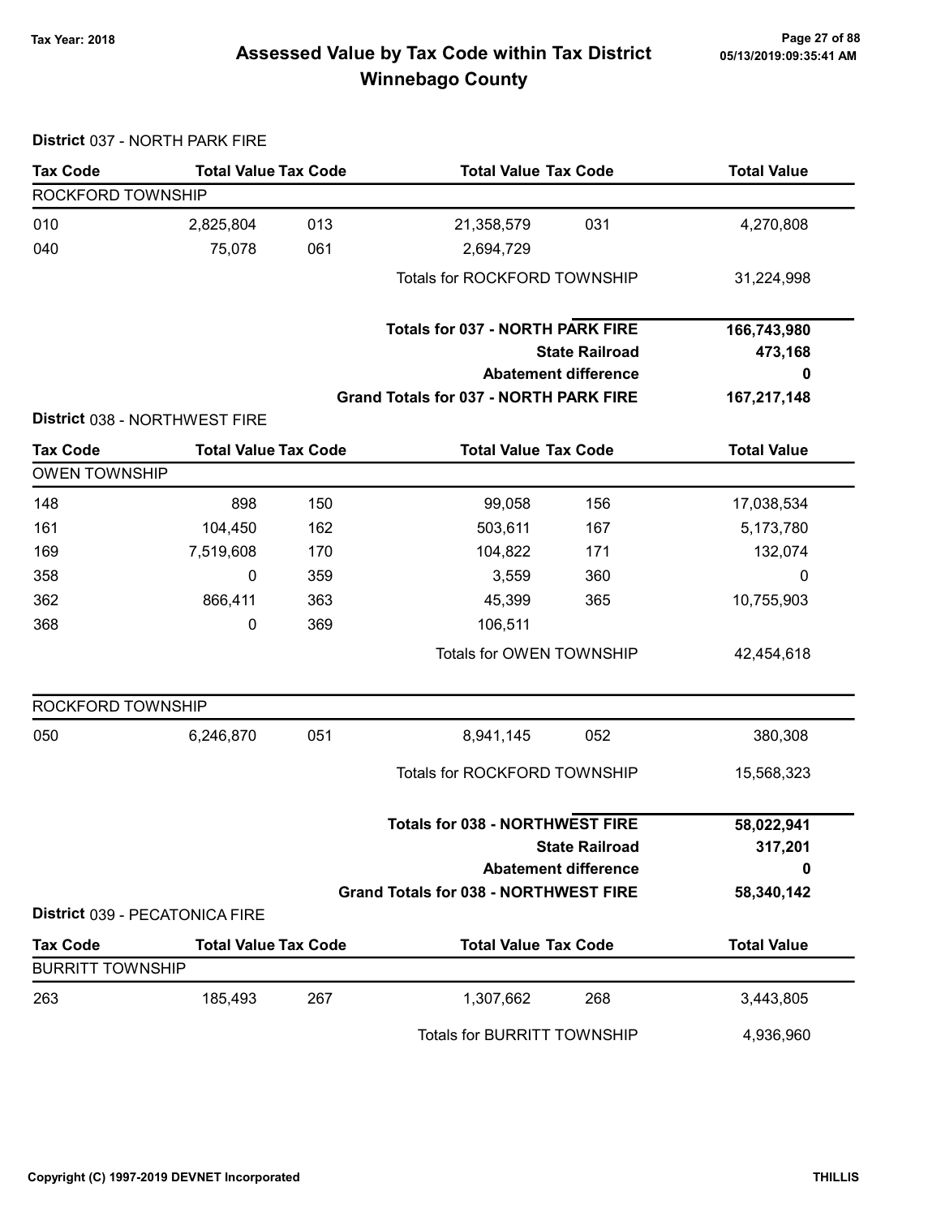# Assessed Value by Tax Code within Tax District
# Winnebago County

Tax Year: 2018

05/13/2019:09:35:41 AM

**District** 037 - NORTH PARK FIRE

| Tax Code | Total Value | Tax Code | Total Value | Tax Code | Total Value |
|---|---|---|---|---|---|
| ROCKFORD TOWNSHIP | | | | | |
| 010 | 2,825,804 | 013 | 21,358,579 | 031 | 4,270,808 |
| 040 | 75,078 | 061 | 2,694,729 | | |
| | | | Totals for ROCKFORD TOWNSHIP | | 31,224,998 |

| | |
|---|---|
| **Totals for 037 - NORTH PARK FIRE** | **166,743,980** |
| **State Railroad** | **473,168** |
| **Abatement difference** | **0** |
| **Grand Totals for 037 - NORTH PARK FIRE** | **167,217,148** |

**District** 038 - NORTHWEST FIRE

| Tax Code | Total Value | Tax Code | Total Value | Tax Code | Total Value |
|---|---|---|---|---|---|
| OWEN TOWNSHIP | | | | | |
| 148 | 898 | 150 | 99,058 | 156 | 17,038,534 |
| 161 | 104,450 | 162 | 503,611 | 167 | 5,173,780 |
| 169 | 7,519,608 | 170 | 104,822 | 171 | 132,074 |
| 358 | 0 | 359 | 3,559 | 360 | 0 |
| 362 | 866,411 | 363 | 45,399 | 365 | 10,755,903 |
| 368 | 0 | 369 | 106,511 | | |
| | | | Totals for OWEN TOWNSHIP | | 42,454,618 |
| ROCKFORD TOWNSHIP | | | | | |
| 050 | 6,246,870 | 051 | 8,941,145 | 052 | 380,308 |
| | | | Totals for ROCKFORD TOWNSHIP | | 15,568,323 |

| | |
|---|---|
| **Totals for 038 - NORTHWEST FIRE** | **58,022,941** |
| **State Railroad** | **317,201** |
| **Abatement difference** | **0** |
| **Grand Totals for 038 - NORTHWEST FIRE** | **58,340,142** |

**District** 039 - PECATONICA FIRE

| Tax Code | Total Value | Tax Code | Total Value | Tax Code | Total Value |
|---|---|---|---|---|---|
| BURRITT TOWNSHIP | | | | | |
| 263 | 185,493 | 267 | 1,307,662 | 268 | 3,443,805 |
| | | | Totals for BURRITT TOWNSHIP | | 4,936,960 |

Copyright (C) 1997-2019 DEVNET Incorporated

THILLIS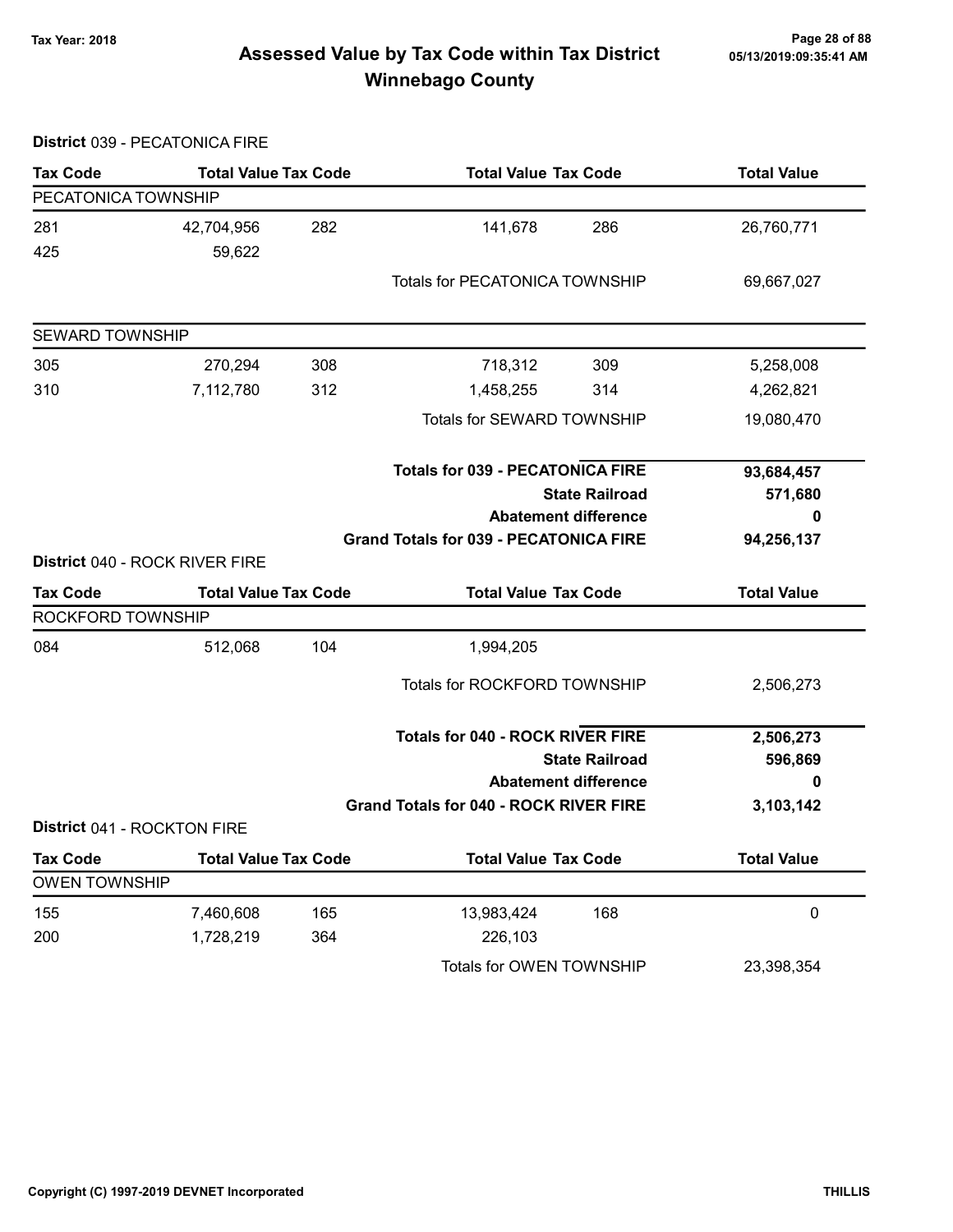# Assessed Value by Tax Code within Tax District
## Winnebago County

Tax Year: 2018

**District** 039 - PECATONICA FIRE

| Tax Code | Total Value | Tax Code | Total Value | Tax Code | Total Value |
|---|---|---|---|---|---|
| PECATONICA TOWNSHIP | | | | | |
| 281 | 42,704,956 | 282 | 141,678 | 286 | 26,760,771 |
| 425 | 59,622 | | | | |
| | | | Totals for PECATONICA TOWNSHIP | | 69,667,027 |
| SEWARD TOWNSHIP | | | | | |
| 305 | 270,294 | 308 | 718,312 | 309 | 5,258,008 |
| 310 | 7,112,780 | 312 | 1,458,255 | 314 | 4,262,821 |
| | | | Totals for SEWARD TOWNSHIP | | 19,080,470 |
| | | | **Totals for 039 - PECATONICA FIRE** | | **93,684,457** |
| | | | **State Railroad** | | **571,680** |
| | | | **Abatement difference** | | **0** |
| | | | **Grand Totals for 039 - PECATONICA FIRE** | | **94,256,137** |

**District** 040 - ROCK RIVER FIRE

| Tax Code | Total Value | Tax Code | Total Value | Tax Code | Total Value |
|---|---|---|---|---|---|
| ROCKFORD TOWNSHIP | | | | | |
| 084 | 512,068 | 104 | 1,994,205 | | |
| | | | Totals for ROCKFORD TOWNSHIP | | 2,506,273 |
| | | | **Totals for 040 - ROCK RIVER FIRE** | | **2,506,273** |
| | | | **State Railroad** | | **596,869** |
| | | | **Abatement difference** | | **0** |
| | | | **Grand Totals for 040 - ROCK RIVER FIRE** | | **3,103,142** |

**District** 041 - ROCKTON FIRE

| Tax Code | Total Value | Tax Code | Total Value | Tax Code | Total Value |
|---|---|---|---|---|---|
| OWEN TOWNSHIP | | | | | |
| 155 | 7,460,608 | 165 | 13,983,424 | 168 | 0 |
| 200 | 1,728,219 | 364 | 226,103 | | |
| | | | Totals for OWEN TOWNSHIP | | 23,398,354 |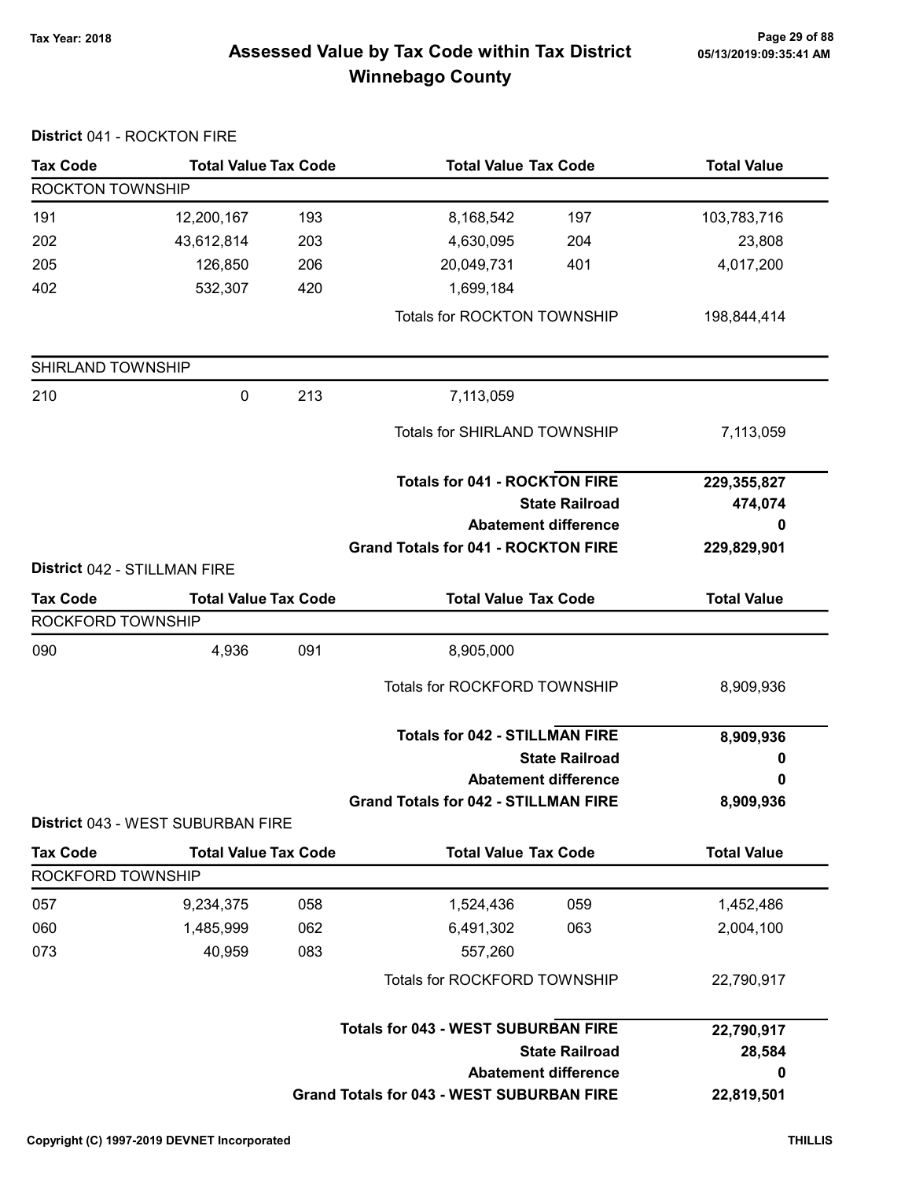# Assessed Value by Tax Code within Tax District
## Winnebago County

Tax Year: 2018

**District** 041 - ROCKTON FIRE

| Tax Code | Total Value | Tax Code | Total Value | Tax Code | Total Value |
|---|---|---|---|---|---|
| ROCKTON TOWNSHIP | | | | | |
| 191 | 12,200,167 | 193 | 8,168,542 | 197 | 103,783,716 |
| 202 | 43,612,814 | 203 | 4,630,095 | 204 | 23,808 |
| 205 | 126,850 | 206 | 20,049,731 | 401 | 4,017,200 |
| 402 | 532,307 | 420 | 1,699,184 | | |
| | | | Totals for ROCKTON TOWNSHIP | | 198,844,414 |
| SHIRLAND TOWNSHIP | | | | | |
| 210 | 0 | 213 | 7,113,059 | | |
| | | | Totals for SHIRLAND TOWNSHIP | | 7,113,059 |
| | | | **Totals for 041 - ROCKTON FIRE** | | **229,355,827** |
| | | | **State Railroad** | | **474,074** |
| | | | **Abatement difference** | | **0** |
| | | | **Grand Totals for 041 - ROCKTON FIRE** | | **229,829,901** |

**District** 042 - STILLMAN FIRE

| Tax Code | Total Value | Tax Code | Total Value | Tax Code | Total Value |
|---|---|---|---|---|---|
| ROCKFORD TOWNSHIP | | | | | |
| 090 | 4,936 | 091 | 8,905,000 | | |
| | | | Totals for ROCKFORD TOWNSHIP | | 8,909,936 |
| | | | **Totals for 042 - STILLMAN FIRE** | | **8,909,936** |
| | | | **State Railroad** | | **0** |
| | | | **Abatement difference** | | **0** |
| | | | **Grand Totals for 042 - STILLMAN FIRE** | | **8,909,936** |

**District** 043 - WEST SUBURBAN FIRE

| Tax Code | Total Value | Tax Code | Total Value | Tax Code | Total Value |
|---|---|---|---|---|---|
| ROCKFORD TOWNSHIP | | | | | |
| 057 | 9,234,375 | 058 | 1,524,436 | 059 | 1,452,486 |
| 060 | 1,485,999 | 062 | 6,491,302 | 063 | 2,004,100 |
| 073 | 40,959 | 083 | 557,260 | | |
| | | | Totals for ROCKFORD TOWNSHIP | | 22,790,917 |
| | | | **Totals for 043 - WEST SUBURBAN FIRE** | | **22,790,917** |
| | | | **State Railroad** | | **28,584** |
| | | | **Abatement difference** | | **0** |
| | | | **Grand Totals for 043 - WEST SUBURBAN FIRE** | | **22,819,501** |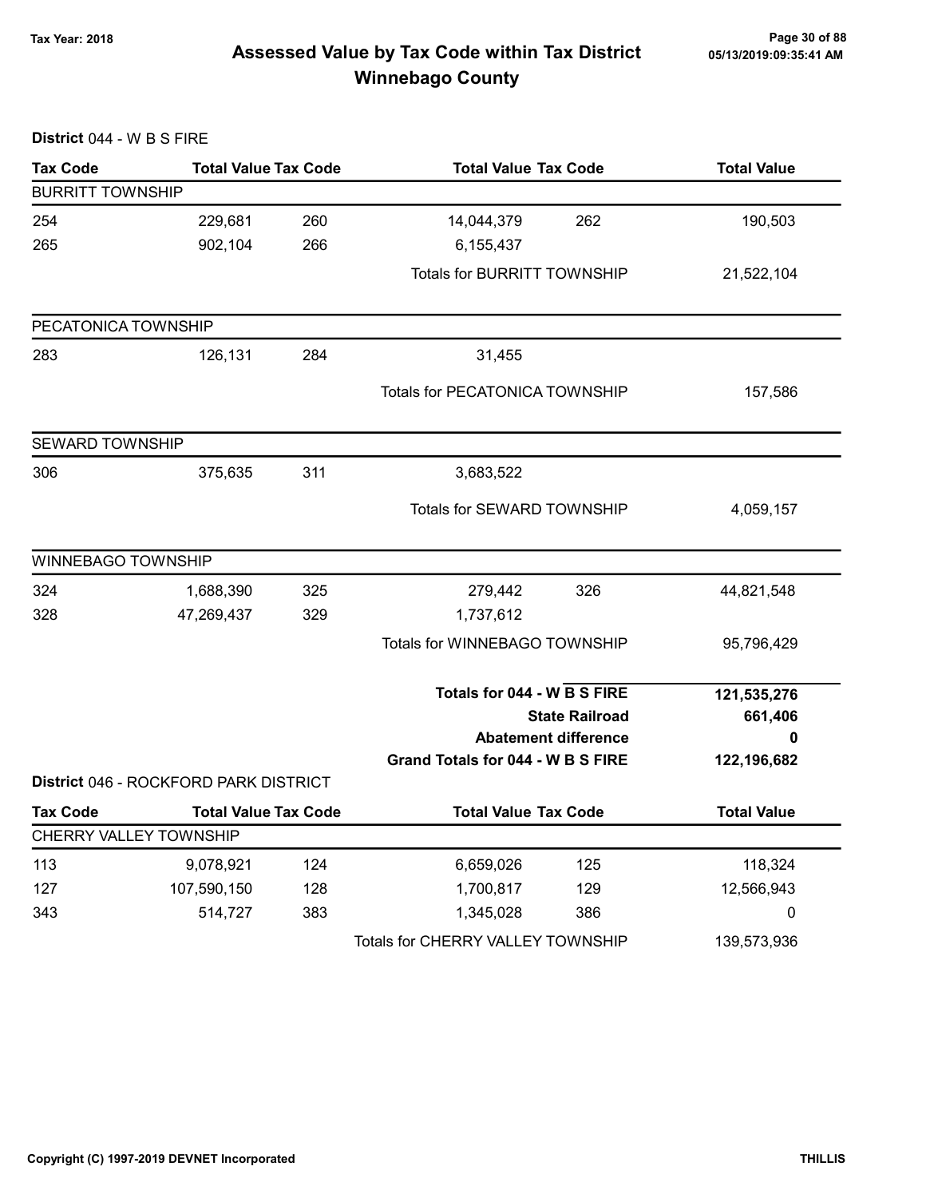# Assessed Value by Tax Code within Tax District
## Winnebago County

Tax Year: 2018

**District** 044 - W B S FIRE

| Tax Code | Total Value | Tax Code | Total Value | Tax Code | Total Value |
|---|---|---|---|---|---|
| **BURRITT TOWNSHIP** | | | | | |
| 254 | 229,681 | 260 | 14,044,379 | 262 | 190,503 |
| 265 | 902,104 | 266 | 6,155,437 | | |
| | | | Totals for BURRITT TOWNSHIP | | 21,522,104 |
| **PECATONICA TOWNSHIP** | | | | | |
| 283 | 126,131 | 284 | 31,455 | | |
| | | | Totals for PECATONICA TOWNSHIP | | 157,586 |
| **SEWARD TOWNSHIP** | | | | | |
| 306 | 375,635 | 311 | 3,683,522 | | |
| | | | Totals for SEWARD TOWNSHIP | | 4,059,157 |
| **WINNEBAGO TOWNSHIP** | | | | | |
| 324 | 1,688,390 | 325 | 279,442 | 326 | 44,821,548 |
| 328 | 47,269,437 | 329 | 1,737,612 | | |
| | | | Totals for WINNEBAGO TOWNSHIP | | 95,796,429 |
| | | | **Totals for 044 - W B S FIRE** | | **121,535,276** |
| | | | **State Railroad** | | **661,406** |
| | | | **Abatement difference** | | **0** |
| | | | **Grand Totals for 044 - W B S FIRE** | | **122,196,682** |

**District** 046 - ROCKFORD PARK DISTRICT

| Tax Code | Total Value | Tax Code | Total Value | Tax Code | Total Value |
|---|---|---|---|---|---|
| **CHERRY VALLEY TOWNSHIP** | | | | | |
| 113 | 9,078,921 | 124 | 6,659,026 | 125 | 118,324 |
| 127 | 107,590,150 | 128 | 1,700,817 | 129 | 12,566,943 |
| 343 | 514,727 | 383 | 1,345,028 | 386 | 0 |
| | | | Totals for CHERRY VALLEY TOWNSHIP | | 139,573,936 |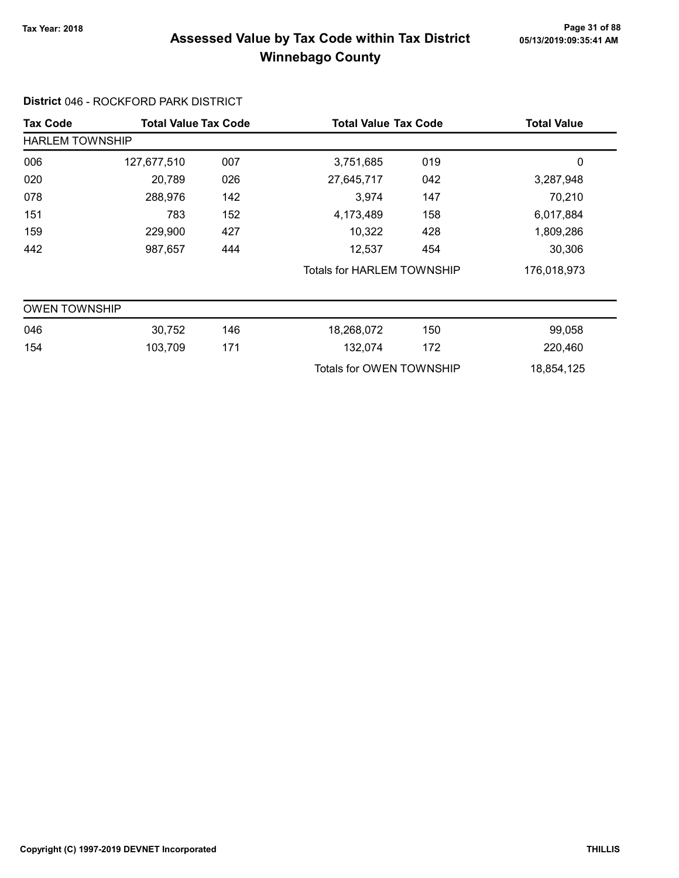# Assessed Value by Tax Code within Tax District

## Winnebago County

Tax Year: 2018

**District** 046 - ROCKFORD PARK DISTRICT

| Tax Code | Total Value | Tax Code | Total Value | Tax Code | Total Value |
|---|---|---|---|---|---|
| **HARLEM TOWNSHIP** | | | | | |
| 006 | 127,677,510 | 007 | 3,751,685 | 019 | 0 |
| 020 | 20,789 | 026 | 27,645,717 | 042 | 3,287,948 |
| 078 | 288,976 | 142 | 3,974 | 147 | 70,210 |
| 151 | 783 | 152 | 4,173,489 | 158 | 6,017,884 |
| 159 | 229,900 | 427 | 10,322 | 428 | 1,809,286 |
| 442 | 987,657 | 444 | 12,537 | 454 | 30,306 |
| | | | Totals for HARLEM TOWNSHIP | | 176,018,973 |
| **OWEN TOWNSHIP** | | | | | |
| 046 | 30,752 | 146 | 18,268,072 | 150 | 99,058 |
| 154 | 103,709 | 171 | 132,074 | 172 | 220,460 |
| | | | Totals for OWEN TOWNSHIP | | 18,854,125 |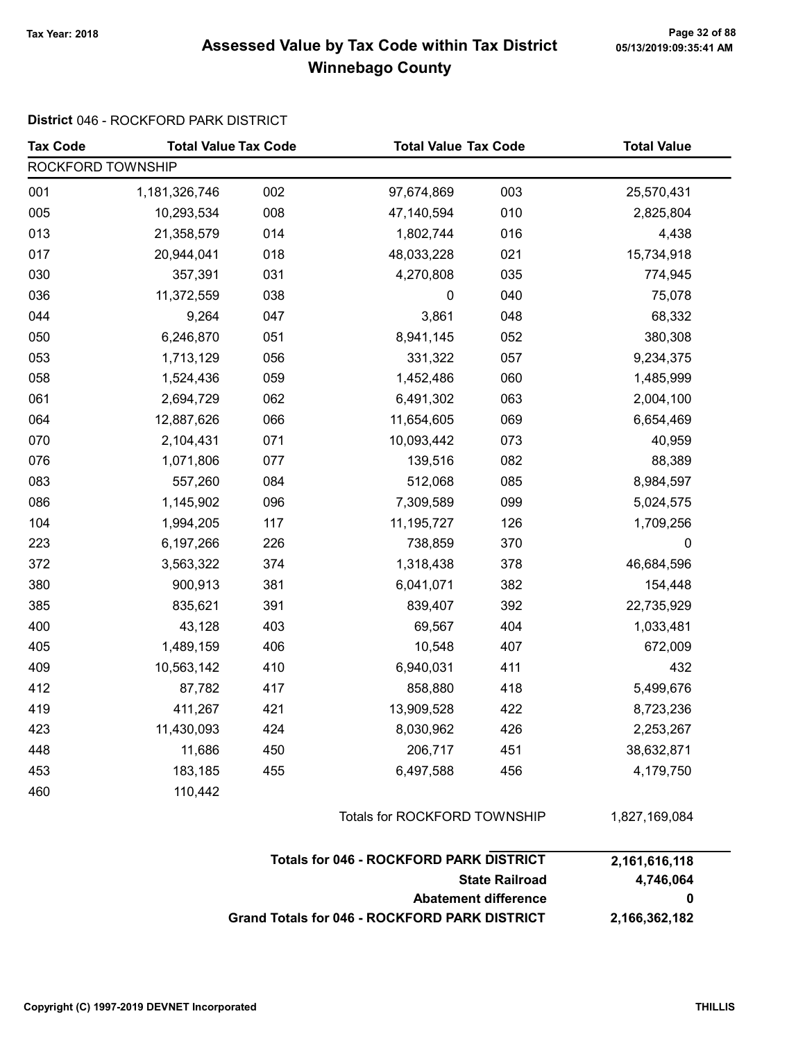# Assessed Value by Tax Code within Tax District

## Winnebago County

Tax Year: 2018

05/13/2019:09:35:41 AM

**District** 046 - ROCKFORD PARK DISTRICT

| Tax Code | Total Value | Tax Code | Total Value | Tax Code | Total Value |
|---|---|---|---|---|---|
| ROCKFORD TOWNSHIP | | | | | |
| 001 | 1,181,326,746 | 002 | 97,674,869 | 003 | 25,570,431 |
| 005 | 10,293,534 | 008 | 47,140,594 | 010 | 2,825,804 |
| 013 | 21,358,579 | 014 | 1,802,744 | 016 | 4,438 |
| 017 | 20,944,041 | 018 | 48,033,228 | 021 | 15,734,918 |
| 030 | 357,391 | 031 | 4,270,808 | 035 | 774,945 |
| 036 | 11,372,559 | 038 | 0 | 040 | 75,078 |
| 044 | 9,264 | 047 | 3,861 | 048 | 68,332 |
| 050 | 6,246,870 | 051 | 8,941,145 | 052 | 380,308 |
| 053 | 1,713,129 | 056 | 331,322 | 057 | 9,234,375 |
| 058 | 1,524,436 | 059 | 1,452,486 | 060 | 1,485,999 |
| 061 | 2,694,729 | 062 | 6,491,302 | 063 | 2,004,100 |
| 064 | 12,887,626 | 066 | 11,654,605 | 069 | 6,654,469 |
| 070 | 2,104,431 | 071 | 10,093,442 | 073 | 40,959 |
| 076 | 1,071,806 | 077 | 139,516 | 082 | 88,389 |
| 083 | 557,260 | 084 | 512,068 | 085 | 8,984,597 |
| 086 | 1,145,902 | 096 | 7,309,589 | 099 | 5,024,575 |
| 104 | 1,994,205 | 117 | 11,195,727 | 126 | 1,709,256 |
| 223 | 6,197,266 | 226 | 738,859 | 370 | 0 |
| 372 | 3,563,322 | 374 | 1,318,438 | 378 | 46,684,596 |
| 380 | 900,913 | 381 | 6,041,071 | 382 | 154,448 |
| 385 | 835,621 | 391 | 839,407 | 392 | 22,735,929 |
| 400 | 43,128 | 403 | 69,567 | 404 | 1,033,481 |
| 405 | 1,489,159 | 406 | 10,548 | 407 | 672,009 |
| 409 | 10,563,142 | 410 | 6,940,031 | 411 | 432 |
| 412 | 87,782 | 417 | 858,880 | 418 | 5,499,676 |
| 419 | 411,267 | 421 | 13,909,528 | 422 | 8,723,236 |
| 423 | 11,430,093 | 424 | 8,030,962 | 426 | 2,253,267 |
| 448 | 11,686 | 450 | 206,717 | 451 | 38,632,871 |
| 453 | 183,185 | 455 | 6,497,588 | 456 | 4,179,750 |
| 460 | 110,442 | | | | |
| | | | Totals for ROCKFORD TOWNSHIP | | 1,827,169,084 |

| | |
|---|---|
| **Totals for 046 - ROCKFORD PARK DISTRICT** | **2,161,616,118** |
| **State Railroad** | **4,746,064** |
| **Abatement difference** | **0** |
| **Grand Totals for 046 - ROCKFORD PARK DISTRICT** | **2,166,362,182** |

Copyright (C) 1997-2019 DEVNET Incorporated — THILLIS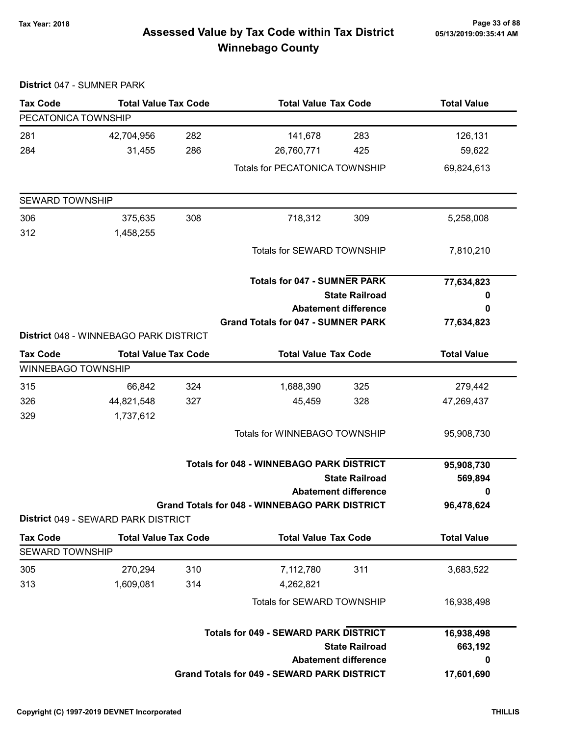# Assessed Value by Tax Code within Tax District
## Winnebago County

Tax Year: 2018

### District 047 - SUMNER PARK

| Tax Code | Total Value | Tax Code | Total Value | Tax Code | Total Value |
|---|---|---|---|---|---|
| PECATONICA TOWNSHIP | | | | | |
| 281 | 42,704,956 | 282 | 141,678 | 283 | 126,131 |
| 284 | 31,455 | 286 | 26,760,771 | 425 | 59,622 |
| | | | Totals for PECATONICA TOWNSHIP | | 69,824,613 |
| SEWARD TOWNSHIP | | | | | |
| 306 | 375,635 | 308 | 718,312 | 309 | 5,258,008 |
| 312 | 1,458,255 | | | | |
| | | | Totals for SEWARD TOWNSHIP | | 7,810,210 |

| | Total Value |
|---|---|
| **Totals for 047 - SUMNER PARK** | **77,634,823** |
| **State Railroad** | **0** |
| **Abatement difference** | **0** |
| **Grand Totals for 047 - SUMNER PARK** | **77,634,823** |

### District 048 - WINNEBAGO PARK DISTRICT

| Tax Code | Total Value | Tax Code | Total Value | Tax Code | Total Value |
|---|---|---|---|---|---|
| WINNEBAGO TOWNSHIP | | | | | |
| 315 | 66,842 | 324 | 1,688,390 | 325 | 279,442 |
| 326 | 44,821,548 | 327 | 45,459 | 328 | 47,269,437 |
| 329 | 1,737,612 | | | | |
| | | | Totals for WINNEBAGO TOWNSHIP | | 95,908,730 |

| | Total Value |
|---|---|
| **Totals for 048 - WINNEBAGO PARK DISTRICT** | **95,908,730** |
| **State Railroad** | **569,894** |
| **Abatement difference** | **0** |
| **Grand Totals for 048 - WINNEBAGO PARK DISTRICT** | **96,478,624** |

### District 049 - SEWARD PARK DISTRICT

| Tax Code | Total Value | Tax Code | Total Value | Tax Code | Total Value |
|---|---|---|---|---|---|
| SEWARD TOWNSHIP | | | | | |
| 305 | 270,294 | 310 | 7,112,780 | 311 | 3,683,522 |
| 313 | 1,609,081 | 314 | 4,262,821 | | |
| | | | Totals for SEWARD TOWNSHIP | | 16,938,498 |

| | Total Value |
|---|---|
| **Totals for 049 - SEWARD PARK DISTRICT** | **16,938,498** |
| **State Railroad** | **663,192** |
| **Abatement difference** | **0** |
| **Grand Totals for 049 - SEWARD PARK DISTRICT** | **17,601,690** |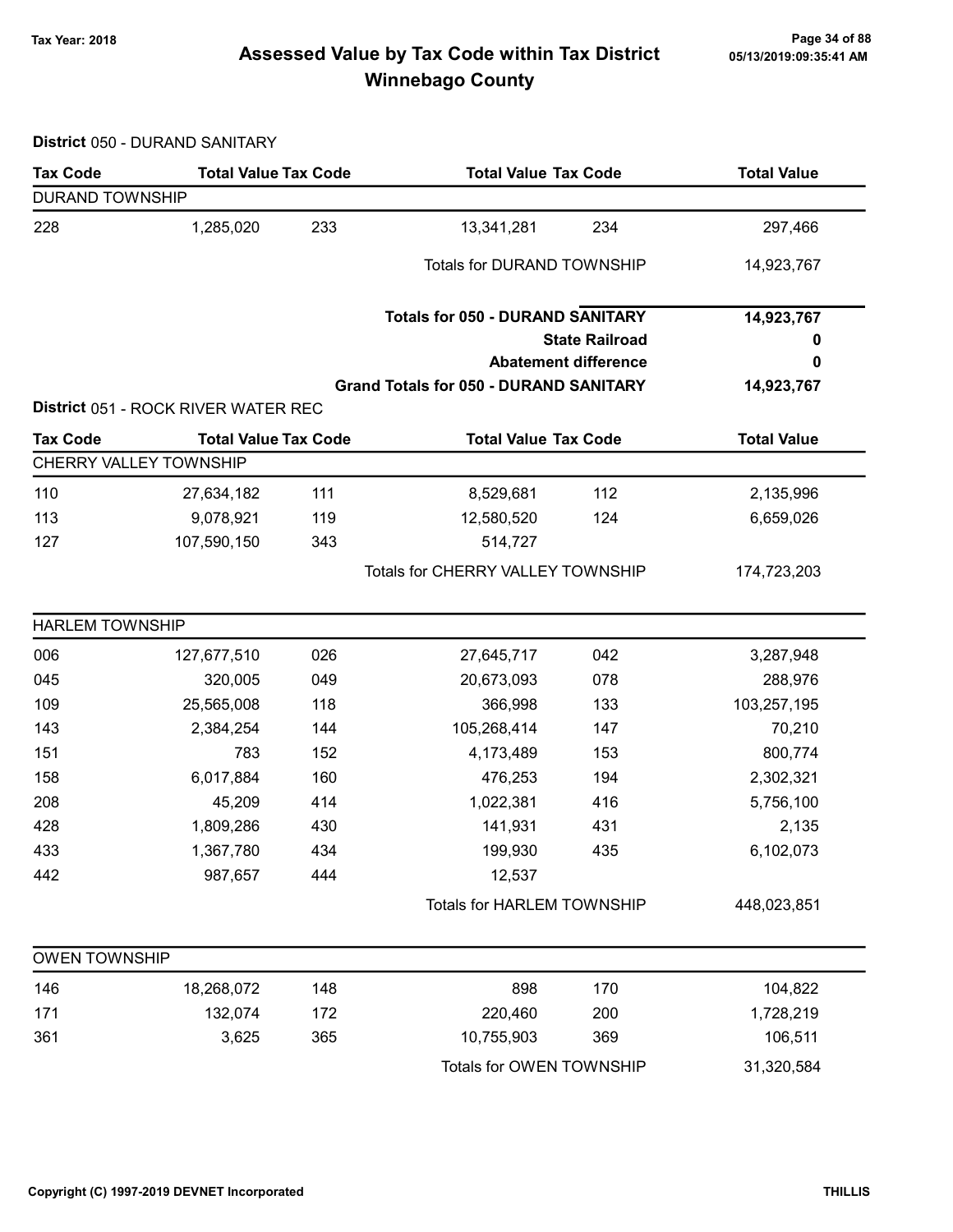# Assessed Value by Tax Code within Tax District
# Winnebago County

Tax Year: 2018

**District** 050 - DURAND SANITARY

| Tax Code | Total Value | Tax Code | Total Value | Tax Code | Total Value |
|---|---|---|---|---|---|
| **DURAND TOWNSHIP** | | | | | |
| 228 | 1,285,020 | 233 | 13,341,281 | 234 | 297,466 |
| | | | Totals for DURAND TOWNSHIP | | 14,923,767 |

| | |
|---|---|
| **Totals for 050 - DURAND SANITARY** | **14,923,767** |
| **State Railroad** | **0** |
| **Abatement difference** | **0** |
| **Grand Totals for 050 - DURAND SANITARY** | **14,923,767** |

**District** 051 - ROCK RIVER WATER REC

| Tax Code | Total Value | Tax Code | Total Value | Tax Code | Total Value |
|---|---|---|---|---|---|
| **CHERRY VALLEY TOWNSHIP** | | | | | |
| 110 | 27,634,182 | 111 | 8,529,681 | 112 | 2,135,996 |
| 113 | 9,078,921 | 119 | 12,580,520 | 124 | 6,659,026 |
| 127 | 107,590,150 | 343 | 514,727 | | |
| | | | Totals for CHERRY VALLEY TOWNSHIP | | 174,723,203 |
| **HARLEM TOWNSHIP** | | | | | |
| 006 | 127,677,510 | 026 | 27,645,717 | 042 | 3,287,948 |
| 045 | 320,005 | 049 | 20,673,093 | 078 | 288,976 |
| 109 | 25,565,008 | 118 | 366,998 | 133 | 103,257,195 |
| 143 | 2,384,254 | 144 | 105,268,414 | 147 | 70,210 |
| 151 | 783 | 152 | 4,173,489 | 153 | 800,774 |
| 158 | 6,017,884 | 160 | 476,253 | 194 | 2,302,321 |
| 208 | 45,209 | 414 | 1,022,381 | 416 | 5,756,100 |
| 428 | 1,809,286 | 430 | 141,931 | 431 | 2,135 |
| 433 | 1,367,780 | 434 | 199,930 | 435 | 6,102,073 |
| 442 | 987,657 | 444 | 12,537 | | |
| | | | Totals for HARLEM TOWNSHIP | | 448,023,851 |
| **OWEN TOWNSHIP** | | | | | |
| 146 | 18,268,072 | 148 | 898 | 170 | 104,822 |
| 171 | 132,074 | 172 | 220,460 | 200 | 1,728,219 |
| 361 | 3,625 | 365 | 10,755,903 | 369 | 106,511 |
| | | | Totals for OWEN TOWNSHIP | | 31,320,584 |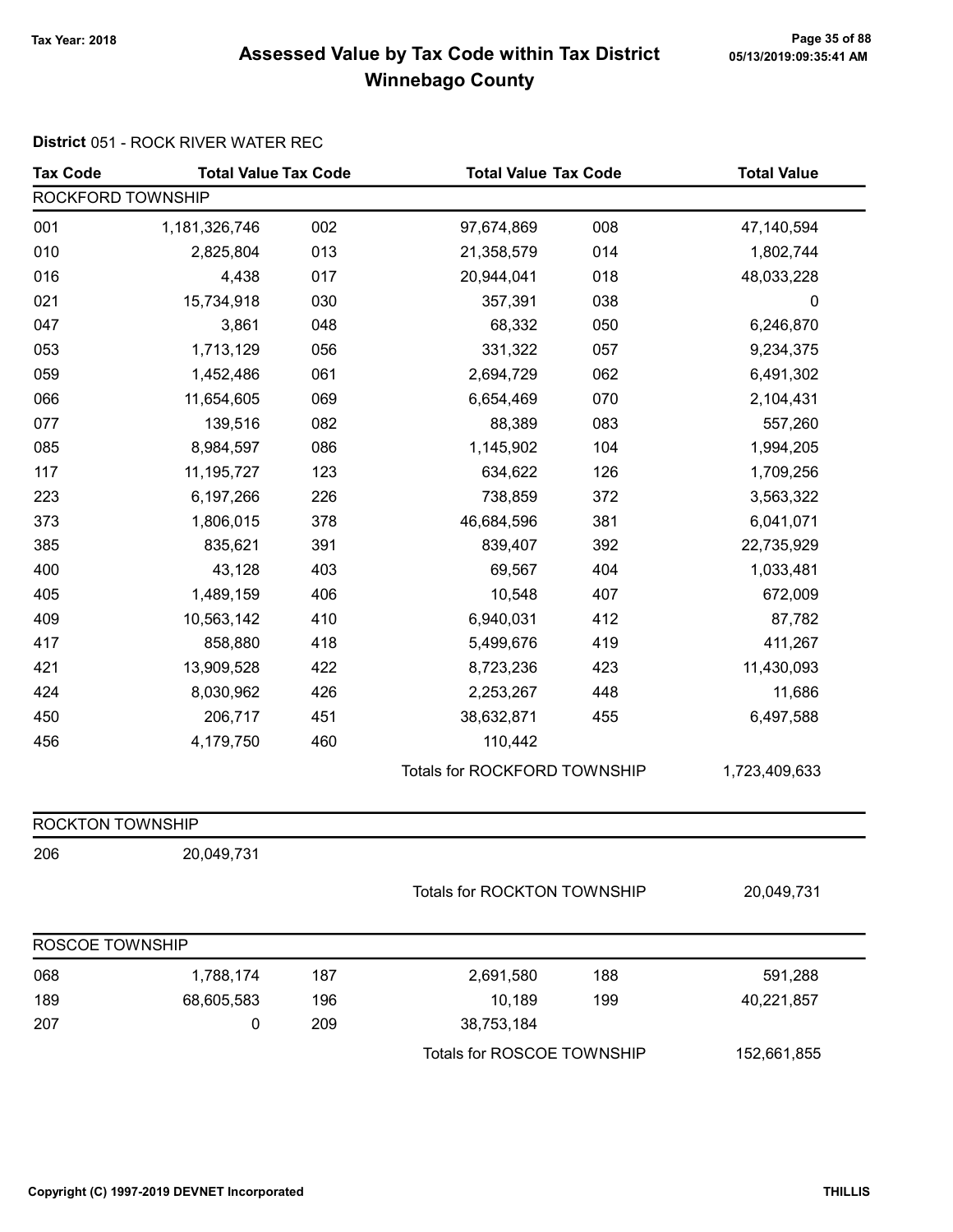# Assessed Value by Tax Code within Tax District

## Winnebago County

Tax Year: 2018

**District** 051 - ROCK RIVER WATER REC

| Tax Code | Total Value | Tax Code | Total Value | Tax Code | Total Value |
|---|---|---|---|---|---|
| ROCKFORD TOWNSHIP | | | | | |
| 001 | 1,181,326,746 | 002 | 97,674,869 | 008 | 47,140,594 |
| 010 | 2,825,804 | 013 | 21,358,579 | 014 | 1,802,744 |
| 016 | 4,438 | 017 | 20,944,041 | 018 | 48,033,228 |
| 021 | 15,734,918 | 030 | 357,391 | 038 | 0 |
| 047 | 3,861 | 048 | 68,332 | 050 | 6,246,870 |
| 053 | 1,713,129 | 056 | 331,322 | 057 | 9,234,375 |
| 059 | 1,452,486 | 061 | 2,694,729 | 062 | 6,491,302 |
| 066 | 11,654,605 | 069 | 6,654,469 | 070 | 2,104,431 |
| 077 | 139,516 | 082 | 88,389 | 083 | 557,260 |
| 085 | 8,984,597 | 086 | 1,145,902 | 104 | 1,994,205 |
| 117 | 11,195,727 | 123 | 634,622 | 126 | 1,709,256 |
| 223 | 6,197,266 | 226 | 738,859 | 372 | 3,563,322 |
| 373 | 1,806,015 | 378 | 46,684,596 | 381 | 6,041,071 |
| 385 | 835,621 | 391 | 839,407 | 392 | 22,735,929 |
| 400 | 43,128 | 403 | 69,567 | 404 | 1,033,481 |
| 405 | 1,489,159 | 406 | 10,548 | 407 | 672,009 |
| 409 | 10,563,142 | 410 | 6,940,031 | 412 | 87,782 |
| 417 | 858,880 | 418 | 5,499,676 | 419 | 411,267 |
| 421 | 13,909,528 | 422 | 8,723,236 | 423 | 11,430,093 |
| 424 | 8,030,962 | 426 | 2,253,267 | 448 | 11,686 |
| 450 | 206,717 | 451 | 38,632,871 | 455 | 6,497,588 |
| 456 | 4,179,750 | 460 | 110,442 | | |
| | | | Totals for ROCKFORD TOWNSHIP | | 1,723,409,633 |
| ROCKTON TOWNSHIP | | | | | |
| 206 | 20,049,731 | | | | |
| | | | Totals for ROCKTON TOWNSHIP | | 20,049,731 |
| ROSCOE TOWNSHIP | | | | | |
| 068 | 1,788,174 | 187 | 2,691,580 | 188 | 591,288 |
| 189 | 68,605,583 | 196 | 10,189 | 199 | 40,221,857 |
| 207 | 0 | 209 | 38,753,184 | | |
| | | | Totals for ROSCOE TOWNSHIP | | 152,661,855 |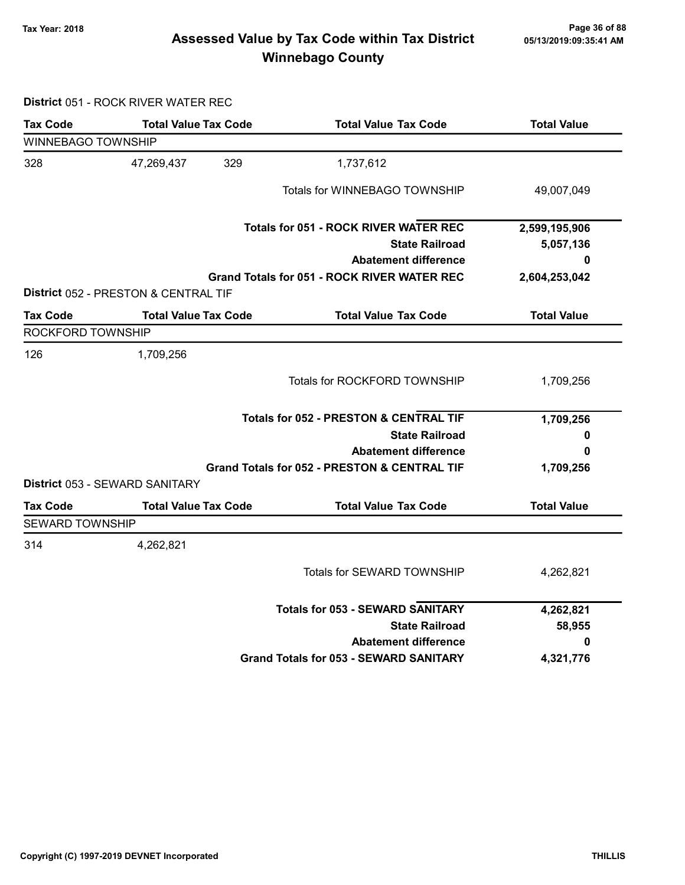# Assessed Value by Tax Code within Tax District
## Winnebago County

Tax Year: 2018

05/13/2019:09:35:41 AM

**District** 051 - ROCK RIVER WATER REC

| Tax Code | Total Value | Tax Code | Total Value Tax Code | Total Value |
|---|---|---|---|---|
| WINNEBAGO TOWNSHIP | | | | |
| 328 | 47,269,437 | 329 | 1,737,612 | |
| | | | Totals for WINNEBAGO TOWNSHIP | 49,007,049 |
| | | | **Totals for 051 - ROCK RIVER WATER REC** | **2,599,195,906** |
| | | | **State Railroad** | **5,057,136** |
| | | | **Abatement difference** | **0** |
| | | | **Grand Totals for 051 - ROCK RIVER WATER REC** | **2,604,253,042** |

**District** 052 - PRESTON & CENTRAL TIF

| Tax Code | Total Value | Tax Code | Total Value Tax Code | Total Value |
|---|---|---|---|---|
| ROCKFORD TOWNSHIP | | | | |
| 126 | 1,709,256 | | | |
| | | | Totals for ROCKFORD TOWNSHIP | 1,709,256 |
| | | | **Totals for 052 - PRESTON & CENTRAL TIF** | **1,709,256** |
| | | | **State Railroad** | **0** |
| | | | **Abatement difference** | **0** |
| | | | **Grand Totals for 052 - PRESTON & CENTRAL TIF** | **1,709,256** |

**District** 053 - SEWARD SANITARY

| Tax Code | Total Value | Tax Code | Total Value Tax Code | Total Value |
|---|---|---|---|---|
| SEWARD TOWNSHIP | | | | |
| 314 | 4,262,821 | | | |
| | | | Totals for SEWARD TOWNSHIP | 4,262,821 |
| | | | **Totals for 053 - SEWARD SANITARY** | **4,262,821** |
| | | | **State Railroad** | **58,955** |
| | | | **Abatement difference** | **0** |
| | | | **Grand Totals for 053 - SEWARD SANITARY** | **4,321,776** |

Copyright (C) 1997-2019 DEVNET Incorporated

THILLIS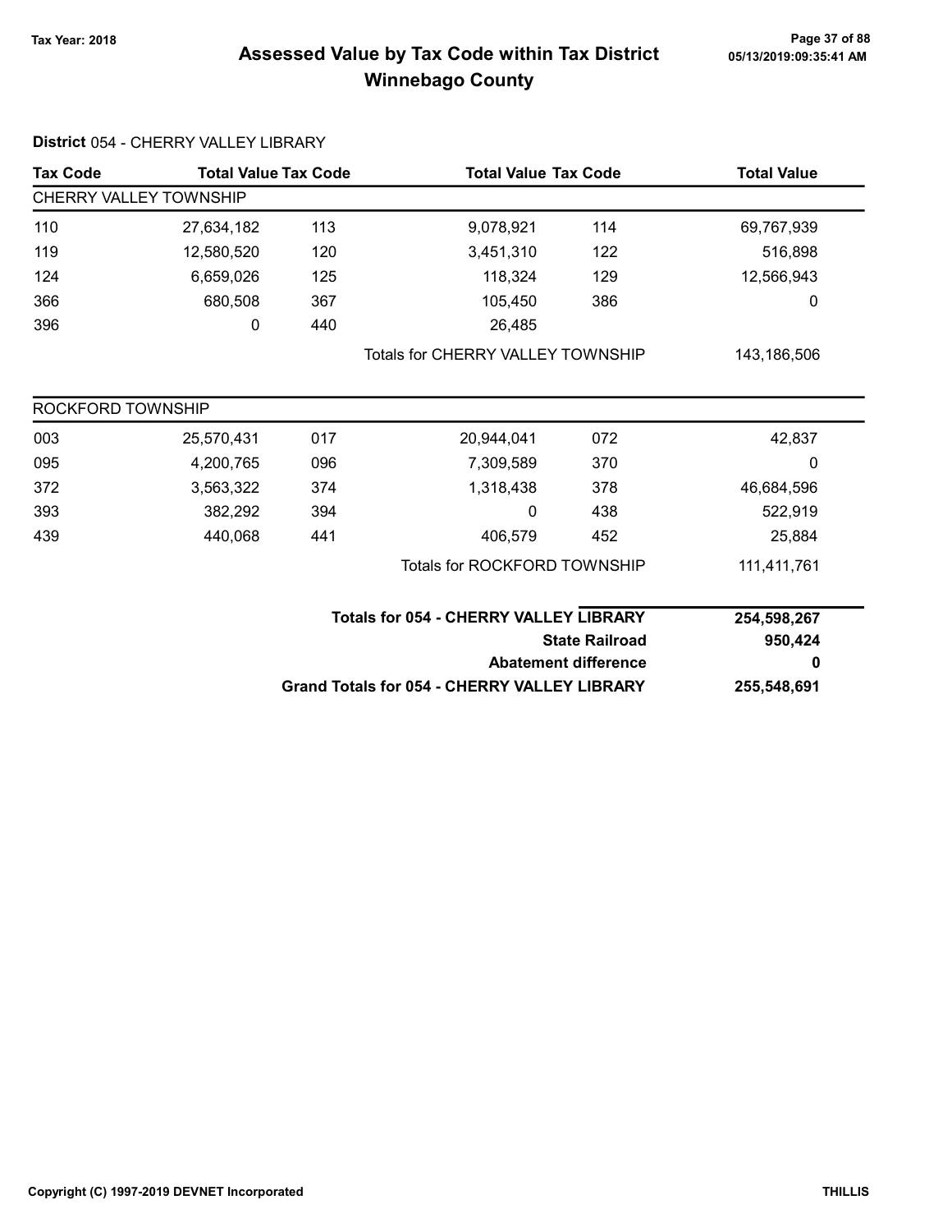# Assessed Value by Tax Code within Tax District
## Winnebago County

Tax Year: 2018

**District** 054 - CHERRY VALLEY LIBRARY

| Tax Code | Total Value | Tax Code | Total Value | Tax Code | Total Value |
|---|---|---|---|---|---|
| CHERRY VALLEY TOWNSHIP | | | | | |
| 110 | 27,634,182 | 113 | 9,078,921 | 114 | 69,767,939 |
| 119 | 12,580,520 | 120 | 3,451,310 | 122 | 516,898 |
| 124 | 6,659,026 | 125 | 118,324 | 129 | 12,566,943 |
| 366 | 680,508 | 367 | 105,450 | 386 | 0 |
| 396 | 0 | 440 | 26,485 | | |
| | | | Totals for CHERRY VALLEY TOWNSHIP | | 143,186,506 |
| ROCKFORD TOWNSHIP | | | | | |
| 003 | 25,570,431 | 017 | 20,944,041 | 072 | 42,837 |
| 095 | 4,200,765 | 096 | 7,309,589 | 370 | 0 |
| 372 | 3,563,322 | 374 | 1,318,438 | 378 | 46,684,596 |
| 393 | 382,292 | 394 | 0 | 438 | 522,919 |
| 439 | 440,068 | 441 | 406,579 | 452 | 25,884 |
| | | | Totals for ROCKFORD TOWNSHIP | | 111,411,761 |

| | |
|---|---|
| **Totals for 054 - CHERRY VALLEY LIBRARY** | **254,598,267** |
| **State Railroad** | **950,424** |
| **Abatement difference** | **0** |
| **Grand Totals for 054 - CHERRY VALLEY LIBRARY** | **255,548,691** |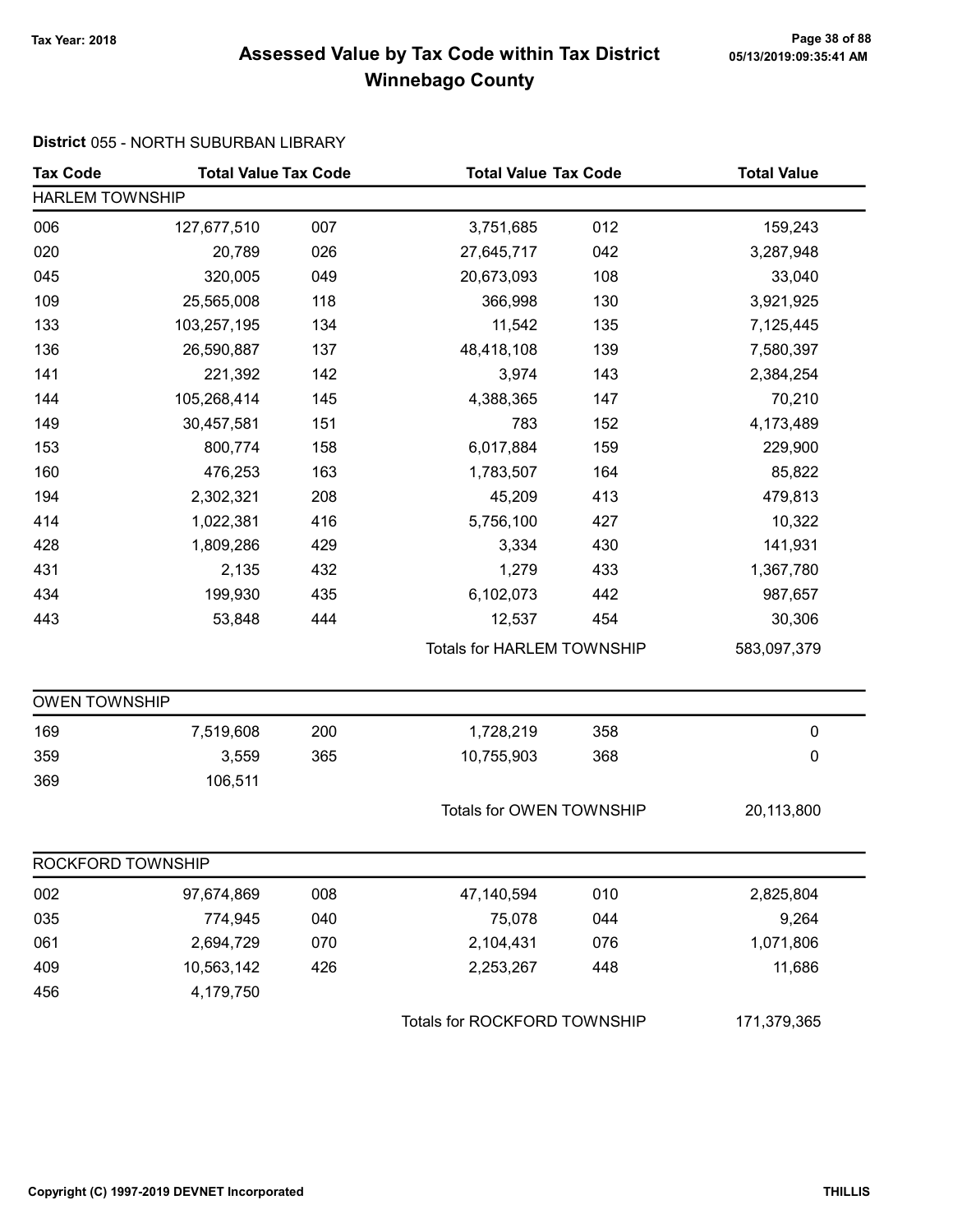**Tax Year: 2018**

# Assessed Value by Tax Code within Tax District
## Winnebago County

**District** 055 - NORTH SUBURBAN LIBRARY

| Tax Code | Total Value | Tax Code | Total Value | Tax Code | Total Value |
|---|---|---|---|---|---|
| **HARLEM TOWNSHIP** | | | | | |
| 006 | 127,677,510 | 007 | 3,751,685 | 012 | 159,243 |
| 020 | 20,789 | 026 | 27,645,717 | 042 | 3,287,948 |
| 045 | 320,005 | 049 | 20,673,093 | 108 | 33,040 |
| 109 | 25,565,008 | 118 | 366,998 | 130 | 3,921,925 |
| 133 | 103,257,195 | 134 | 11,542 | 135 | 7,125,445 |
| 136 | 26,590,887 | 137 | 48,418,108 | 139 | 7,580,397 |
| 141 | 221,392 | 142 | 3,974 | 143 | 2,384,254 |
| 144 | 105,268,414 | 145 | 4,388,365 | 147 | 70,210 |
| 149 | 30,457,581 | 151 | 783 | 152 | 4,173,489 |
| 153 | 800,774 | 158 | 6,017,884 | 159 | 229,900 |
| 160 | 476,253 | 163 | 1,783,507 | 164 | 85,822 |
| 194 | 2,302,321 | 208 | 45,209 | 413 | 479,813 |
| 414 | 1,022,381 | 416 | 5,756,100 | 427 | 10,322 |
| 428 | 1,809,286 | 429 | 3,334 | 430 | 141,931 |
| 431 | 2,135 | 432 | 1,279 | 433 | 1,367,780 |
| 434 | 199,930 | 435 | 6,102,073 | 442 | 987,657 |
| 443 | 53,848 | 444 | 12,537 | 454 | 30,306 |
| | | | Totals for HARLEM TOWNSHIP | | 583,097,379 |
| **OWEN TOWNSHIP** | | | | | |
| 169 | 7,519,608 | 200 | 1,728,219 | 358 | 0 |
| 359 | 3,559 | 365 | 10,755,903 | 368 | 0 |
| 369 | 106,511 | | | | |
| | | | Totals for OWEN TOWNSHIP | | 20,113,800 |
| **ROCKFORD TOWNSHIP** | | | | | |
| 002 | 97,674,869 | 008 | 47,140,594 | 010 | 2,825,804 |
| 035 | 774,945 | 040 | 75,078 | 044 | 9,264 |
| 061 | 2,694,729 | 070 | 2,104,431 | 076 | 1,071,806 |
| 409 | 10,563,142 | 426 | 2,253,267 | 448 | 11,686 |
| 456 | 4,179,750 | | | | |
| | | | Totals for ROCKFORD TOWNSHIP | | 171,379,365 |

Copyright (C) 1997-2019 DEVNET Incorporated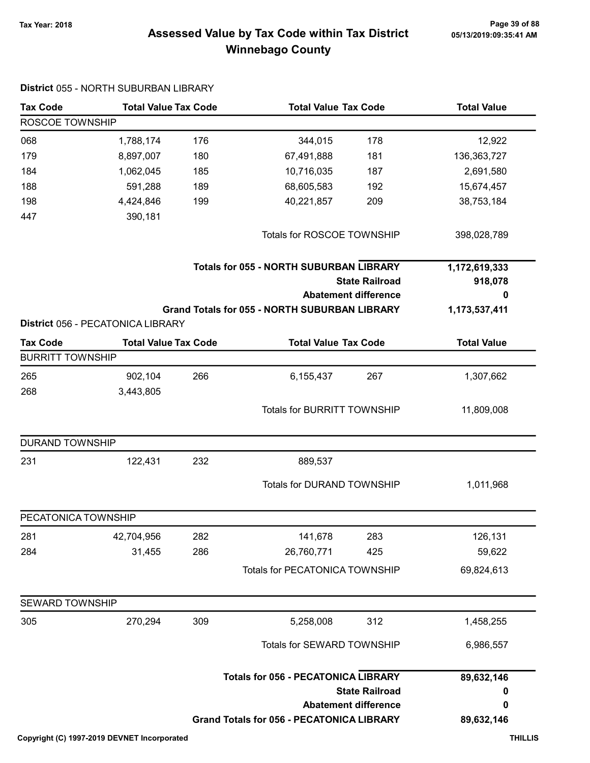# Assessed Value by Tax Code within Tax District
# Winnebago County

Tax Year: 2018

**District** 055 - NORTH SUBURBAN LIBRARY

| Tax Code | Total Value | Tax Code | Total Value | Tax Code | Total Value |
|---|---|---|---|---|---|
| ROSCOE TOWNSHIP | | | | | |
| 068 | 1,788,174 | 176 | 344,015 | 178 | 12,922 |
| 179 | 8,897,007 | 180 | 67,491,888 | 181 | 136,363,727 |
| 184 | 1,062,045 | 185 | 10,716,035 | 187 | 2,691,580 |
| 188 | 591,288 | 189 | 68,605,583 | 192 | 15,674,457 |
| 198 | 4,424,846 | 199 | 40,221,857 | 209 | 38,753,184 |
| 447 | 390,181 | | | | |
| | | | Totals for ROSCOE TOWNSHIP | | 398,028,789 |

| | |
|---|---|
| **Totals for 055 - NORTH SUBURBAN LIBRARY** | **1,172,619,333** |
| **State Railroad** | **918,078** |
| **Abatement difference** | **0** |
| **Grand Totals for 055 - NORTH SUBURBAN LIBRARY** | **1,173,537,411** |

**District** 056 - PECATONICA LIBRARY

| Tax Code | Total Value | Tax Code | Total Value | Tax Code | Total Value |
|---|---|---|---|---|---|
| BURRITT TOWNSHIP | | | | | |
| 265 | 902,104 | 266 | 6,155,437 | 267 | 1,307,662 |
| 268 | 3,443,805 | | | | |
| | | | Totals for BURRITT TOWNSHIP | | 11,809,008 |
| DURAND TOWNSHIP | | | | | |
| 231 | 122,431 | 232 | 889,537 | | |
| | | | Totals for DURAND TOWNSHIP | | 1,011,968 |
| PECATONICA TOWNSHIP | | | | | |
| 281 | 42,704,956 | 282 | 141,678 | 283 | 126,131 |
| 284 | 31,455 | 286 | 26,760,771 | 425 | 59,622 |
| | | | Totals for PECATONICA TOWNSHIP | | 69,824,613 |
| SEWARD TOWNSHIP | | | | | |
| 305 | 270,294 | 309 | 5,258,008 | 312 | 1,458,255 |
| | | | Totals for SEWARD TOWNSHIP | | 6,986,557 |

| | |
|---|---|
| **Totals for 056 - PECATONICA LIBRARY** | **89,632,146** |
| **State Railroad** | **0** |
| **Abatement difference** | **0** |
| **Grand Totals for 056 - PECATONICA LIBRARY** | **89,632,146** |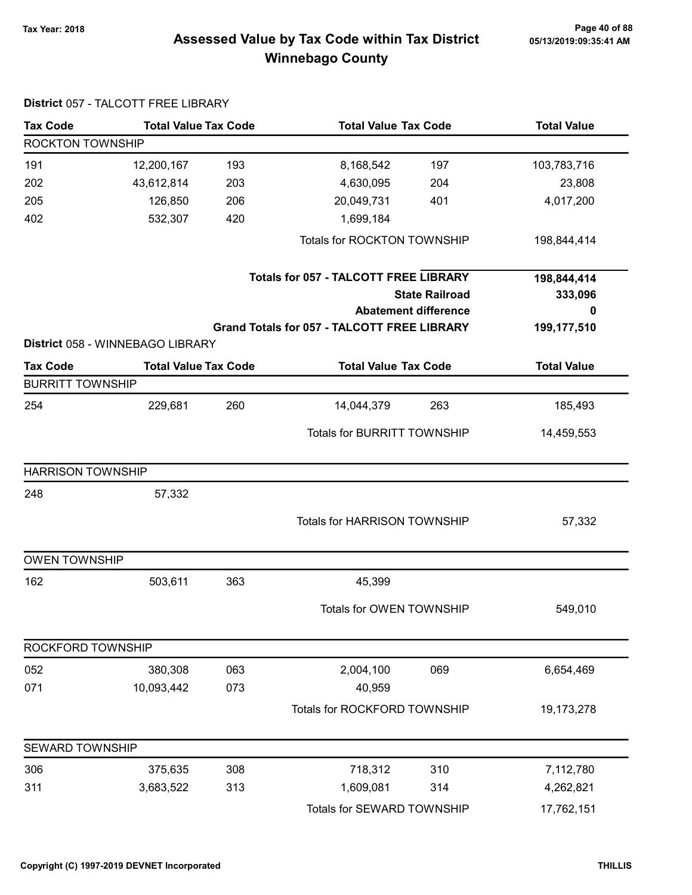# Assessed Value by Tax Code within Tax District
# Winnebago County

Tax Year: 2018

## District 057 - TALCOTT FREE LIBRARY

| Tax Code | Total Value | Tax Code | Total Value | Tax Code | Total Value |
|---|---|---|---|---|---|
| **ROCKTON TOWNSHIP** | | | | | |
| 191 | 12,200,167 | 193 | 8,168,542 | 197 | 103,783,716 |
| 202 | 43,612,814 | 203 | 4,630,095 | 204 | 23,808 |
| 205 | 126,850 | 206 | 20,049,731 | 401 | 4,017,200 |
| 402 | 532,307 | 420 | 1,699,184 | | |
| | | | Totals for ROCKTON TOWNSHIP | | 198,844,414 |
| | | | **Totals for 057 - TALCOTT FREE LIBRARY** | | **198,844,414** |
| | | | **State Railroad** | | **333,096** |
| | | | **Abatement difference** | | **0** |
| | | | **Grand Totals for 057 - TALCOTT FREE LIBRARY** | | **199,177,510** |

## District 058 - WINNEBAGO LIBRARY

| Tax Code | Total Value | Tax Code | Total Value | Tax Code | Total Value |
|---|---|---|---|---|---|
| **BURRITT TOWNSHIP** | | | | | |
| 254 | 229,681 | 260 | 14,044,379 | 263 | 185,493 |
| | | | Totals for BURRITT TOWNSHIP | | 14,459,553 |
| **HARRISON TOWNSHIP** | | | | | |
| 248 | 57,332 | | | | |
| | | | Totals for HARRISON TOWNSHIP | | 57,332 |
| **OWEN TOWNSHIP** | | | | | |
| 162 | 503,611 | 363 | 45,399 | | |
| | | | Totals for OWEN TOWNSHIP | | 549,010 |
| **ROCKFORD TOWNSHIP** | | | | | |
| 052 | 380,308 | 063 | 2,004,100 | 069 | 6,654,469 |
| 071 | 10,093,442 | 073 | 40,959 | | |
| | | | Totals for ROCKFORD TOWNSHIP | | 19,173,278 |
| **SEWARD TOWNSHIP** | | | | | |
| 306 | 375,635 | 308 | 718,312 | 310 | 7,112,780 |
| 311 | 3,683,522 | 313 | 1,609,081 | 314 | 4,262,821 |
| | | | Totals for SEWARD TOWNSHIP | | 17,762,151 |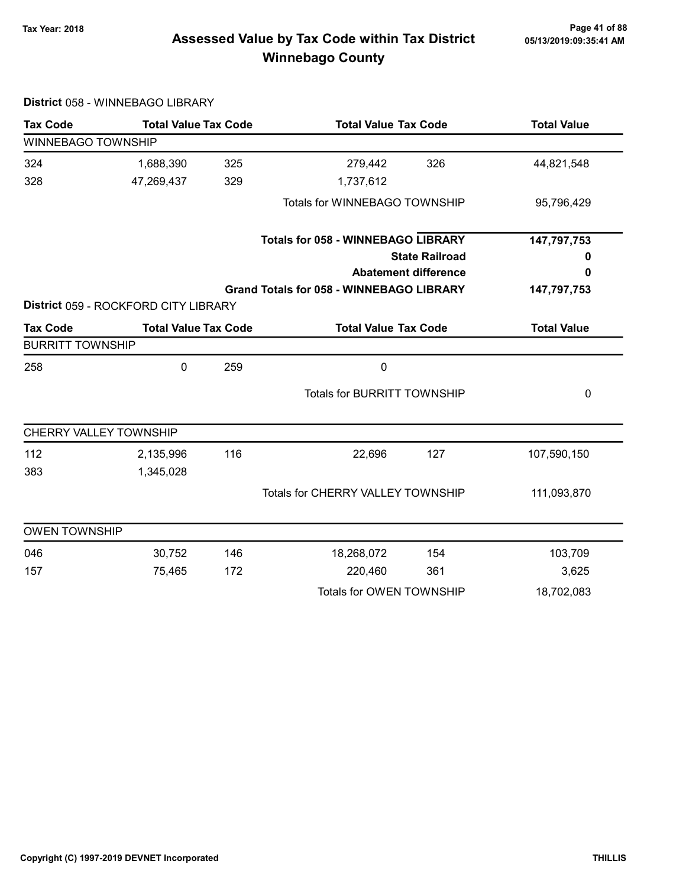# Assessed Value by Tax Code within Tax District
# Winnebago County

Tax Year: 2018

**District** 058 - WINNEBAGO LIBRARY

| Tax Code | Total Value | Tax Code | Total Value | Tax Code | Total Value |
|---|---|---|---|---|---|
| WINNEBAGO TOWNSHIP | | | | | |
| 324 | 1,688,390 | 325 | 279,442 | 326 | 44,821,548 |
| 328 | 47,269,437 | 329 | 1,737,612 | | |
| | | | Totals for WINNEBAGO TOWNSHIP | | 95,796,429 |
| | | | **Totals for 058 - WINNEBAGO LIBRARY** | | **147,797,753** |
| | | | **State Railroad** | | **0** |
| | | | **Abatement difference** | | **0** |
| | | | **Grand Totals for 058 - WINNEBAGO LIBRARY** | | **147,797,753** |

**District** 059 - ROCKFORD CITY LIBRARY

| Tax Code | Total Value | Tax Code | Total Value | Tax Code | Total Value |
|---|---|---|---|---|---|
| BURRITT TOWNSHIP | | | | | |
| 258 | 0 | 259 | 0 | | |
| | | | Totals for BURRITT TOWNSHIP | | 0 |
| CHERRY VALLEY TOWNSHIP | | | | | |
| 112 | 2,135,996 | 116 | 22,696 | 127 | 107,590,150 |
| 383 | 1,345,028 | | | | |
| | | | Totals for CHERRY VALLEY TOWNSHIP | | 111,093,870 |
| OWEN TOWNSHIP | | | | | |
| 046 | 30,752 | 146 | 18,268,072 | 154 | 103,709 |
| 157 | 75,465 | 172 | 220,460 | 361 | 3,625 |
| | | | Totals for OWEN TOWNSHIP | | 18,702,083 |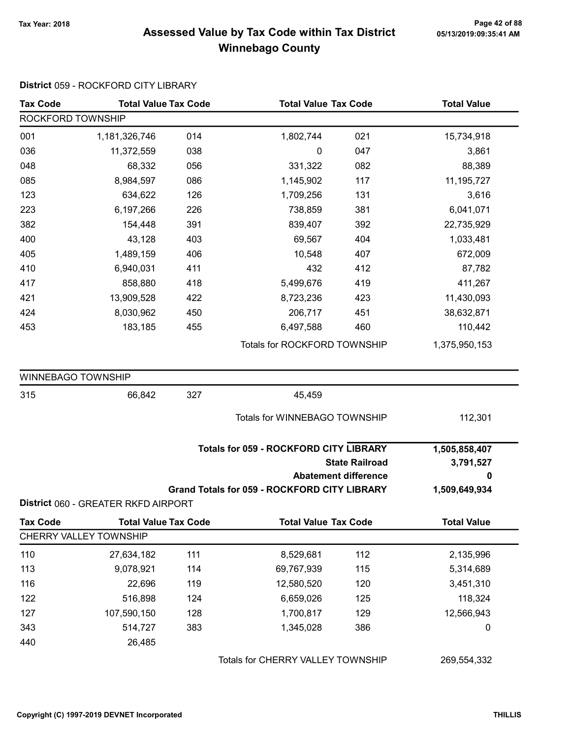# Assessed Value by Tax Code within Tax District
# Winnebago County

Tax Year: 2018

## District 059 - ROCKFORD CITY LIBRARY

| Tax Code | Total Value | Tax Code | Total Value | Tax Code | Total Value |
|---|---|---|---|---|---|
| **ROCKFORD TOWNSHIP** | | | | | |
| 001 | 1,181,326,746 | 014 | 1,802,744 | 021 | 15,734,918 |
| 036 | 11,372,559 | 038 | 0 | 047 | 3,861 |
| 048 | 68,332 | 056 | 331,322 | 082 | 88,389 |
| 085 | 8,984,597 | 086 | 1,145,902 | 117 | 11,195,727 |
| 123 | 634,622 | 126 | 1,709,256 | 131 | 3,616 |
| 223 | 6,197,266 | 226 | 738,859 | 381 | 6,041,071 |
| 382 | 154,448 | 391 | 839,407 | 392 | 22,735,929 |
| 400 | 43,128 | 403 | 69,567 | 404 | 1,033,481 |
| 405 | 1,489,159 | 406 | 10,548 | 407 | 672,009 |
| 410 | 6,940,031 | 411 | 432 | 412 | 87,782 |
| 417 | 858,880 | 418 | 5,499,676 | 419 | 411,267 |
| 421 | 13,909,528 | 422 | 8,723,236 | 423 | 11,430,093 |
| 424 | 8,030,962 | 450 | 206,717 | 451 | 38,632,871 |
| 453 | 183,185 | 455 | 6,497,588 | 460 | 110,442 |
| | | | Totals for ROCKFORD TOWNSHIP | | 1,375,950,153 |
| **WINNEBAGO TOWNSHIP** | | | | | |
| 315 | 66,842 | 327 | 45,459 | | |
| | | | Totals for WINNEBAGO TOWNSHIP | | 112,301 |

| | |
|---|---|
| **Totals for 059 - ROCKFORD CITY LIBRARY** | **1,505,858,407** |
| **State Railroad** | **3,791,527** |
| **Abatement difference** | **0** |
| **Grand Totals for 059 - ROCKFORD CITY LIBRARY** | **1,509,649,934** |

## District 060 - GREATER RKFD AIRPORT

| Tax Code | Total Value | Tax Code | Total Value | Tax Code | Total Value |
|---|---|---|---|---|---|
| **CHERRY VALLEY TOWNSHIP** | | | | | |
| 110 | 27,634,182 | 111 | 8,529,681 | 112 | 2,135,996 |
| 113 | 9,078,921 | 114 | 69,767,939 | 115 | 5,314,689 |
| 116 | 22,696 | 119 | 12,580,520 | 120 | 3,451,310 |
| 122 | 516,898 | 124 | 6,659,026 | 125 | 118,324 |
| 127 | 107,590,150 | 128 | 1,700,817 | 129 | 12,566,943 |
| 343 | 514,727 | 383 | 1,345,028 | 386 | 0 |
| 440 | 26,485 | | | | |
| | | | Totals for CHERRY VALLEY TOWNSHIP | | 269,554,332 |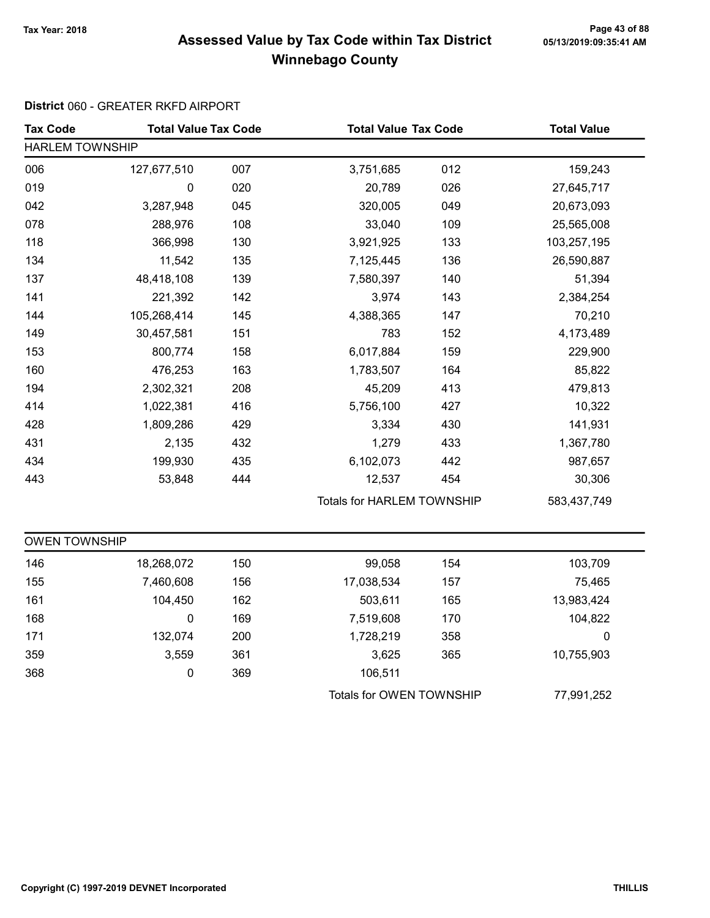# Assessed Value by Tax Code within Tax District Winnebago County

Tax Year: 2018

**District** 060 - GREATER RKFD AIRPORT

| Tax Code | Total Value | Tax Code | Total Value | Tax Code | Total Value |
|---|---|---|---|---|---|
| **HARLEM TOWNSHIP** | | | | | |
| 006 | 127,677,510 | 007 | 3,751,685 | 012 | 159,243 |
| 019 | 0 | 020 | 20,789 | 026 | 27,645,717 |
| 042 | 3,287,948 | 045 | 320,005 | 049 | 20,673,093 |
| 078 | 288,976 | 108 | 33,040 | 109 | 25,565,008 |
| 118 | 366,998 | 130 | 3,921,925 | 133 | 103,257,195 |
| 134 | 11,542 | 135 | 7,125,445 | 136 | 26,590,887 |
| 137 | 48,418,108 | 139 | 7,580,397 | 140 | 51,394 |
| 141 | 221,392 | 142 | 3,974 | 143 | 2,384,254 |
| 144 | 105,268,414 | 145 | 4,388,365 | 147 | 70,210 |
| 149 | 30,457,581 | 151 | 783 | 152 | 4,173,489 |
| 153 | 800,774 | 158 | 6,017,884 | 159 | 229,900 |
| 160 | 476,253 | 163 | 1,783,507 | 164 | 85,822 |
| 194 | 2,302,321 | 208 | 45,209 | 413 | 479,813 |
| 414 | 1,022,381 | 416 | 5,756,100 | 427 | 10,322 |
| 428 | 1,809,286 | 429 | 3,334 | 430 | 141,931 |
| 431 | 2,135 | 432 | 1,279 | 433 | 1,367,780 |
| 434 | 199,930 | 435 | 6,102,073 | 442 | 987,657 |
| 443 | 53,848 | 444 | 12,537 | 454 | 30,306 |
| | | | Totals for HARLEM TOWNSHIP | | 583,437,749 |

| Tax Code | Total Value | Tax Code | Total Value | Tax Code | Total Value |
|---|---|---|---|---|---|
| **OWEN TOWNSHIP** | | | | | |
| 146 | 18,268,072 | 150 | 99,058 | 154 | 103,709 |
| 155 | 7,460,608 | 156 | 17,038,534 | 157 | 75,465 |
| 161 | 104,450 | 162 | 503,611 | 165 | 13,983,424 |
| 168 | 0 | 169 | 7,519,608 | 170 | 104,822 |
| 171 | 132,074 | 200 | 1,728,219 | 358 | 0 |
| 359 | 3,559 | 361 | 3,625 | 365 | 10,755,903 |
| 368 | 0 | 369 | 106,511 | | |
| | | | Totals for OWEN TOWNSHIP | | 77,991,252 |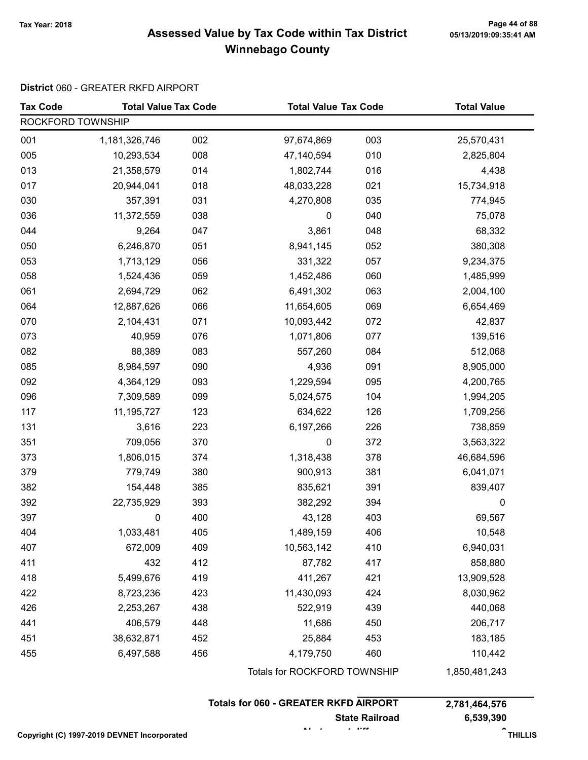Tax Year: 2018

# Assessed Value by Tax Code within Tax District
## Winnebago County

**District** 060 - GREATER RKFD AIRPORT

| Tax Code | Total Value | Tax Code | Total Value | Tax Code | Total Value |
|---|---|---|---|---|---|
| ROCKFORD TOWNSHIP | | | | | |
| 001 | 1,181,326,746 | 002 | 97,674,869 | 003 | 25,570,431 |
| 005 | 10,293,534 | 008 | 47,140,594 | 010 | 2,825,804 |
| 013 | 21,358,579 | 014 | 1,802,744 | 016 | 4,438 |
| 017 | 20,944,041 | 018 | 48,033,228 | 021 | 15,734,918 |
| 030 | 357,391 | 031 | 4,270,808 | 035 | 774,945 |
| 036 | 11,372,559 | 038 | 0 | 040 | 75,078 |
| 044 | 9,264 | 047 | 3,861 | 048 | 68,332 |
| 050 | 6,246,870 | 051 | 8,941,145 | 052 | 380,308 |
| 053 | 1,713,129 | 056 | 331,322 | 057 | 9,234,375 |
| 058 | 1,524,436 | 059 | 1,452,486 | 060 | 1,485,999 |
| 061 | 2,694,729 | 062 | 6,491,302 | 063 | 2,004,100 |
| 064 | 12,887,626 | 066 | 11,654,605 | 069 | 6,654,469 |
| 070 | 2,104,431 | 071 | 10,093,442 | 072 | 42,837 |
| 073 | 40,959 | 076 | 1,071,806 | 077 | 139,516 |
| 082 | 88,389 | 083 | 557,260 | 084 | 512,068 |
| 085 | 8,984,597 | 090 | 4,936 | 091 | 8,905,000 |
| 092 | 4,364,129 | 093 | 1,229,594 | 095 | 4,200,765 |
| 096 | 7,309,589 | 099 | 5,024,575 | 104 | 1,994,205 |
| 117 | 11,195,727 | 123 | 634,622 | 126 | 1,709,256 |
| 131 | 3,616 | 223 | 6,197,266 | 226 | 738,859 |
| 351 | 709,056 | 370 | 0 | 372 | 3,563,322 |
| 373 | 1,806,015 | 374 | 1,318,438 | 378 | 46,684,596 |
| 379 | 779,749 | 380 | 900,913 | 381 | 6,041,071 |
| 382 | 154,448 | 385 | 835,621 | 391 | 839,407 |
| 392 | 22,735,929 | 393 | 382,292 | 394 | 0 |
| 397 | 0 | 400 | 43,128 | 403 | 69,567 |
| 404 | 1,033,481 | 405 | 1,489,159 | 406 | 10,548 |
| 407 | 672,009 | 409 | 10,563,142 | 410 | 6,940,031 |
| 411 | 432 | 412 | 87,782 | 417 | 858,880 |
| 418 | 5,499,676 | 419 | 411,267 | 421 | 13,909,528 |
| 422 | 8,723,236 | 423 | 11,430,093 | 424 | 8,030,962 |
| 426 | 2,253,267 | 438 | 522,919 | 439 | 440,068 |
| 441 | 406,579 | 448 | 11,686 | 450 | 206,717 |
| 451 | 38,632,871 | 452 | 25,884 | 453 | 183,185 |
| 455 | 6,497,588 | 456 | 4,179,750 | 460 | 110,442 |
| | | | Totals for ROCKFORD TOWNSHIP | | 1,850,481,243 |

| | |
|---|---|
| **Totals for 060 - GREATER RKFD AIRPORT** | **2,781,464,576** |
| **State Railroad** | **6,539,390** |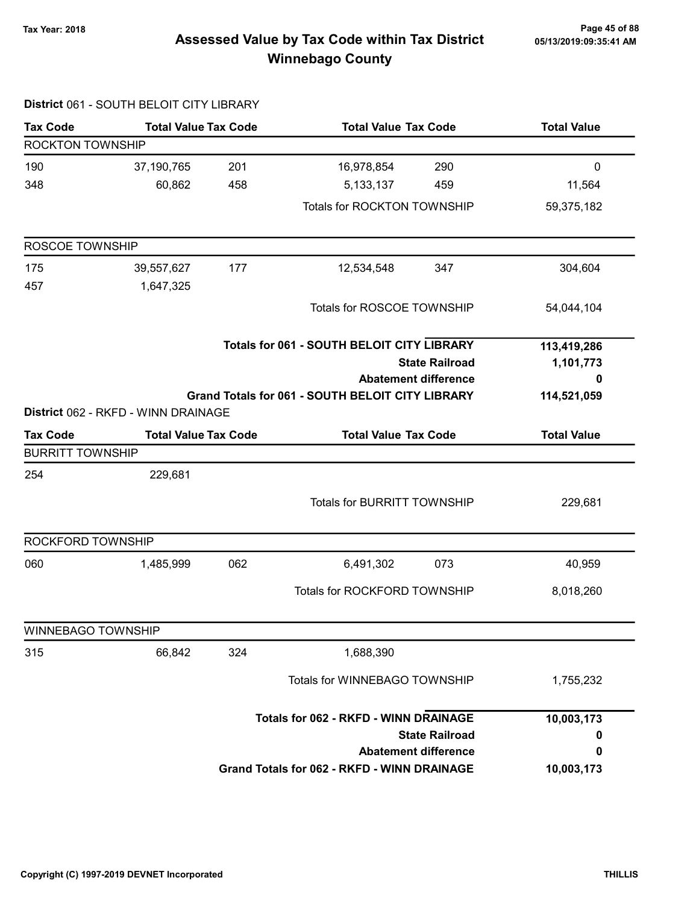# Assessed Value by Tax Code within Tax District
# Winnebago County

Tax Year: 2018

**District** 061 - SOUTH BELOIT CITY LIBRARY

| Tax Code | Total Value | Tax Code | Total Value | Tax Code | Total Value |
|---|---|---|---|---|---|
| **ROCKTON TOWNSHIP** | | | | | |
| 190 | 37,190,765 | 201 | 16,978,854 | 290 | 0 |
| 348 | 60,862 | 458 | 5,133,137 | 459 | 11,564 |
| | | | Totals for ROCKTON TOWNSHIP | | 59,375,182 |
| **ROSCOE TOWNSHIP** | | | | | |
| 175 | 39,557,627 | 177 | 12,534,548 | 347 | 304,604 |
| 457 | 1,647,325 | | | | |
| | | | Totals for ROSCOE TOWNSHIP | | 54,044,104 |

| | |
|---|---|
| **Totals for 061 - SOUTH BELOIT CITY LIBRARY** | **113,419,286** |
| **State Railroad** | **1,101,773** |
| **Abatement difference** | **0** |
| **Grand Totals for 061 - SOUTH BELOIT CITY LIBRARY** | **114,521,059** |

**District** 062 - RKFD - WINN DRAINAGE

| Tax Code | Total Value | Tax Code | Total Value | Tax Code | Total Value |
|---|---|---|---|---|---|
| **BURRITT TOWNSHIP** | | | | | |
| 254 | 229,681 | | | | |
| | | | Totals for BURRITT TOWNSHIP | | 229,681 |
| **ROCKFORD TOWNSHIP** | | | | | |
| 060 | 1,485,999 | 062 | 6,491,302 | 073 | 40,959 |
| | | | Totals for ROCKFORD TOWNSHIP | | 8,018,260 |
| **WINNEBAGO TOWNSHIP** | | | | | |
| 315 | 66,842 | 324 | 1,688,390 | | |
| | | | Totals for WINNEBAGO TOWNSHIP | | 1,755,232 |

| | |
|---|---|
| **Totals for 062 - RKFD - WINN DRAINAGE** | **10,003,173** |
| **State Railroad** | **0** |
| **Abatement difference** | **0** |
| **Grand Totals for 062 - RKFD - WINN DRAINAGE** | **10,003,173** |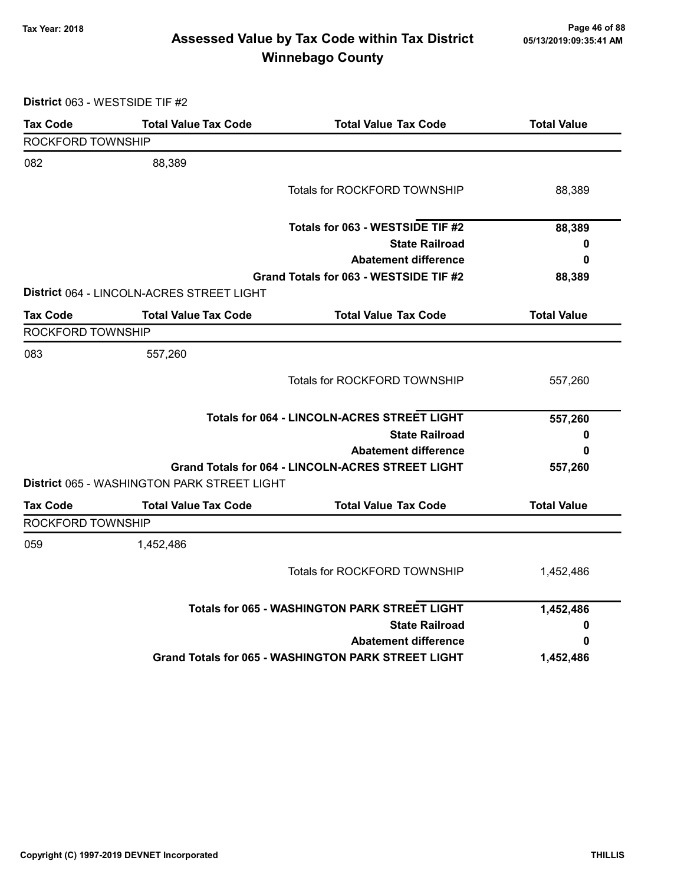# Assessed Value by Tax Code within Tax District

## Winnebago County

Tax Year: 2018

**District** 063 - WESTSIDE TIF #2

| Tax Code | Total Value Tax Code | Total Value Tax Code | Total Value |
|---|---|---|---|
| ROCKFORD TOWNSHIP | | | |
| 082 | 88,389 | | |
| | | Totals for ROCKFORD TOWNSHIP | 88,389 |
| | | **Totals for 063 - WESTSIDE TIF #2** | **88,389** |
| | | **State Railroad** | **0** |
| | | **Abatement difference** | **0** |
| | | **Grand Totals for 063 - WESTSIDE TIF #2** | **88,389** |

**District** 064 - LINCOLN-ACRES STREET LIGHT

| Tax Code | Total Value Tax Code | Total Value Tax Code | Total Value |
|---|---|---|---|
| ROCKFORD TOWNSHIP | | | |
| 083 | 557,260 | | |
| | | Totals for ROCKFORD TOWNSHIP | 557,260 |
| | | **Totals for 064 - LINCOLN-ACRES STREET LIGHT** | **557,260** |
| | | **State Railroad** | **0** |
| | | **Abatement difference** | **0** |
| | | **Grand Totals for 064 - LINCOLN-ACRES STREET LIGHT** | **557,260** |

**District** 065 - WASHINGTON PARK STREET LIGHT

| Tax Code | Total Value Tax Code | Total Value Tax Code | Total Value |
|---|---|---|---|
| ROCKFORD TOWNSHIP | | | |
| 059 | 1,452,486 | | |
| | | Totals for ROCKFORD TOWNSHIP | 1,452,486 |
| | | **Totals for 065 - WASHINGTON PARK STREET LIGHT** | **1,452,486** |
| | | **State Railroad** | **0** |
| | | **Abatement difference** | **0** |
| | | **Grand Totals for 065 - WASHINGTON PARK STREET LIGHT** | **1,452,486** |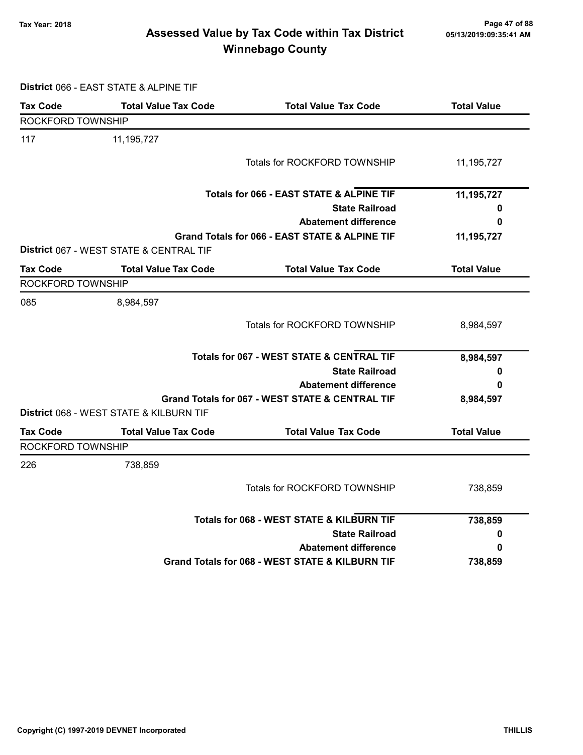# Assessed Value by Tax Code within Tax District
## Winnebago County

Tax Year: 2018

**District** 066 - EAST STATE & ALPINE TIF

| Tax Code | Total Value Tax Code | Total Value Tax Code | Total Value |
|---|---|---|---|
| ROCKFORD TOWNSHIP | | | |
| 117 | 11,195,727 | | |
| | | Totals for ROCKFORD TOWNSHIP | 11,195,727 |
| | | **Totals for 066 - EAST STATE & ALPINE TIF** | **11,195,727** |
| | | **State Railroad** | **0** |
| | | **Abatement difference** | **0** |
| | | **Grand Totals for 066 - EAST STATE & ALPINE TIF** | **11,195,727** |

**District** 067 - WEST STATE & CENTRAL TIF

| Tax Code | Total Value Tax Code | Total Value Tax Code | Total Value |
|---|---|---|---|
| ROCKFORD TOWNSHIP | | | |
| 085 | 8,984,597 | | |
| | | Totals for ROCKFORD TOWNSHIP | 8,984,597 |
| | | **Totals for 067 - WEST STATE & CENTRAL TIF** | **8,984,597** |
| | | **State Railroad** | **0** |
| | | **Abatement difference** | **0** |
| | | **Grand Totals for 067 - WEST STATE & CENTRAL TIF** | **8,984,597** |

**District** 068 - WEST STATE & KILBURN TIF

| Tax Code | Total Value Tax Code | Total Value Tax Code | Total Value |
|---|---|---|---|
| ROCKFORD TOWNSHIP | | | |
| 226 | 738,859 | | |
| | | Totals for ROCKFORD TOWNSHIP | 738,859 |
| | | **Totals for 068 - WEST STATE & KILBURN TIF** | **738,859** |
| | | **State Railroad** | **0** |
| | | **Abatement difference** | **0** |
| | | **Grand Totals for 068 - WEST STATE & KILBURN TIF** | **738,859** |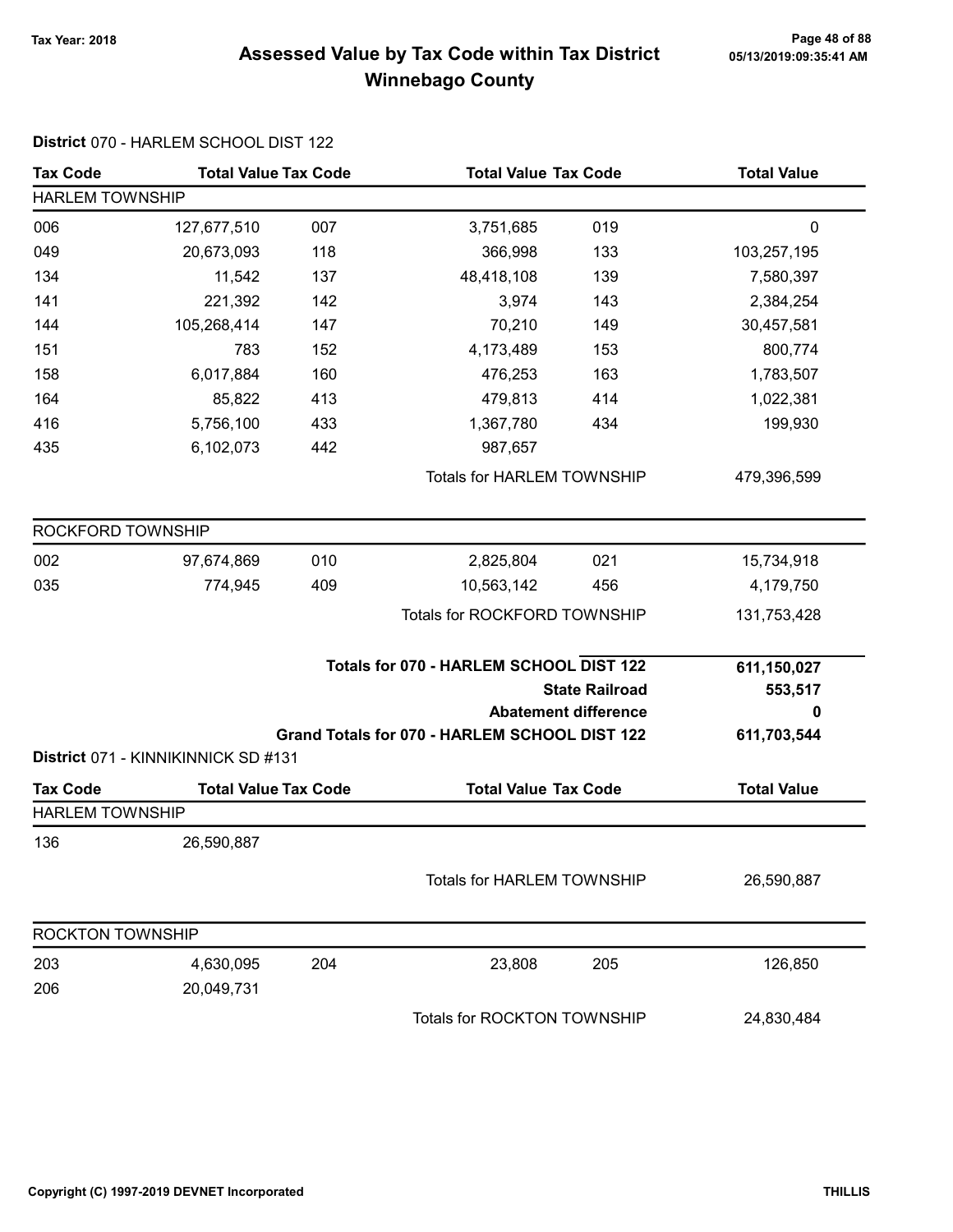# Assessed Value by Tax Code within Tax District
## Winnebago County

Tax Year: 2018

### District 070 - HARLEM SCHOOL DIST 122

| Tax Code | Total Value | Tax Code | Total Value | Tax Code | Total Value |
|---|---|---|---|---|---|
| **HARLEM TOWNSHIP** | | | | | |
| 006 | 127,677,510 | 007 | 3,751,685 | 019 | 0 |
| 049 | 20,673,093 | 118 | 366,998 | 133 | 103,257,195 |
| 134 | 11,542 | 137 | 48,418,108 | 139 | 7,580,397 |
| 141 | 221,392 | 142 | 3,974 | 143 | 2,384,254 |
| 144 | 105,268,414 | 147 | 70,210 | 149 | 30,457,581 |
| 151 | 783 | 152 | 4,173,489 | 153 | 800,774 |
| 158 | 6,017,884 | 160 | 476,253 | 163 | 1,783,507 |
| 164 | 85,822 | 413 | 479,813 | 414 | 1,022,381 |
| 416 | 5,756,100 | 433 | 1,367,780 | 434 | 199,930 |
| 435 | 6,102,073 | 442 | 987,657 | | |
| | | | Totals for HARLEM TOWNSHIP | | 479,396,599 |
| **ROCKFORD TOWNSHIP** | | | | | |
| 002 | 97,674,869 | 010 | 2,825,804 | 021 | 15,734,918 |
| 035 | 774,945 | 409 | 10,563,142 | 456 | 4,179,750 |
| | | | Totals for ROCKFORD TOWNSHIP | | 131,753,428 |

| | |
|---|---|
| **Totals for 070 - HARLEM SCHOOL DIST 122** | **611,150,027** |
| **State Railroad** | **553,517** |
| **Abatement difference** | **0** |
| **Grand Totals for 070 - HARLEM SCHOOL DIST 122** | **611,703,544** |

### District 071 - KINNIKINNICK SD #131

| Tax Code | Total Value | Tax Code | Total Value | Tax Code | Total Value |
|---|---|---|---|---|---|
| **HARLEM TOWNSHIP** | | | | | |
| 136 | 26,590,887 | | | | |
| | | | Totals for HARLEM TOWNSHIP | | 26,590,887 |
| **ROCKTON TOWNSHIP** | | | | | |
| 203 | 4,630,095 | 204 | 23,808 | 205 | 126,850 |
| 206 | 20,049,731 | | | | |
| | | | Totals for ROCKTON TOWNSHIP | | 24,830,484 |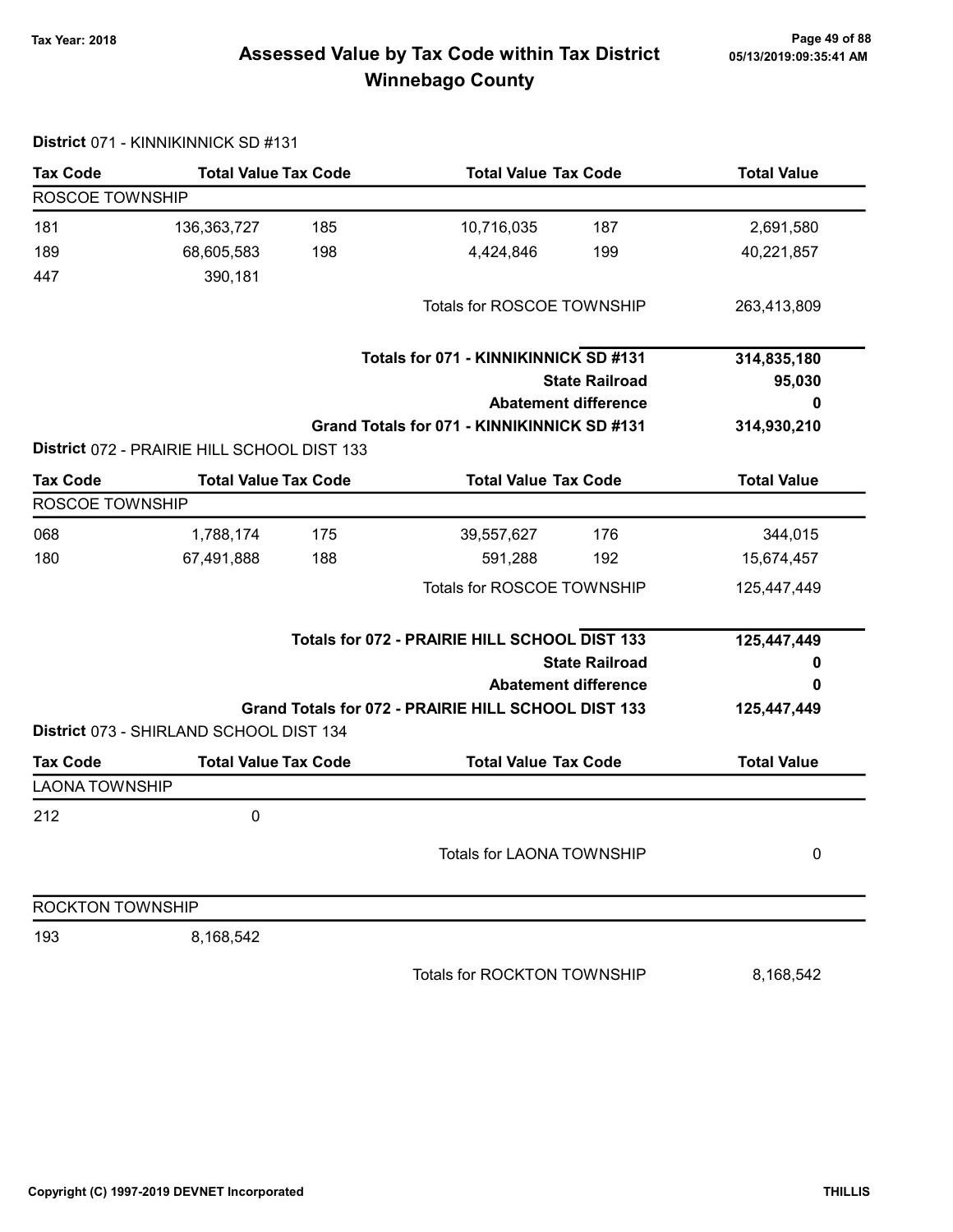# Assessed Value by Tax Code within Tax District Winnebago County

Tax Year: 2018

**District** 071 - KINNIKINNICK SD #131

| Tax Code | Total Value | Tax Code | Total Value | Tax Code | Total Value |
|---|---|---|---|---|---|
| ROSCOE TOWNSHIP | | | | | |
| 181 | 136,363,727 | 185 | 10,716,035 | 187 | 2,691,580 |
| 189 | 68,605,583 | 198 | 4,424,846 | 199 | 40,221,857 |
| 447 | 390,181 | | | | |
| | | | Totals for ROSCOE TOWNSHIP | | 263,413,809 |

| | |
|---|---|
| **Totals for 071 - KINNIKINNICK SD #131** | **314,835,180** |
| **State Railroad** | **95,030** |
| **Abatement difference** | **0** |
| **Grand Totals for 071 - KINNIKINNICK SD #131** | **314,930,210** |

**District** 072 - PRAIRIE HILL SCHOOL DIST 133

| Tax Code | Total Value | Tax Code | Total Value | Tax Code | Total Value |
|---|---|---|---|---|---|
| ROSCOE TOWNSHIP | | | | | |
| 068 | 1,788,174 | 175 | 39,557,627 | 176 | 344,015 |
| 180 | 67,491,888 | 188 | 591,288 | 192 | 15,674,457 |
| | | | Totals for ROSCOE TOWNSHIP | | 125,447,449 |

| | |
|---|---|
| **Totals for 072 - PRAIRIE HILL SCHOOL DIST 133** | **125,447,449** |
| **State Railroad** | **0** |
| **Abatement difference** | **0** |
| **Grand Totals for 072 - PRAIRIE HILL SCHOOL DIST 133** | **125,447,449** |

**District** 073 - SHIRLAND SCHOOL DIST 134

| Tax Code | Total Value | Tax Code | Total Value | Tax Code | Total Value |
|---|---|---|---|---|---|
| LAONA TOWNSHIP | | | | | |
| 212 | 0 | | | | |
| | | | Totals for LAONA TOWNSHIP | | 0 |
| ROCKTON TOWNSHIP | | | | | |
| 193 | 8,168,542 | | | | |
| | | | Totals for ROCKTON TOWNSHIP | | 8,168,542 |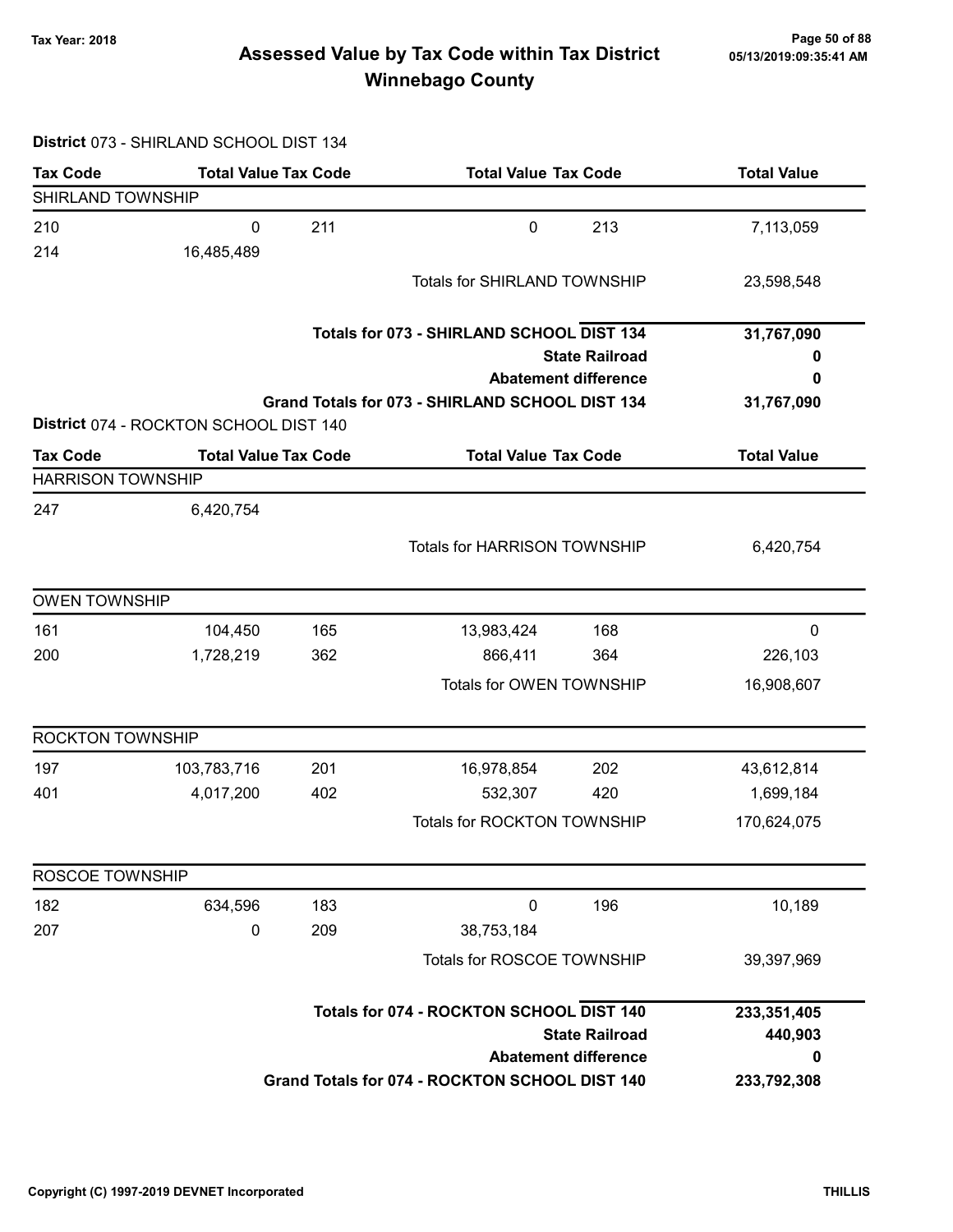Tax Year: 2018

# Assessed Value by Tax Code within Tax District
## Winnebago County

05/13/2019:09:35:41 AM

**District** 073 - SHIRLAND SCHOOL DIST 134

| Tax Code | Total Value | Tax Code | Total Value | Tax Code | Total Value |
|---|---|---|---|---|---|
| SHIRLAND TOWNSHIP | | | | | |
| 210 | 0 | 211 | 0 | 213 | 7,113,059 |
| 214 | 16,485,489 | | | | |
| | | | Totals for SHIRLAND TOWNSHIP | | 23,598,548 |

| | |
|---|---|
| **Totals for 073 - SHIRLAND SCHOOL DIST 134** | **31,767,090** |
| **State Railroad** | **0** |
| **Abatement difference** | **0** |
| **Grand Totals for 073 - SHIRLAND SCHOOL DIST 134** | **31,767,090** |

**District** 074 - ROCKTON SCHOOL DIST 140

| Tax Code | Total Value | Tax Code | Total Value | Tax Code | Total Value |
|---|---|---|---|---|---|
| HARRISON TOWNSHIP | | | | | |
| 247 | 6,420,754 | | | | |
| | | | Totals for HARRISON TOWNSHIP | | 6,420,754 |
| OWEN TOWNSHIP | | | | | |
| 161 | 104,450 | 165 | 13,983,424 | 168 | 0 |
| 200 | 1,728,219 | 362 | 866,411 | 364 | 226,103 |
| | | | Totals for OWEN TOWNSHIP | | 16,908,607 |
| ROCKTON TOWNSHIP | | | | | |
| 197 | 103,783,716 | 201 | 16,978,854 | 202 | 43,612,814 |
| 401 | 4,017,200 | 402 | 532,307 | 420 | 1,699,184 |
| | | | Totals for ROCKTON TOWNSHIP | | 170,624,075 |
| ROSCOE TOWNSHIP | | | | | |
| 182 | 634,596 | 183 | 0 | 196 | 10,189 |
| 207 | 0 | 209 | 38,753,184 | | |
| | | | Totals for ROSCOE TOWNSHIP | | 39,397,969 |

| | |
|---|---|
| **Totals for 074 - ROCKTON SCHOOL DIST 140** | **233,351,405** |
| **State Railroad** | **440,903** |
| **Abatement difference** | **0** |
| **Grand Totals for 074 - ROCKTON SCHOOL DIST 140** | **233,792,308** |

Copyright (C) 1997-2019 DEVNET Incorporated — THILLIS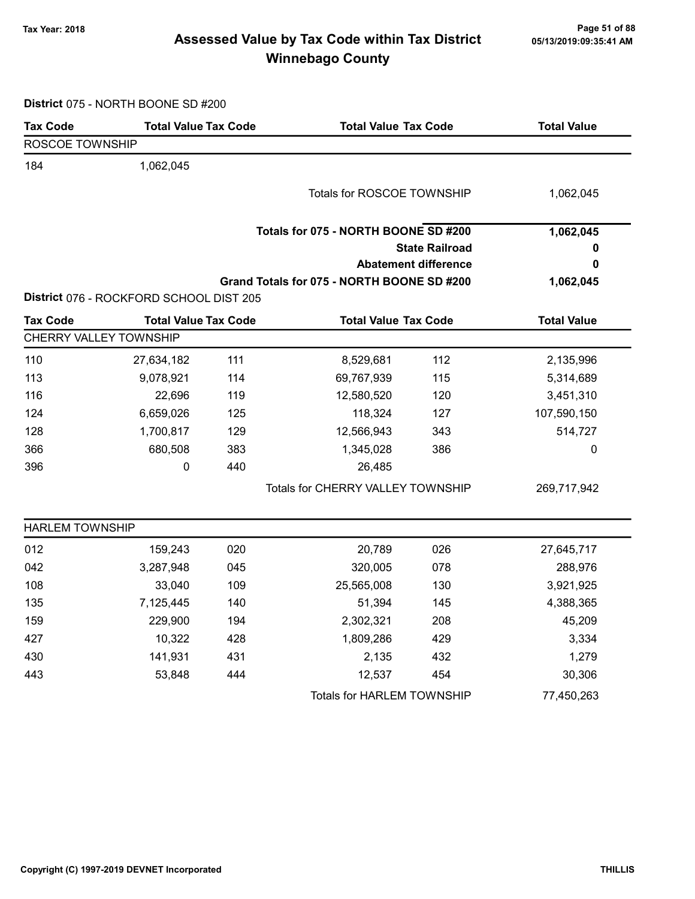# Assessed Value by Tax Code within Tax District
## Winnebago County

Tax Year: 2018

**District** 075 - NORTH BOONE SD #200

| Tax Code | Total Value | Tax Code | Total Value | Tax Code | Total Value |
|---|---|---|---|---|---|
| ROSCOE TOWNSHIP | | | | | |
| 184 | 1,062,045 | | | | |
| | | | Totals for ROSCOE TOWNSHIP | | 1,062,045 |

| | |
|---|---|
| **Totals for 075 - NORTH BOONE SD #200** | **1,062,045** |
| **State Railroad** | **0** |
| **Abatement difference** | **0** |
| **Grand Totals for 075 - NORTH BOONE SD #200** | **1,062,045** |

**District** 076 - ROCKFORD SCHOOL DIST 205

| Tax Code | Total Value | Tax Code | Total Value | Tax Code | Total Value |
|---|---|---|---|---|---|
| CHERRY VALLEY TOWNSHIP | | | | | |
| 110 | 27,634,182 | 111 | 8,529,681 | 112 | 2,135,996 |
| 113 | 9,078,921 | 114 | 69,767,939 | 115 | 5,314,689 |
| 116 | 22,696 | 119 | 12,580,520 | 120 | 3,451,310 |
| 124 | 6,659,026 | 125 | 118,324 | 127 | 107,590,150 |
| 128 | 1,700,817 | 129 | 12,566,943 | 343 | 514,727 |
| 366 | 680,508 | 383 | 1,345,028 | 386 | 0 |
| 396 | 0 | 440 | 26,485 | | |
| | | | Totals for CHERRY VALLEY TOWNSHIP | | 269,717,942 |
| HARLEM TOWNSHIP | | | | | |
| 012 | 159,243 | 020 | 20,789 | 026 | 27,645,717 |
| 042 | 3,287,948 | 045 | 320,005 | 078 | 288,976 |
| 108 | 33,040 | 109 | 25,565,008 | 130 | 3,921,925 |
| 135 | 7,125,445 | 140 | 51,394 | 145 | 4,388,365 |
| 159 | 229,900 | 194 | 2,302,321 | 208 | 45,209 |
| 427 | 10,322 | 428 | 1,809,286 | 429 | 3,334 |
| 430 | 141,931 | 431 | 2,135 | 432 | 1,279 |
| 443 | 53,848 | 444 | 12,537 | 454 | 30,306 |
| | | | Totals for HARLEM TOWNSHIP | | 77,450,263 |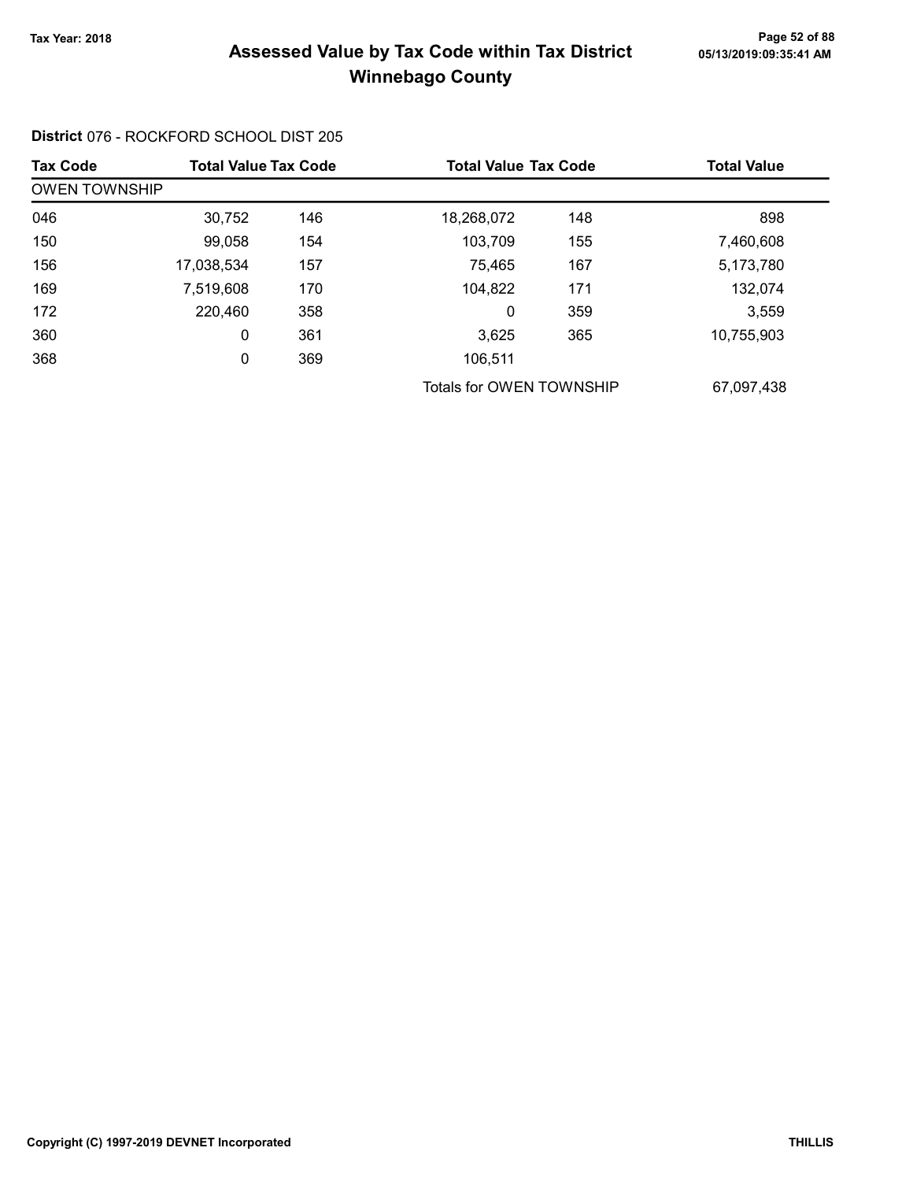# Assessed Value by Tax Code within Tax District
## Winnebago County

Tax Year: 2018

**District** 076 - ROCKFORD SCHOOL DIST 205

| Tax Code | Total Value | Tax Code | Total Value | Tax Code | Total Value |
|---|---|---|---|---|---|
| OWEN TOWNSHIP | | | | | |
| 046 | 30,752 | 146 | 18,268,072 | 148 | 898 |
| 150 | 99,058 | 154 | 103,709 | 155 | 7,460,608 |
| 156 | 17,038,534 | 157 | 75,465 | 167 | 5,173,780 |
| 169 | 7,519,608 | 170 | 104,822 | 171 | 132,074 |
| 172 | 220,460 | 358 | 0 | 359 | 3,559 |
| 360 | 0 | 361 | 3,625 | 365 | 10,755,903 |
| 368 | 0 | 369 | 106,511 | | |
| | | | Totals for OWEN TOWNSHIP | | 67,097,438 |

Copyright (C) 1997-2019 DEVNET Incorporated

THILLIS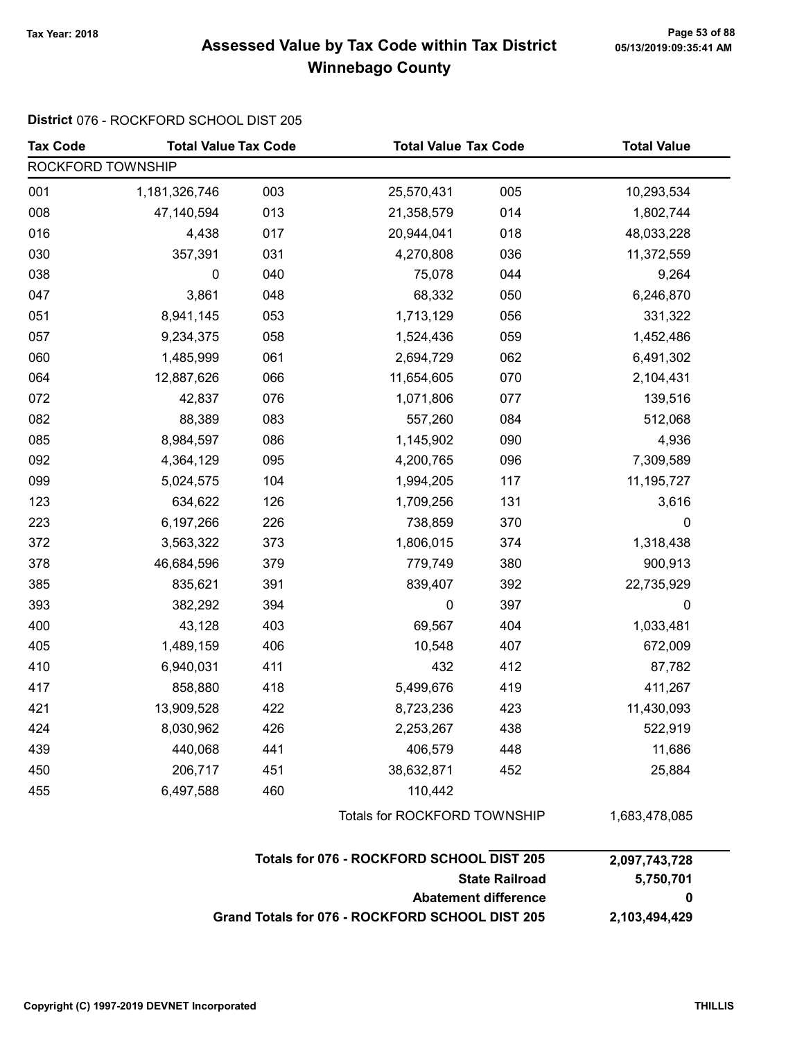Tax Year: 2018

# Assessed Value by Tax Code within Tax District
## Winnebago County

**District** 076 - ROCKFORD SCHOOL DIST 205

| Tax Code | Total Value | Tax Code | Total Value | Tax Code | Total Value |
|---|---|---|---|---|---|
| ROCKFORD TOWNSHIP | | | | | |
| 001 | 1,181,326,746 | 003 | 25,570,431 | 005 | 10,293,534 |
| 008 | 47,140,594 | 013 | 21,358,579 | 014 | 1,802,744 |
| 016 | 4,438 | 017 | 20,944,041 | 018 | 48,033,228 |
| 030 | 357,391 | 031 | 4,270,808 | 036 | 11,372,559 |
| 038 | 0 | 040 | 75,078 | 044 | 9,264 |
| 047 | 3,861 | 048 | 68,332 | 050 | 6,246,870 |
| 051 | 8,941,145 | 053 | 1,713,129 | 056 | 331,322 |
| 057 | 9,234,375 | 058 | 1,524,436 | 059 | 1,452,486 |
| 060 | 1,485,999 | 061 | 2,694,729 | 062 | 6,491,302 |
| 064 | 12,887,626 | 066 | 11,654,605 | 070 | 2,104,431 |
| 072 | 42,837 | 076 | 1,071,806 | 077 | 139,516 |
| 082 | 88,389 | 083 | 557,260 | 084 | 512,068 |
| 085 | 8,984,597 | 086 | 1,145,902 | 090 | 4,936 |
| 092 | 4,364,129 | 095 | 4,200,765 | 096 | 7,309,589 |
| 099 | 5,024,575 | 104 | 1,994,205 | 117 | 11,195,727 |
| 123 | 634,622 | 126 | 1,709,256 | 131 | 3,616 |
| 223 | 6,197,266 | 226 | 738,859 | 370 | 0 |
| 372 | 3,563,322 | 373 | 1,806,015 | 374 | 1,318,438 |
| 378 | 46,684,596 | 379 | 779,749 | 380 | 900,913 |
| 385 | 835,621 | 391 | 839,407 | 392 | 22,735,929 |
| 393 | 382,292 | 394 | 0 | 397 | 0 |
| 400 | 43,128 | 403 | 69,567 | 404 | 1,033,481 |
| 405 | 1,489,159 | 406 | 10,548 | 407 | 672,009 |
| 410 | 6,940,031 | 411 | 432 | 412 | 87,782 |
| 417 | 858,880 | 418 | 5,499,676 | 419 | 411,267 |
| 421 | 13,909,528 | 422 | 8,723,236 | 423 | 11,430,093 |
| 424 | 8,030,962 | 426 | 2,253,267 | 438 | 522,919 |
| 439 | 440,068 | 441 | 406,579 | 448 | 11,686 |
| 450 | 206,717 | 451 | 38,632,871 | 452 | 25,884 |
| 455 | 6,497,588 | 460 | 110,442 | | |
| | | | Totals for ROCKFORD TOWNSHIP | | 1,683,478,085 |

| | |
|---|---|
| **Totals for 076 - ROCKFORD SCHOOL DIST 205** | **2,097,743,728** |
| **State Railroad** | **5,750,701** |
| **Abatement difference** | **0** |
| **Grand Totals for 076 - ROCKFORD SCHOOL DIST 205** | **2,103,494,429** |

Copyright (C) 1997-2019 DEVNET Incorporated

THILLIS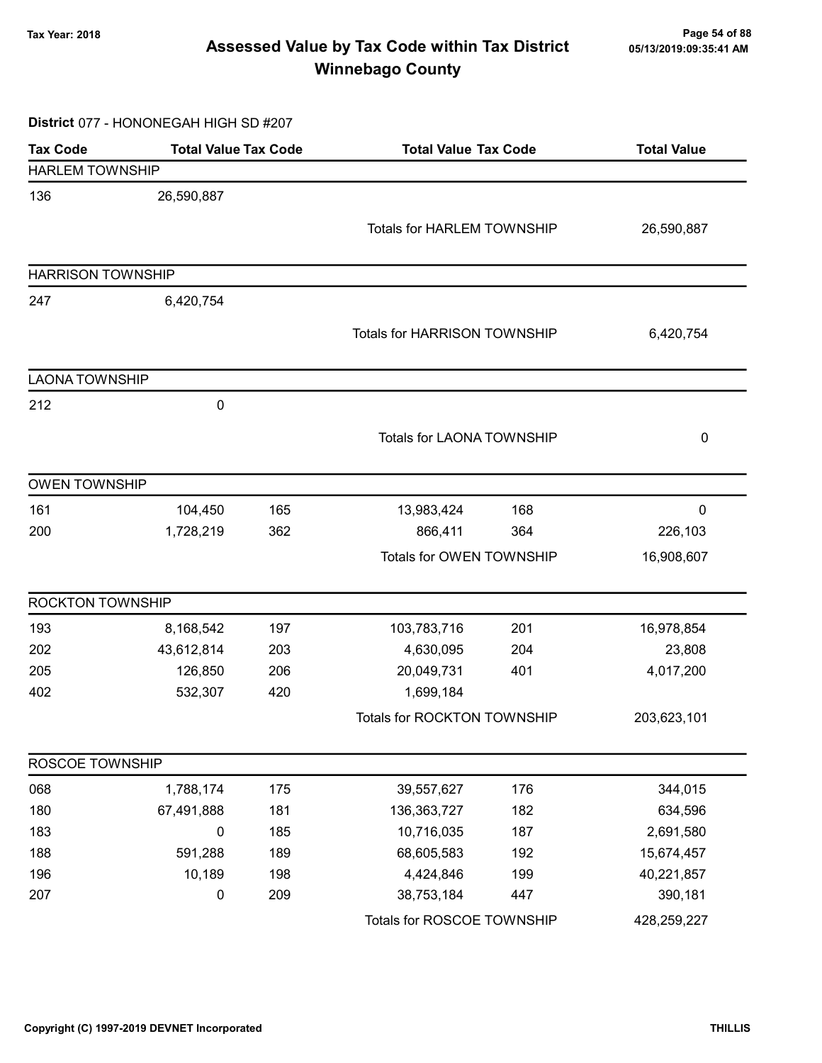# Assessed Value by Tax Code within Tax District
## Winnebago County

Tax Year: 2018

**District** 077 - HONONEGAH HIGH SD #207

| Tax Code | Total Value | Tax Code | Total Value | Tax Code | Total Value |
|---|---|---|---|---|---|
| **HARLEM TOWNSHIP** | | | | | |
| 136 | 26,590,887 | | | | |
| | | | Totals for HARLEM TOWNSHIP | | 26,590,887 |
| **HARRISON TOWNSHIP** | | | | | |
| 247 | 6,420,754 | | | | |
| | | | Totals for HARRISON TOWNSHIP | | 6,420,754 |
| **LAONA TOWNSHIP** | | | | | |
| 212 | 0 | | | | |
| | | | Totals for LAONA TOWNSHIP | | 0 |
| **OWEN TOWNSHIP** | | | | | |
| 161 | 104,450 | 165 | 13,983,424 | 168 | 0 |
| 200 | 1,728,219 | 362 | 866,411 | 364 | 226,103 |
| | | | Totals for OWEN TOWNSHIP | | 16,908,607 |
| **ROCKTON TOWNSHIP** | | | | | |
| 193 | 8,168,542 | 197 | 103,783,716 | 201 | 16,978,854 |
| 202 | 43,612,814 | 203 | 4,630,095 | 204 | 23,808 |
| 205 | 126,850 | 206 | 20,049,731 | 401 | 4,017,200 |
| 402 | 532,307 | 420 | 1,699,184 | | |
| | | | Totals for ROCKTON TOWNSHIP | | 203,623,101 |
| **ROSCOE TOWNSHIP** | | | | | |
| 068 | 1,788,174 | 175 | 39,557,627 | 176 | 344,015 |
| 180 | 67,491,888 | 181 | 136,363,727 | 182 | 634,596 |
| 183 | 0 | 185 | 10,716,035 | 187 | 2,691,580 |
| 188 | 591,288 | 189 | 68,605,583 | 192 | 15,674,457 |
| 196 | 10,189 | 198 | 4,424,846 | 199 | 40,221,857 |
| 207 | 0 | 209 | 38,753,184 | 447 | 390,181 |
| | | | Totals for ROSCOE TOWNSHIP | | 428,259,227 |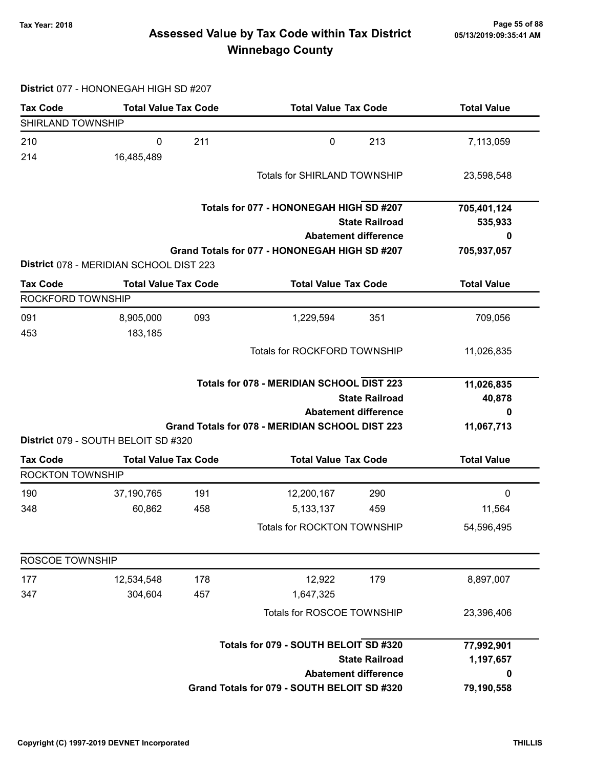# Assessed Value by Tax Code within Tax District
## Winnebago County

Tax Year: 2018

05/13/2019:09:35:41 AM

**District** 077 - HONONEGAH HIGH SD #207

| Tax Code | Total Value | Tax Code | Total Value | Tax Code | Total Value |
|---|---|---|---|---|---|
| SHIRLAND TOWNSHIP | | | | | |
| 210 | 0 | 211 | 0 | 213 | 7,113,059 |
| 214 | 16,485,489 | | | | |
| | | | Totals for SHIRLAND TOWNSHIP | | 23,598,548 |

| | |
|---|---|
| **Totals for 077 - HONONEGAH HIGH SD #207** | **705,401,124** |
| **State Railroad** | **535,933** |
| **Abatement difference** | **0** |
| **Grand Totals for 077 - HONONEGAH HIGH SD #207** | **705,937,057** |

**District** 078 - MERIDIAN SCHOOL DIST 223

| Tax Code | Total Value | Tax Code | Total Value | Tax Code | Total Value |
|---|---|---|---|---|---|
| ROCKFORD TOWNSHIP | | | | | |
| 091 | 8,905,000 | 093 | 1,229,594 | 351 | 709,056 |
| 453 | 183,185 | | | | |
| | | | Totals for ROCKFORD TOWNSHIP | | 11,026,835 |

| | |
|---|---|
| **Totals for 078 - MERIDIAN SCHOOL DIST 223** | **11,026,835** |
| **State Railroad** | **40,878** |
| **Abatement difference** | **0** |
| **Grand Totals for 078 - MERIDIAN SCHOOL DIST 223** | **11,067,713** |

**District** 079 - SOUTH BELOIT SD #320

| Tax Code | Total Value | Tax Code | Total Value | Tax Code | Total Value |
|---|---|---|---|---|---|
| ROCKTON TOWNSHIP | | | | | |
| 190 | 37,190,765 | 191 | 12,200,167 | 290 | 0 |
| 348 | 60,862 | 458 | 5,133,137 | 459 | 11,564 |
| | | | Totals for ROCKTON TOWNSHIP | | 54,596,495 |
| ROSCOE TOWNSHIP | | | | | |
| 177 | 12,534,548 | 178 | 12,922 | 179 | 8,897,007 |
| 347 | 304,604 | 457 | 1,647,325 | | |
| | | | Totals for ROSCOE TOWNSHIP | | 23,396,406 |

| | |
|---|---|
| **Totals for 079 - SOUTH BELOIT SD #320** | **77,992,901** |
| **State Railroad** | **1,197,657** |
| **Abatement difference** | **0** |
| **Grand Totals for 079 - SOUTH BELOIT SD #320** | **79,190,558** |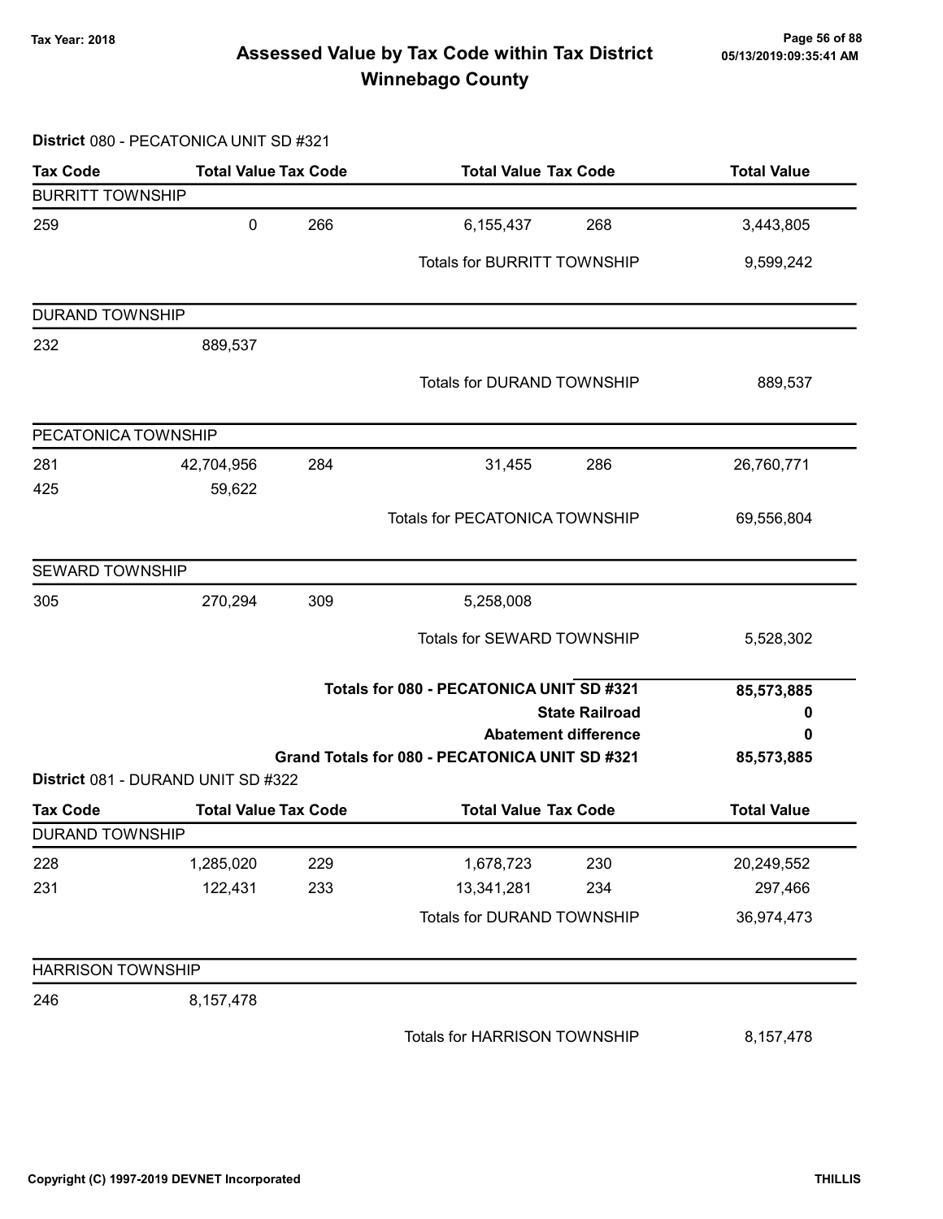# Assessed Value by Tax Code within Tax District Winnebago County

Tax Year: 2018

## District 080 - PECATONICA UNIT SD #321

| Tax Code | Total Value | Tax Code | Total Value | Tax Code | Total Value |
|---|---|---|---|---|---|
| **BURRITT TOWNSHIP** | | | | | |
| 259 | 0 | 266 | 6,155,437 | 268 | 3,443,805 |
| | | | Totals for BURRITT TOWNSHIP | | 9,599,242 |
| **DURAND TOWNSHIP** | | | | | |
| 232 | 889,537 | | | | |
| | | | Totals for DURAND TOWNSHIP | | 889,537 |
| **PECATONICA TOWNSHIP** | | | | | |
| 281 | 42,704,956 | 284 | 31,455 | 286 | 26,760,771 |
| 425 | 59,622 | | | | |
| | | | Totals for PECATONICA TOWNSHIP | | 69,556,804 |
| **SEWARD TOWNSHIP** | | | | | |
| 305 | 270,294 | 309 | 5,258,008 | | |
| | | | Totals for SEWARD TOWNSHIP | | 5,528,302 |

| | |
|---|---|
| **Totals for 080 - PECATONICA UNIT SD #321** | **85,573,885** |
| **State Railroad** | **0** |
| **Abatement difference** | **0** |
| **Grand Totals for 080 - PECATONICA UNIT SD #321** | **85,573,885** |

## District 081 - DURAND UNIT SD #322

| Tax Code | Total Value | Tax Code | Total Value | Tax Code | Total Value |
|---|---|---|---|---|---|
| **DURAND TOWNSHIP** | | | | | |
| 228 | 1,285,020 | 229 | 1,678,723 | 230 | 20,249,552 |
| 231 | 122,431 | 233 | 13,341,281 | 234 | 297,466 |
| | | | Totals for DURAND TOWNSHIP | | 36,974,473 |
| **HARRISON TOWNSHIP** | | | | | |
| 246 | 8,157,478 | | | | |
| | | | Totals for HARRISON TOWNSHIP | | 8,157,478 |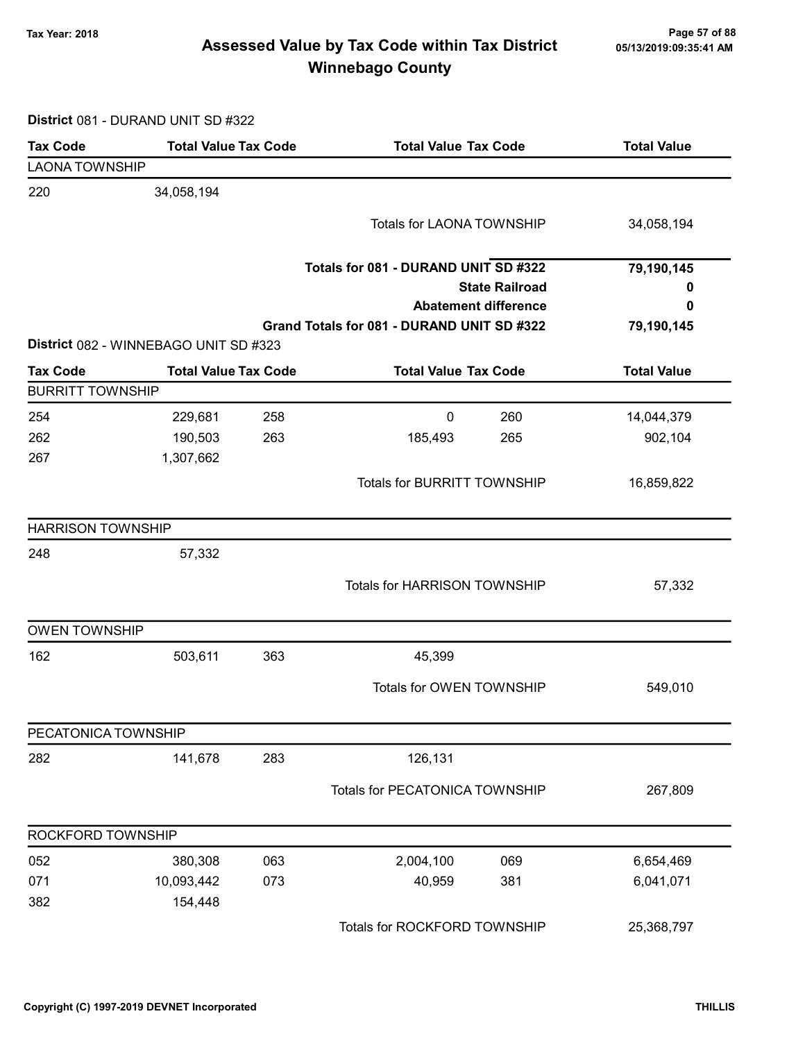# Assessed Value by Tax Code within Tax District
## Winnebago County

Tax Year: 2018

**District** 081 - DURAND UNIT SD #322

| Tax Code | Total Value | Tax Code | Total Value | Tax Code | Total Value |
|---|---|---|---|---|---|
| **LAONA TOWNSHIP** | | | | | |
| 220 | 34,058,194 | | | | |
| | | | Totals for LAONA TOWNSHIP | | 34,058,194 |

| | |
|---|---|
| **Totals for 081 - DURAND UNIT SD #322** | **79,190,145** |
| **State Railroad** | **0** |
| **Abatement difference** | **0** |
| **Grand Totals for 081 - DURAND UNIT SD #322** | **79,190,145** |

**District** 082 - WINNEBAGO UNIT SD #323

| Tax Code | Total Value | Tax Code | Total Value | Tax Code | Total Value |
|---|---|---|---|---|---|
| **BURRITT TOWNSHIP** | | | | | |
| 254 | 229,681 | 258 | 0 | 260 | 14,044,379 |
| 262 | 190,503 | 263 | 185,493 | 265 | 902,104 |
| 267 | 1,307,662 | | | | |
| | | | Totals for BURRITT TOWNSHIP | | 16,859,822 |
| **HARRISON TOWNSHIP** | | | | | |
| 248 | 57,332 | | | | |
| | | | Totals for HARRISON TOWNSHIP | | 57,332 |
| **OWEN TOWNSHIP** | | | | | |
| 162 | 503,611 | 363 | 45,399 | | |
| | | | Totals for OWEN TOWNSHIP | | 549,010 |
| **PECATONICA TOWNSHIP** | | | | | |
| 282 | 141,678 | 283 | 126,131 | | |
| | | | Totals for PECATONICA TOWNSHIP | | 267,809 |
| **ROCKFORD TOWNSHIP** | | | | | |
| 052 | 380,308 | 063 | 2,004,100 | 069 | 6,654,469 |
| 071 | 10,093,442 | 073 | 40,959 | 381 | 6,041,071 |
| 382 | 154,448 | | | | |
| | | | Totals for ROCKFORD TOWNSHIP | | 25,368,797 |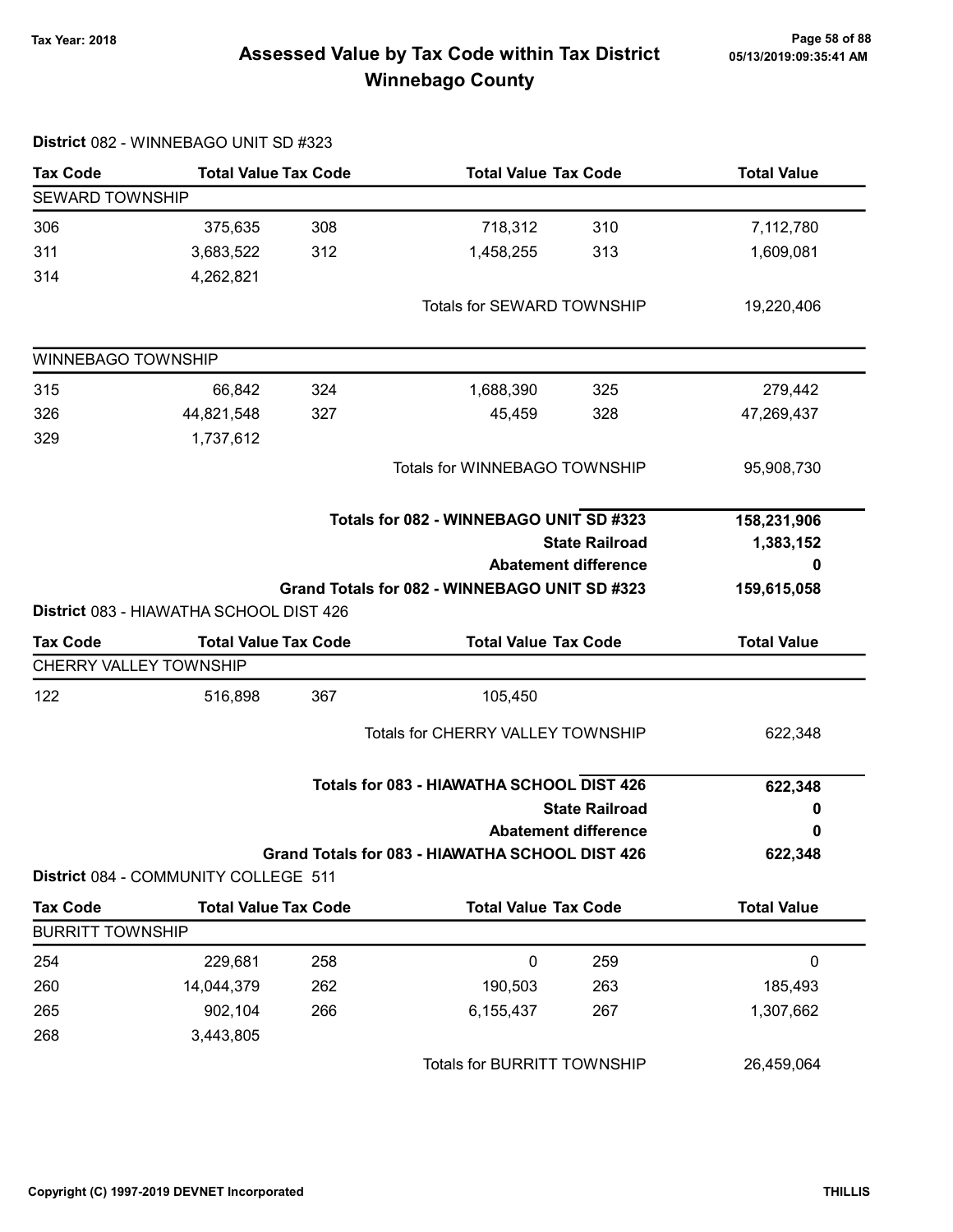# Assessed Value by Tax Code within Tax District
## Winnebago County

Tax Year: 2018

**District** 082 - WINNEBAGO UNIT SD #323

| Tax Code | Total Value | Tax Code | Total Value | Tax Code | Total Value |
|---|---|---|---|---|---|
| SEWARD TOWNSHIP | | | | | |
| 306 | 375,635 | 308 | 718,312 | 310 | 7,112,780 |
| 311 | 3,683,522 | 312 | 1,458,255 | 313 | 1,609,081 |
| 314 | 4,262,821 | | | | |
| | | | Totals for SEWARD TOWNSHIP | | 19,220,406 |
| WINNEBAGO TOWNSHIP | | | | | |
| 315 | 66,842 | 324 | 1,688,390 | 325 | 279,442 |
| 326 | 44,821,548 | 327 | 45,459 | 328 | 47,269,437 |
| 329 | 1,737,612 | | | | |
| | | | Totals for WINNEBAGO TOWNSHIP | | 95,908,730 |

| | |
|---|---|
| **Totals for 082 - WINNEBAGO UNIT SD #323** | **158,231,906** |
| **State Railroad** | **1,383,152** |
| **Abatement difference** | **0** |
| **Grand Totals for 082 - WINNEBAGO UNIT SD #323** | **159,615,058** |

**District** 083 - HIAWATHA SCHOOL DIST 426

| Tax Code | Total Value | Tax Code | Total Value | Tax Code | Total Value |
|---|---|---|---|---|---|
| CHERRY VALLEY TOWNSHIP | | | | | |
| 122 | 516,898 | 367 | 105,450 | | |
| | | | Totals for CHERRY VALLEY TOWNSHIP | | 622,348 |

| | |
|---|---|
| **Totals for 083 - HIAWATHA SCHOOL DIST 426** | **622,348** |
| **State Railroad** | **0** |
| **Abatement difference** | **0** |
| **Grand Totals for 083 - HIAWATHA SCHOOL DIST 426** | **622,348** |

**District** 084 - COMMUNITY COLLEGE 511

| Tax Code | Total Value | Tax Code | Total Value | Tax Code | Total Value |
|---|---|---|---|---|---|
| BURRITT TOWNSHIP | | | | | |
| 254 | 229,681 | 258 | 0 | 259 | 0 |
| 260 | 14,044,379 | 262 | 190,503 | 263 | 185,493 |
| 265 | 902,104 | 266 | 6,155,437 | 267 | 1,307,662 |
| 268 | 3,443,805 | | | | |
| | | | Totals for BURRITT TOWNSHIP | | 26,459,064 |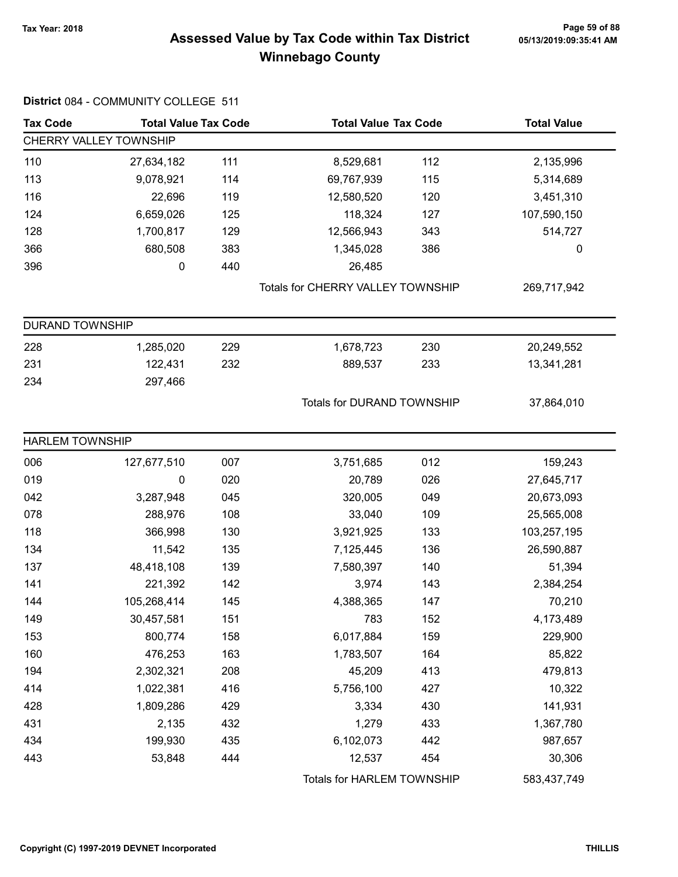# Assessed Value by Tax Code within Tax District
## Winnebago County

Tax Year: 2018

05/13/2019:09:35:41 AM

**District** 084 - COMMUNITY COLLEGE 511

| Tax Code | Total Value | Tax Code | Total Value | Tax Code | Total Value |
|---|---|---|---|---|---|
| **CHERRY VALLEY TOWNSHIP** | | | | | |
| 110 | 27,634,182 | 111 | 8,529,681 | 112 | 2,135,996 |
| 113 | 9,078,921 | 114 | 69,767,939 | 115 | 5,314,689 |
| 116 | 22,696 | 119 | 12,580,520 | 120 | 3,451,310 |
| 124 | 6,659,026 | 125 | 118,324 | 127 | 107,590,150 |
| 128 | 1,700,817 | 129 | 12,566,943 | 343 | 514,727 |
| 366 | 680,508 | 383 | 1,345,028 | 386 | 0 |
| 396 | 0 | 440 | 26,485 | | |
| | | | Totals for CHERRY VALLEY TOWNSHIP | | 269,717,942 |
| **DURAND TOWNSHIP** | | | | | |
| 228 | 1,285,020 | 229 | 1,678,723 | 230 | 20,249,552 |
| 231 | 122,431 | 232 | 889,537 | 233 | 13,341,281 |
| 234 | 297,466 | | | | |
| | | | Totals for DURAND TOWNSHIP | | 37,864,010 |
| **HARLEM TOWNSHIP** | | | | | |
| 006 | 127,677,510 | 007 | 3,751,685 | 012 | 159,243 |
| 019 | 0 | 020 | 20,789 | 026 | 27,645,717 |
| 042 | 3,287,948 | 045 | 320,005 | 049 | 20,673,093 |
| 078 | 288,976 | 108 | 33,040 | 109 | 25,565,008 |
| 118 | 366,998 | 130 | 3,921,925 | 133 | 103,257,195 |
| 134 | 11,542 | 135 | 7,125,445 | 136 | 26,590,887 |
| 137 | 48,418,108 | 139 | 7,580,397 | 140 | 51,394 |
| 141 | 221,392 | 142 | 3,974 | 143 | 2,384,254 |
| 144 | 105,268,414 | 145 | 4,388,365 | 147 | 70,210 |
| 149 | 30,457,581 | 151 | 783 | 152 | 4,173,489 |
| 153 | 800,774 | 158 | 6,017,884 | 159 | 229,900 |
| 160 | 476,253 | 163 | 1,783,507 | 164 | 85,822 |
| 194 | 2,302,321 | 208 | 45,209 | 413 | 479,813 |
| 414 | 1,022,381 | 416 | 5,756,100 | 427 | 10,322 |
| 428 | 1,809,286 | 429 | 3,334 | 430 | 141,931 |
| 431 | 2,135 | 432 | 1,279 | 433 | 1,367,780 |
| 434 | 199,930 | 435 | 6,102,073 | 442 | 987,657 |
| 443 | 53,848 | 444 | 12,537 | 454 | 30,306 |
| | | | Totals for HARLEM TOWNSHIP | | 583,437,749 |

Copyright (C) 1997-2019 DEVNET Incorporated

THILLIS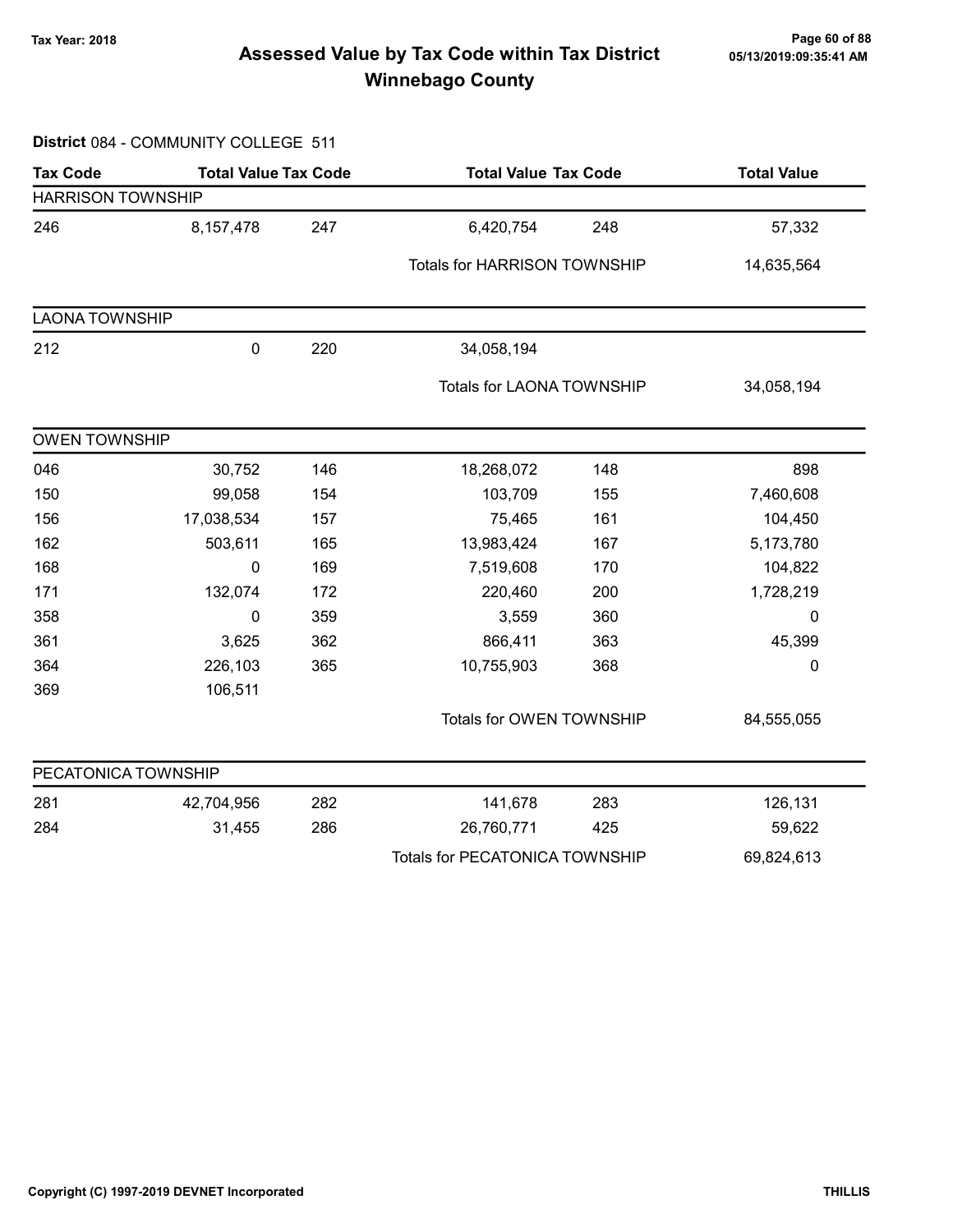# Assessed Value by Tax Code within Tax District Winnebago County

Tax Year: 2018

05/13/2019:09:35:41 AM

**District** 084 - COMMUNITY COLLEGE 511

| Tax Code | Total Value | Tax Code | Total Value | Tax Code | Total Value |
|---|---|---|---|---|---|
| **HARRISON TOWNSHIP** | | | | | |
| 246 | 8,157,478 | 247 | 6,420,754 | 248 | 57,332 |
| | | | Totals for HARRISON TOWNSHIP | | 14,635,564 |
| **LAONA TOWNSHIP** | | | | | |
| 212 | 0 | 220 | 34,058,194 | | |
| | | | Totals for LAONA TOWNSHIP | | 34,058,194 |
| **OWEN TOWNSHIP** | | | | | |
| 046 | 30,752 | 146 | 18,268,072 | 148 | 898 |
| 150 | 99,058 | 154 | 103,709 | 155 | 7,460,608 |
| 156 | 17,038,534 | 157 | 75,465 | 161 | 104,450 |
| 162 | 503,611 | 165 | 13,983,424 | 167 | 5,173,780 |
| 168 | 0 | 169 | 7,519,608 | 170 | 104,822 |
| 171 | 132,074 | 172 | 220,460 | 200 | 1,728,219 |
| 358 | 0 | 359 | 3,559 | 360 | 0 |
| 361 | 3,625 | 362 | 866,411 | 363 | 45,399 |
| 364 | 226,103 | 365 | 10,755,903 | 368 | 0 |
| 369 | 106,511 | | | | |
| | | | Totals for OWEN TOWNSHIP | | 84,555,055 |
| **PECATONICA TOWNSHIP** | | | | | |
| 281 | 42,704,956 | 282 | 141,678 | 283 | 126,131 |
| 284 | 31,455 | 286 | 26,760,771 | 425 | 59,622 |
| | | | Totals for PECATONICA TOWNSHIP | | 69,824,613 |

Copyright (C) 1997-2019 DEVNET Incorporated THILLIS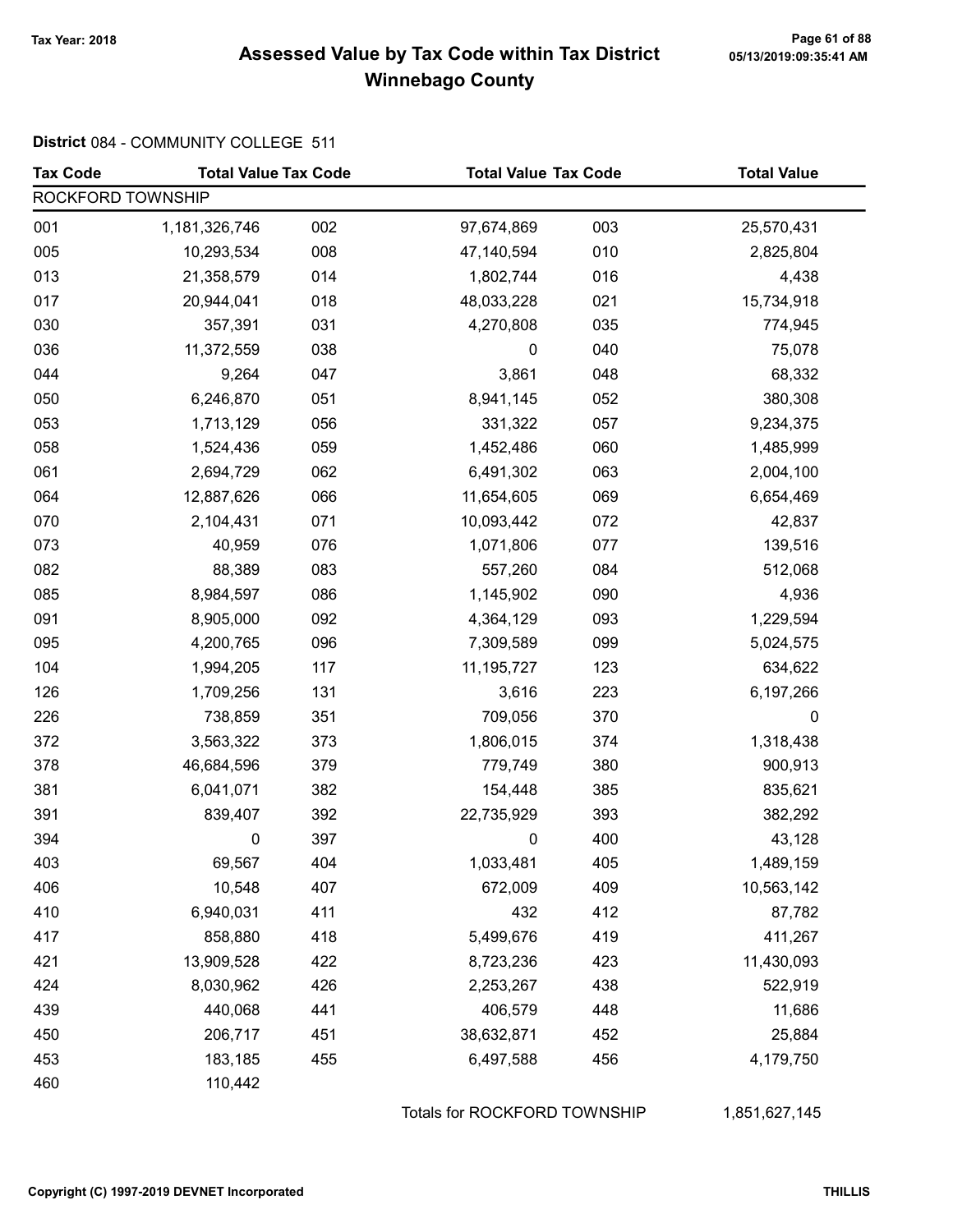# Assessed Value by Tax Code within Tax District Winnebago County

Tax Year: 2018

**District** 084 - COMMUNITY COLLEGE 511

| Tax Code | Total Value | Tax Code | Total Value | Tax Code | Total Value |
|---|---|---|---|---|---|
| ROCKFORD TOWNSHIP | | | | | |
| 001 | 1,181,326,746 | 002 | 97,674,869 | 003 | 25,570,431 |
| 005 | 10,293,534 | 008 | 47,140,594 | 010 | 2,825,804 |
| 013 | 21,358,579 | 014 | 1,802,744 | 016 | 4,438 |
| 017 | 20,944,041 | 018 | 48,033,228 | 021 | 15,734,918 |
| 030 | 357,391 | 031 | 4,270,808 | 035 | 774,945 |
| 036 | 11,372,559 | 038 | 0 | 040 | 75,078 |
| 044 | 9,264 | 047 | 3,861 | 048 | 68,332 |
| 050 | 6,246,870 | 051 | 8,941,145 | 052 | 380,308 |
| 053 | 1,713,129 | 056 | 331,322 | 057 | 9,234,375 |
| 058 | 1,524,436 | 059 | 1,452,486 | 060 | 1,485,999 |
| 061 | 2,694,729 | 062 | 6,491,302 | 063 | 2,004,100 |
| 064 | 12,887,626 | 066 | 11,654,605 | 069 | 6,654,469 |
| 070 | 2,104,431 | 071 | 10,093,442 | 072 | 42,837 |
| 073 | 40,959 | 076 | 1,071,806 | 077 | 139,516 |
| 082 | 88,389 | 083 | 557,260 | 084 | 512,068 |
| 085 | 8,984,597 | 086 | 1,145,902 | 090 | 4,936 |
| 091 | 8,905,000 | 092 | 4,364,129 | 093 | 1,229,594 |
| 095 | 4,200,765 | 096 | 7,309,589 | 099 | 5,024,575 |
| 104 | 1,994,205 | 117 | 11,195,727 | 123 | 634,622 |
| 126 | 1,709,256 | 131 | 3,616 | 223 | 6,197,266 |
| 226 | 738,859 | 351 | 709,056 | 370 | 0 |
| 372 | 3,563,322 | 373 | 1,806,015 | 374 | 1,318,438 |
| 378 | 46,684,596 | 379 | 779,749 | 380 | 900,913 |
| 381 | 6,041,071 | 382 | 154,448 | 385 | 835,621 |
| 391 | 839,407 | 392 | 22,735,929 | 393 | 382,292 |
| 394 | 0 | 397 | 0 | 400 | 43,128 |
| 403 | 69,567 | 404 | 1,033,481 | 405 | 1,489,159 |
| 406 | 10,548 | 407 | 672,009 | 409 | 10,563,142 |
| 410 | 6,940,031 | 411 | 432 | 412 | 87,782 |
| 417 | 858,880 | 418 | 5,499,676 | 419 | 411,267 |
| 421 | 13,909,528 | 422 | 8,723,236 | 423 | 11,430,093 |
| 424 | 8,030,962 | 426 | 2,253,267 | 438 | 522,919 |
| 439 | 440,068 | 441 | 406,579 | 448 | 11,686 |
| 450 | 206,717 | 451 | 38,632,871 | 452 | 25,884 |
| 453 | 183,185 | 455 | 6,497,588 | 456 | 4,179,750 |
| 460 | 110,442 | | | | |
| | | | Totals for ROCKFORD TOWNSHIP | | 1,851,627,145 |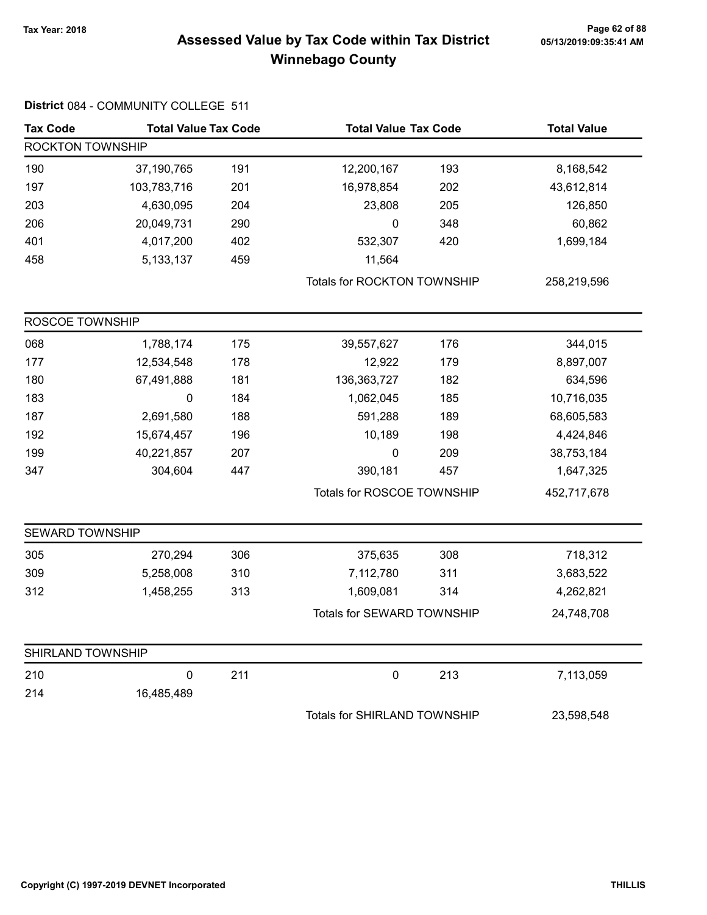# Assessed Value by Tax Code within Tax District Winnebago County

Tax Year: 2018

**District** 084 - COMMUNITY COLLEGE 511

| Tax Code | Total Value | Tax Code | Total Value | Tax Code | Total Value |
|---|---|---|---|---|---|
| **ROCKTON TOWNSHIP** | | | | | |
| 190 | 37,190,765 | 191 | 12,200,167 | 193 | 8,168,542 |
| 197 | 103,783,716 | 201 | 16,978,854 | 202 | 43,612,814 |
| 203 | 4,630,095 | 204 | 23,808 | 205 | 126,850 |
| 206 | 20,049,731 | 290 | 0 | 348 | 60,862 |
| 401 | 4,017,200 | 402 | 532,307 | 420 | 1,699,184 |
| 458 | 5,133,137 | 459 | 11,564 | | |
| | | | Totals for ROCKTON TOWNSHIP | | 258,219,596 |
| **ROSCOE TOWNSHIP** | | | | | |
| 068 | 1,788,174 | 175 | 39,557,627 | 176 | 344,015 |
| 177 | 12,534,548 | 178 | 12,922 | 179 | 8,897,007 |
| 180 | 67,491,888 | 181 | 136,363,727 | 182 | 634,596 |
| 183 | 0 | 184 | 1,062,045 | 185 | 10,716,035 |
| 187 | 2,691,580 | 188 | 591,288 | 189 | 68,605,583 |
| 192 | 15,674,457 | 196 | 10,189 | 198 | 4,424,846 |
| 199 | 40,221,857 | 207 | 0 | 209 | 38,753,184 |
| 347 | 304,604 | 447 | 390,181 | 457 | 1,647,325 |
| | | | Totals for ROSCOE TOWNSHIP | | 452,717,678 |
| **SEWARD TOWNSHIP** | | | | | |
| 305 | 270,294 | 306 | 375,635 | 308 | 718,312 |
| 309 | 5,258,008 | 310 | 7,112,780 | 311 | 3,683,522 |
| 312 | 1,458,255 | 313 | 1,609,081 | 314 | 4,262,821 |
| | | | Totals for SEWARD TOWNSHIP | | 24,748,708 |
| **SHIRLAND TOWNSHIP** | | | | | |
| 210 | 0 | 211 | 0 | 213 | 7,113,059 |
| 214 | 16,485,489 | | | | |
| | | | Totals for SHIRLAND TOWNSHIP | | 23,598,548 |

Copyright (C) 1997-2019 DEVNET Incorporated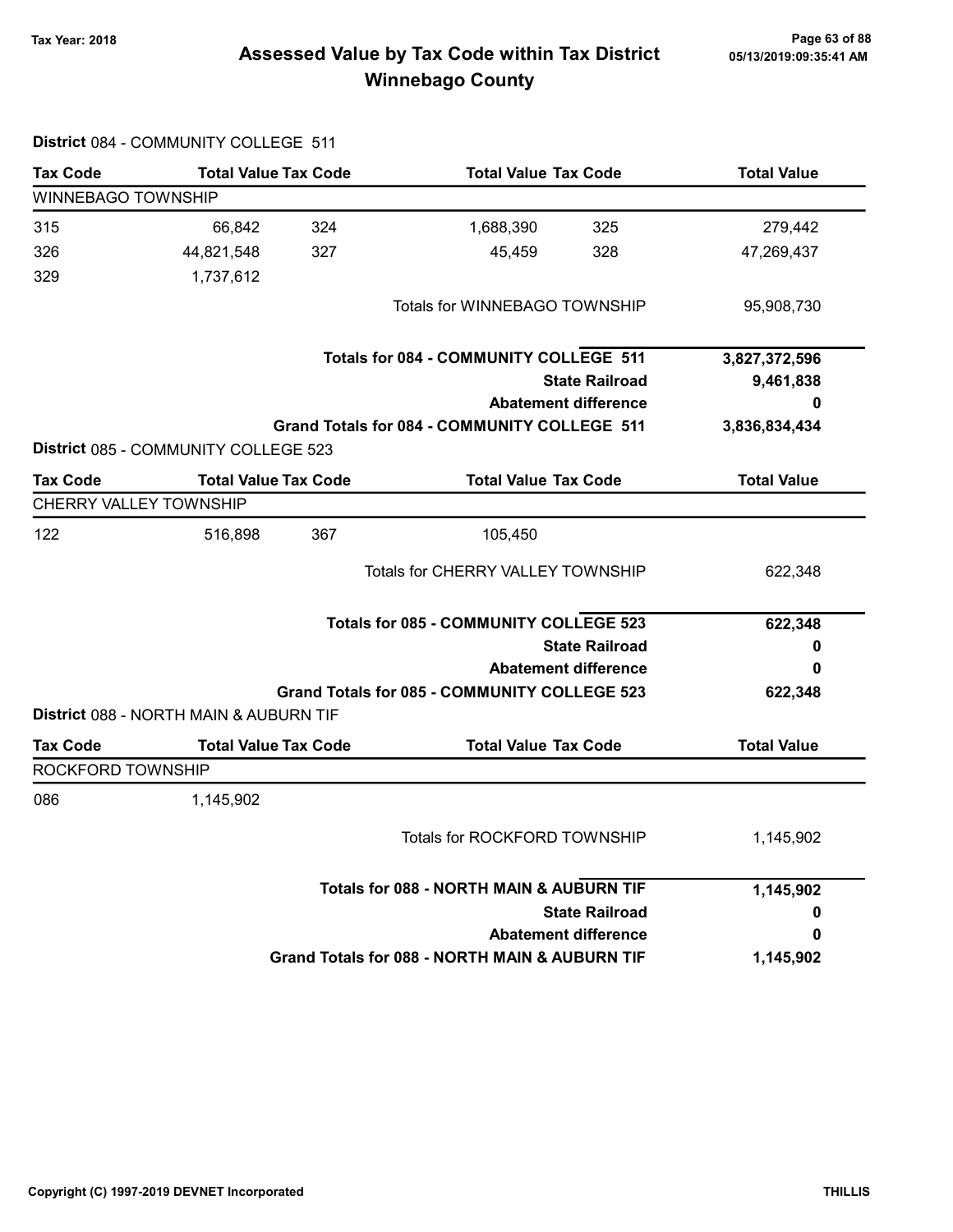# Assessed Value by Tax Code within Tax District
## Winnebago County

Tax Year: 2018

**District** 084 - COMMUNITY COLLEGE 511

| Tax Code | Total Value | Tax Code | Total Value | Tax Code | Total Value |
|---|---|---|---|---|---|
| WINNEBAGO TOWNSHIP | | | | | |
| 315 | 66,842 | 324 | 1,688,390 | 325 | 279,442 |
| 326 | 44,821,548 | 327 | 45,459 | 328 | 47,269,437 |
| 329 | 1,737,612 | | | | |
| | | | Totals for WINNEBAGO TOWNSHIP | | 95,908,730 |

| | |
|---|---|
| **Totals for 084 - COMMUNITY COLLEGE 511** | **3,827,372,596** |
| **State Railroad** | **9,461,838** |
| **Abatement difference** | **0** |
| **Grand Totals for 084 - COMMUNITY COLLEGE 511** | **3,836,834,434** |

**District** 085 - COMMUNITY COLLEGE 523

| Tax Code | Total Value | Tax Code | Total Value | Tax Code | Total Value |
|---|---|---|---|---|---|
| CHERRY VALLEY TOWNSHIP | | | | | |
| 122 | 516,898 | 367 | 105,450 | | |
| | | | Totals for CHERRY VALLEY TOWNSHIP | | 622,348 |

| | |
|---|---|
| **Totals for 085 - COMMUNITY COLLEGE 523** | **622,348** |
| **State Railroad** | **0** |
| **Abatement difference** | **0** |
| **Grand Totals for 085 - COMMUNITY COLLEGE 523** | **622,348** |

**District** 088 - NORTH MAIN & AUBURN TIF

| Tax Code | Total Value | Tax Code | Total Value | Tax Code | Total Value |
|---|---|---|---|---|---|
| ROCKFORD TOWNSHIP | | | | | |
| 086 | 1,145,902 | | | | |
| | | | Totals for ROCKFORD TOWNSHIP | | 1,145,902 |

| | |
|---|---|
| **Totals for 088 - NORTH MAIN & AUBURN TIF** | **1,145,902** |
| **State Railroad** | **0** |
| **Abatement difference** | **0** |
| **Grand Totals for 088 - NORTH MAIN & AUBURN TIF** | **1,145,902** |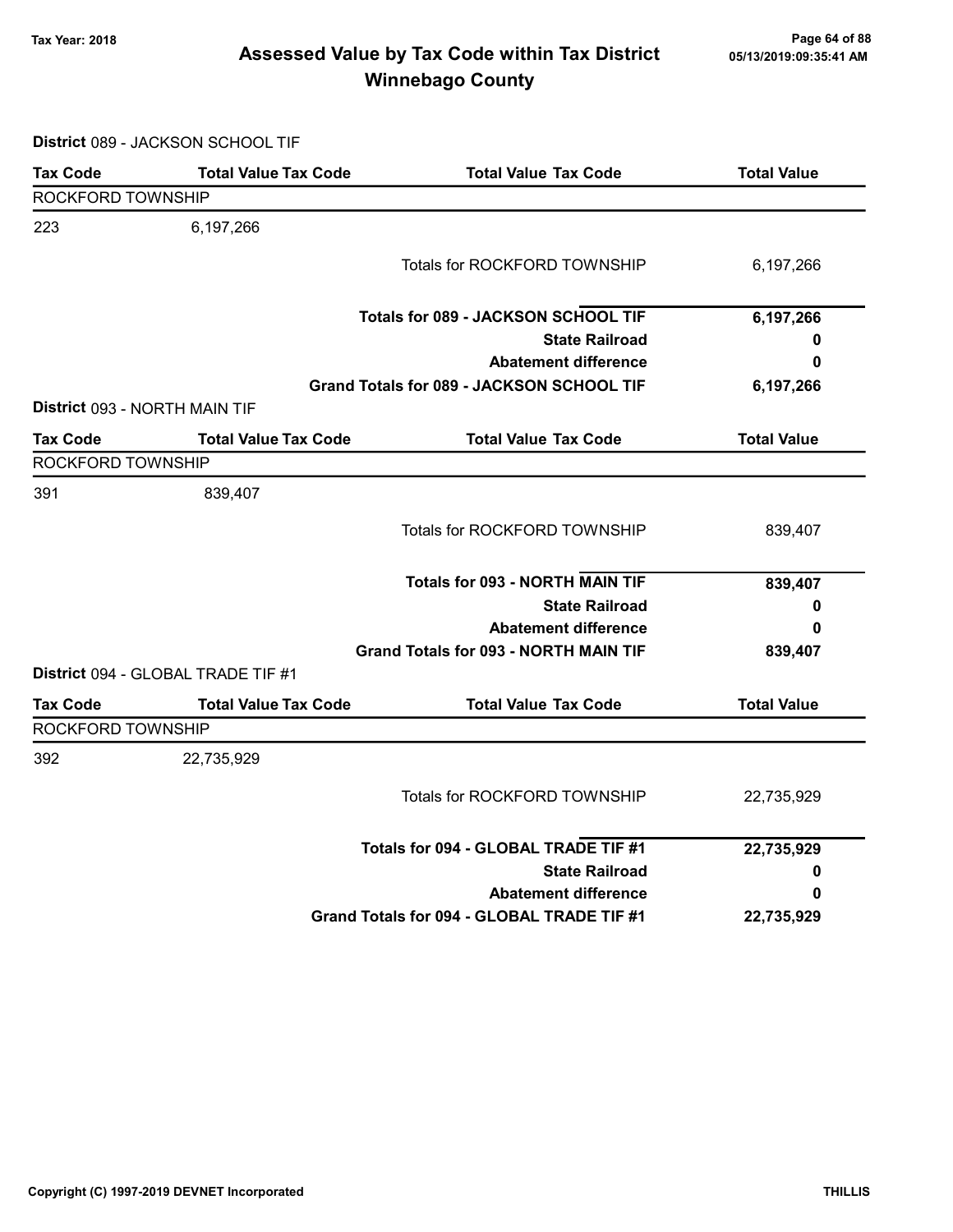# Assessed Value by Tax Code within Tax District
## Winnebago County

Tax Year: 2018

05/13/2019:09:35:41 AM

**District** 089 - JACKSON SCHOOL TIF

| Tax Code | Total Value Tax Code | Total Value Tax Code | Total Value |
|---|---|---|---|
| ROCKFORD TOWNSHIP | | | |
| 223 | 6,197,266 | | |
| | | Totals for ROCKFORD TOWNSHIP | 6,197,266 |
| | | **Totals for 089 - JACKSON SCHOOL TIF** | **6,197,266** |
| | | **State Railroad** | **0** |
| | | **Abatement difference** | **0** |
| | | **Grand Totals for 089 - JACKSON SCHOOL TIF** | **6,197,266** |

**District** 093 - NORTH MAIN TIF

| Tax Code | Total Value Tax Code | Total Value Tax Code | Total Value |
|---|---|---|---|
| ROCKFORD TOWNSHIP | | | |
| 391 | 839,407 | | |
| | | Totals for ROCKFORD TOWNSHIP | 839,407 |
| | | **Totals for 093 - NORTH MAIN TIF** | **839,407** |
| | | **State Railroad** | **0** |
| | | **Abatement difference** | **0** |
| | | **Grand Totals for 093 - NORTH MAIN TIF** | **839,407** |

**District** 094 - GLOBAL TRADE TIF #1

| Tax Code | Total Value Tax Code | Total Value Tax Code | Total Value |
|---|---|---|---|
| ROCKFORD TOWNSHIP | | | |
| 392 | 22,735,929 | | |
| | | Totals for ROCKFORD TOWNSHIP | 22,735,929 |
| | | **Totals for 094 - GLOBAL TRADE TIF #1** | **22,735,929** |
| | | **State Railroad** | **0** |
| | | **Abatement difference** | **0** |
| | | **Grand Totals for 094 - GLOBAL TRADE TIF #1** | **22,735,929** |

Copyright (C) 1997-2019 DEVNET Incorporated

THILLIS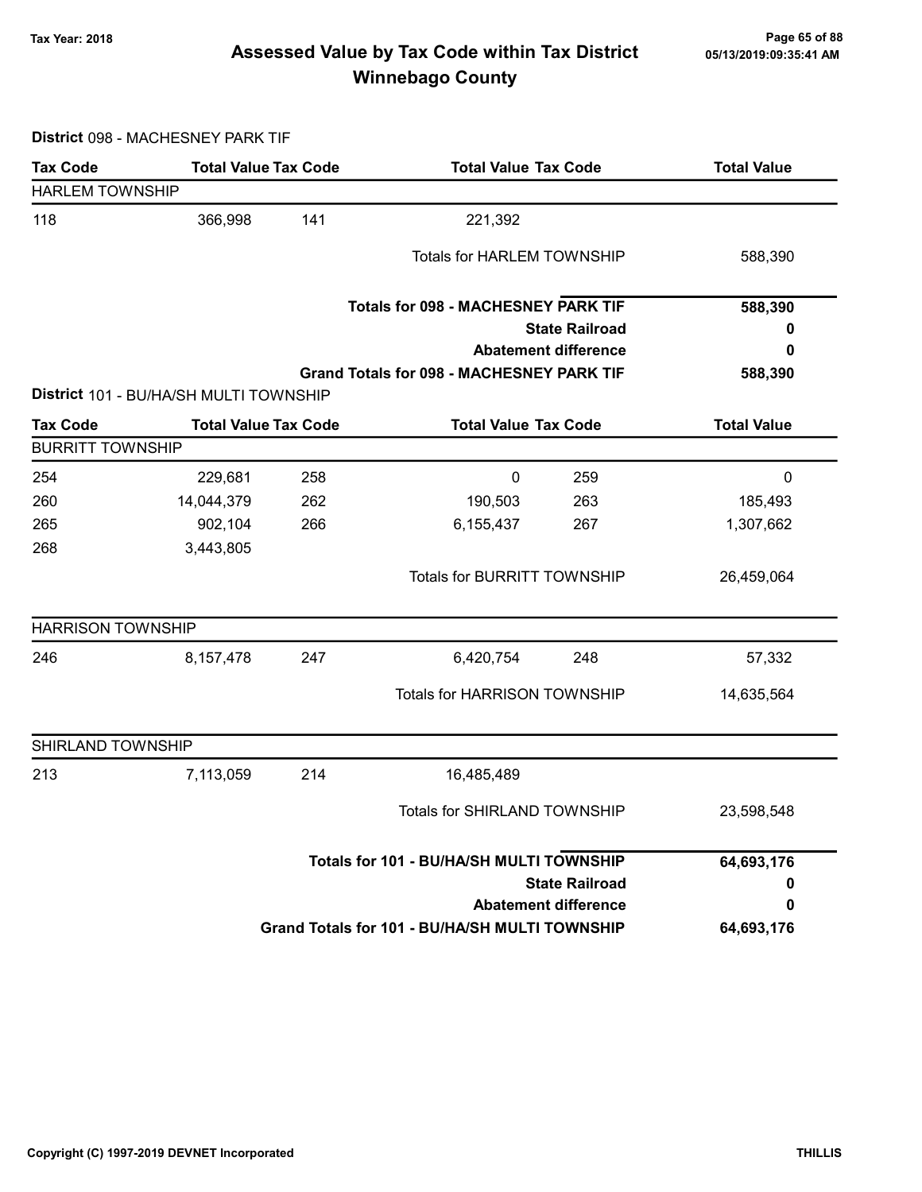# Assessed Value by Tax Code within Tax District
# Winnebago County

Tax Year: 2018

05/13/2019:09:35:41 AM

**District** 098 - MACHESNEY PARK TIF

| Tax Code | Total Value | Tax Code | Total Value | Tax Code | Total Value |
|---|---|---|---|---|---|
| **HARLEM TOWNSHIP** | | | | | |
| 118 | 366,998 | 141 | 221,392 | | |
| | | | Totals for HARLEM TOWNSHIP | | 588,390 |
| | | | **Totals for 098 - MACHESNEY PARK TIF** | | **588,390** |
| | | | **State Railroad** | | **0** |
| | | | **Abatement difference** | | **0** |
| | | | **Grand Totals for 098 - MACHESNEY PARK TIF** | | **588,390** |

**District** 101 - BU/HA/SH MULTI TOWNSHIP

| Tax Code | Total Value | Tax Code | Total Value | Tax Code | Total Value |
|---|---|---|---|---|---|
| **BURRITT TOWNSHIP** | | | | | |
| 254 | 229,681 | 258 | 0 | 259 | 0 |
| 260 | 14,044,379 | 262 | 190,503 | 263 | 185,493 |
| 265 | 902,104 | 266 | 6,155,437 | 267 | 1,307,662 |
| 268 | 3,443,805 | | | | |
| | | | Totals for BURRITT TOWNSHIP | | 26,459,064 |
| **HARRISON TOWNSHIP** | | | | | |
| 246 | 8,157,478 | 247 | 6,420,754 | 248 | 57,332 |
| | | | Totals for HARRISON TOWNSHIP | | 14,635,564 |
| **SHIRLAND TOWNSHIP** | | | | | |
| 213 | 7,113,059 | 214 | 16,485,489 | | |
| | | | Totals for SHIRLAND TOWNSHIP | | 23,598,548 |
| | | | **Totals for 101 - BU/HA/SH MULTI TOWNSHIP** | | **64,693,176** |
| | | | **State Railroad** | | **0** |
| | | | **Abatement difference** | | **0** |
| | | | **Grand Totals for 101 - BU/HA/SH MULTI TOWNSHIP** | | **64,693,176** |

Copyright (C) 1997-2019 DEVNET Incorporated

THILLIS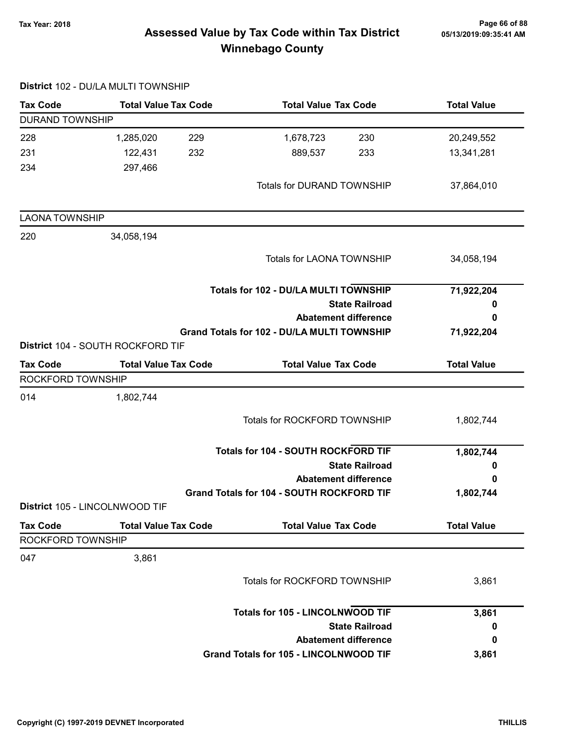# Assessed Value by Tax Code within Tax District
## Winnebago County

Tax Year: 2018

**District** 102 - DU/LA MULTI TOWNSHIP

| Tax Code | Total Value | Tax Code | Total Value | Tax Code | Total Value |
|---|---|---|---|---|---|
| **DURAND TOWNSHIP** | | | | | |
| 228 | 1,285,020 | 229 | 1,678,723 | 230 | 20,249,552 |
| 231 | 122,431 | 232 | 889,537 | 233 | 13,341,281 |
| 234 | 297,466 | | | | |
| | | | Totals for DURAND TOWNSHIP | | 37,864,010 |
| **LAONA TOWNSHIP** | | | | | |
| 220 | 34,058,194 | | | | |
| | | | Totals for LAONA TOWNSHIP | | 34,058,194 |

| | |
|---|---|
| **Totals for 102 - DU/LA MULTI TOWNSHIP** | **71,922,204** |
| **State Railroad** | **0** |
| **Abatement difference** | **0** |
| **Grand Totals for 102 - DU/LA MULTI TOWNSHIP** | **71,922,204** |

**District** 104 - SOUTH ROCKFORD TIF

| Tax Code | Total Value | Tax Code | Total Value | Tax Code | Total Value |
|---|---|---|---|---|---|
| **ROCKFORD TOWNSHIP** | | | | | |
| 014 | 1,802,744 | | | | |
| | | | Totals for ROCKFORD TOWNSHIP | | 1,802,744 |

| | |
|---|---|
| **Totals for 104 - SOUTH ROCKFORD TIF** | **1,802,744** |
| **State Railroad** | **0** |
| **Abatement difference** | **0** |
| **Grand Totals for 104 - SOUTH ROCKFORD TIF** | **1,802,744** |

**District** 105 - LINCOLNWOOD TIF

| Tax Code | Total Value | Tax Code | Total Value | Tax Code | Total Value |
|---|---|---|---|---|---|
| **ROCKFORD TOWNSHIP** | | | | | |
| 047 | 3,861 | | | | |
| | | | Totals for ROCKFORD TOWNSHIP | | 3,861 |

| | |
|---|---|
| **Totals for 105 - LINCOLNWOOD TIF** | **3,861** |
| **State Railroad** | **0** |
| **Abatement difference** | **0** |
| **Grand Totals for 105 - LINCOLNWOOD TIF** | **3,861** |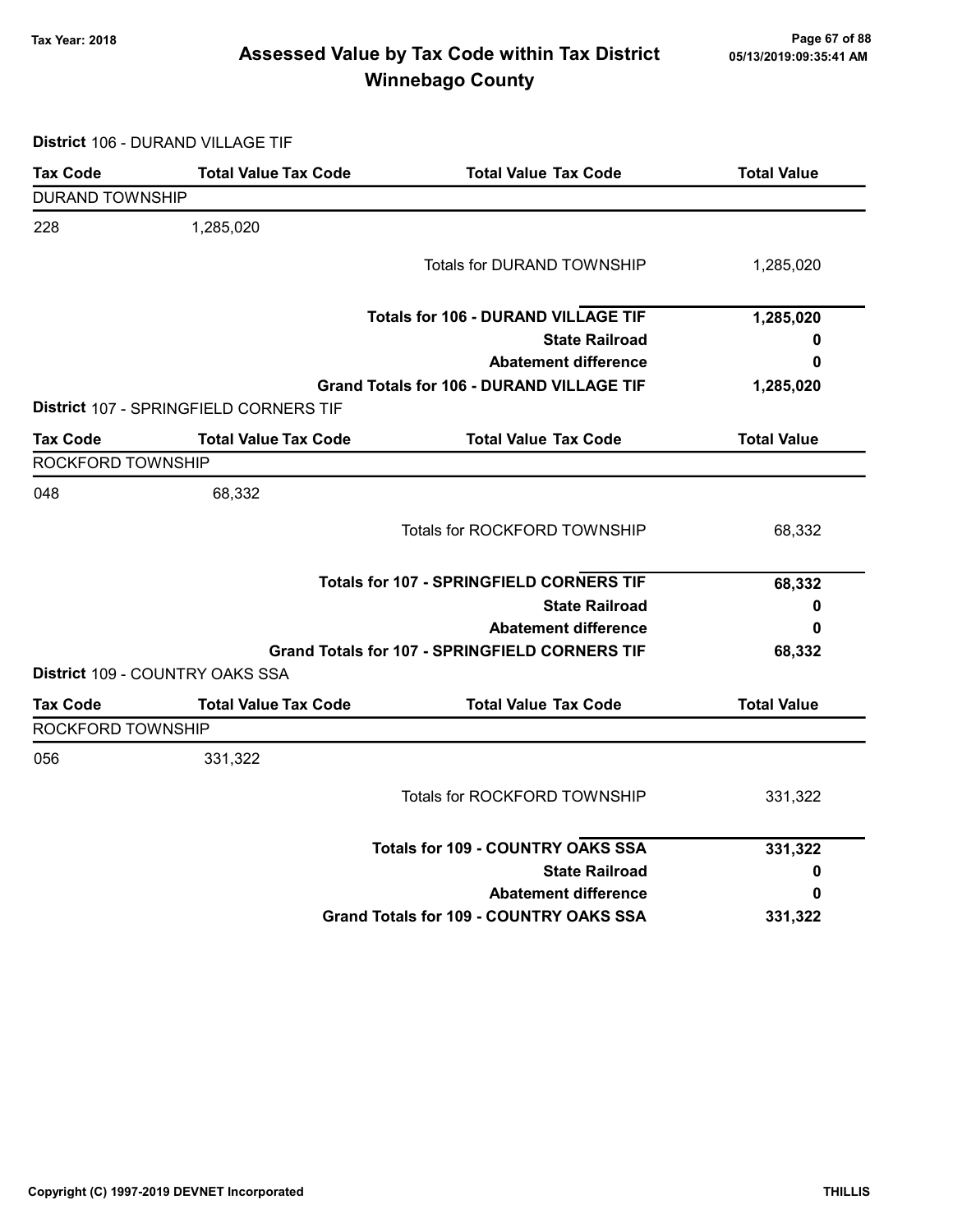# Assessed Value by Tax Code within Tax District
## Winnebago County

Tax Year: 2018

05/13/2019:09:35:41 AM

**District** 106 - DURAND VILLAGE TIF

| Tax Code | Total Value Tax Code | Total Value Tax Code | Total Value |
|---|---|---|---|
| DURAND TOWNSHIP | | | |
| 228 | 1,285,020 | | |
| | | Totals for DURAND TOWNSHIP | 1,285,020 |
| | | **Totals for 106 - DURAND VILLAGE TIF** | **1,285,020** |
| | | **State Railroad** | **0** |
| | | **Abatement difference** | **0** |
| | | **Grand Totals for 106 - DURAND VILLAGE TIF** | **1,285,020** |

**District** 107 - SPRINGFIELD CORNERS TIF

| Tax Code | Total Value Tax Code | Total Value Tax Code | Total Value |
|---|---|---|---|
| ROCKFORD TOWNSHIP | | | |
| 048 | 68,332 | | |
| | | Totals for ROCKFORD TOWNSHIP | 68,332 |
| | | **Totals for 107 - SPRINGFIELD CORNERS TIF** | **68,332** |
| | | **State Railroad** | **0** |
| | | **Abatement difference** | **0** |
| | | **Grand Totals for 107 - SPRINGFIELD CORNERS TIF** | **68,332** |

**District** 109 - COUNTRY OAKS SSA

| Tax Code | Total Value Tax Code | Total Value Tax Code | Total Value |
|---|---|---|---|
| ROCKFORD TOWNSHIP | | | |
| 056 | 331,322 | | |
| | | Totals for ROCKFORD TOWNSHIP | 331,322 |
| | | **Totals for 109 - COUNTRY OAKS SSA** | **331,322** |
| | | **State Railroad** | **0** |
| | | **Abatement difference** | **0** |
| | | **Grand Totals for 109 - COUNTRY OAKS SSA** | **331,322** |

Copyright (C) 1997-2019 DEVNET Incorporated

THILLIS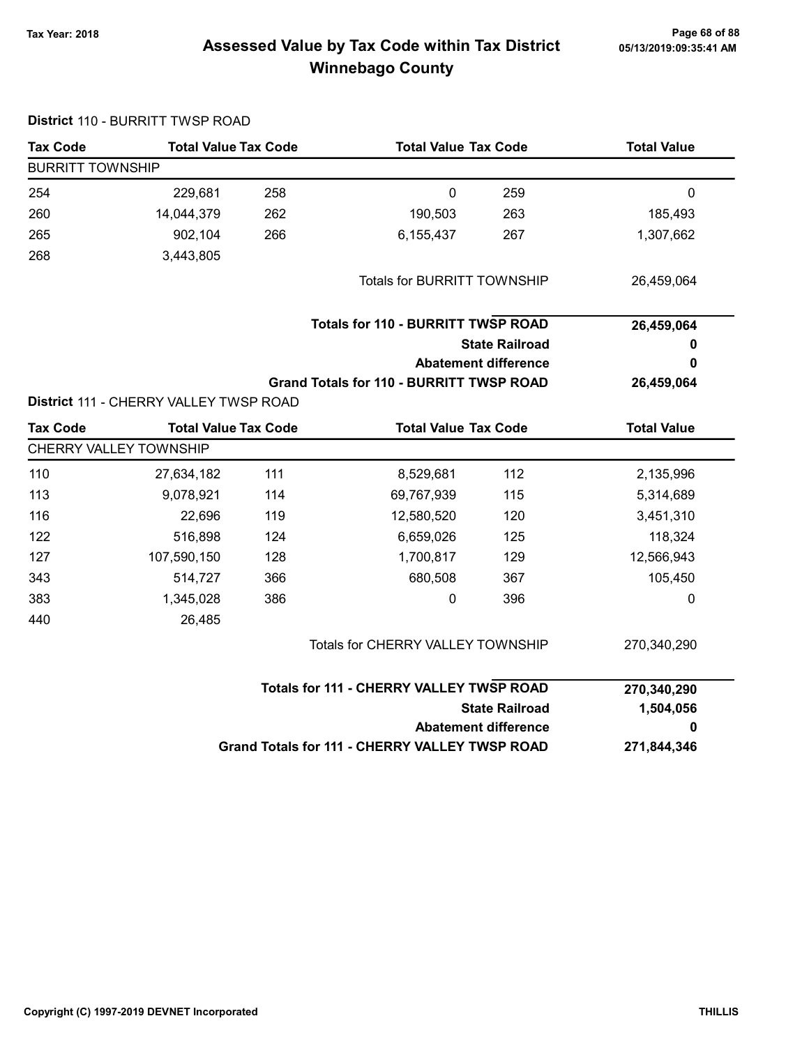# Assessed Value by Tax Code within Tax District
## Winnebago County

Tax Year: 2018

**District** 110 - BURRITT TWSP ROAD

| Tax Code | Total Value | Tax Code | Total Value | Tax Code | Total Value |
|---|---|---|---|---|---|
| **BURRITT TOWNSHIP** | | | | | |
| 254 | 229,681 | 258 | 0 | 259 | 0 |
| 260 | 14,044,379 | 262 | 190,503 | 263 | 185,493 |
| 265 | 902,104 | 266 | 6,155,437 | 267 | 1,307,662 |
| 268 | 3,443,805 | | | | |
| | | | Totals for BURRITT TOWNSHIP | | 26,459,064 |

| | |
|---|---|
| **Totals for 110 - BURRITT TWSP ROAD** | **26,459,064** |
| **State Railroad** | **0** |
| **Abatement difference** | **0** |
| **Grand Totals for 110 - BURRITT TWSP ROAD** | **26,459,064** |

**District** 111 - CHERRY VALLEY TWSP ROAD

| Tax Code | Total Value | Tax Code | Total Value | Tax Code | Total Value |
|---|---|---|---|---|---|
| **CHERRY VALLEY TOWNSHIP** | | | | | |
| 110 | 27,634,182 | 111 | 8,529,681 | 112 | 2,135,996 |
| 113 | 9,078,921 | 114 | 69,767,939 | 115 | 5,314,689 |
| 116 | 22,696 | 119 | 12,580,520 | 120 | 3,451,310 |
| 122 | 516,898 | 124 | 6,659,026 | 125 | 118,324 |
| 127 | 107,590,150 | 128 | 1,700,817 | 129 | 12,566,943 |
| 343 | 514,727 | 366 | 680,508 | 367 | 105,450 |
| 383 | 1,345,028 | 386 | 0 | 396 | 0 |
| 440 | 26,485 | | | | |
| | | | Totals for CHERRY VALLEY TOWNSHIP | | 270,340,290 |

| | |
|---|---|
| **Totals for 111 - CHERRY VALLEY TWSP ROAD** | **270,340,290** |
| **State Railroad** | **1,504,056** |
| **Abatement difference** | **0** |
| **Grand Totals for 111 - CHERRY VALLEY TWSP ROAD** | **271,844,346** |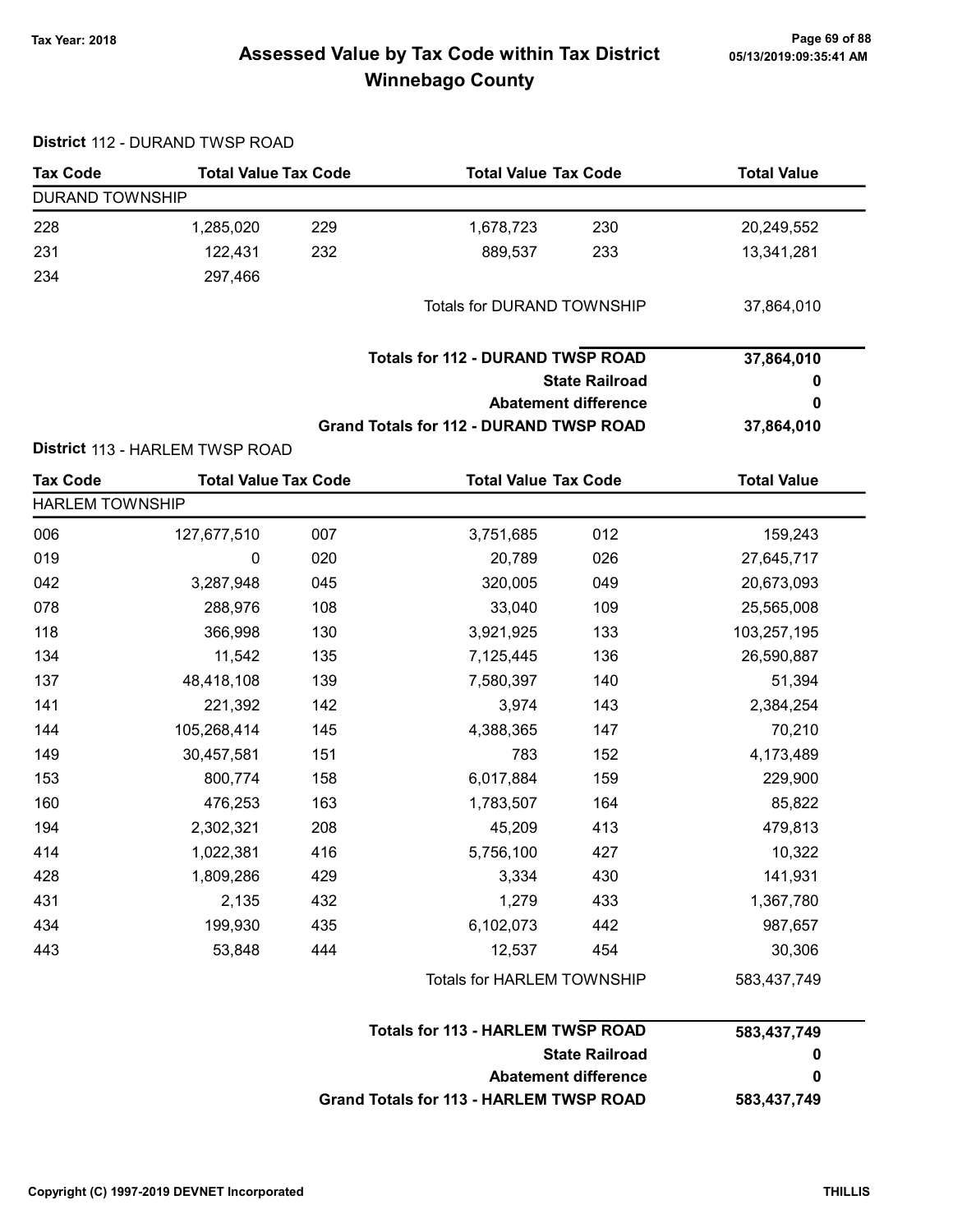# Assessed Value by Tax Code within Tax District
# Winnebago County

Tax Year: 2018

**District** 112 - DURAND TWSP ROAD

| Tax Code | Total Value | Tax Code | Total Value | Tax Code | Total Value |
|---|---|---|---|---|---|
| DURAND TOWNSHIP | | | | | |
| 228 | 1,285,020 | 229 | 1,678,723 | 230 | 20,249,552 |
| 231 | 122,431 | 232 | 889,537 | 233 | 13,341,281 |
| 234 | 297,466 | | | | |
| | | | Totals for DURAND TOWNSHIP | | 37,864,010 |

| | |
|---|---|
| **Totals for 112 - DURAND TWSP ROAD** | **37,864,010** |
| **State Railroad** | **0** |
| **Abatement difference** | **0** |
| **Grand Totals for 112 - DURAND TWSP ROAD** | **37,864,010** |

**District** 113 - HARLEM TWSP ROAD

| Tax Code | Total Value | Tax Code | Total Value | Tax Code | Total Value |
|---|---|---|---|---|---|
| HARLEM TOWNSHIP | | | | | |
| 006 | 127,677,510 | 007 | 3,751,685 | 012 | 159,243 |
| 019 | 0 | 020 | 20,789 | 026 | 27,645,717 |
| 042 | 3,287,948 | 045 | 320,005 | 049 | 20,673,093 |
| 078 | 288,976 | 108 | 33,040 | 109 | 25,565,008 |
| 118 | 366,998 | 130 | 3,921,925 | 133 | 103,257,195 |
| 134 | 11,542 | 135 | 7,125,445 | 136 | 26,590,887 |
| 137 | 48,418,108 | 139 | 7,580,397 | 140 | 51,394 |
| 141 | 221,392 | 142 | 3,974 | 143 | 2,384,254 |
| 144 | 105,268,414 | 145 | 4,388,365 | 147 | 70,210 |
| 149 | 30,457,581 | 151 | 783 | 152 | 4,173,489 |
| 153 | 800,774 | 158 | 6,017,884 | 159 | 229,900 |
| 160 | 476,253 | 163 | 1,783,507 | 164 | 85,822 |
| 194 | 2,302,321 | 208 | 45,209 | 413 | 479,813 |
| 414 | 1,022,381 | 416 | 5,756,100 | 427 | 10,322 |
| 428 | 1,809,286 | 429 | 3,334 | 430 | 141,931 |
| 431 | 2,135 | 432 | 1,279 | 433 | 1,367,780 |
| 434 | 199,930 | 435 | 6,102,073 | 442 | 987,657 |
| 443 | 53,848 | 444 | 12,537 | 454 | 30,306 |
| | | | Totals for HARLEM TOWNSHIP | | 583,437,749 |

| | |
|---|---|
| **Totals for 113 - HARLEM TWSP ROAD** | **583,437,749** |
| **State Railroad** | **0** |
| **Abatement difference** | **0** |
| **Grand Totals for 113 - HARLEM TWSP ROAD** | **583,437,749** |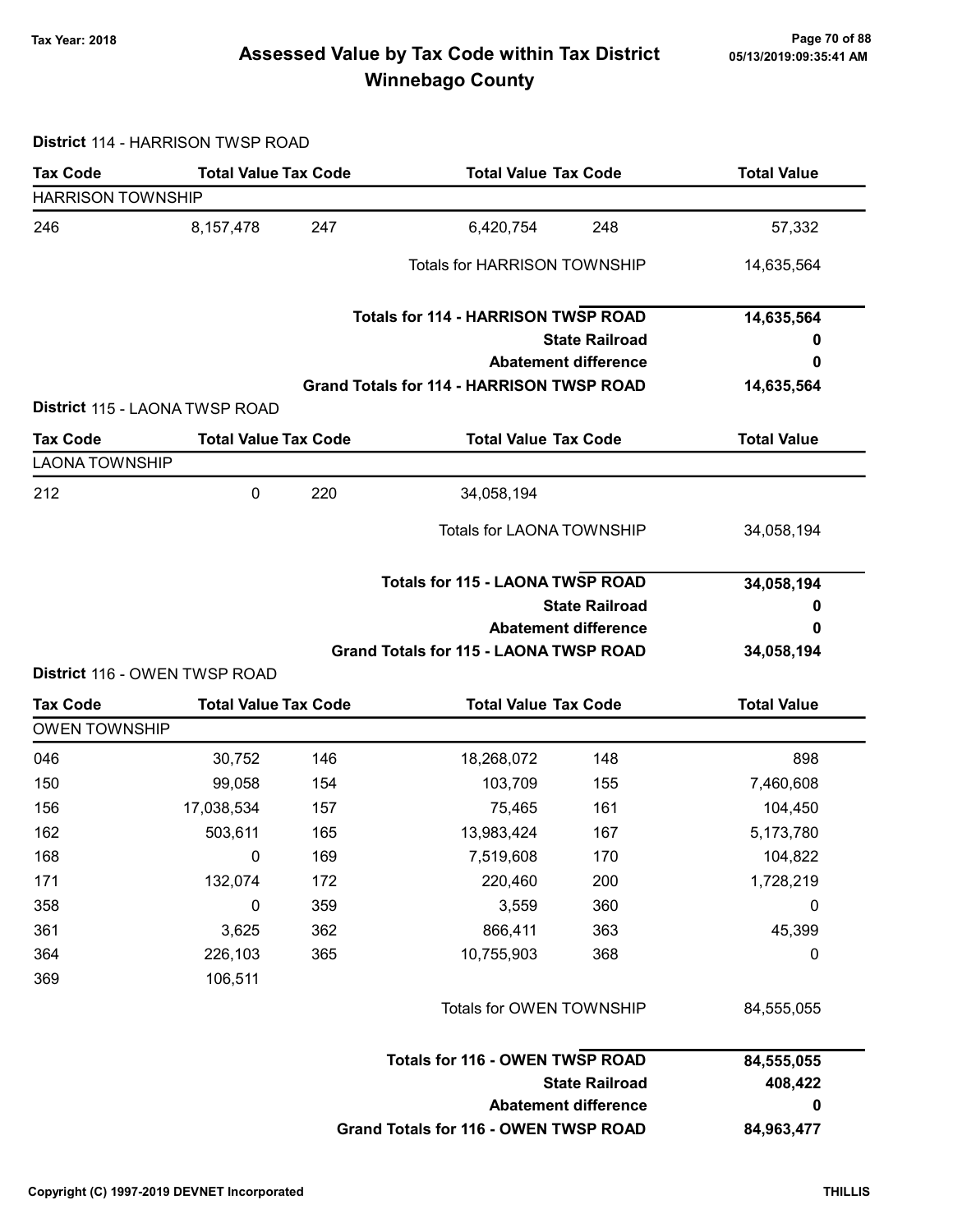# Assessed Value by Tax Code within Tax District
## Winnebago County

Tax Year: 2018

05/13/2019:09:35:41 AM

**District** 114 - HARRISON TWSP ROAD

| Tax Code | Total Value | Tax Code | Total Value | Tax Code | Total Value |
|---|---|---|---|---|---|
| HARRISON TOWNSHIP | | | | | |
| 246 | 8,157,478 | 247 | 6,420,754 | 248 | 57,332 |
| | | | Totals for HARRISON TOWNSHIP | | 14,635,564 |
| | | | **Totals for 114 - HARRISON TWSP ROAD** | | **14,635,564** |
| | | | | **State Railroad** | **0** |
| | | | | **Abatement difference** | **0** |
| | | | **Grand Totals for 114 - HARRISON TWSP ROAD** | | **14,635,564** |

**District** 115 - LAONA TWSP ROAD

| Tax Code | Total Value | Tax Code | Total Value | Tax Code | Total Value |
|---|---|---|---|---|---|
| LAONA TOWNSHIP | | | | | |
| 212 | 0 | 220 | 34,058,194 | | |
| | | | Totals for LAONA TOWNSHIP | | 34,058,194 |
| | | | **Totals for 115 - LAONA TWSP ROAD** | | **34,058,194** |
| | | | | **State Railroad** | **0** |
| | | | | **Abatement difference** | **0** |
| | | | **Grand Totals for 115 - LAONA TWSP ROAD** | | **34,058,194** |

**District** 116 - OWEN TWSP ROAD

| Tax Code | Total Value | Tax Code | Total Value | Tax Code | Total Value |
|---|---|---|---|---|---|
| OWEN TOWNSHIP | | | | | |
| 046 | 30,752 | 146 | 18,268,072 | 148 | 898 |
| 150 | 99,058 | 154 | 103,709 | 155 | 7,460,608 |
| 156 | 17,038,534 | 157 | 75,465 | 161 | 104,450 |
| 162 | 503,611 | 165 | 13,983,424 | 167 | 5,173,780 |
| 168 | 0 | 169 | 7,519,608 | 170 | 104,822 |
| 171 | 132,074 | 172 | 220,460 | 200 | 1,728,219 |
| 358 | 0 | 359 | 3,559 | 360 | 0 |
| 361 | 3,625 | 362 | 866,411 | 363 | 45,399 |
| 364 | 226,103 | 365 | 10,755,903 | 368 | 0 |
| 369 | 106,511 | | | | |
| | | | Totals for OWEN TOWNSHIP | | 84,555,055 |
| | | | **Totals for 116 - OWEN TWSP ROAD** | | **84,555,055** |
| | | | | **State Railroad** | **408,422** |
| | | | | **Abatement difference** | **0** |
| | | | **Grand Totals for 116 - OWEN TWSP ROAD** | | **84,963,477** |

Copyright (C) 1997-2019 DEVNET Incorporated

THILLIS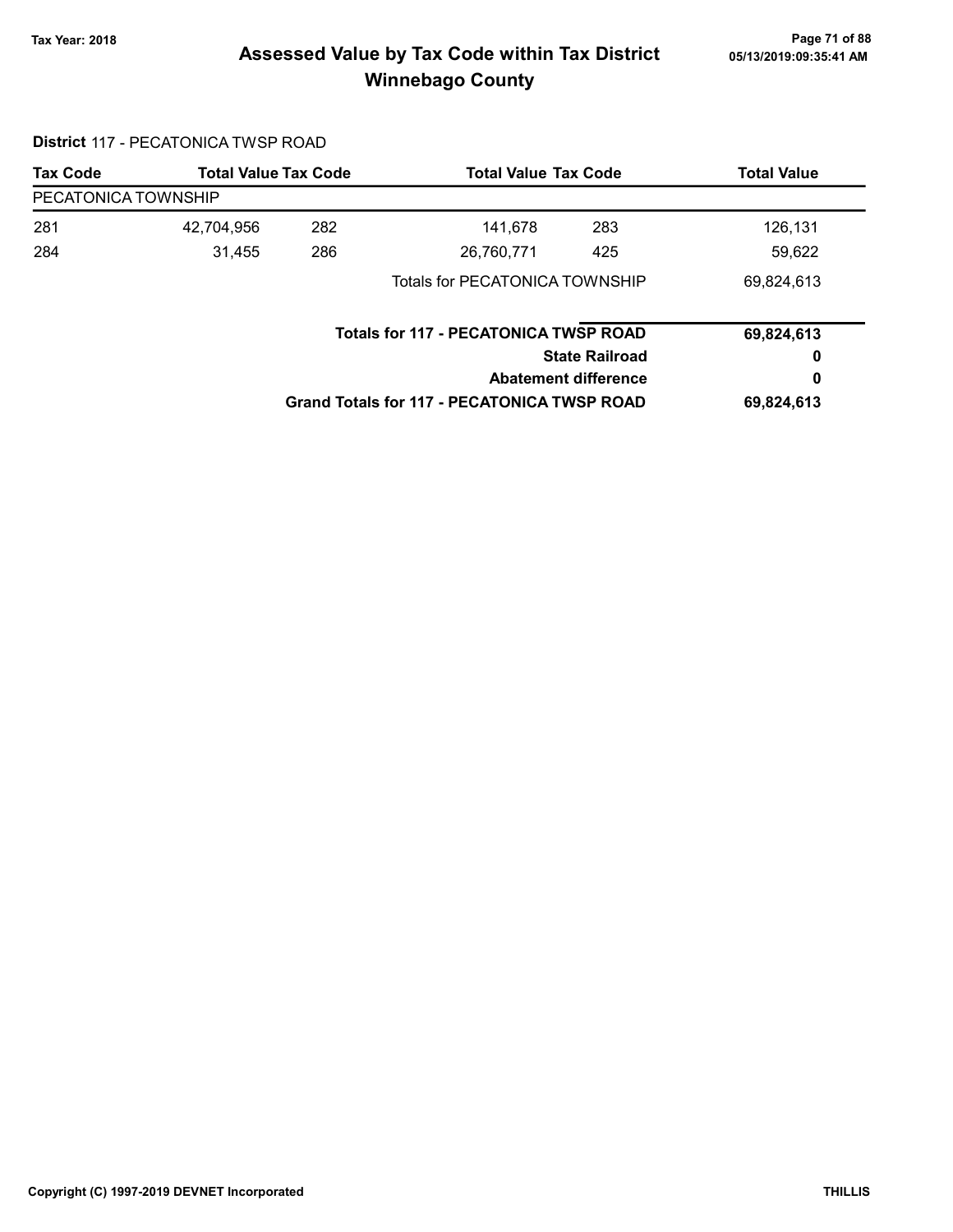# Assessed Value by Tax Code within Tax District
## Winnebago County

Tax Year: 2018

**District** 117 - PECATONICA TWSP ROAD

| Tax Code | Total Value | Tax Code | Total Value | Tax Code | Total Value |
|---|---|---|---|---|---|
| PECATONICA TOWNSHIP | | | | | |
| 281 | 42,704,956 | 282 | 141,678 | 283 | 126,131 |
| 284 | 31,455 | 286 | 26,760,771 | 425 | 59,622 |
| | | | Totals for PECATONICA TOWNSHIP | | 69,824,613 |

| | |
|---|---|
| **Totals for 117 - PECATONICA TWSP ROAD** | **69,824,613** |
| **State Railroad** | **0** |
| **Abatement difference** | **0** |
| **Grand Totals for 117 - PECATONICA TWSP ROAD** | **69,824,613** |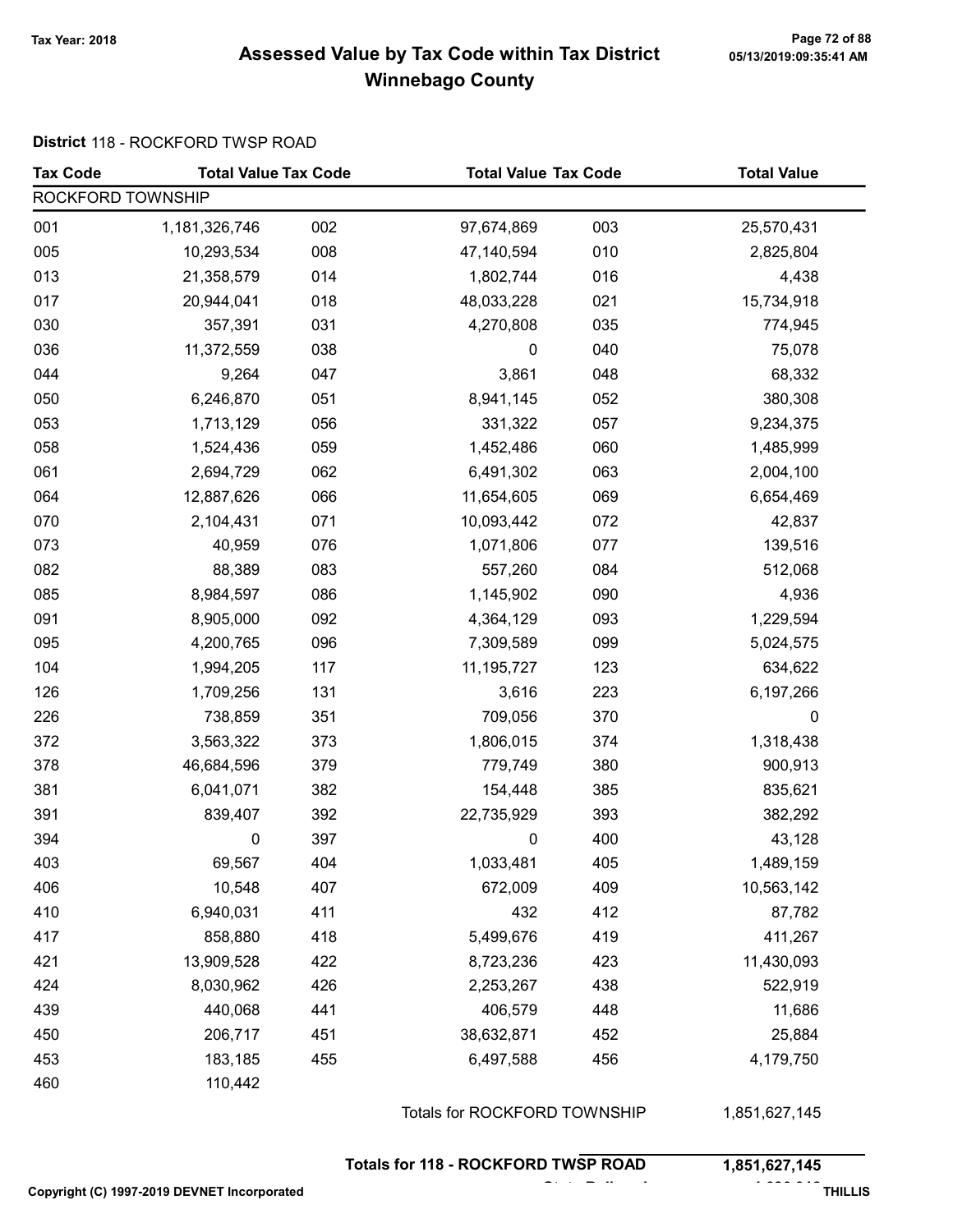# Assessed Value by Tax Code within Tax District
## Winnebago County

Tax Year: 2018

**District** 118 - ROCKFORD TWSP ROAD

| Tax Code | Total Value | Tax Code | Total Value | Tax Code | Total Value |
|---|---|---|---|---|---|
| ROCKFORD TOWNSHIP | | | | | |
| 001 | 1,181,326,746 | 002 | 97,674,869 | 003 | 25,570,431 |
| 005 | 10,293,534 | 008 | 47,140,594 | 010 | 2,825,804 |
| 013 | 21,358,579 | 014 | 1,802,744 | 016 | 4,438 |
| 017 | 20,944,041 | 018 | 48,033,228 | 021 | 15,734,918 |
| 030 | 357,391 | 031 | 4,270,808 | 035 | 774,945 |
| 036 | 11,372,559 | 038 | 0 | 040 | 75,078 |
| 044 | 9,264 | 047 | 3,861 | 048 | 68,332 |
| 050 | 6,246,870 | 051 | 8,941,145 | 052 | 380,308 |
| 053 | 1,713,129 | 056 | 331,322 | 057 | 9,234,375 |
| 058 | 1,524,436 | 059 | 1,452,486 | 060 | 1,485,999 |
| 061 | 2,694,729 | 062 | 6,491,302 | 063 | 2,004,100 |
| 064 | 12,887,626 | 066 | 11,654,605 | 069 | 6,654,469 |
| 070 | 2,104,431 | 071 | 10,093,442 | 072 | 42,837 |
| 073 | 40,959 | 076 | 1,071,806 | 077 | 139,516 |
| 082 | 88,389 | 083 | 557,260 | 084 | 512,068 |
| 085 | 8,984,597 | 086 | 1,145,902 | 090 | 4,936 |
| 091 | 8,905,000 | 092 | 4,364,129 | 093 | 1,229,594 |
| 095 | 4,200,765 | 096 | 7,309,589 | 099 | 5,024,575 |
| 104 | 1,994,205 | 117 | 11,195,727 | 123 | 634,622 |
| 126 | 1,709,256 | 131 | 3,616 | 223 | 6,197,266 |
| 226 | 738,859 | 351 | 709,056 | 370 | 0 |
| 372 | 3,563,322 | 373 | 1,806,015 | 374 | 1,318,438 |
| 378 | 46,684,596 | 379 | 779,749 | 380 | 900,913 |
| 381 | 6,041,071 | 382 | 154,448 | 385 | 835,621 |
| 391 | 839,407 | 392 | 22,735,929 | 393 | 382,292 |
| 394 | 0 | 397 | 0 | 400 | 43,128 |
| 403 | 69,567 | 404 | 1,033,481 | 405 | 1,489,159 |
| 406 | 10,548 | 407 | 672,009 | 409 | 10,563,142 |
| 410 | 6,940,031 | 411 | 432 | 412 | 87,782 |
| 417 | 858,880 | 418 | 5,499,676 | 419 | 411,267 |
| 421 | 13,909,528 | 422 | 8,723,236 | 423 | 11,430,093 |
| 424 | 8,030,962 | 426 | 2,253,267 | 438 | 522,919 |
| 439 | 440,068 | 441 | 406,579 | 448 | 11,686 |
| 450 | 206,717 | 451 | 38,632,871 | 452 | 25,884 |
| 453 | 183,185 | 455 | 6,497,588 | 456 | 4,179,750 |
| 460 | 110,442 | | | | |

Totals for ROCKFORD TOWNSHIP 1,851,627,145

**Totals for 118 - ROCKFORD TWSP ROAD 1,851,627,145**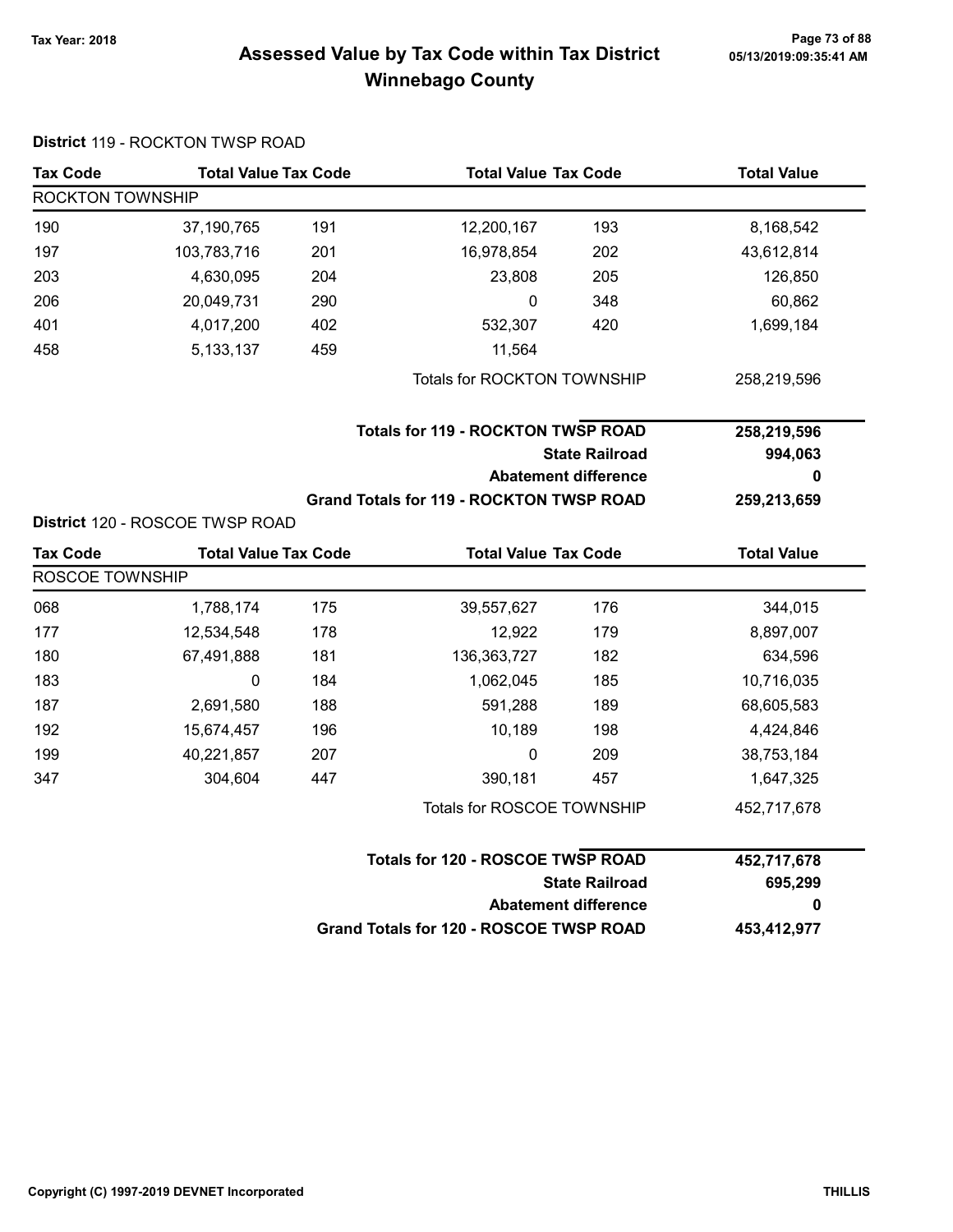# Assessed Value by Tax Code within Tax District Winnebago County

Tax Year: 2018

**District** 119 - ROCKTON TWSP ROAD

| Tax Code | Total Value | Tax Code | Total Value | Tax Code | Total Value |
|---|---|---|---|---|---|
| ROCKTON TOWNSHIP | | | | | |
| 190 | 37,190,765 | 191 | 12,200,167 | 193 | 8,168,542 |
| 197 | 103,783,716 | 201 | 16,978,854 | 202 | 43,612,814 |
| 203 | 4,630,095 | 204 | 23,808 | 205 | 126,850 |
| 206 | 20,049,731 | 290 | 0 | 348 | 60,862 |
| 401 | 4,017,200 | 402 | 532,307 | 420 | 1,699,184 |
| 458 | 5,133,137 | 459 | 11,564 | | |
| | | | Totals for ROCKTON TOWNSHIP | | 258,219,596 |

| | |
|---|---|
| **Totals for 119 - ROCKTON TWSP ROAD** | **258,219,596** |
| **State Railroad** | **994,063** |
| **Abatement difference** | **0** |
| **Grand Totals for 119 - ROCKTON TWSP ROAD** | **259,213,659** |

**District** 120 - ROSCOE TWSP ROAD

| Tax Code | Total Value | Tax Code | Total Value | Tax Code | Total Value |
|---|---|---|---|---|---|
| ROSCOE TOWNSHIP | | | | | |
| 068 | 1,788,174 | 175 | 39,557,627 | 176 | 344,015 |
| 177 | 12,534,548 | 178 | 12,922 | 179 | 8,897,007 |
| 180 | 67,491,888 | 181 | 136,363,727 | 182 | 634,596 |
| 183 | 0 | 184 | 1,062,045 | 185 | 10,716,035 |
| 187 | 2,691,580 | 188 | 591,288 | 189 | 68,605,583 |
| 192 | 15,674,457 | 196 | 10,189 | 198 | 4,424,846 |
| 199 | 40,221,857 | 207 | 0 | 209 | 38,753,184 |
| 347 | 304,604 | 447 | 390,181 | 457 | 1,647,325 |
| | | | Totals for ROSCOE TOWNSHIP | | 452,717,678 |

| | |
|---|---|
| **Totals for 120 - ROSCOE TWSP ROAD** | **452,717,678** |
| **State Railroad** | **695,299** |
| **Abatement difference** | **0** |
| **Grand Totals for 120 - ROSCOE TWSP ROAD** | **453,412,977** |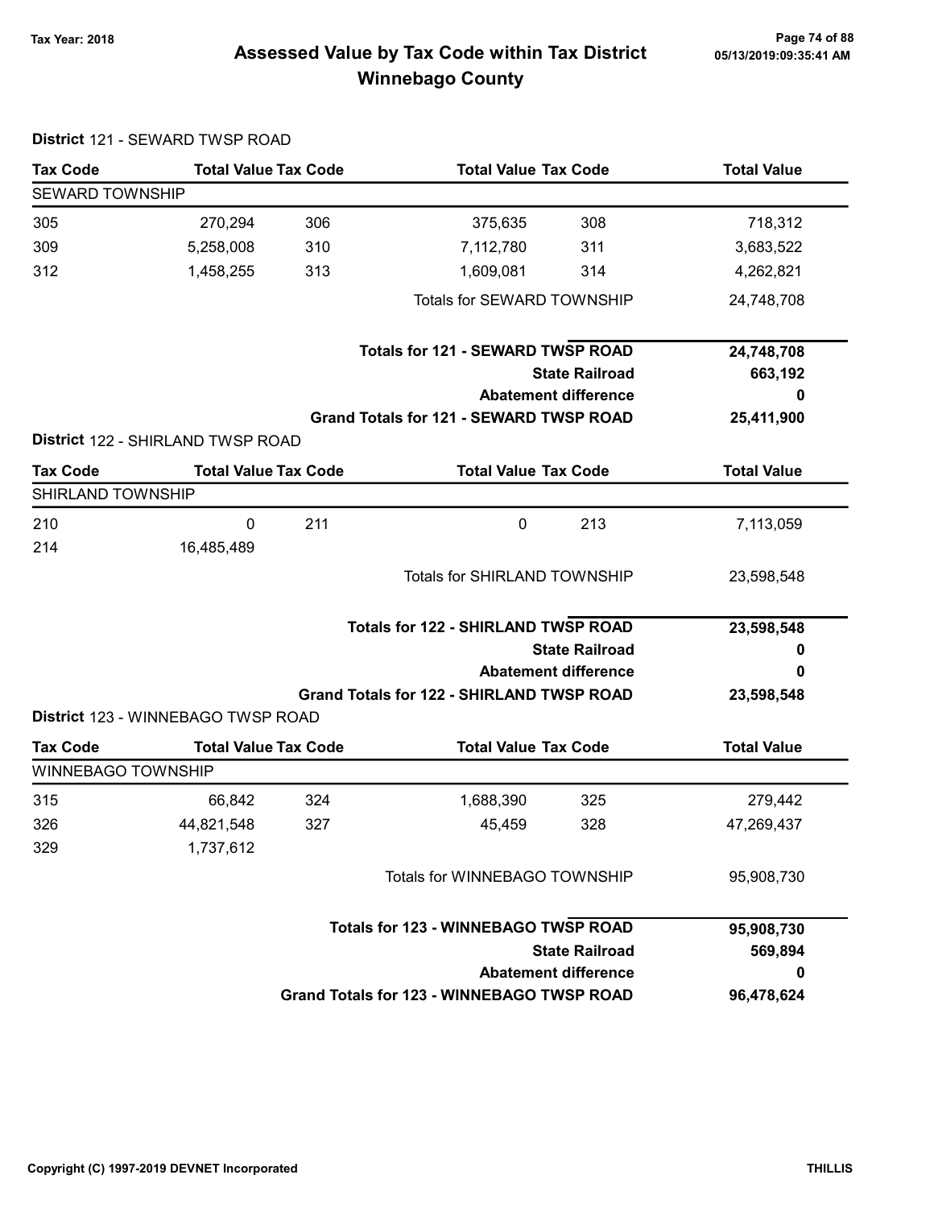## Assessed Value by Tax Code within Tax District
## Winnebago County

Tax Year: 2018

**District** 121 - SEWARD TWSP ROAD

| Tax Code | Total Value | Tax Code | Total Value | Tax Code | Total Value |
|---|---|---|---|---|---|
| SEWARD TOWNSHIP | | | | | |
| 305 | 270,294 | 306 | 375,635 | 308 | 718,312 |
| 309 | 5,258,008 | 310 | 7,112,780 | 311 | 3,683,522 |
| 312 | 1,458,255 | 313 | 1,609,081 | 314 | 4,262,821 |
| | | | Totals for SEWARD TOWNSHIP | | 24,748,708 |
| | | | **Totals for 121 - SEWARD TWSP ROAD** | | **24,748,708** |
| | | | | **State Railroad** | **663,192** |
| | | | | **Abatement difference** | **0** |
| | | | **Grand Totals for 121 - SEWARD TWSP ROAD** | | **25,411,900** |

**District** 122 - SHIRLAND TWSP ROAD

| Tax Code | Total Value | Tax Code | Total Value | Tax Code | Total Value |
|---|---|---|---|---|---|
| SHIRLAND TOWNSHIP | | | | | |
| 210 | 0 | 211 | 0 | 213 | 7,113,059 |
| 214 | 16,485,489 | | | | |
| | | | Totals for SHIRLAND TOWNSHIP | | 23,598,548 |
| | | | **Totals for 122 - SHIRLAND TWSP ROAD** | | **23,598,548** |
| | | | | **State Railroad** | **0** |
| | | | | **Abatement difference** | **0** |
| | | | **Grand Totals for 122 - SHIRLAND TWSP ROAD** | | **23,598,548** |

**District** 123 - WINNEBAGO TWSP ROAD

| Tax Code | Total Value | Tax Code | Total Value | Tax Code | Total Value |
|---|---|---|---|---|---|
| WINNEBAGO TOWNSHIP | | | | | |
| 315 | 66,842 | 324 | 1,688,390 | 325 | 279,442 |
| 326 | 44,821,548 | 327 | 45,459 | 328 | 47,269,437 |
| 329 | 1,737,612 | | | | |
| | | | Totals for WINNEBAGO TOWNSHIP | | 95,908,730 |
| | | | **Totals for 123 - WINNEBAGO TWSP ROAD** | | **95,908,730** |
| | | | | **State Railroad** | **569,894** |
| | | | | **Abatement difference** | **0** |
| | | | **Grand Totals for 123 - WINNEBAGO TWSP ROAD** | | **96,478,624** |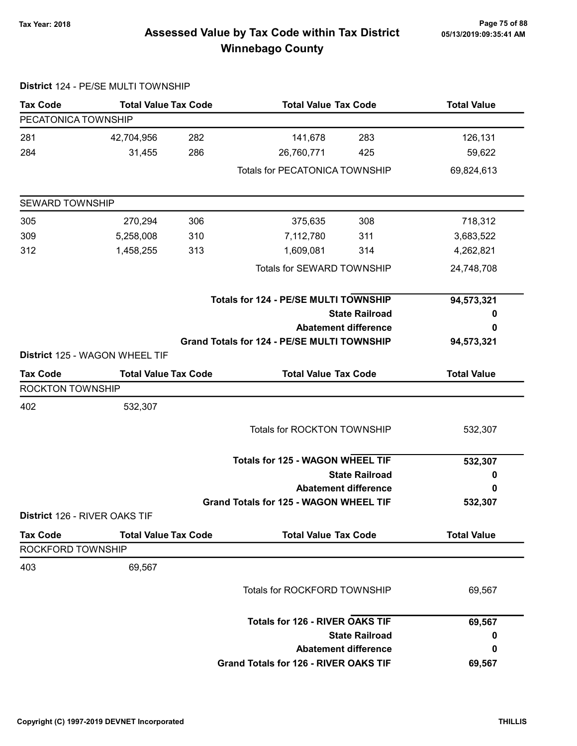**Tax Year: 2018**

# Assessed Value by Tax Code within Tax District Winnebago County

05/13/2019:09:35:41 AM

**District** 124 - PE/SE MULTI TOWNSHIP

| Tax Code | Total Value | Tax Code | Total Value | Tax Code | Total Value |
|---|---|---|---|---|---|
| PECATONICA TOWNSHIP | | | | | |
| 281 | 42,704,956 | 282 | 141,678 | 283 | 126,131 |
| 284 | 31,455 | 286 | 26,760,771 | 425 | 59,622 |
| | | | Totals for PECATONICA TOWNSHIP | | 69,824,613 |
| SEWARD TOWNSHIP | | | | | |
| 305 | 270,294 | 306 | 375,635 | 308 | 718,312 |
| 309 | 5,258,008 | 310 | 7,112,780 | 311 | 3,683,522 |
| 312 | 1,458,255 | 313 | 1,609,081 | 314 | 4,262,821 |
| | | | Totals for SEWARD TOWNSHIP | | 24,748,708 |

| | |
|---|---|
| **Totals for 124 - PE/SE MULTI TOWNSHIP** | **94,573,321** |
| **State Railroad** | **0** |
| **Abatement difference** | **0** |
| **Grand Totals for 124 - PE/SE MULTI TOWNSHIP** | **94,573,321** |

**District** 125 - WAGON WHEEL TIF

| Tax Code | Total Value | Tax Code | Total Value | Tax Code | Total Value |
|---|---|---|---|---|---|
| ROCKTON TOWNSHIP | | | | | |
| 402 | 532,307 | | | | |
| | | | Totals for ROCKTON TOWNSHIP | | 532,307 |

| | |
|---|---|
| **Totals for 125 - WAGON WHEEL TIF** | **532,307** |
| **State Railroad** | **0** |
| **Abatement difference** | **0** |
| **Grand Totals for 125 - WAGON WHEEL TIF** | **532,307** |

**District** 126 - RIVER OAKS TIF

| Tax Code | Total Value | Tax Code | Total Value | Tax Code | Total Value |
|---|---|---|---|---|---|
| ROCKFORD TOWNSHIP | | | | | |
| 403 | 69,567 | | | | |
| | | | Totals for ROCKFORD TOWNSHIP | | 69,567 |

| | |
|---|---|
| **Totals for 126 - RIVER OAKS TIF** | **69,567** |
| **State Railroad** | **0** |
| **Abatement difference** | **0** |
| **Grand Totals for 126 - RIVER OAKS TIF** | **69,567** |

**Copyright (C) 1997-2019 DEVNET Incorporated** **THILLIS**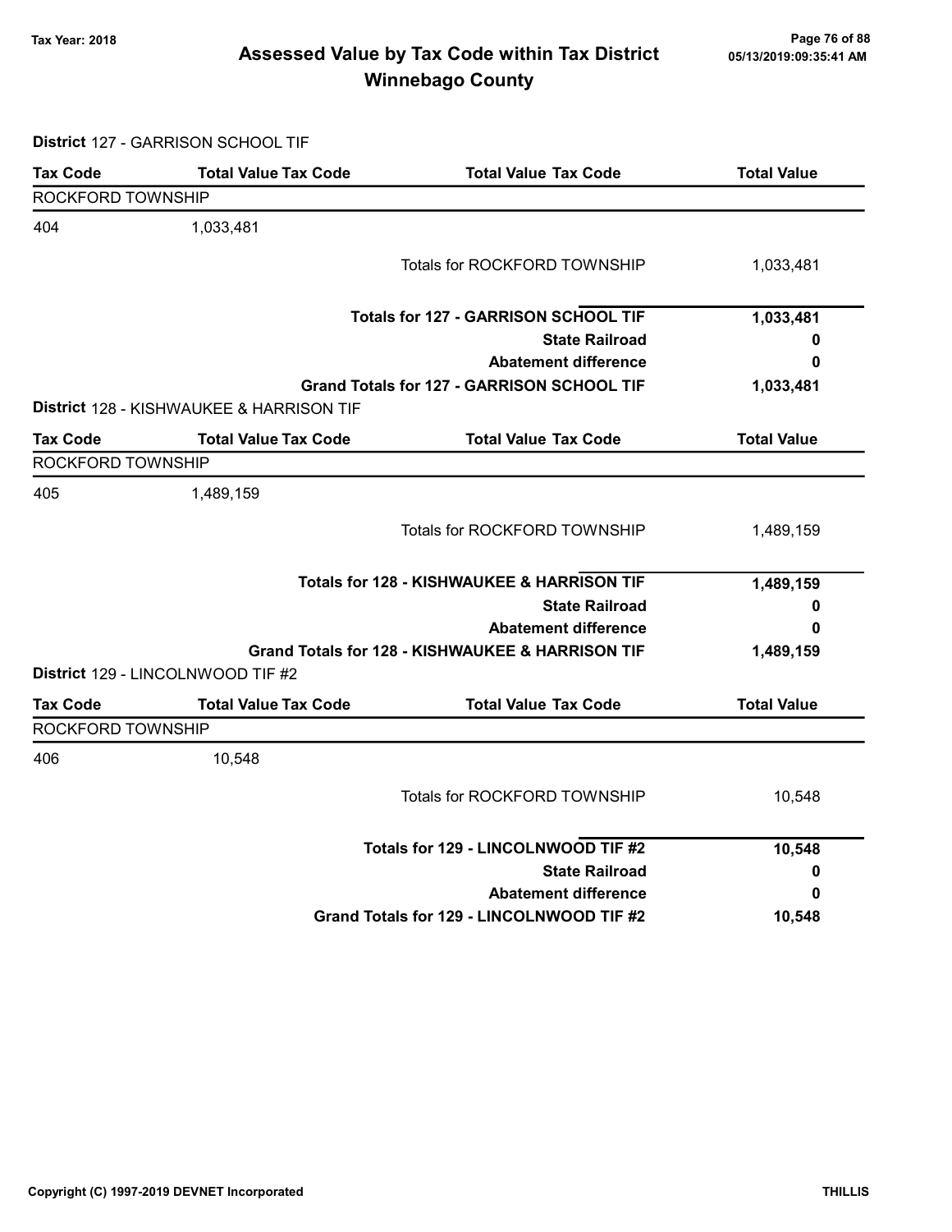## Assessed Value by Tax Code within Tax District
## Winnebago County

Tax Year: 2018

**District** 127 - GARRISON SCHOOL TIF

| Tax Code | Total Value Tax Code | Total Value Tax Code | Total Value |
|---|---|---|---|
| ROCKFORD TOWNSHIP | | | |
| 404 | 1,033,481 | | |
| | | Totals for ROCKFORD TOWNSHIP | 1,033,481 |
| | | **Totals for 127 - GARRISON SCHOOL TIF** | **1,033,481** |
| | | **State Railroad** | **0** |
| | | **Abatement difference** | **0** |
| | | **Grand Totals for 127 - GARRISON SCHOOL TIF** | **1,033,481** |

**District** 128 - KISHWAUKEE & HARRISON TIF

| Tax Code | Total Value Tax Code | Total Value Tax Code | Total Value |
|---|---|---|---|
| ROCKFORD TOWNSHIP | | | |
| 405 | 1,489,159 | | |
| | | Totals for ROCKFORD TOWNSHIP | 1,489,159 |
| | | **Totals for 128 - KISHWAUKEE & HARRISON TIF** | **1,489,159** |
| | | **State Railroad** | **0** |
| | | **Abatement difference** | **0** |
| | | **Grand Totals for 128 - KISHWAUKEE & HARRISON TIF** | **1,489,159** |

**District** 129 - LINCOLNWOOD TIF #2

| Tax Code | Total Value Tax Code | Total Value Tax Code | Total Value |
|---|---|---|---|
| ROCKFORD TOWNSHIP | | | |
| 406 | 10,548 | | |
| | | Totals for ROCKFORD TOWNSHIP | 10,548 |
| | | **Totals for 129 - LINCOLNWOOD TIF #2** | **10,548** |
| | | **State Railroad** | **0** |
| | | **Abatement difference** | **0** |
| | | **Grand Totals for 129 - LINCOLNWOOD TIF #2** | **10,548** |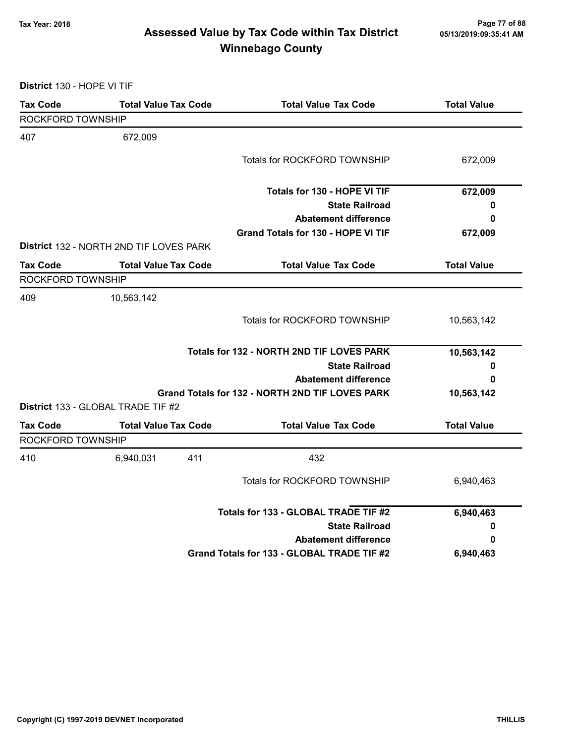# Assessed Value by Tax Code within Tax District
## Winnebago County

Tax Year: 2018

05/13/2019:09:35:41 AM

**District** 130 - HOPE VI TIF

| Tax Code | Total Value | Tax Code | Total Value | Tax Code | Total Value |
|---|---|---|---|---|---|
| ROCKFORD TOWNSHIP | | | | | |
| 407 | 672,009 | | | | |
| | | | | Totals for ROCKFORD TOWNSHIP | 672,009 |
| | | | | **Totals for 130 - HOPE VI TIF** | **672,009** |
| | | | | **State Railroad** | **0** |
| | | | | **Abatement difference** | **0** |
| | | | | **Grand Totals for 130 - HOPE VI TIF** | **672,009** |

**District** 132 - NORTH 2ND TIF LOVES PARK

| Tax Code | Total Value | Tax Code | Total Value | Tax Code | Total Value |
|---|---|---|---|---|---|
| ROCKFORD TOWNSHIP | | | | | |
| 409 | 10,563,142 | | | | |
| | | | | Totals for ROCKFORD TOWNSHIP | 10,563,142 |
| | | | | **Totals for 132 - NORTH 2ND TIF LOVES PARK** | **10,563,142** |
| | | | | **State Railroad** | **0** |
| | | | | **Abatement difference** | **0** |
| | | | | **Grand Totals for 132 - NORTH 2ND TIF LOVES PARK** | **10,563,142** |

**District** 133 - GLOBAL TRADE TIF #2

| Tax Code | Total Value | Tax Code | Total Value | Tax Code | Total Value |
|---|---|---|---|---|---|
| ROCKFORD TOWNSHIP | | | | | |
| 410 | 6,940,031 | 411 | 432 | | |
| | | | | Totals for ROCKFORD TOWNSHIP | 6,940,463 |
| | | | | **Totals for 133 - GLOBAL TRADE TIF #2** | **6,940,463** |
| | | | | **State Railroad** | **0** |
| | | | | **Abatement difference** | **0** |
| | | | | **Grand Totals for 133 - GLOBAL TRADE TIF #2** | **6,940,463** |

Copyright (C) 1997-2019 DEVNET Incorporated

THILLIS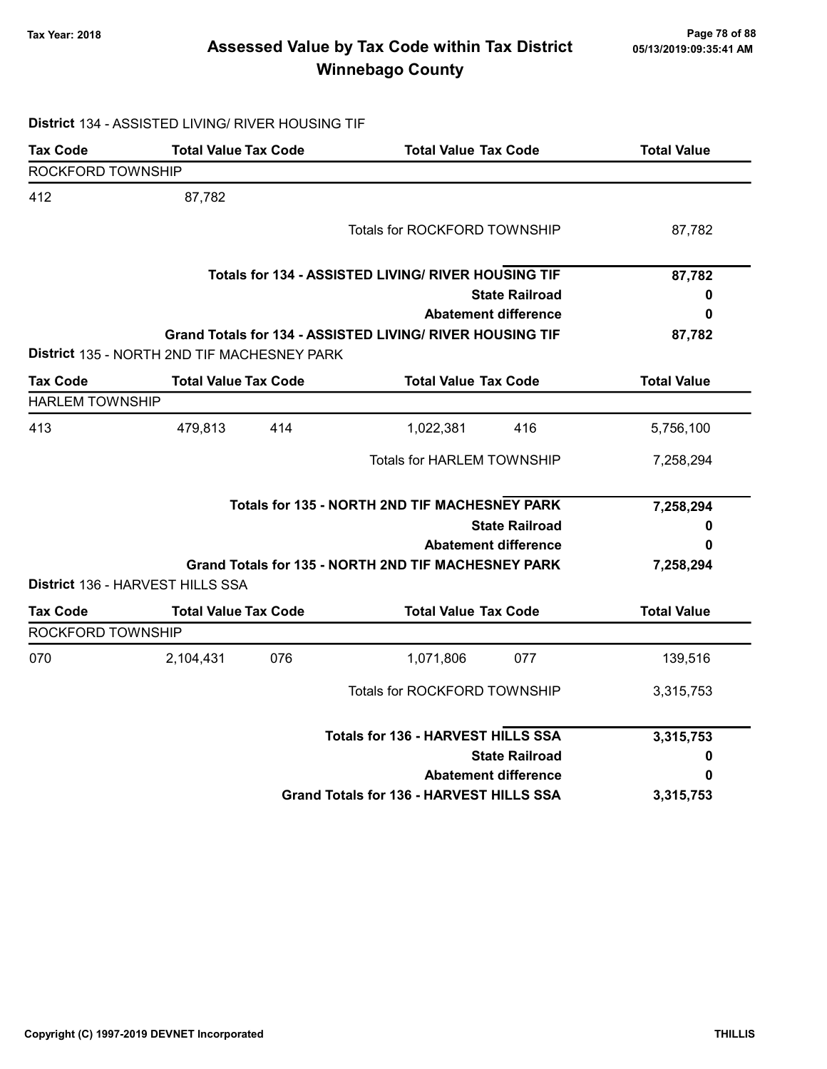# Assessed Value by Tax Code within Tax District
## Winnebago County

Tax Year: 2018

05/13/2019:09:35:41 AM

**District** 134 - ASSISTED LIVING/ RIVER HOUSING TIF

| Tax Code | Total Value | Tax Code | Total Value | Tax Code | Total Value |
|---|---|---|---|---|---|
| ROCKFORD TOWNSHIP | | | | | |
| 412 | 87,782 | | | | |
| | | | Totals for ROCKFORD TOWNSHIP | | 87,782 |

| | |
|---|---|
| **Totals for 134 - ASSISTED LIVING/ RIVER HOUSING TIF** | **87,782** |
| **State Railroad** | **0** |
| **Abatement difference** | **0** |
| **Grand Totals for 134 - ASSISTED LIVING/ RIVER HOUSING TIF** | **87,782** |

**District** 135 - NORTH 2ND TIF MACHESNEY PARK

| Tax Code | Total Value | Tax Code | Total Value | Tax Code | Total Value |
|---|---|---|---|---|---|
| HARLEM TOWNSHIP | | | | | |
| 413 | 479,813 | 414 | 1,022,381 | 416 | 5,756,100 |
| | | | Totals for HARLEM TOWNSHIP | | 7,258,294 |

| | |
|---|---|
| **Totals for 135 - NORTH 2ND TIF MACHESNEY PARK** | **7,258,294** |
| **State Railroad** | **0** |
| **Abatement difference** | **0** |
| **Grand Totals for 135 - NORTH 2ND TIF MACHESNEY PARK** | **7,258,294** |

**District** 136 - HARVEST HILLS SSA

| Tax Code | Total Value | Tax Code | Total Value | Tax Code | Total Value |
|---|---|---|---|---|---|
| ROCKFORD TOWNSHIP | | | | | |
| 070 | 2,104,431 | 076 | 1,071,806 | 077 | 139,516 |
| | | | Totals for ROCKFORD TOWNSHIP | | 3,315,753 |

| | |
|---|---|
| **Totals for 136 - HARVEST HILLS SSA** | **3,315,753** |
| **State Railroad** | **0** |
| **Abatement difference** | **0** |
| **Grand Totals for 136 - HARVEST HILLS SSA** | **3,315,753** |

Copyright (C) 1997-2019 DEVNET Incorporated — THILLIS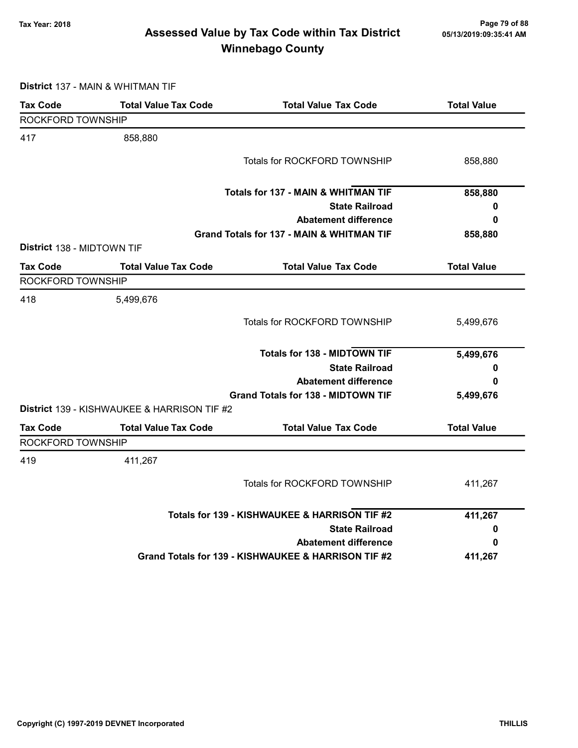# Assessed Value by Tax Code within Tax District
## Winnebago County

Tax Year: 2018

**District** 137 - MAIN & WHITMAN TIF

| Tax Code | Total Value Tax Code | Total Value Tax Code | Total Value |
|---|---|---|---|
| ROCKFORD TOWNSHIP | | | |
| 417 | 858,880 | | |
| | | Totals for ROCKFORD TOWNSHIP | 858,880 |
| | | **Totals for 137 - MAIN & WHITMAN TIF** | **858,880** |
| | | **State Railroad** | **0** |
| | | **Abatement difference** | **0** |
| | | **Grand Totals for 137 - MAIN & WHITMAN TIF** | **858,880** |

**District** 138 - MIDTOWN TIF

| Tax Code | Total Value Tax Code | Total Value Tax Code | Total Value |
|---|---|---|---|
| ROCKFORD TOWNSHIP | | | |
| 418 | 5,499,676 | | |
| | | Totals for ROCKFORD TOWNSHIP | 5,499,676 |
| | | **Totals for 138 - MIDTOWN TIF** | **5,499,676** |
| | | **State Railroad** | **0** |
| | | **Abatement difference** | **0** |
| | | **Grand Totals for 138 - MIDTOWN TIF** | **5,499,676** |

**District** 139 - KISHWAUKEE & HARRISON TIF #2

| Tax Code | Total Value Tax Code | Total Value Tax Code | Total Value |
|---|---|---|---|
| ROCKFORD TOWNSHIP | | | |
| 419 | 411,267 | | |
| | | Totals for ROCKFORD TOWNSHIP | 411,267 |
| | | **Totals for 139 - KISHWAUKEE & HARRISON TIF #2** | **411,267** |
| | | **State Railroad** | **0** |
| | | **Abatement difference** | **0** |
| | | **Grand Totals for 139 - KISHWAUKEE & HARRISON TIF #2** | **411,267** |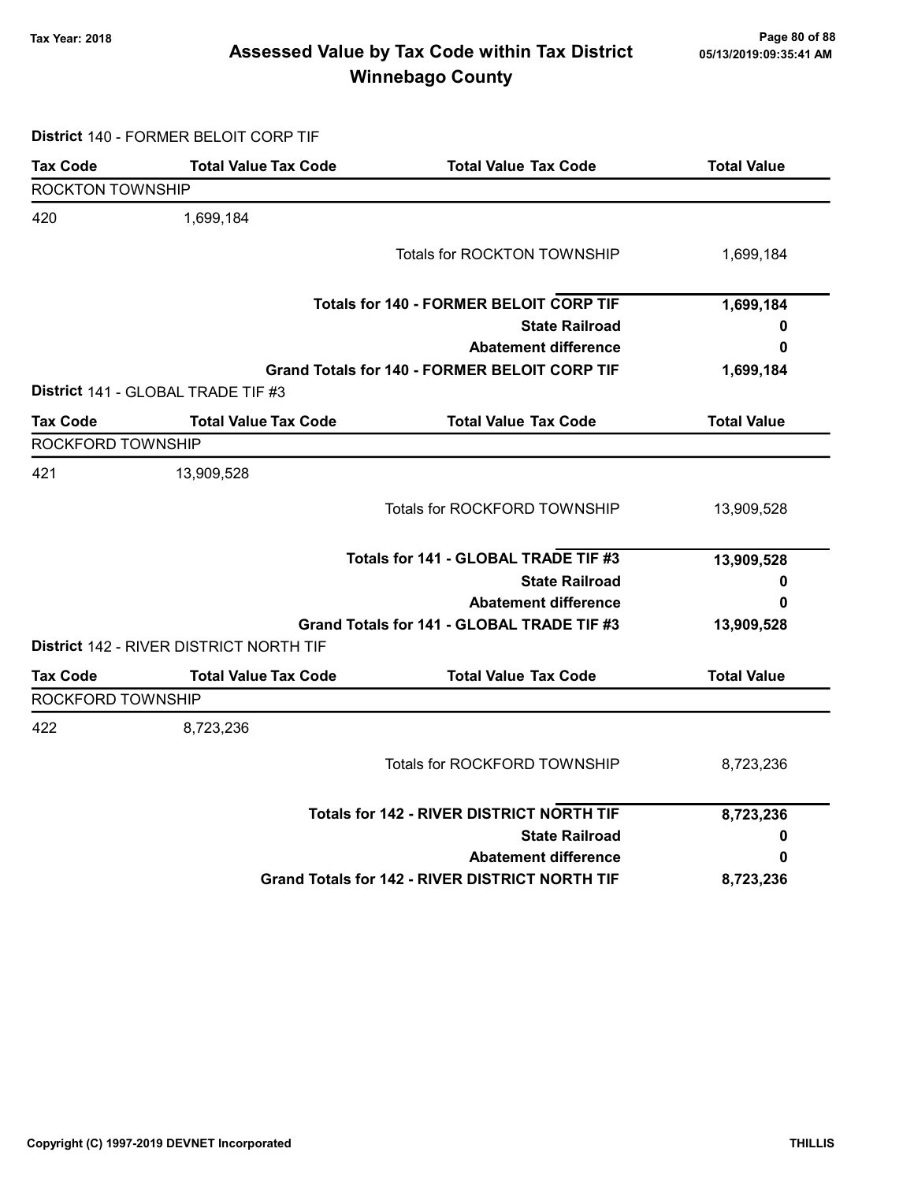# Assessed Value by Tax Code within Tax District
## Winnebago County

Tax Year: 2018

**District** 140 - FORMER BELOIT CORP TIF

| Tax Code | Total Value Tax Code | Total Value Tax Code | Total Value |
|---|---|---|---|
| ROCKTON TOWNSHIP | | | |
| 420 | 1,699,184 | | |
| | | Totals for ROCKTON TOWNSHIP | 1,699,184 |
| | | **Totals for 140 - FORMER BELOIT CORP TIF** | **1,699,184** |
| | | **State Railroad** | **0** |
| | | **Abatement difference** | **0** |
| | | **Grand Totals for 140 - FORMER BELOIT CORP TIF** | **1,699,184** |

**District** 141 - GLOBAL TRADE TIF #3

| Tax Code | Total Value Tax Code | Total Value Tax Code | Total Value |
|---|---|---|---|
| ROCKFORD TOWNSHIP | | | |
| 421 | 13,909,528 | | |
| | | Totals for ROCKFORD TOWNSHIP | 13,909,528 |
| | | **Totals for 141 - GLOBAL TRADE TIF #3** | **13,909,528** |
| | | **State Railroad** | **0** |
| | | **Abatement difference** | **0** |
| | | **Grand Totals for 141 - GLOBAL TRADE TIF #3** | **13,909,528** |

**District** 142 - RIVER DISTRICT NORTH TIF

| Tax Code | Total Value Tax Code | Total Value Tax Code | Total Value |
|---|---|---|---|
| ROCKFORD TOWNSHIP | | | |
| 422 | 8,723,236 | | |
| | | Totals for ROCKFORD TOWNSHIP | 8,723,236 |
| | | **Totals for 142 - RIVER DISTRICT NORTH TIF** | **8,723,236** |
| | | **State Railroad** | **0** |
| | | **Abatement difference** | **0** |
| | | **Grand Totals for 142 - RIVER DISTRICT NORTH TIF** | **8,723,236** |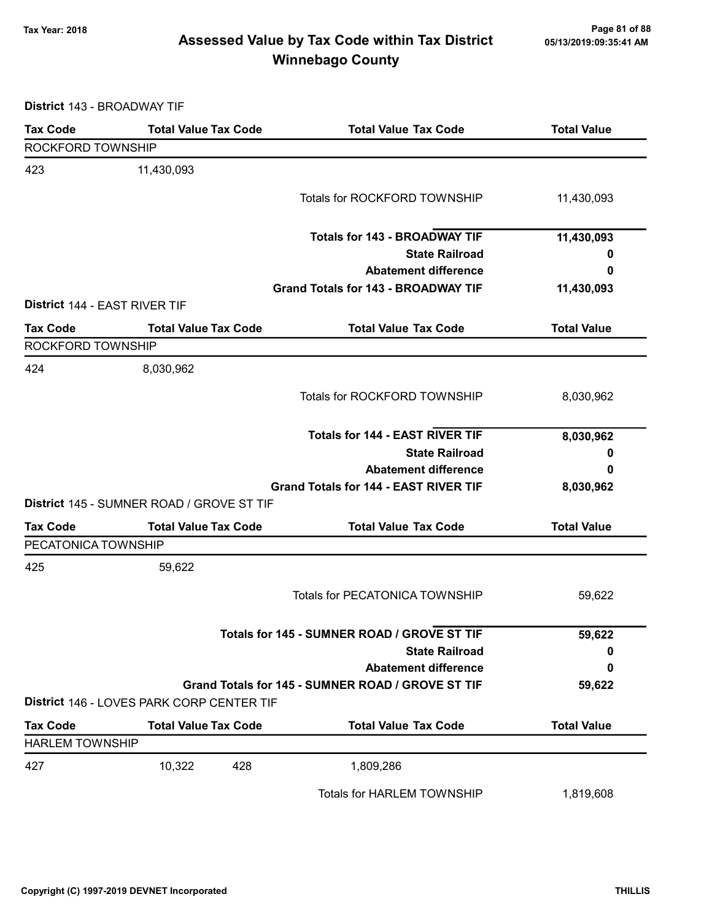# Assessed Value by Tax Code within Tax District
## Winnebago County

Tax Year: 2018

**District** 143 - BROADWAY TIF

| Tax Code | Total Value Tax Code | Total Value Tax Code | Total Value |
|---|---|---|---|
| ROCKFORD TOWNSHIP | | | |
| 423 | 11,430,093 | | |
| | | Totals for ROCKFORD TOWNSHIP | 11,430,093 |
| | | **Totals for 143 - BROADWAY TIF** | **11,430,093** |
| | | **State Railroad** | **0** |
| | | **Abatement difference** | **0** |
| | | **Grand Totals for 143 - BROADWAY TIF** | **11,430,093** |

**District** 144 - EAST RIVER TIF

| Tax Code | Total Value Tax Code | Total Value Tax Code | Total Value |
|---|---|---|---|
| ROCKFORD TOWNSHIP | | | |
| 424 | 8,030,962 | | |
| | | Totals for ROCKFORD TOWNSHIP | 8,030,962 |
| | | **Totals for 144 - EAST RIVER TIF** | **8,030,962** |
| | | **State Railroad** | **0** |
| | | **Abatement difference** | **0** |
| | | **Grand Totals for 144 - EAST RIVER TIF** | **8,030,962** |

**District** 145 - SUMNER ROAD / GROVE ST TIF

| Tax Code | Total Value Tax Code | Total Value Tax Code | Total Value |
|---|---|---|---|
| PECATONICA TOWNSHIP | | | |
| 425 | 59,622 | | |
| | | Totals for PECATONICA TOWNSHIP | 59,622 |
| | | **Totals for 145 - SUMNER ROAD / GROVE ST TIF** | **59,622** |
| | | **State Railroad** | **0** |
| | | **Abatement difference** | **0** |
| | | **Grand Totals for 145 - SUMNER ROAD / GROVE ST TIF** | **59,622** |

**District** 146 - LOVES PARK CORP CENTER TIF

| Tax Code | Total Value | Tax Code | Total Value | Total Value |
|---|---|---|---|---|
| HARLEM TOWNSHIP | | | | |
| 427 | 10,322 | 428 | 1,809,286 | |
| | | | Totals for HARLEM TOWNSHIP | 1,819,608 |

Copyright (C) 1997-2019 DEVNET Incorporated — THILLIS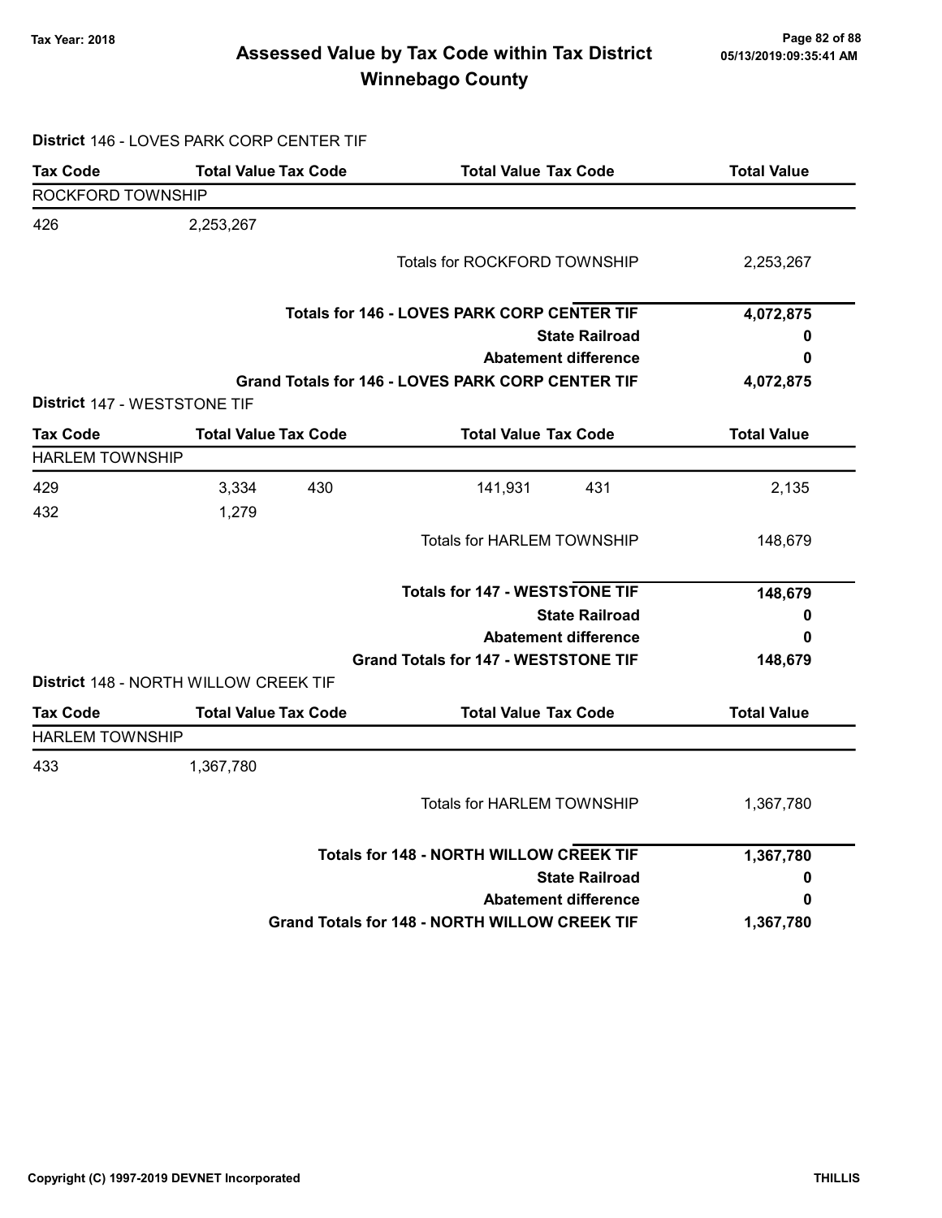# Assessed Value by Tax Code within Tax District
# Winnebago County

Tax Year: 2018

**District** 146 - LOVES PARK CORP CENTER TIF

| Tax Code | Total Value | Tax Code | Total Value | Tax Code | Total Value |
|---|---|---|---|---|---|
| **ROCKFORD TOWNSHIP** | | | | | |
| 426 | 2,253,267 | | | | |
| | | | Totals for ROCKFORD TOWNSHIP | | 2,253,267 |

| | |
|---|---|
| **Totals for 146 - LOVES PARK CORP CENTER TIF** | **4,072,875** |
| **State Railroad** | **0** |
| **Abatement difference** | **0** |
| **Grand Totals for 146 - LOVES PARK CORP CENTER TIF** | **4,072,875** |

**District** 147 - WESTSTONE TIF

| Tax Code | Total Value | Tax Code | Total Value | Tax Code | Total Value |
|---|---|---|---|---|---|
| **HARLEM TOWNSHIP** | | | | | |
| 429 | 3,334 | 430 | 141,931 | 431 | 2,135 |
| 432 | 1,279 | | | | |
| | | | Totals for HARLEM TOWNSHIP | | 148,679 |

| | |
|---|---|
| **Totals for 147 - WESTSTONE TIF** | **148,679** |
| **State Railroad** | **0** |
| **Abatement difference** | **0** |
| **Grand Totals for 147 - WESTSTONE TIF** | **148,679** |

**District** 148 - NORTH WILLOW CREEK TIF

| Tax Code | Total Value | Tax Code | Total Value | Tax Code | Total Value |
|---|---|---|---|---|---|
| **HARLEM TOWNSHIP** | | | | | |
| 433 | 1,367,780 | | | | |
| | | | Totals for HARLEM TOWNSHIP | | 1,367,780 |

| | |
|---|---|
| **Totals for 148 - NORTH WILLOW CREEK TIF** | **1,367,780** |
| **State Railroad** | **0** |
| **Abatement difference** | **0** |
| **Grand Totals for 148 - NORTH WILLOW CREEK TIF** | **1,367,780** |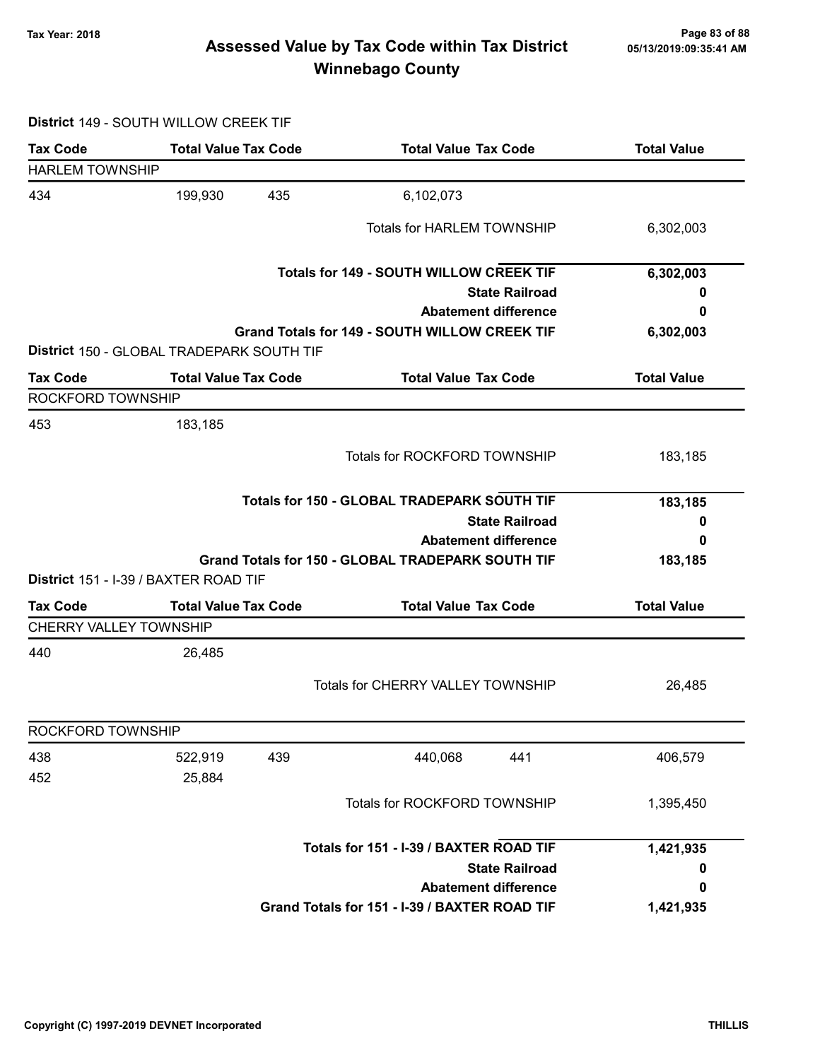# Assessed Value by Tax Code within Tax District
# Winnebago County

Tax Year: 2018

**District** 149 - SOUTH WILLOW CREEK TIF

| Tax Code | Total Value | Tax Code | Total Value | Tax Code | Total Value |
|---|---|---|---|---|---|
| **HARLEM TOWNSHIP** | | | | | |
| 434 | 199,930 | 435 | 6,102,073 | | |
| | | | Totals for HARLEM TOWNSHIP | | 6,302,003 |
| | | | **Totals for 149 - SOUTH WILLOW CREEK TIF** | | **6,302,003** |
| | | | **State Railroad** | | **0** |
| | | | **Abatement difference** | | **0** |
| | | | **Grand Totals for 149 - SOUTH WILLOW CREEK TIF** | | **6,302,003** |

**District** 150 - GLOBAL TRADEPARK SOUTH TIF

| Tax Code | Total Value | Tax Code | Total Value | Tax Code | Total Value |
|---|---|---|---|---|---|
| **ROCKFORD TOWNSHIP** | | | | | |
| 453 | 183,185 | | | | |
| | | | Totals for ROCKFORD TOWNSHIP | | 183,185 |
| | | | **Totals for 150 - GLOBAL TRADEPARK SOUTH TIF** | | **183,185** |
| | | | **State Railroad** | | **0** |
| | | | **Abatement difference** | | **0** |
| | | | **Grand Totals for 150 - GLOBAL TRADEPARK SOUTH TIF** | | **183,185** |

**District** 151 - I-39 / BAXTER ROAD TIF

| Tax Code | Total Value | Tax Code | Total Value | Tax Code | Total Value |
|---|---|---|---|---|---|
| **CHERRY VALLEY TOWNSHIP** | | | | | |
| 440 | 26,485 | | | | |
| | | | Totals for CHERRY VALLEY TOWNSHIP | | 26,485 |
| **ROCKFORD TOWNSHIP** | | | | | |
| 438 | 522,919 | 439 | 440,068 | 441 | 406,579 |
| 452 | 25,884 | | | | |
| | | | Totals for ROCKFORD TOWNSHIP | | 1,395,450 |
| | | | **Totals for 151 - I-39 / BAXTER ROAD TIF** | | **1,421,935** |
| | | | **State Railroad** | | **0** |
| | | | **Abatement difference** | | **0** |
| | | | **Grand Totals for 151 - I-39 / BAXTER ROAD TIF** | | **1,421,935** |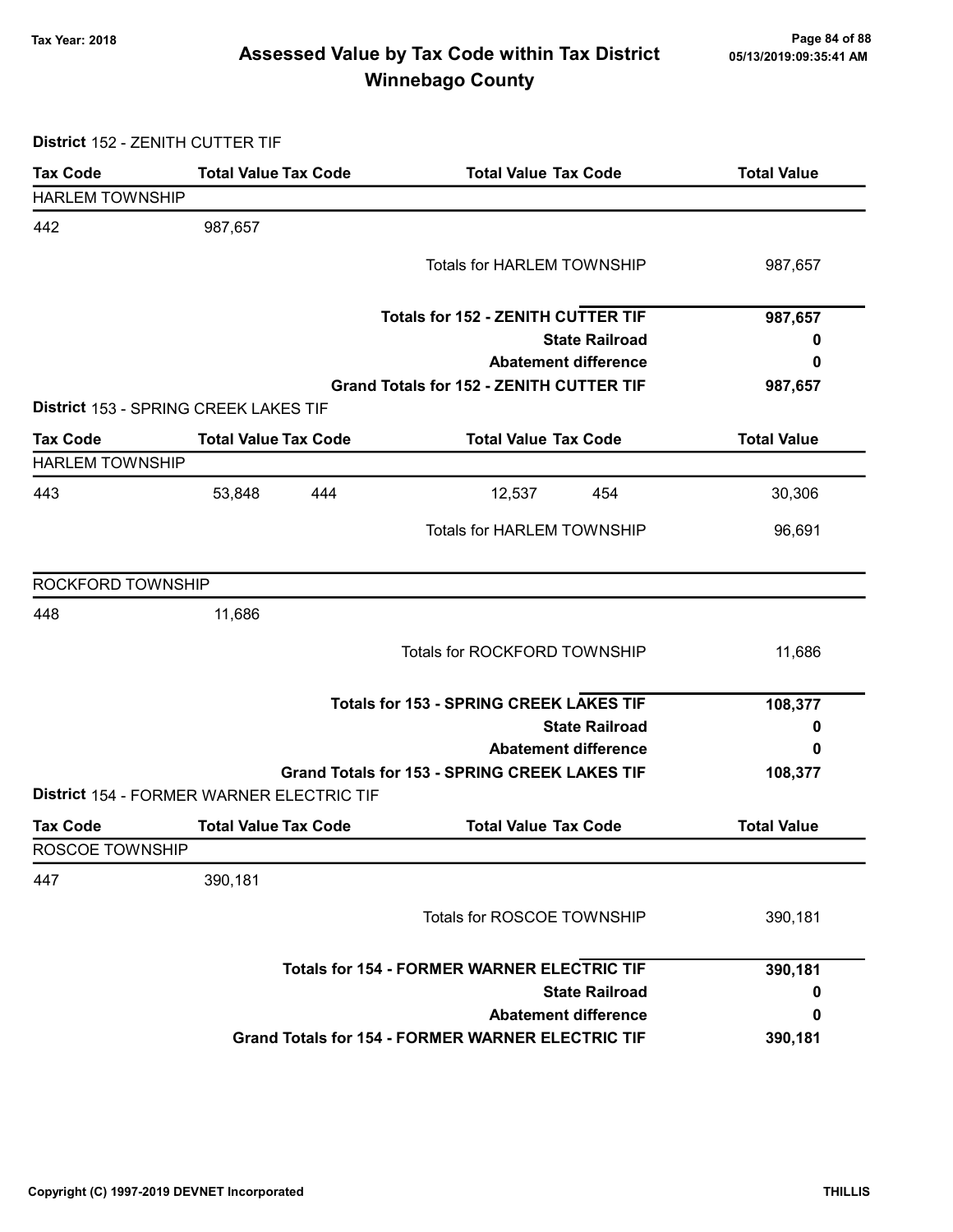## Assessed Value by Tax Code within Tax District
## Winnebago County

Tax Year: 2018

05/13/2019:09:35:41 AM

**District** 152 - ZENITH CUTTER TIF

| Tax Code | Total Value | Tax Code | Total Value | Tax Code | Total Value |
|---|---|---|---|---|---|
| **HARLEM TOWNSHIP** | | | | | |
| 442 | 987,657 | | | | |
| | | | Totals for HARLEM TOWNSHIP | | 987,657 |
| | | | **Totals for 152 - ZENITH CUTTER TIF** | | **987,657** |
| | | | **State Railroad** | | **0** |
| | | | **Abatement difference** | | **0** |
| | | | **Grand Totals for 152 - ZENITH CUTTER TIF** | | **987,657** |

**District** 153 - SPRING CREEK LAKES TIF

| Tax Code | Total Value | Tax Code | Total Value | Tax Code | Total Value |
|---|---|---|---|---|---|
| **HARLEM TOWNSHIP** | | | | | |
| 443 | 53,848 | 444 | 12,537 | 454 | 30,306 |
| | | | Totals for HARLEM TOWNSHIP | | 96,691 |
| **ROCKFORD TOWNSHIP** | | | | | |
| 448 | 11,686 | | | | |
| | | | Totals for ROCKFORD TOWNSHIP | | 11,686 |
| | | | **Totals for 153 - SPRING CREEK LAKES TIF** | | **108,377** |
| | | | **State Railroad** | | **0** |
| | | | **Abatement difference** | | **0** |
| | | | **Grand Totals for 153 - SPRING CREEK LAKES TIF** | | **108,377** |

**District** 154 - FORMER WARNER ELECTRIC TIF

| Tax Code | Total Value | Tax Code | Total Value | Tax Code | Total Value |
|---|---|---|---|---|---|
| **ROSCOE TOWNSHIP** | | | | | |
| 447 | 390,181 | | | | |
| | | | Totals for ROSCOE TOWNSHIP | | 390,181 |
| | | | **Totals for 154 - FORMER WARNER ELECTRIC TIF** | | **390,181** |
| | | | **State Railroad** | | **0** |
| | | | **Abatement difference** | | **0** |
| | | | **Grand Totals for 154 - FORMER WARNER ELECTRIC TIF** | | **390,181** |

Copyright (C) 1997-2019 DEVNET Incorporated

THILLIS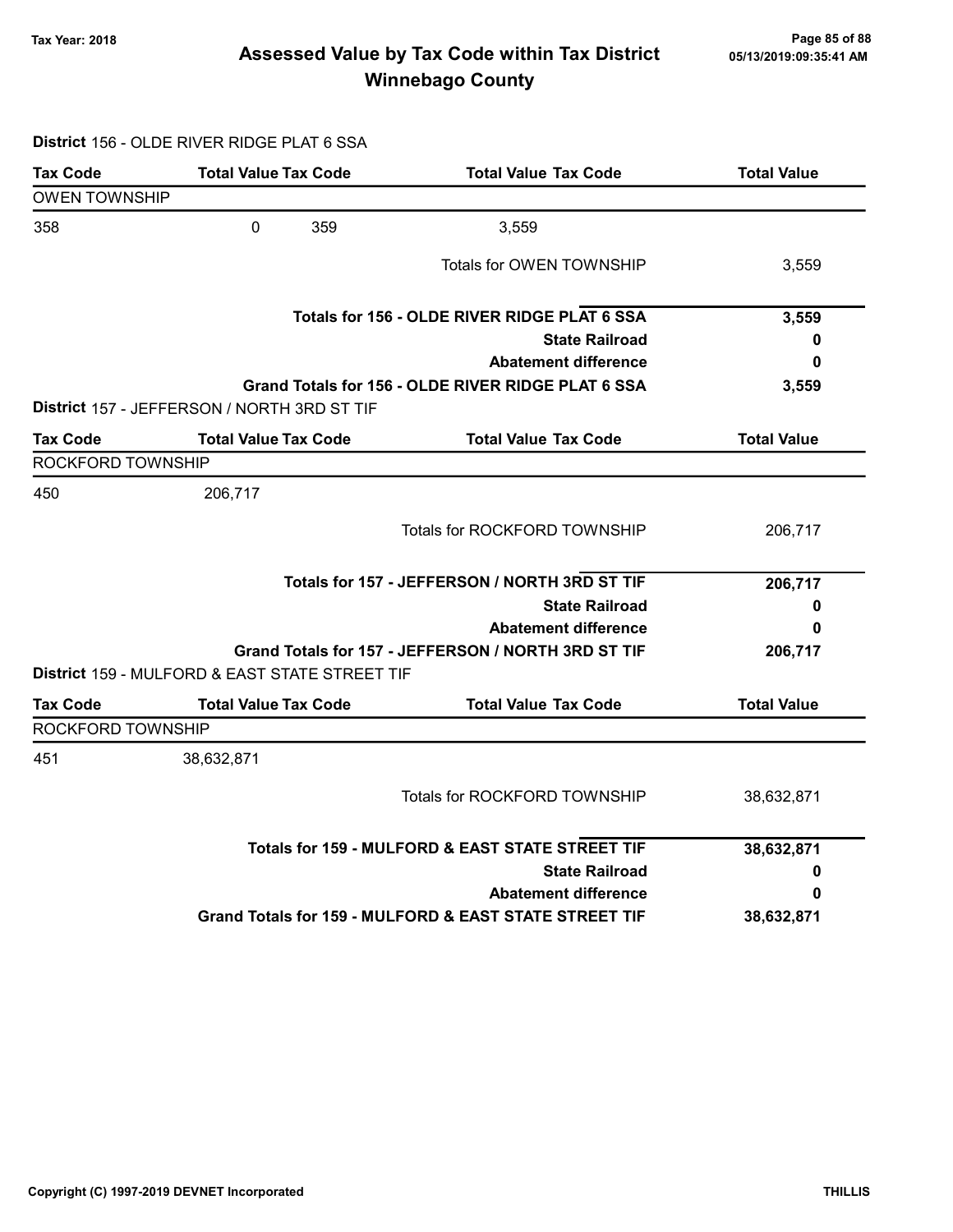# Assessed Value by Tax Code within Tax District
# Winnebago County

Tax Year: 2018

**District** 156 - OLDE RIVER RIDGE PLAT 6 SSA

| Tax Code | Total Value | Tax Code | Total Value | Tax Code | Total Value |
|---|---|---|---|---|---|
| OWEN TOWNSHIP | | | | | |
| 358 | 0 | 359 | 3,559 | | |
| | | | Totals for OWEN TOWNSHIP | | 3,559 |
| | | | **Totals for 156 - OLDE RIVER RIDGE PLAT 6 SSA** | | **3,559** |
| | | | **State Railroad** | | **0** |
| | | | **Abatement difference** | | **0** |
| | | | **Grand Totals for 156 - OLDE RIVER RIDGE PLAT 6 SSA** | | **3,559** |

**District** 157 - JEFFERSON / NORTH 3RD ST TIF

| Tax Code | Total Value | Tax Code | Total Value | Tax Code | Total Value |
|---|---|---|---|---|---|
| ROCKFORD TOWNSHIP | | | | | |
| 450 | 206,717 | | | | |
| | | | Totals for ROCKFORD TOWNSHIP | | 206,717 |
| | | | **Totals for 157 - JEFFERSON / NORTH 3RD ST TIF** | | **206,717** |
| | | | **State Railroad** | | **0** |
| | | | **Abatement difference** | | **0** |
| | | | **Grand Totals for 157 - JEFFERSON / NORTH 3RD ST TIF** | | **206,717** |

**District** 159 - MULFORD & EAST STATE STREET TIF

| Tax Code | Total Value | Tax Code | Total Value | Tax Code | Total Value |
|---|---|---|---|---|---|
| ROCKFORD TOWNSHIP | | | | | |
| 451 | 38,632,871 | | | | |
| | | | Totals for ROCKFORD TOWNSHIP | | 38,632,871 |
| | | | **Totals for 159 - MULFORD & EAST STATE STREET TIF** | | **38,632,871** |
| | | | **State Railroad** | | **0** |
| | | | **Abatement difference** | | **0** |
| | | | **Grand Totals for 159 - MULFORD & EAST STATE STREET TIF** | | **38,632,871** |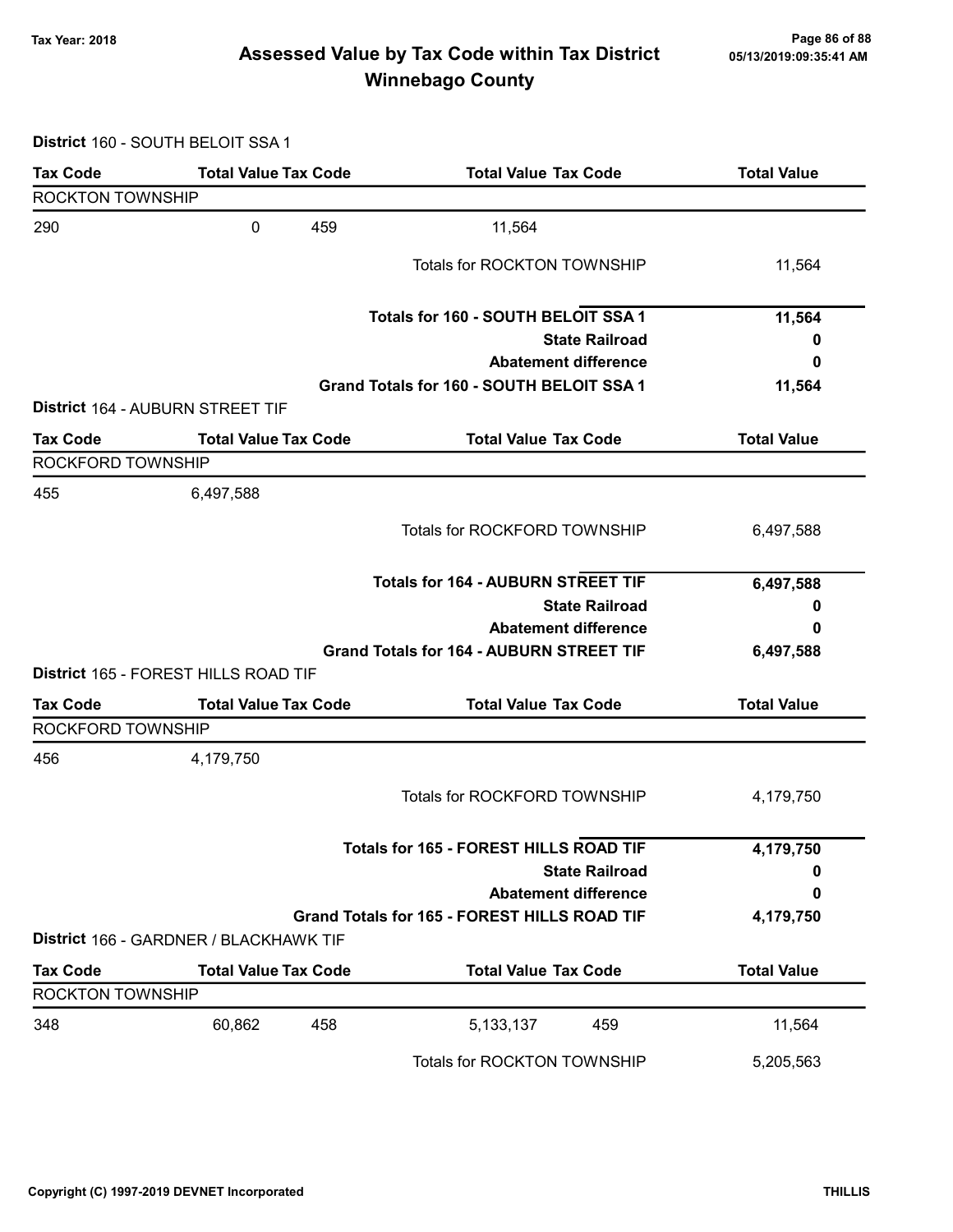# Assessed Value by Tax Code within Tax District
## Winnebago County

Tax Year: 2018

05/13/2019:09:35:41 AM

**District** 160 - SOUTH BELOIT SSA 1

| Tax Code | Total Value | Tax Code | Total Value | Tax Code | Total Value |
|---|---|---|---|---|---|
| ROCKTON TOWNSHIP | | | | | |
| 290 | 0 | 459 | 11,564 | | |
| | | | Totals for ROCKTON TOWNSHIP | | 11,564 |
| | | | **Totals for 160 - SOUTH BELOIT SSA 1** | | **11,564** |
| | | | **State Railroad** | | **0** |
| | | | **Abatement difference** | | **0** |
| | | | **Grand Totals for 160 - SOUTH BELOIT SSA 1** | | **11,564** |

**District** 164 - AUBURN STREET TIF

| Tax Code | Total Value | Tax Code | Total Value | Tax Code | Total Value |
|---|---|---|---|---|---|
| ROCKFORD TOWNSHIP | | | | | |
| 455 | 6,497,588 | | | | |
| | | | Totals for ROCKFORD TOWNSHIP | | 6,497,588 |
| | | | **Totals for 164 - AUBURN STREET TIF** | | **6,497,588** |
| | | | **State Railroad** | | **0** |
| | | | **Abatement difference** | | **0** |
| | | | **Grand Totals for 164 - AUBURN STREET TIF** | | **6,497,588** |

**District** 165 - FOREST HILLS ROAD TIF

| Tax Code | Total Value | Tax Code | Total Value | Tax Code | Total Value |
|---|---|---|---|---|---|
| ROCKFORD TOWNSHIP | | | | | |
| 456 | 4,179,750 | | | | |
| | | | Totals for ROCKFORD TOWNSHIP | | 4,179,750 |
| | | | **Totals for 165 - FOREST HILLS ROAD TIF** | | **4,179,750** |
| | | | **State Railroad** | | **0** |
| | | | **Abatement difference** | | **0** |
| | | | **Grand Totals for 165 - FOREST HILLS ROAD TIF** | | **4,179,750** |

**District** 166 - GARDNER / BLACKHAWK TIF

| Tax Code | Total Value | Tax Code | Total Value | Tax Code | Total Value |
|---|---|---|---|---|---|
| ROCKTON TOWNSHIP | | | | | |
| 348 | 60,862 | 458 | 5,133,137 | 459 | 11,564 |
| | | | Totals for ROCKTON TOWNSHIP | | 5,205,563 |

Copyright (C) 1997-2019 DEVNET Incorporated

THILLIS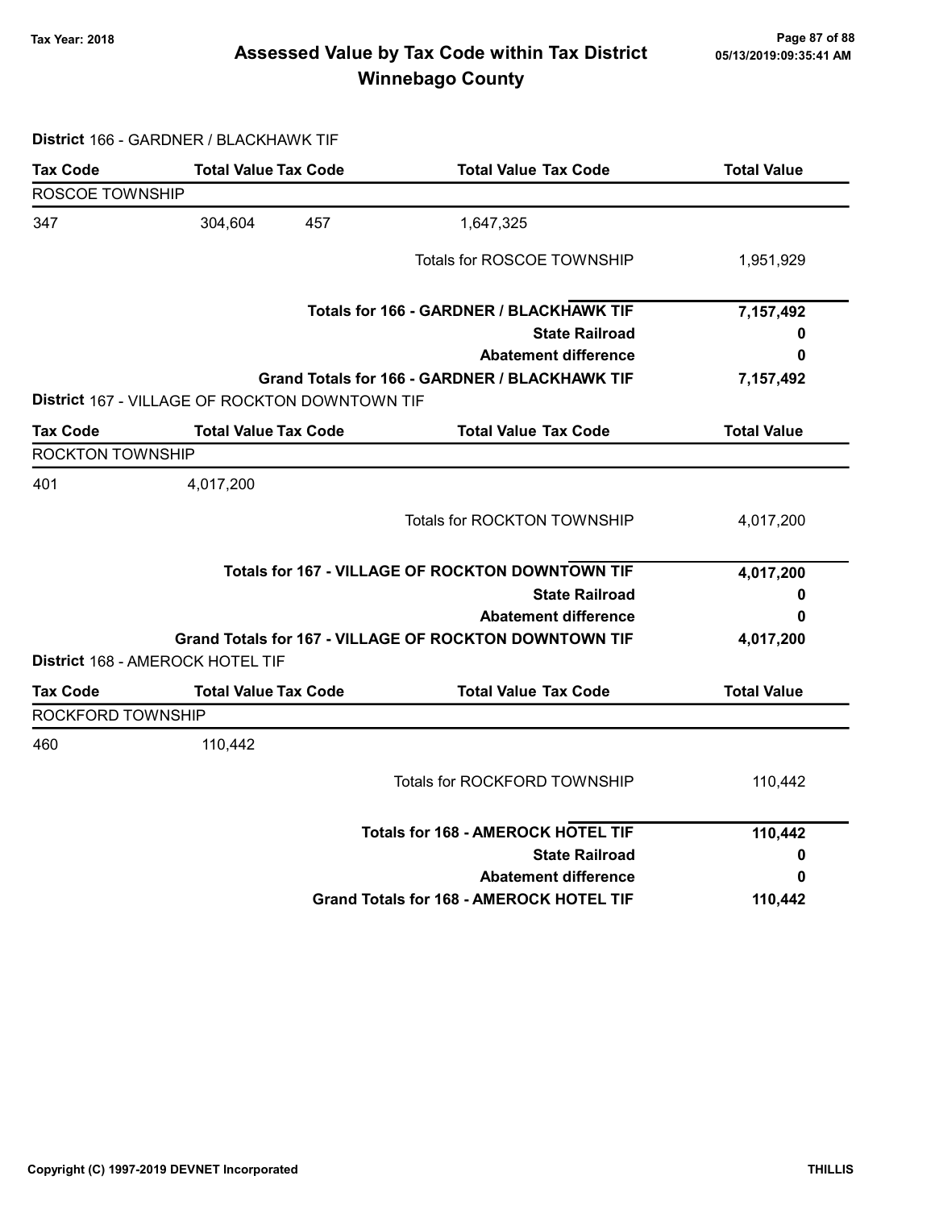# Assessed Value by Tax Code within Tax District
# Winnebago County

Tax Year: 2018

05/13/2019:09:35:41 AM

**District** 166 - GARDNER / BLACKHAWK TIF

| Tax Code | Total Value | Tax Code | Total Value | Tax Code | Total Value |
|---|---|---|---|---|---|
| ROSCOE TOWNSHIP | | | | | |
| 347 | 304,604 | 457 | 1,647,325 | | |
| | | | Totals for ROSCOE TOWNSHIP | | 1,951,929 |
| | | | **Totals for 166 - GARDNER / BLACKHAWK TIF** | | **7,157,492** |
| | | | **State Railroad** | | **0** |
| | | | **Abatement difference** | | **0** |
| | | | **Grand Totals for 166 - GARDNER / BLACKHAWK TIF** | | **7,157,492** |

**District** 167 - VILLAGE OF ROCKTON DOWNTOWN TIF

| Tax Code | Total Value | Tax Code | Total Value | Tax Code | Total Value |
|---|---|---|---|---|---|
| ROCKTON TOWNSHIP | | | | | |
| 401 | 4,017,200 | | | | |
| | | | Totals for ROCKTON TOWNSHIP | | 4,017,200 |
| | | | **Totals for 167 - VILLAGE OF ROCKTON DOWNTOWN TIF** | | **4,017,200** |
| | | | **State Railroad** | | **0** |
| | | | **Abatement difference** | | **0** |
| | | | **Grand Totals for 167 - VILLAGE OF ROCKTON DOWNTOWN TIF** | | **4,017,200** |

**District** 168 - AMEROCK HOTEL TIF

| Tax Code | Total Value | Tax Code | Total Value | Tax Code | Total Value |
|---|---|---|---|---|---|
| ROCKFORD TOWNSHIP | | | | | |
| 460 | 110,442 | | | | |
| | | | Totals for ROCKFORD TOWNSHIP | | 110,442 |
| | | | **Totals for 168 - AMEROCK HOTEL TIF** | | **110,442** |
| | | | **State Railroad** | | **0** |
| | | | **Abatement difference** | | **0** |
| | | | **Grand Totals for 168 - AMEROCK HOTEL TIF** | | **110,442** |

Copyright (C) 1997-2019 DEVNET Incorporated THILLIS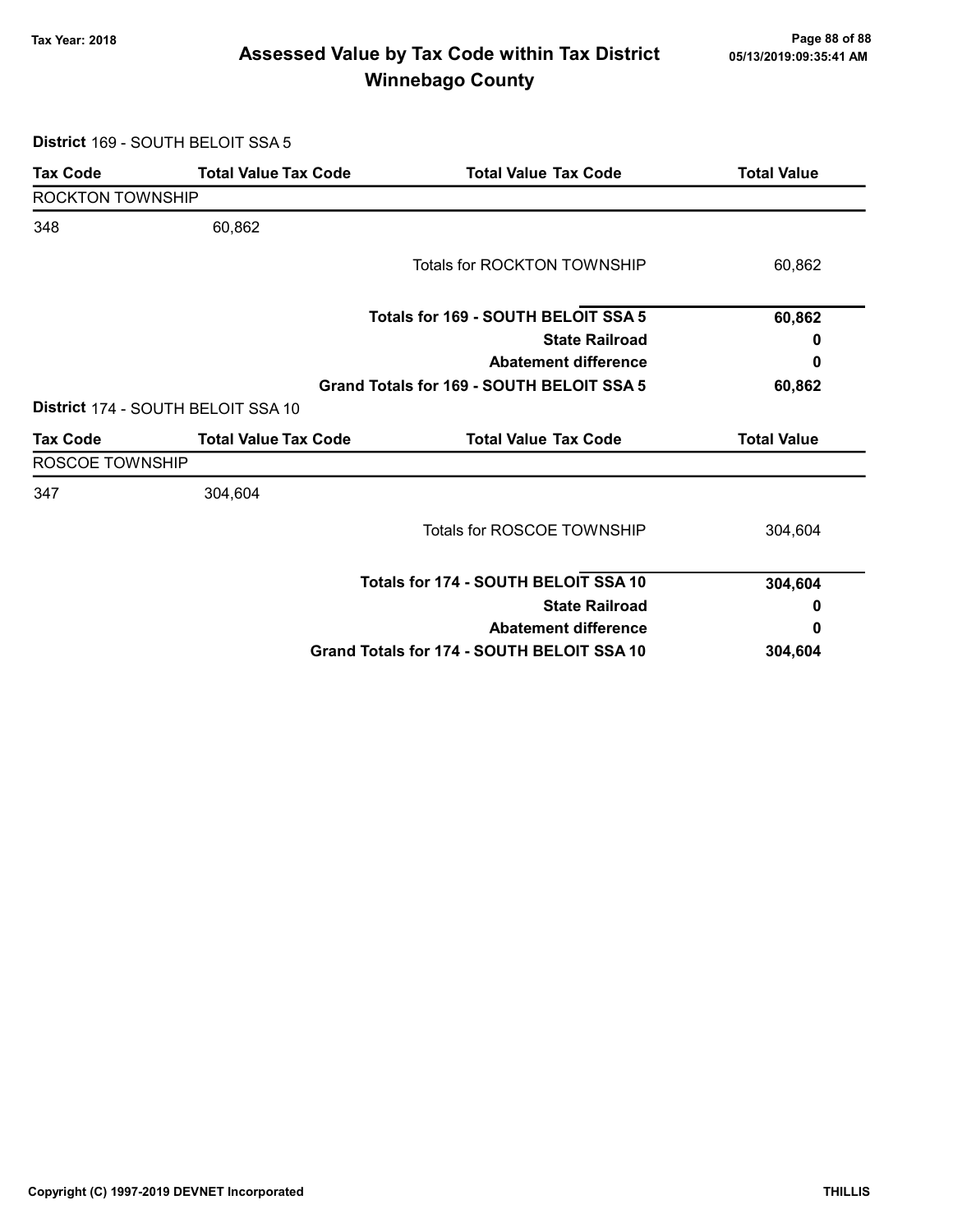# Assessed Value by Tax Code within Tax District Winnebago County

Tax Year: 2018

05/13/2019:09:35:41 AM

**District** 169 - SOUTH BELOIT SSA 5

| Tax Code | Total Value Tax Code | Total Value Tax Code | Total Value |
|---|---|---|---|
| ROCKTON TOWNSHIP | | | |
| 348 | 60,862 | | |
| | | Totals for ROCKTON TOWNSHIP | 60,862 |
| | | **Totals for 169 - SOUTH BELOIT SSA 5** | **60,862** |
| | | **State Railroad** | **0** |
| | | **Abatement difference** | **0** |
| | | **Grand Totals for 169 - SOUTH BELOIT SSA 5** | **60,862** |

**District** 174 - SOUTH BELOIT SSA 10

| Tax Code | Total Value Tax Code | Total Value Tax Code | Total Value |
|---|---|---|---|
| ROSCOE TOWNSHIP | | | |
| 347 | 304,604 | | |
| | | Totals for ROSCOE TOWNSHIP | 304,604 |
| | | **Totals for 174 - SOUTH BELOIT SSA 10** | **304,604** |
| | | **State Railroad** | **0** |
| | | **Abatement difference** | **0** |
| | | **Grand Totals for 174 - SOUTH BELOIT SSA 10** | **304,604** |

Copyright (C) 1997-2019 DEVNET Incorporated

THILLIS